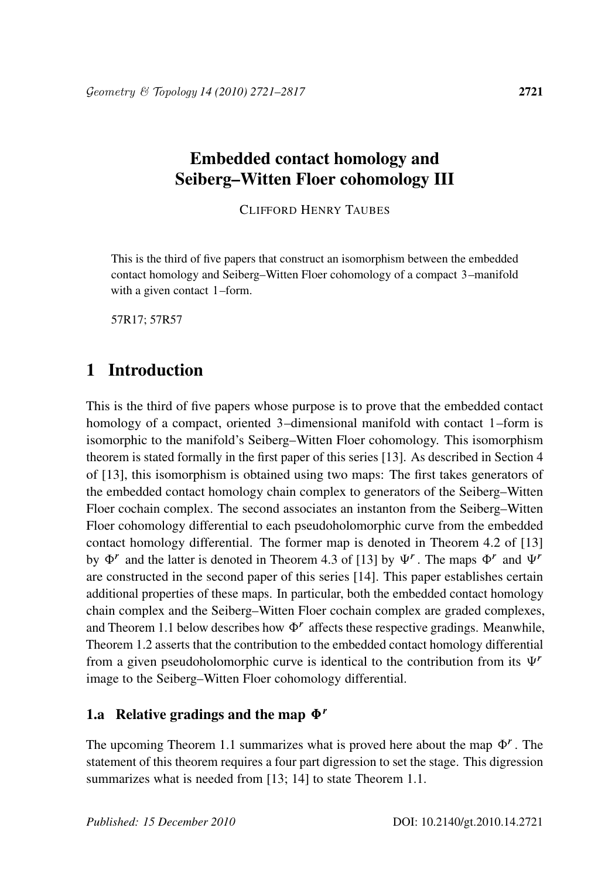# Embedded contact homology and Seiberg–Witten Floer cohomology III

CLIFFORD HENRY TAUBES

This is the third of five papers that construct an isomorphism between the embedded contact homology and Seiberg–Witten Floer cohomology of a compact 3–manifold with a given contact 1–form.

57R17; 57R57

## 1 Introduction

This is the third of five papers whose purpose is to prove that the embedded contact homology of a compact, oriented 3–dimensional manifold with contact 1–form is isomorphic to the manifold's Seiberg–Witten Floer cohomology. This isomorphism theorem is stated formally in the first paper of this series [13]. As described in Section 4 of [13], this isomorphism is obtained using two maps: The first takes generators of the embedded contact homology chain complex to generators of the Seiberg–Witten Floer cochain complex. The second associates an instanton from the Seiberg–Witten Floer cohomology differential to each pseudoholomorphic curve from the embedded contact homology differential. The former map is denoted in Theorem 4.2 of [13] by $\Phi^r$ and the latter is denoted in Theorem 4.3 of [13] by $\Psi^r$. The maps $\Phi^r$ and $\Psi^r$ are constructed in the second paper of this series [14]. This paper establishes certain additional properties of these maps. In particular, both the embedded contact homology chain complex and the Seiberg–Witten Floer cochain complex are graded complexes, and Theorem 1.1 below describes how $\Phi^r$ affects these respective gradings. Meanwhile, Theorem 1.2 asserts that the contribution to the embedded contact homology differential from a given pseudoholomorphic curve is identical to the contribution from its $\Psi^r$ image to the Seiberg–Witten Floer cohomology differential.

### 1.a Relative gradings and the map $\Phi^r$

The upcoming Theorem 1.1 summarizes what is proved here about the map $\Phi^r$. The statement of this theorem requires a four part digression to set the stage. This digression summarizes what is needed from [13; 14] to state Theorem 1.1.

*Published: 15 December 2010* DOI: 10.2140/gt.2010.14.2721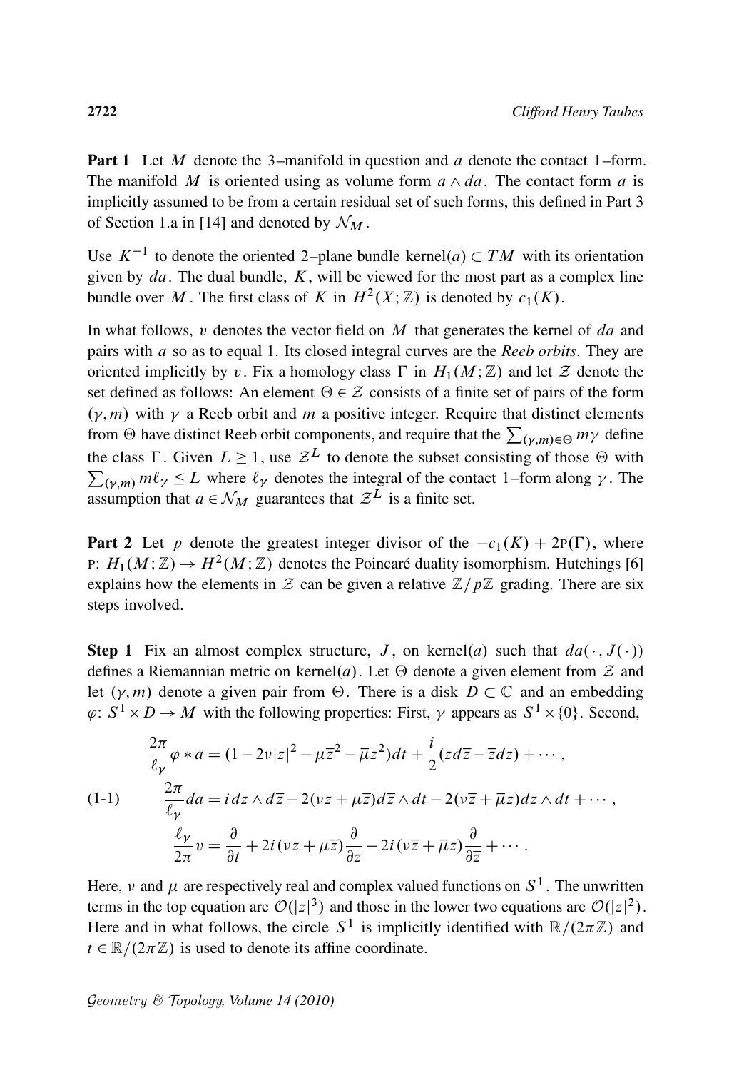**Part 1** Let $M$ denote the 3–manifold in question and $a$ denote the contact 1–form. The manifold $M$ is oriented using as volume form $a \wedge da$. The contact form $a$ is implicitly assumed to be from a certain residual set of such forms, this defined in Part 3 of Section 1.a in [14] and denoted by $\mathcal{N}_M$.

Use $K^{-1}$ to denote the oriented 2–plane bundle kernel$(a) \subset TM$ with its orientation given by $da$. The dual bundle, $K$, will be viewed for the most part as a complex line bundle over $M$. The first class of $K$ in $H^2(X;\mathbb{Z})$ is denoted by $c_1(K)$.

In what follows, $v$ denotes the vector field on $M$ that generates the kernel of $da$ and pairs with $a$ so as to equal 1. Its closed integral curves are the *Reeb orbits*. They are oriented implicitly by $v$. Fix a homology class $\Gamma$ in $H_1(M;\mathbb{Z})$ and let $\mathcal{Z}$ denote the set defined as follows: An element $\Theta \in \mathcal{Z}$ consists of a finite set of pairs of the form $(\gamma, m)$ with $\gamma$ a Reeb orbit and $m$ a positive integer. Require that distinct elements from $\Theta$ have distinct Reeb orbit components, and require that the $\sum_{(\gamma,m)\in\Theta} m\gamma$ define the class $\Gamma$. Given $L \geq 1$, use $\mathcal{Z}^L$ to denote the subset consisting of those $\Theta$ with $\sum_{(\gamma,m)} m\ell_\gamma \leq L$ where $\ell_\gamma$ denotes the integral of the contact 1–form along $\gamma$. The assumption that $a \in \mathcal{N}_M$ guarantees that $\mathcal{Z}^L$ is a finite set.

**Part 2** Let $p$ denote the greatest integer divisor of the $-c_1(K) + 2\mathrm{P}(\Gamma)$, where $\mathrm{P}\colon H_1(M;\mathbb{Z}) \to H^2(M;\mathbb{Z})$ denotes the Poincaré duality isomorphism. Hutchings [6] explains how the elements in $\mathcal{Z}$ can be given a relative $\mathbb{Z}/p\mathbb{Z}$ grading. There are six steps involved.

**Step 1** Fix an almost complex structure, $J$, on kernel$(a)$ such that $da(\cdot, J(\cdot))$ defines a Riemannian metric on kernel$(a)$. Let $\Theta$ denote a given element from $\mathcal{Z}$ and let $(\gamma, m)$ denote a given pair from $\Theta$. There is a disk $D \subset \mathbb{C}$ and an embedding $\varphi\colon S^1 \times D \to M$ with the following properties: First, $\gamma$ appears as $S^1 \times \{0\}$. Second,

$$
\begin{aligned}
&\frac{2\pi}{\ell_\gamma}\varphi * a = (1 - 2\nu|z|^2 - \mu\bar{z}^2 - \bar{\mu}z^2)dt + \frac{i}{2}(z d\bar{z} - \bar{z}dz) + \cdots, \\
&\frac{2\pi}{\ell_\gamma} da = i\, dz \wedge d\bar{z} - 2(\nu z + \mu\bar{z})d\bar{z} \wedge dt - 2(\nu\bar{z} + \bar{\mu}z)dz \wedge dt + \cdots, \\
&\frac{\ell_\gamma}{2\pi} v = \frac{\partial}{\partial t} + 2i(\nu z + \mu\bar{z})\frac{\partial}{\partial z} - 2i(\nu\bar{z} + \bar{\mu}z)\frac{\partial}{\partial \bar{z}} + \cdots.
\end{aligned}
\tag{1-1}
$$

Here, $\nu$ and $\mu$ are respectively real and complex valued functions on $S^1$. The unwritten terms in the top equation are $\mathcal{O}(|z|^3)$ and those in the lower two equations are $\mathcal{O}(|z|^2)$. Here and in what follows, the circle $S^1$ is implicitly identified with $\mathbb{R}/(2\pi\mathbb{Z})$ and $t \in \mathbb{R}/(2\pi\mathbb{Z})$ is used to denote its affine coordinate.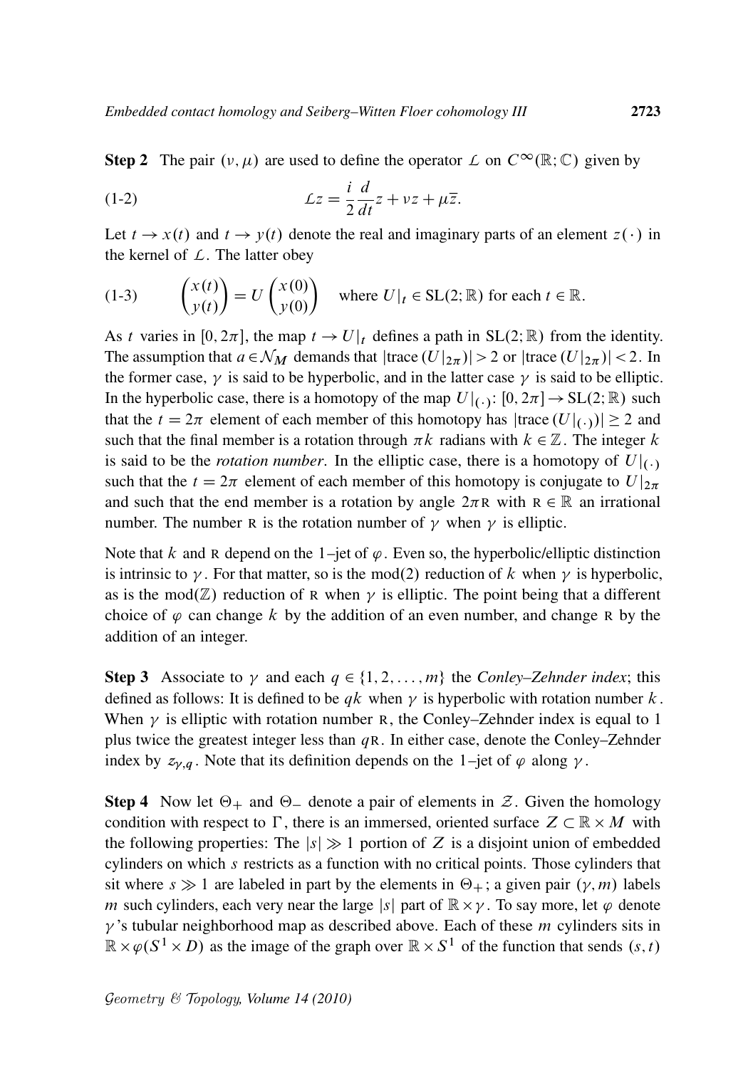**Step 2** The pair $(\nu, \mu)$ are used to define the operator $\mathcal{L}$ on $C^{\infty}(\mathbb{R}; \mathbb{C})$ given by

$$\mathcal{L}z = \frac{i}{2}\frac{d}{dt}z + \nu z + \mu \bar{z}. \tag{1-2}$$

Let $t \to x(t)$ and $t \to y(t)$ denote the real and imaginary parts of an element $z(\cdot)$ in the kernel of $\mathcal{L}$. The latter obey

$$\begin{pmatrix} x(t) \\ y(t) \end{pmatrix} = U \begin{pmatrix} x(0) \\ y(0) \end{pmatrix} \quad \text{where } U|_t \in \mathrm{SL}(2; \mathbb{R}) \text{ for each } t \in \mathbb{R}. \tag{1-3}$$

As $t$ varies in $[0, 2\pi]$, the map $t \to U|_t$ defines a path in $\mathrm{SL}(2; \mathbb{R})$ from the identity. The assumption that $a \in \mathcal{N}_M$ demands that $|\mathrm{trace}\,(U|_{2\pi})| > 2$ or $|\mathrm{trace}\,(U|_{2\pi})| < 2$. In the former case, $\gamma$ is said to be hyperbolic, and in the latter case $\gamma$ is said to be elliptic. In the hyperbolic case, there is a homotopy of the map $U|_{(\cdot)} \colon [0, 2\pi] \to \mathrm{SL}(2; \mathbb{R})$ such that the $t = 2\pi$ element of each member of this homotopy has $|\mathrm{trace}\,(U|_{(\cdot)})| \geq 2$ and such that the final member is a rotation through $\pi k$ radians with $k \in \mathbb{Z}$. The integer $k$ is said to be the *rotation number*. In the elliptic case, there is a homotopy of $U|_{(\cdot)}$ such that the $t = 2\pi$ element of each member of this homotopy is conjugate to $U|_{2\pi}$ and such that the end member is a rotation by angle $2\pi\mathrm{R}$ with $\mathrm{R} \in \mathbb{R}$ an irrational number. The number $\mathrm{R}$ is the rotation number of $\gamma$ when $\gamma$ is elliptic.

Note that $k$ and $\mathrm{R}$ depend on the 1–jet of $\varphi$. Even so, the hyperbolic/elliptic distinction is intrinsic to $\gamma$. For that matter, so is the mod(2) reduction of $k$ when $\gamma$ is hyperbolic, as is the mod($\mathbb{Z}$) reduction of $\mathrm{R}$ when $\gamma$ is elliptic. The point being that a different choice of $\varphi$ can change $k$ by the addition of an even number, and change $\mathrm{R}$ by the addition of an integer.

**Step 3** Associate to $\gamma$ and each $q \in \{1, 2, \ldots, m\}$ the *Conley–Zehnder index*; this defined as follows: It is defined to be $qk$ when $\gamma$ is hyperbolic with rotation number $k$. When $\gamma$ is elliptic with rotation number $\mathrm{R}$, the Conley–Zehnder index is equal to 1 plus twice the greatest integer less than $q\mathrm{R}$. In either case, denote the Conley–Zehnder index by $z_{\gamma,q}$. Note that its definition depends on the 1–jet of $\varphi$ along $\gamma$.

**Step 4** Now let $\Theta_+$ and $\Theta_-$ denote a pair of elements in $\mathcal{Z}$. Given the homology condition with respect to $\Gamma$, there is an immersed, oriented surface $Z \subset \mathbb{R} \times M$ with the following properties: The $|s| \gg 1$ portion of $Z$ is a disjoint union of embedded cylinders on which $s$ restricts as a function with no critical points. Those cylinders that sit where $s \gg 1$ are labeled in part by the elements in $\Theta_+$; a given pair $(\gamma, m)$ labels $m$ such cylinders, each very near the large $|s|$ part of $\mathbb{R} \times \gamma$. To say more, let $\varphi$ denote $\gamma$'s tubular neighborhood map as described above. Each of these $m$ cylinders sits in $\mathbb{R} \times \varphi(S^1 \times D)$ as the image of the graph over $\mathbb{R} \times S^1$ of the function that sends $(s, t)$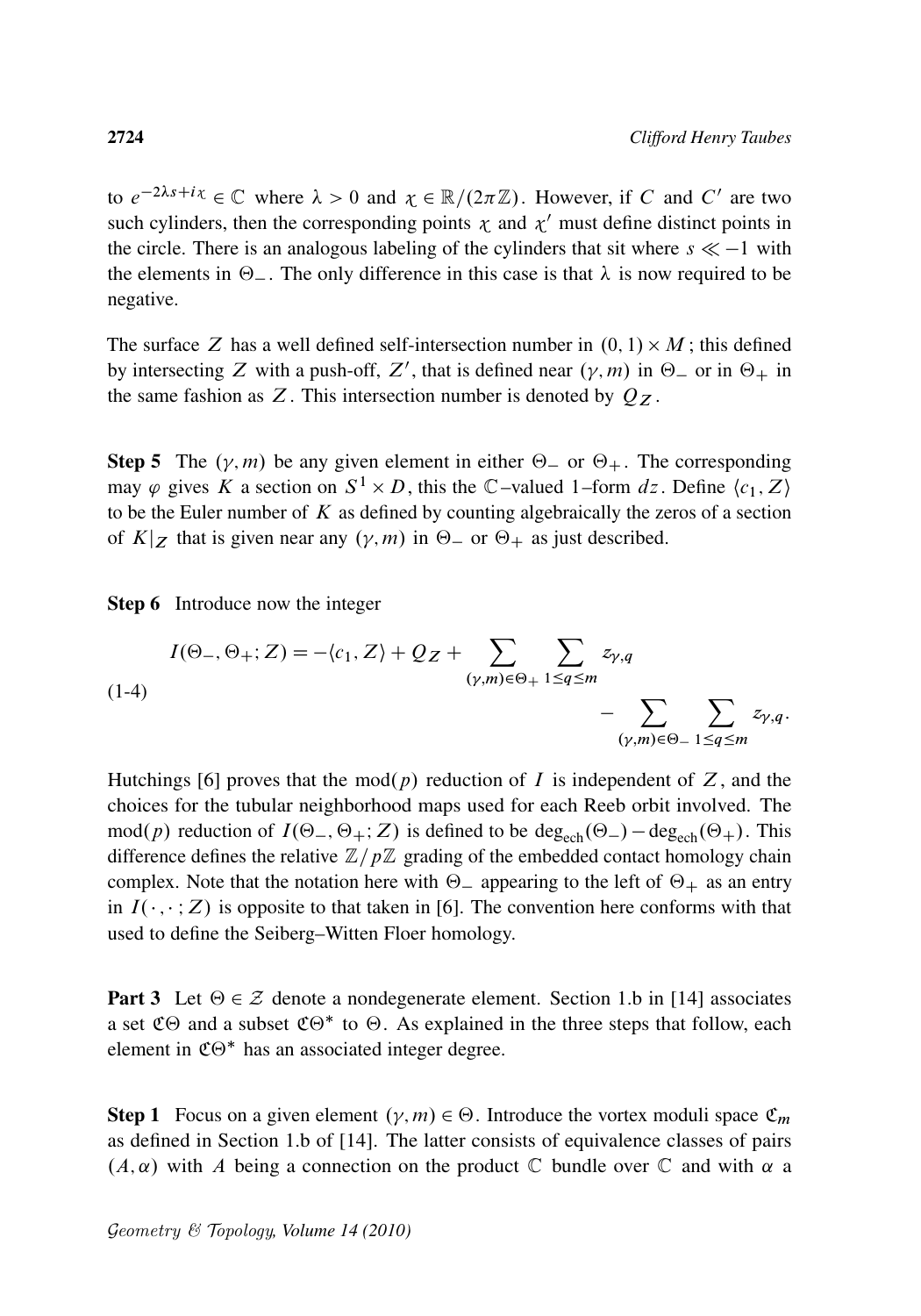to $e^{-2\lambda s+i\chi} \in \mathbb{C}$ where $\lambda > 0$ and $\chi \in \mathbb{R}/(2\pi\mathbb{Z})$. However, if $C$ and $C'$ are two such cylinders, then the corresponding points $\chi$ and $\chi'$ must define distinct points in the circle. There is an analogous labeling of the cylinders that sit where $s \ll -1$ with the elements in $\Theta_-$. The only difference in this case is that $\lambda$ is now required to be negative.

The surface $Z$ has a well defined self-intersection number in $(0,1) \times M$; this defined by intersecting $Z$ with a push-off, $Z'$, that is defined near $(\gamma, m)$ in $\Theta_-$ or in $\Theta_+$ in the same fashion as $Z$. This intersection number is denoted by $Q_Z$.

**Step 5** The $(\gamma, m)$ be any given element in either $\Theta_-$ or $\Theta_+$. The corresponding may $\varphi$ gives $K$ a section on $S^1 \times D$, this the $\mathbb{C}$–valued 1–form $dz$. Define $\langle c_1, Z\rangle$ to be the Euler number of $K$ as defined by counting algebraically the zeros of a section of $K|_Z$ that is given near any $(\gamma, m)$ in $\Theta_-$ or $\Theta_+$ as just described.

**Step 6** Introduce now the integer

$$I(\Theta_-, \Theta_+; Z) = -\langle c_1, Z\rangle + Q_Z + \sum_{(\gamma,m)\in\Theta_+} \sum_{1\le q\le m} z_{\gamma,q} - \sum_{(\gamma,m)\in\Theta_-} \sum_{1\le q\le m} z_{\gamma,q}. \tag{1-4}$$

Hutchings [6] proves that the mod($p$) reduction of $I$ is independent of $Z$, and the choices for the tubular neighborhood maps used for each Reeb orbit involved. The mod($p$) reduction of $I(\Theta_-, \Theta_+; Z)$ is defined to be $\deg_{\text{ech}}(\Theta_-) - \deg_{\text{ech}}(\Theta_+)$. This difference defines the relative $\mathbb{Z}/p\mathbb{Z}$ grading of the embedded contact homology chain complex. Note that the notation here with $\Theta_-$ appearing to the left of $\Theta_+$ as an entry in $I(\cdot,\cdot;Z)$ is opposite to that taken in [6]. The convention here conforms with that used to define the Seiberg–Witten Floer homology.

**Part 3** Let $\Theta \in \mathcal{Z}$ denote a nondegenerate element. Section 1.b in [14] associates a set $\mathfrak{C}\Theta$ and a subset $\mathfrak{C}\Theta^*$ to $\Theta$. As explained in the three steps that follow, each element in $\mathfrak{C}\Theta^*$ has an associated integer degree.

**Step 1** Focus on a given element $(\gamma, m) \in \Theta$. Introduce the vortex moduli space $\mathfrak{C}_m$ as defined in Section 1.b of [14]. The latter consists of equivalence classes of pairs $(A, \alpha)$ with $A$ being a connection on the product $\mathbb{C}$ bundle over $\mathbb{C}$ and with $\alpha$ a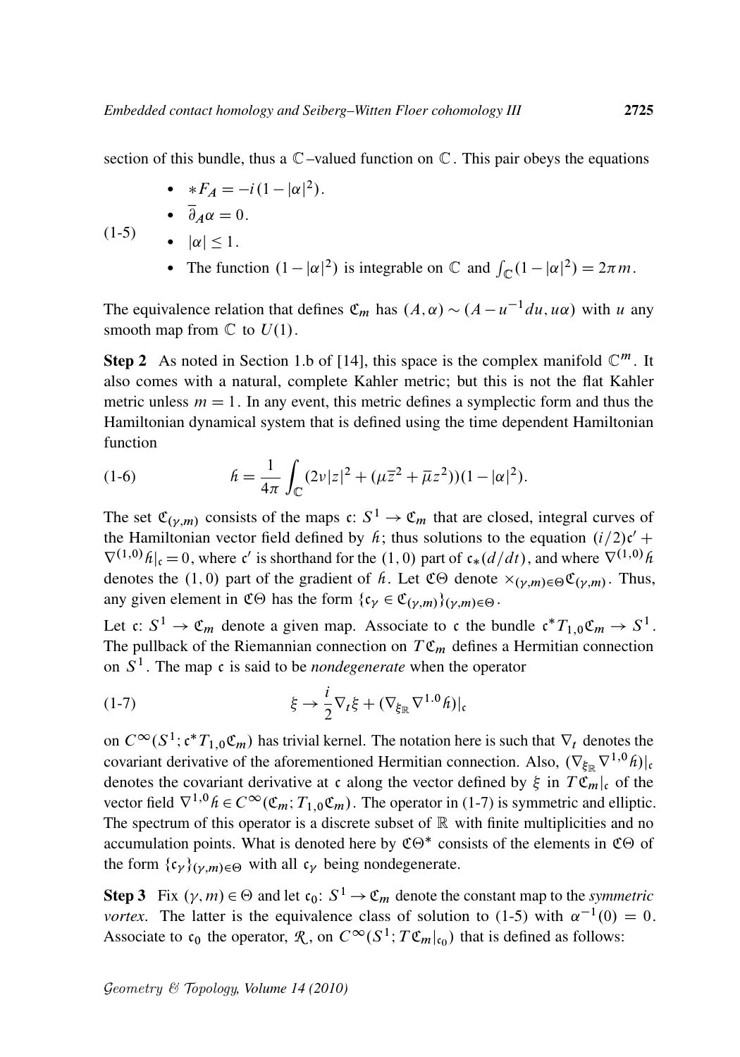section of this bundle, thus a $\mathbb{C}$–valued function on $\mathbb{C}$. This pair obeys the equations

$$
\begin{aligned}
&\bullet\ \ *F_A = -i(1-|\alpha|^2).\\
&\bullet\ \ \bar{\partial}_A\alpha = 0.\\
&\bullet\ \ |\alpha| \le 1.\\
&\bullet\ \ \text{The function } (1-|\alpha|^2) \text{ is integrable on } \mathbb{C} \text{ and } \textstyle\int_{\mathbb{C}}(1-|\alpha|^2) = 2\pi m.
\end{aligned}
\tag{1-5}
$$

The equivalence relation that defines $\mathfrak{C}_m$ has $(A,\alpha) \sim (A - u^{-1}du, u\alpha)$ with $u$ any smooth map from $\mathbb{C}$ to $U(1)$.

**Step 2** As noted in Section 1.b of [14], this space is the complex manifold $\mathbb{C}^m$. It also comes with a natural, complete Kahler metric; but this is not the flat Kahler metric unless $m = 1$. In any event, this metric defines a symplectic form and thus the Hamiltonian dynamical system that is defined using the time dependent Hamiltonian function

$$
\hbar = \frac{1}{4\pi}\int_{\mathbb{C}}(2\nu|z|^2 + (\mu\bar{z}^2 + \bar{\mu}z^2))(1-|\alpha|^2). \tag{1-6}
$$

The set $\mathfrak{C}_{(\gamma,m)}$ consists of the maps $\mathfrak{c}\colon S^1 \to \mathfrak{C}_m$ that are closed, integral curves of the Hamiltonian vector field defined by $\hbar$; thus solutions to the equation $(i/2)\mathfrak{c}' + \nabla^{(1,0)}\hbar|_{\mathfrak{c}} = 0$, where $\mathfrak{c}'$ is shorthand for the $(1,0)$ part of $\mathfrak{c}_*(d/dt)$, and where $\nabla^{(1,0)}\hbar$ denotes the $(1,0)$ part of the gradient of $\hbar$. Let $\mathfrak{C}\Theta$ denote $\times_{(\gamma,m)\in\Theta}\mathfrak{C}_{(\gamma,m)}$. Thus, any given element in $\mathfrak{C}\Theta$ has the form $\{\mathfrak{c}_\gamma \in \mathfrak{C}_{(\gamma,m)}\}_{(\gamma,m)\in\Theta}$.

Let $\mathfrak{c}\colon S^1 \to \mathfrak{C}_m$ denote a given map. Associate to $\mathfrak{c}$ the bundle $\mathfrak{c}^*T_{1,0}\mathfrak{C}_m \to S^1$. The pullback of the Riemannian connection on $T\mathfrak{C}_m$ defines a Hermitian connection on $S^1$. The map $\mathfrak{c}$ is said to be *nondegenerate* when the operator

$$
\xi \to \frac{i}{2}\nabla_t\xi + (\nabla_{\xi_{\mathbb{R}}}\nabla^{1.0}\hbar)|_{\mathfrak{c}} \tag{1-7}
$$

on $C^\infty(S^1; \mathfrak{c}^*T_{1,0}\mathfrak{C}_m)$ has trivial kernel. The notation here is such that $\nabla_t$ denotes the covariant derivative of the aforementioned Hermitian connection. Also, $(\nabla_{\xi_{\mathbb{R}}}\nabla^{1,0}\hbar)|_{\mathfrak{c}}$ denotes the covariant derivative at $\mathfrak{c}$ along the vector defined by $\xi$ in $T\mathfrak{C}_m|_{\mathfrak{c}}$ of the vector field $\nabla^{1,0}\hbar \in C^\infty(\mathfrak{C}_m; T_{1,0}\mathfrak{C}_m)$. The operator in (1-7) is symmetric and elliptic. The spectrum of this operator is a discrete subset of $\mathbb{R}$ with finite multiplicities and no accumulation points. What is denoted here by $\mathfrak{C}\Theta^*$ consists of the elements in $\mathfrak{C}\Theta$ of the form $\{\mathfrak{c}_\gamma\}_{(\gamma,m)\in\Theta}$ with all $\mathfrak{c}_\gamma$ being nondegenerate.

**Step 3** Fix $(\gamma,m)\in\Theta$ and let $\mathfrak{c}_0\colon S^1 \to \mathfrak{C}_m$ denote the constant map to the *symmetric vortex*. The latter is the equivalence class of solution to (1-5) with $\alpha^{-1}(0) = 0$. Associate to $\mathfrak{c}_0$ the operator, $\mathcal{R}$, on $C^\infty(S^1; T\mathfrak{C}_m|_{\mathfrak{c}_0})$ that is defined as follows: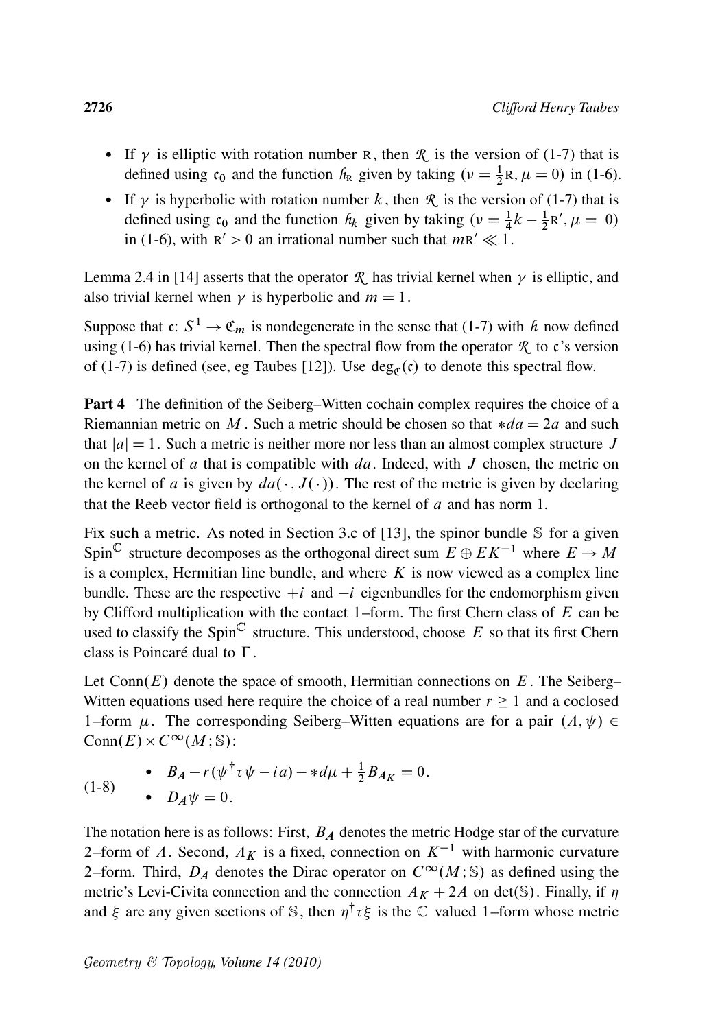- If $\gamma$ is elliptic with rotation number $\text{R}$, then $\mathcal{R}$ is the version of (1-7) that is defined using $\mathfrak{c}_0$ and the function $\hbar_{\text{R}}$ given by taking $(\nu = \frac{1}{2}\text{R}, \mu = 0)$ in (1-6).
- If $\gamma$ is hyperbolic with rotation number $k$, then $\mathcal{R}$ is the version of (1-7) that is defined using $\mathfrak{c}_0$ and the function $\hbar_k$ given by taking $(\nu = \frac{1}{4}k - \frac{1}{2}\text{R}', \mu = 0)$ in (1-6), with $\text{R}' > 0$ an irrational number such that $m\text{R}' \ll 1$.

Lemma 2.4 in [14] asserts that the operator $\mathcal{R}$ has trivial kernel when $\gamma$ is elliptic, and also trivial kernel when $\gamma$ is hyperbolic and $m = 1$.

Suppose that $\mathfrak{c}\colon S^1 \to \mathfrak{C}_m$ is nondegenerate in the sense that (1-7) with $\hbar$ now defined using (1-6) has trivial kernel. Then the spectral flow from the operator $\mathcal{R}$ to $\mathfrak{c}$'s version of (1-7) is defined (see, eg Taubes [12]). Use $\deg_{\mathfrak{C}}(\mathfrak{c})$ to denote this spectral flow.

**Part 4** The definition of the Seiberg–Witten cochain complex requires the choice of a Riemannian metric on $M$. Such a metric should be chosen so that $*da = 2a$ and such that $|a| = 1$. Such a metric is neither more nor less than an almost complex structure $J$ on the kernel of $a$ that is compatible with $da$. Indeed, with $J$ chosen, the metric on the kernel of $a$ is given by $da(\cdot, J(\cdot))$. The rest of the metric is given by declaring that the Reeb vector field is orthogonal to the kernel of $a$ and has norm 1.

Fix such a metric. As noted in Section 3.c of [13], the spinor bundle $\mathbb{S}$ for a given $\text{Spin}^{\mathbb{C}}$ structure decomposes as the orthogonal direct sum $E \oplus EK^{-1}$ where $E \to M$ is a complex, Hermitian line bundle, and where $K$ is now viewed as a complex line bundle. These are the respective $+i$ and $-i$ eigenbundles for the endomorphism given by Clifford multiplication with the contact 1–form. The first Chern class of $E$ can be used to classify the $\text{Spin}^{\mathbb{C}}$ structure. This understood, choose $E$ so that its first Chern class is Poincaré dual to $\Gamma$.

Let $\text{Conn}(E)$ denote the space of smooth, Hermitian connections on $E$. The Seiberg–Witten equations used here require the choice of a real number $r \geq 1$ and a coclosed 1–form $\mu$. The corresponding Seiberg–Witten equations are for a pair $(A, \psi) \in \text{Conn}(E) \times C^\infty(M; \mathbb{S})$:

$$
\text{(1-8)} \qquad
\begin{aligned}
&\bullet \quad B_A - r(\psi^\dagger \tau \psi - ia) - *d\mu + \tfrac{1}{2} B_{A_K} = 0. \\
&\bullet \quad D_A \psi = 0.
\end{aligned}
$$

The notation here is as follows: First, $B_A$ denotes the metric Hodge star of the curvature 2–form of $A$. Second, $A_K$ is a fixed, connection on $K^{-1}$ with harmonic curvature 2–form. Third, $D_A$ denotes the Dirac operator on $C^\infty(M; \mathbb{S})$ as defined using the metric's Levi-Civita connection and the connection $A_K + 2A$ on $\det(\mathbb{S})$. Finally, if $\eta$ and $\xi$ are any given sections of $\mathbb{S}$, then $\eta^\dagger \tau \xi$ is the $\mathbb{C}$ valued 1–form whose metric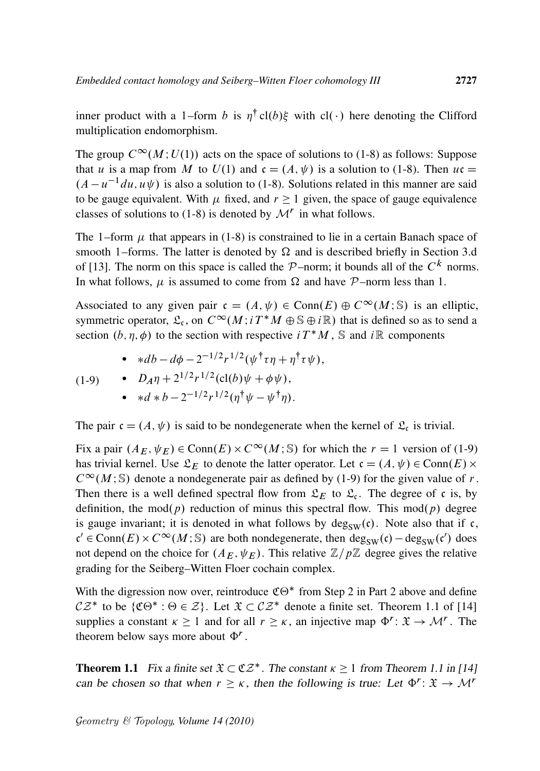inner product with a 1–form $b$ is $\eta^\dagger \operatorname{cl}(b)\xi$ with $\operatorname{cl}(\cdot)$ here denoting the Clifford multiplication endomorphism.

The group $C^\infty(M;U(1))$ acts on the space of solutions to (1-8) as follows: Suppose that $u$ is a map from $M$ to $U(1)$ and $\mathfrak{c} = (A,\psi)$ is a solution to (1-8). Then $u\mathfrak{c} = (A - u^{-1}du, u\psi)$ is also a solution to (1-8). Solutions related in this manner are said to be gauge equivalent. With $\mu$ fixed, and $r \geq 1$ given, the space of gauge equivalence classes of solutions to (1-8) is denoted by $\mathcal{M}^r$ in what follows.

The 1–form $\mu$ that appears in (1-8) is constrained to lie in a certain Banach space of smooth 1–forms. The latter is denoted by $\Omega$ and is described briefly in Section 3.d of [13]. The norm on this space is called the $\mathcal{P}$–norm; it bounds all of the $C^k$ norms. In what follows, $\mu$ is assumed to come from $\Omega$ and have $\mathcal{P}$–norm less than 1.

Associated to any given pair $\mathfrak{c} = (A,\psi) \in \operatorname{Conn}(E) \oplus C^\infty(M;\mathbb{S})$ is an elliptic, symmetric operator, $\mathfrak{L}_{\mathfrak{c}}$, on $C^\infty(M; iT^*M \oplus \mathbb{S} \oplus i\mathbb{R})$ that is defined so as to send a section $(b,\eta,\phi)$ to the section with respective $iT^*M$, $\mathbb{S}$ and $i\mathbb{R}$ components

(1-9)

- $*db - d\phi - 2^{-1/2}r^{1/2}(\psi^\dagger\tau\eta + \eta^\dagger\tau\psi)$,
- $D_A\eta + 2^{1/2}r^{1/2}(\operatorname{cl}(b)\psi + \phi\psi)$,
- $*d*b - 2^{-1/2}r^{1/2}(\eta^\dagger\psi - \psi^\dagger\eta)$.

The pair $\mathfrak{c} = (A,\psi)$ is said to be nondegenerate when the kernel of $\mathfrak{L}_{\mathfrak{c}}$ is trivial.

Fix a pair $(A_E,\psi_E) \in \operatorname{Conn}(E) \times C^\infty(M;\mathbb{S})$ for which the $r=1$ version of (1-9) has trivial kernel. Use $\mathfrak{L}_E$ to denote the latter operator. Let $\mathfrak{c} = (A,\psi) \in \operatorname{Conn}(E) \times C^\infty(M;\mathbb{S})$ denote a nondegenerate pair as defined by (1-9) for the given value of $r$. Then there is a well defined spectral flow from $\mathfrak{L}_E$ to $\mathfrak{L}_{\mathfrak{c}}$. The degree of $\mathfrak{c}$ is, by definition, the mod$(p)$ reduction of minus this spectral flow. This mod$(p)$ degree is gauge invariant; it is denoted in what follows by $\deg_{\mathrm{SW}}(\mathfrak{c})$. Note also that if $\mathfrak{c}$, $\mathfrak{c}' \in \operatorname{Conn}(E) \times C^\infty(M;\mathbb{S})$ are both nondegenerate, then $\deg_{\mathrm{SW}}(\mathfrak{c}) - \deg_{\mathrm{SW}}(\mathfrak{c}')$ does not depend on the choice for $(A_E,\psi_E)$. This relative $\mathbb{Z}/p\mathbb{Z}$ degree gives the relative grading for the Seiberg–Witten Floer cochain complex.

With the digression now over, reintroduce $\mathfrak{C}\Theta^*$ from Step 2 in Part 2 above and define $\mathcal{CZ}^*$ to be $\{\mathfrak{C}\Theta^* : \Theta \in \mathcal{Z}\}$. Let $\mathfrak{X} \subset \mathcal{CZ}^*$ denote a finite set. Theorem 1.1 of [14] supplies a constant $\kappa \geq 1$ and for all $r \geq \kappa$, an injective map $\Phi^r : \mathfrak{X} \to \mathcal{M}^r$. The theorem below says more about $\Phi^r$.

**Theorem 1.1** *Fix a finite set $\mathfrak{X} \subset \mathfrak{C}\mathcal{Z}^*$. The constant $\kappa \geq 1$ from Theorem 1.1 in [14] can be chosen so that when $r \geq \kappa$, then the following is true: Let $\Phi^r : \mathfrak{X} \to \mathcal{M}^r$*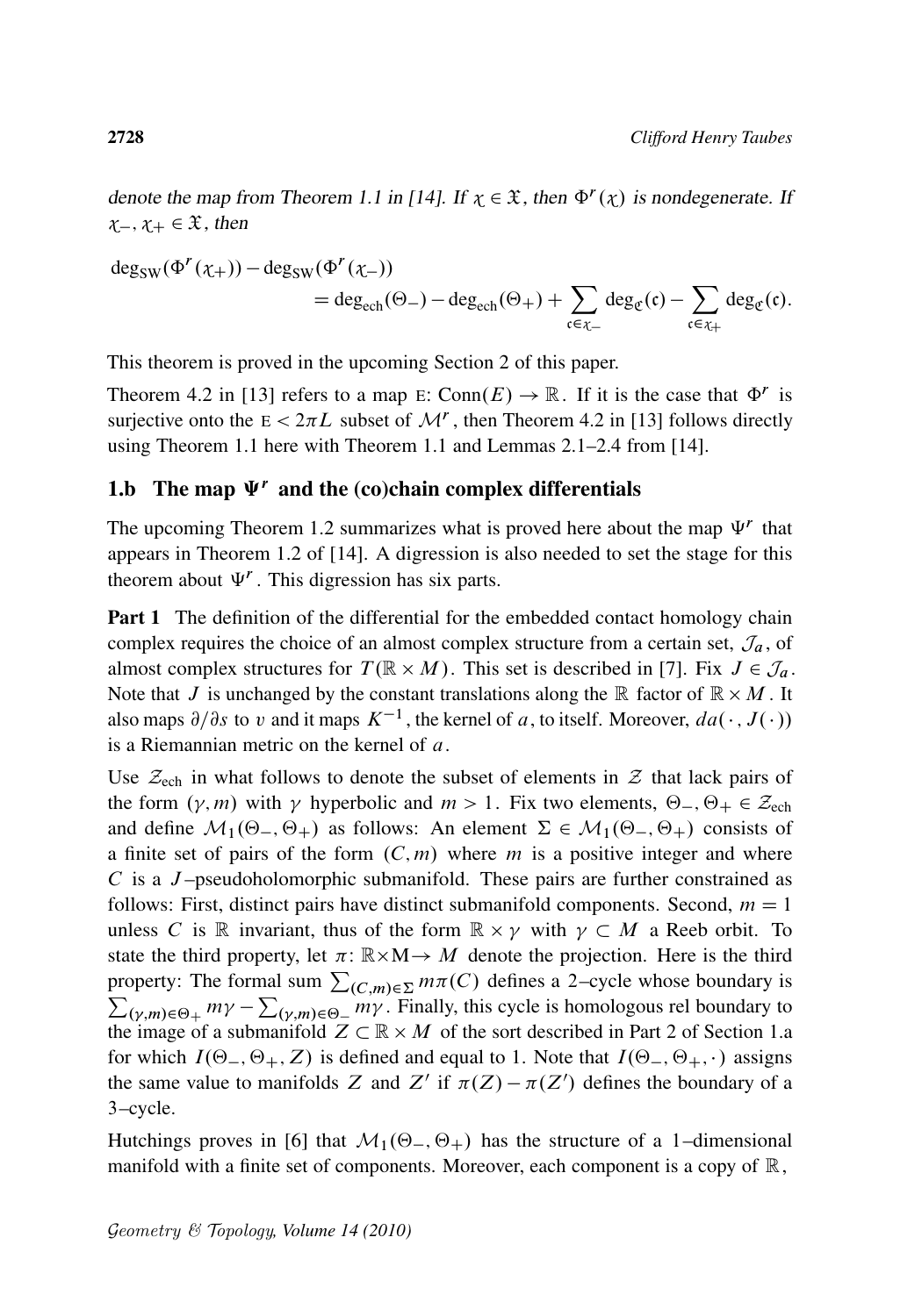*denote the map from Theorem 1.1 in [14]. If $\chi \in \mathfrak{X}$, then $\Phi^r(\chi)$ is nondegenerate. If $\chi_-, \chi_+ \in \mathfrak{X}$, then*

$$\deg_{\mathrm{SW}}(\Phi^r(\chi_+)) - \deg_{\mathrm{SW}}(\Phi^r(\chi_-)) = \deg_{\mathrm{ech}}(\Theta_-) - \deg_{\mathrm{ech}}(\Theta_+) + \sum_{\mathfrak{c} \in \chi_-} \deg_{\mathfrak{C}}(\mathfrak{c}) - \sum_{\mathfrak{c} \in \chi_+} \deg_{\mathfrak{C}}(\mathfrak{c}).$$

This theorem is proved in the upcoming Section 2 of this paper.

Theorem 4.2 in [13] refers to a map $\mathrm{E}\colon \mathrm{Conn}(E) \to \mathbb{R}$. If it is the case that $\Phi^r$ is surjective onto the $\mathrm{E} < 2\pi L$ subset of $\mathcal{M}^r$, then Theorem 4.2 in [13] follows directly using Theorem 1.1 here with Theorem 1.1 and Lemmas 2.1–2.4 from [14].

## 1.b The map $\Psi^r$ and the (co)chain complex differentials

The upcoming Theorem 1.2 summarizes what is proved here about the map $\Psi^r$ that appears in Theorem 1.2 of [14]. A digression is also needed to set the stage for this theorem about $\Psi^r$. This digression has six parts.

**Part 1** The definition of the differential for the embedded contact homology chain complex requires the choice of an almost complex structure from a certain set, $\mathcal{J}_a$, of almost complex structures for $T(\mathbb{R} \times M)$. This set is described in [7]. Fix $J \in \mathcal{J}_a$. Note that $J$ is unchanged by the constant translations along the $\mathbb{R}$ factor of $\mathbb{R} \times M$. It also maps $\partial/\partial s$ to $v$ and it maps $K^{-1}$, the kernel of $a$, to itself. Moreover, $da(\cdot, J(\cdot))$ is a Riemannian metric on the kernel of $a$.

Use $\mathcal{Z}_{\mathrm{ech}}$ in what follows to denote the subset of elements in $\mathcal{Z}$ that lack pairs of the form $(\gamma, m)$ with $\gamma$ hyperbolic and $m > 1$. Fix two elements, $\Theta_-, \Theta_+ \in \mathcal{Z}_{\mathrm{ech}}$ and define $\mathcal{M}_1(\Theta_-, \Theta_+)$ as follows: An element $\Sigma \in \mathcal{M}_1(\Theta_-, \Theta_+)$ consists of a finite set of pairs of the form $(C, m)$ where $m$ is a positive integer and where $C$ is a $J$–pseudoholomorphic submanifold. These pairs are further constrained as follows: First, distinct pairs have distinct submanifold components. Second, $m = 1$ unless $C$ is $\mathbb{R}$ invariant, thus of the form $\mathbb{R} \times \gamma$ with $\gamma \subset M$ a Reeb orbit. To state the third property, let $\pi\colon \mathbb{R} \times \mathrm{M} \to M$ denote the projection. Here is the third property: The formal sum $\sum_{(C,m) \in \Sigma} m\pi(C)$ defines a 2–cycle whose boundary is $\sum_{(\gamma,m) \in \Theta_+} m\gamma - \sum_{(\gamma,m) \in \Theta_-} m\gamma$. Finally, this cycle is homologous rel boundary to the image of a submanifold $Z \subset \mathbb{R} \times M$ of the sort described in Part 2 of Section 1.a for which $I(\Theta_-, \Theta_+, Z)$ is defined and equal to 1. Note that $I(\Theta_-, \Theta_+, \cdot)$ assigns the same value to manifolds $Z$ and $Z'$ if $\pi(Z) - \pi(Z')$ defines the boundary of a 3–cycle.

Hutchings proves in [6] that $\mathcal{M}_1(\Theta_-, \Theta_+)$ has the structure of a 1–dimensional manifold with a finite set of components. Moreover, each component is a copy of $\mathbb{R}$,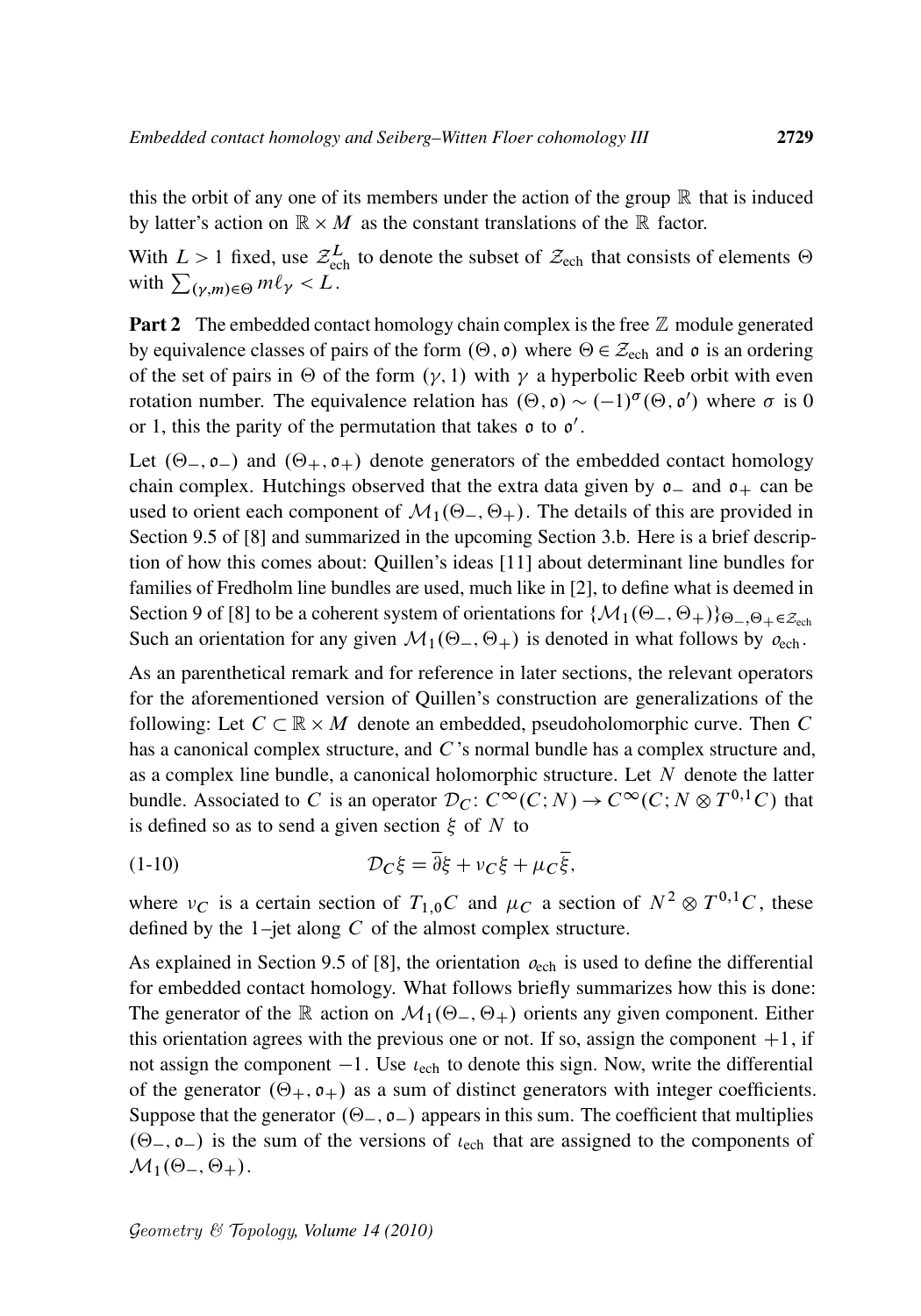this the orbit of any one of its members under the action of the group $\mathbb{R}$ that is induced by latter's action on $\mathbb{R} \times M$ as the constant translations of the $\mathbb{R}$ factor.

With $L > 1$ fixed, use $\mathcal{Z}_{\mathrm{ech}}^{L}$ to denote the subset of $\mathcal{Z}_{\mathrm{ech}}$ that consists of elements $\Theta$ with $\sum_{(\gamma,m)\in\Theta} m\ell_\gamma < L$.

**Part 2** The embedded contact homology chain complex is the free $\mathbb{Z}$ module generated by equivalence classes of pairs of the form $(\Theta, \mathfrak{o})$ where $\Theta \in \mathcal{Z}_{\mathrm{ech}}$ and $\mathfrak{o}$ is an ordering of the set of pairs in $\Theta$ of the form $(\gamma, 1)$ with $\gamma$ a hyperbolic Reeb orbit with even rotation number. The equivalence relation has $(\Theta, \mathfrak{o}) \sim (-1)^{\sigma}(\Theta, \mathfrak{o}')$ where $\sigma$ is 0 or 1, this the parity of the permutation that takes $\mathfrak{o}$ to $\mathfrak{o}'$.

Let $(\Theta_-, \mathfrak{o}_-)$ and $(\Theta_+, \mathfrak{o}_+)$ denote generators of the embedded contact homology chain complex. Hutchings observed that the extra data given by $\mathfrak{o}_-$ and $\mathfrak{o}_+$ can be used to orient each component of $\mathcal{M}_1(\Theta_-, \Theta_+)$. The details of this are provided in Section 9.5 of [8] and summarized in the upcoming Section 3.b. Here is a brief description of how this comes about: Quillen's ideas [11] about determinant line bundles for families of Fredholm line bundles are used, much like in [2], to define what is deemed in Section 9 of [8] to be a coherent system of orientations for $\{\mathcal{M}_1(\Theta_-, \Theta_+)\}_{\Theta_-, \Theta_+ \in \mathcal{Z}_{\mathrm{ech}}}$ Such an orientation for any given $\mathcal{M}_1(\Theta_-, \Theta_+)$ is denoted in what follows by $o_{\mathrm{ech}}$.

As an parenthetical remark and for reference in later sections, the relevant operators for the aforementioned version of Quillen's construction are generalizations of the following: Let $C \subset \mathbb{R} \times M$ denote an embedded, pseudoholomorphic curve. Then $C$ has a canonical complex structure, and $C$'s normal bundle has a complex structure and, as a complex line bundle, a canonical holomorphic structure. Let $N$ denote the latter bundle. Associated to $C$ is an operator $\mathcal{D}_C \colon C^\infty(C; N) \to C^\infty(C; N \otimes T^{0,1}C)$ that is defined so as to send a given section $\xi$ of $N$ to

$$\mathcal{D}_C \xi = \bar{\partial}\xi + \nu_C \xi + \mu_C \bar{\xi}, \tag{1-10}$$

where $\nu_C$ is a certain section of $T_{1,0}C$ and $\mu_C$ a section of $N^2 \otimes T^{0,1}C$, these defined by the 1–jet along $C$ of the almost complex structure.

As explained in Section 9.5 of [8], the orientation $o_{\mathrm{ech}}$ is used to define the differential for embedded contact homology. What follows briefly summarizes how this is done: The generator of the $\mathbb{R}$ action on $\mathcal{M}_1(\Theta_-, \Theta_+)$ orients any given component. Either this orientation agrees with the previous one or not. If so, assign the component $+1$, if not assign the component $-1$. Use $\iota_{\mathrm{ech}}$ to denote this sign. Now, write the differential of the generator $(\Theta_+, \mathfrak{o}_+)$ as a sum of distinct generators with integer coefficients. Suppose that the generator $(\Theta_-, \mathfrak{o}_-)$ appears in this sum. The coefficient that multiplies $(\Theta_-, \mathfrak{o}_-)$ is the sum of the versions of $\iota_{\mathrm{ech}}$ that are assigned to the components of $\mathcal{M}_1(\Theta_-, \Theta_+)$.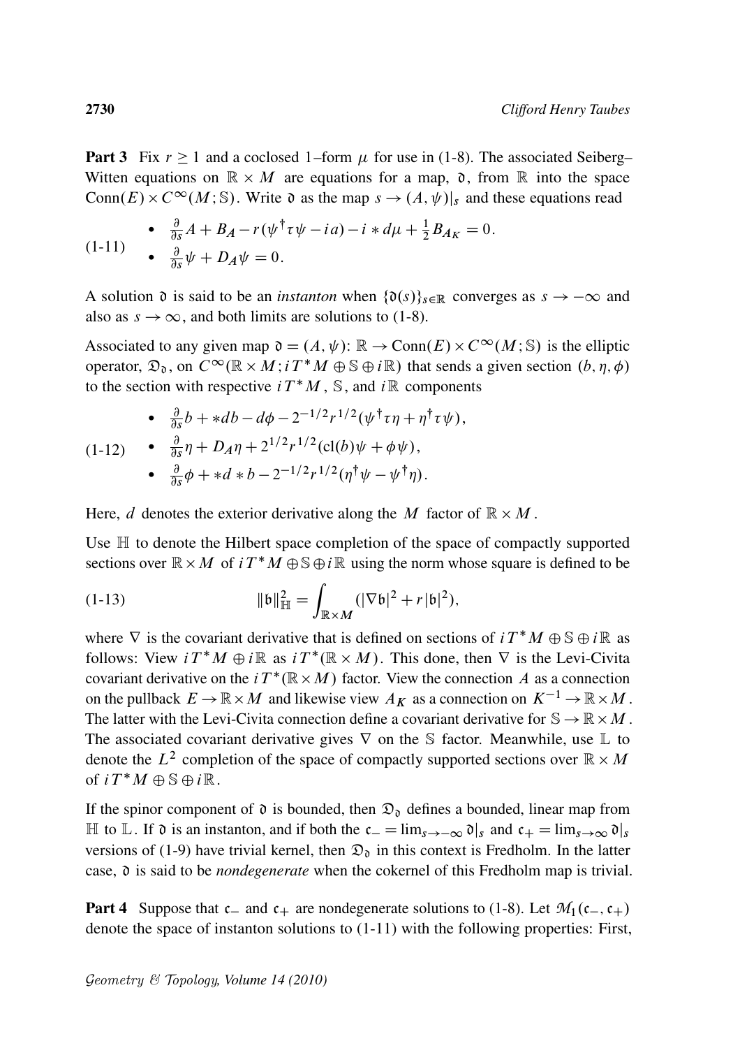**Part 3** Fix $r \geq 1$ and a coclosed 1–form $\mu$ for use in (1-8). The associated Seiberg–Witten equations on $\mathbb{R} \times M$ are equations for a map, $\mathfrak{d}$, from $\mathbb{R}$ into the space $\mathrm{Conn}(E) \times C^\infty(M; \mathbb{S})$. Write $\mathfrak{d}$ as the map $s \to (A, \psi)|_s$ and these equations read

$$
\begin{aligned}
&\bullet \quad \tfrac{\partial}{\partial s} A + B_A - r(\psi^\dagger \tau \psi - ia) - i * d\mu + \tfrac{1}{2} B_{A_K} = 0. \\
&\bullet \quad \tfrac{\partial}{\partial s} \psi + D_A \psi = 0.
\end{aligned}
\tag{1-11}
$$

A solution $\mathfrak{d}$ is said to be an *instanton* when $\{\mathfrak{d}(s)\}_{s \in \mathbb{R}}$ converges as $s \to -\infty$ and also as $s \to \infty$, and both limits are solutions to (1-8).

Associated to any given map $\mathfrak{d} = (A, \psi)\colon \mathbb{R} \to \mathrm{Conn}(E) \times C^\infty(M; \mathbb{S})$ is the elliptic operator, $\mathfrak{D}_{\mathfrak{d}}$, on $C^\infty(\mathbb{R} \times M; iT^*M \oplus \mathbb{S} \oplus i\mathbb{R})$ that sends a given section $(b, \eta, \phi)$ to the section with respective $iT^*M$, $\mathbb{S}$, and $i\mathbb{R}$ components

$$
\begin{aligned}
&\bullet \quad \tfrac{\partial}{\partial s} b + *db - d\phi - 2^{-1/2} r^{1/2} (\psi^\dagger \tau \eta + \eta^\dagger \tau \psi), \\
&\bullet \quad \tfrac{\partial}{\partial s} \eta + D_A \eta + 2^{1/2} r^{1/2} (\mathrm{cl}(b)\psi + \phi \psi), \\
&\bullet \quad \tfrac{\partial}{\partial s} \phi + *d * b - 2^{-1/2} r^{1/2} (\eta^\dagger \psi - \psi^\dagger \eta).
\end{aligned}
\tag{1-12}
$$

Here, $d$ denotes the exterior derivative along the $M$ factor of $\mathbb{R} \times M$.

Use $\mathbb{H}$ to denote the Hilbert space completion of the space of compactly supported sections over $\mathbb{R} \times M$ of $iT^*M \oplus \mathbb{S} \oplus i\mathbb{R}$ using the norm whose square is defined to be

$$
\|\mathfrak{b}\|_{\mathbb{H}}^2 = \int_{\mathbb{R} \times M} (|\nabla \mathfrak{b}|^2 + r|\mathfrak{b}|^2), \tag{1-13}
$$

where $\nabla$ is the covariant derivative that is defined on sections of $iT^*M \oplus \mathbb{S} \oplus i\mathbb{R}$ as follows: View $iT^*M \oplus i\mathbb{R}$ as $iT^*(\mathbb{R} \times M)$. This done, then $\nabla$ is the Levi-Civita covariant derivative on the $iT^*(\mathbb{R} \times M)$ factor. View the connection $A$ as a connection on the pullback $E \to \mathbb{R} \times M$ and likewise view $A_K$ as a connection on $K^{-1} \to \mathbb{R} \times M$. The latter with the Levi-Civita connection define a covariant derivative for $\mathbb{S} \to \mathbb{R} \times M$. The associated covariant derivative gives $\nabla$ on the $\mathbb{S}$ factor. Meanwhile, use $\mathbb{L}$ to denote the $L^2$ completion of the space of compactly supported sections over $\mathbb{R} \times M$ of $iT^*M \oplus \mathbb{S} \oplus i\mathbb{R}$.

If the spinor component of $\mathfrak{d}$ is bounded, then $\mathfrak{D}_{\mathfrak{d}}$ defines a bounded, linear map from $\mathbb{H}$ to $\mathbb{L}$. If $\mathfrak{d}$ is an instanton, and if both the $\mathfrak{c}_- = \lim_{s \to -\infty} \mathfrak{d}|_s$ and $\mathfrak{c}_+ = \lim_{s \to \infty} \mathfrak{d}|_s$ versions of (1-9) have trivial kernel, then $\mathfrak{D}_{\mathfrak{d}}$ in this context is Fredholm. In the latter case, $\mathfrak{d}$ is said to be *nondegenerate* when the cokernel of this Fredholm map is trivial.

**Part 4** Suppose that $\mathfrak{c}_-$ and $\mathfrak{c}_+$ are nondegenerate solutions to (1-8). Let $\mathcal{M}_1(\mathfrak{c}_-, \mathfrak{c}_+)$ denote the space of instanton solutions to (1-11) with the following properties: First,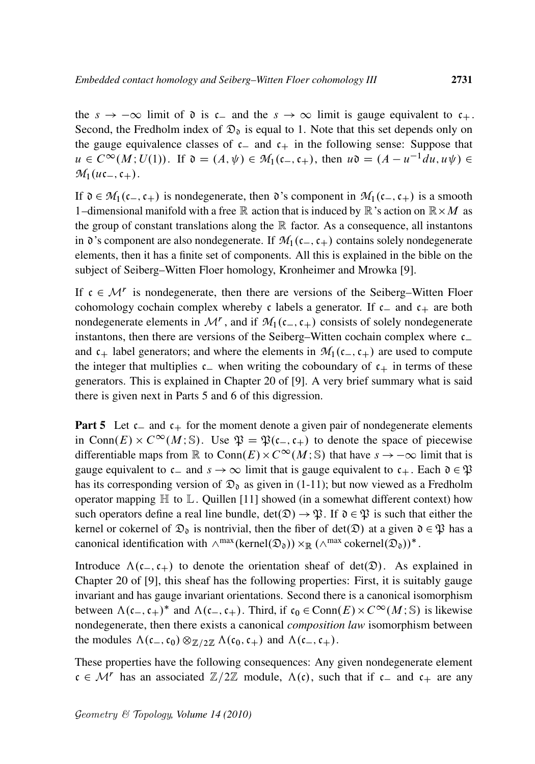the $s \to -\infty$ limit of $\mathfrak{d}$ is $\mathfrak{c}_-$ and the $s \to \infty$ limit is gauge equivalent to $\mathfrak{c}_+$. Second, the Fredholm index of $\mathfrak{D}_{\mathfrak{d}}$ is equal to 1. Note that this set depends only on the gauge equivalence classes of $\mathfrak{c}_-$ and $\mathfrak{c}_+$ in the following sense: Suppose that $u \in C^\infty(M; U(1))$. If $\mathfrak{d} = (A, \psi) \in \mathcal{M}_1(\mathfrak{c}_-, \mathfrak{c}_+)$, then $u\mathfrak{d} = (A - u^{-1}du, u\psi) \in \mathcal{M}_1(u\mathfrak{c}_-, \mathfrak{c}_+)$.

If $\mathfrak{d} \in \mathcal{M}_1(\mathfrak{c}_-, \mathfrak{c}_+)$ is nondegenerate, then $\mathfrak{d}$'s component in $\mathcal{M}_1(\mathfrak{c}_-, \mathfrak{c}_+)$ is a smooth 1–dimensional manifold with a free $\mathbb{R}$ action that is induced by $\mathbb{R}$'s action on $\mathbb{R} \times M$ as the group of constant translations along the $\mathbb{R}$ factor. As a consequence, all instantons in $\mathfrak{d}$'s component are also nondegenerate. If $\mathcal{M}_1(\mathfrak{c}_-, \mathfrak{c}_+)$ contains solely nondegenerate elements, then it has a finite set of components. All this is explained in the bible on the subject of Seiberg–Witten Floer homology, Kronheimer and Mrowka [9].

If $\mathfrak{c} \in \mathcal{M}^r$ is nondegenerate, then there are versions of the Seiberg–Witten Floer cohomology cochain complex whereby $\mathfrak{c}$ labels a generator. If $\mathfrak{c}_-$ and $\mathfrak{c}_+$ are both nondegenerate elements in $\mathcal{M}^r$, and if $\mathcal{M}_1(\mathfrak{c}_-, \mathfrak{c}_+)$ consists of solely nondegenerate instantons, then there are versions of the Seiberg–Witten cochain complex where $\mathfrak{c}_-$ and $\mathfrak{c}_+$ label generators; and where the elements in $\mathcal{M}_1(\mathfrak{c}_-, \mathfrak{c}_+)$ are used to compute the integer that multiplies $\mathfrak{c}_-$ when writing the coboundary of $\mathfrak{c}_+$ in terms of these generators. This is explained in Chapter 20 of [9]. A very brief summary what is said there is given next in Parts 5 and 6 of this digression.

**Part 5** Let $\mathfrak{c}_-$ and $\mathfrak{c}_+$ for the moment denote a given pair of nondegenerate elements in $\mathrm{Conn}(E) \times C^\infty(M; \mathbb{S})$. Use $\mathfrak{P} = \mathfrak{P}(\mathfrak{c}_-, \mathfrak{c}_+)$ to denote the space of piecewise differentiable maps from $\mathbb{R}$ to $\mathrm{Conn}(E) \times C^\infty(M; \mathbb{S})$ that have $s \to -\infty$ limit that is gauge equivalent to $\mathfrak{c}_-$ and $s \to \infty$ limit that is gauge equivalent to $\mathfrak{c}_+$. Each $\mathfrak{d} \in \mathfrak{P}$ has its corresponding version of $\mathfrak{D}_{\mathfrak{d}}$ as given in (1-11); but now viewed as a Fredholm operator mapping $\mathbb{H}$ to $\mathbb{L}$. Quillen [11] showed (in a somewhat different context) how such operators define a real line bundle, $\det(\mathfrak{D}) \to \mathfrak{P}$. If $\mathfrak{d} \in \mathfrak{P}$ is such that either the kernel or cokernel of $\mathfrak{D}_{\mathfrak{d}}$ is nontrivial, then the fiber of $\det(\mathfrak{D})$ at a given $\mathfrak{d} \in \mathfrak{P}$ has a canonical identification with $\wedge^{\max}(\mathrm{kernel}(\mathfrak{D}_{\mathfrak{d}})) \times_{\mathbb{R}} (\wedge^{\max} \mathrm{cokernel}(\mathfrak{D}_{\mathfrak{d}}))^*$.

Introduce $\Lambda(\mathfrak{c}_-, \mathfrak{c}_+)$ to denote the orientation sheaf of $\det(\mathfrak{D})$. As explained in Chapter 20 of [9], this sheaf has the following properties: First, it is suitably gauge invariant and has gauge invariant orientations. Second there is a canonical isomorphism between $\Lambda(\mathfrak{c}_-, \mathfrak{c}_+)^*$ and $\Lambda(\mathfrak{c}_-, \mathfrak{c}_+)$. Third, if $\mathfrak{c}_0 \in \mathrm{Conn}(E) \times C^\infty(M; \mathbb{S})$ is likewise nondegenerate, then there exists a canonical *composition law* isomorphism between the modules $\Lambda(\mathfrak{c}_-, \mathfrak{c}_0) \otimes_{\mathbb{Z}/2\mathbb{Z}} \Lambda(\mathfrak{c}_0, \mathfrak{c}_+)$ and $\Lambda(\mathfrak{c}_-, \mathfrak{c}_+)$.

These properties have the following consequences: Any given nondegenerate element $\mathfrak{c} \in \mathcal{M}^r$ has an associated $\mathbb{Z}/2\mathbb{Z}$ module, $\Lambda(\mathfrak{c})$, such that if $\mathfrak{c}_-$ and $\mathfrak{c}_+$ are any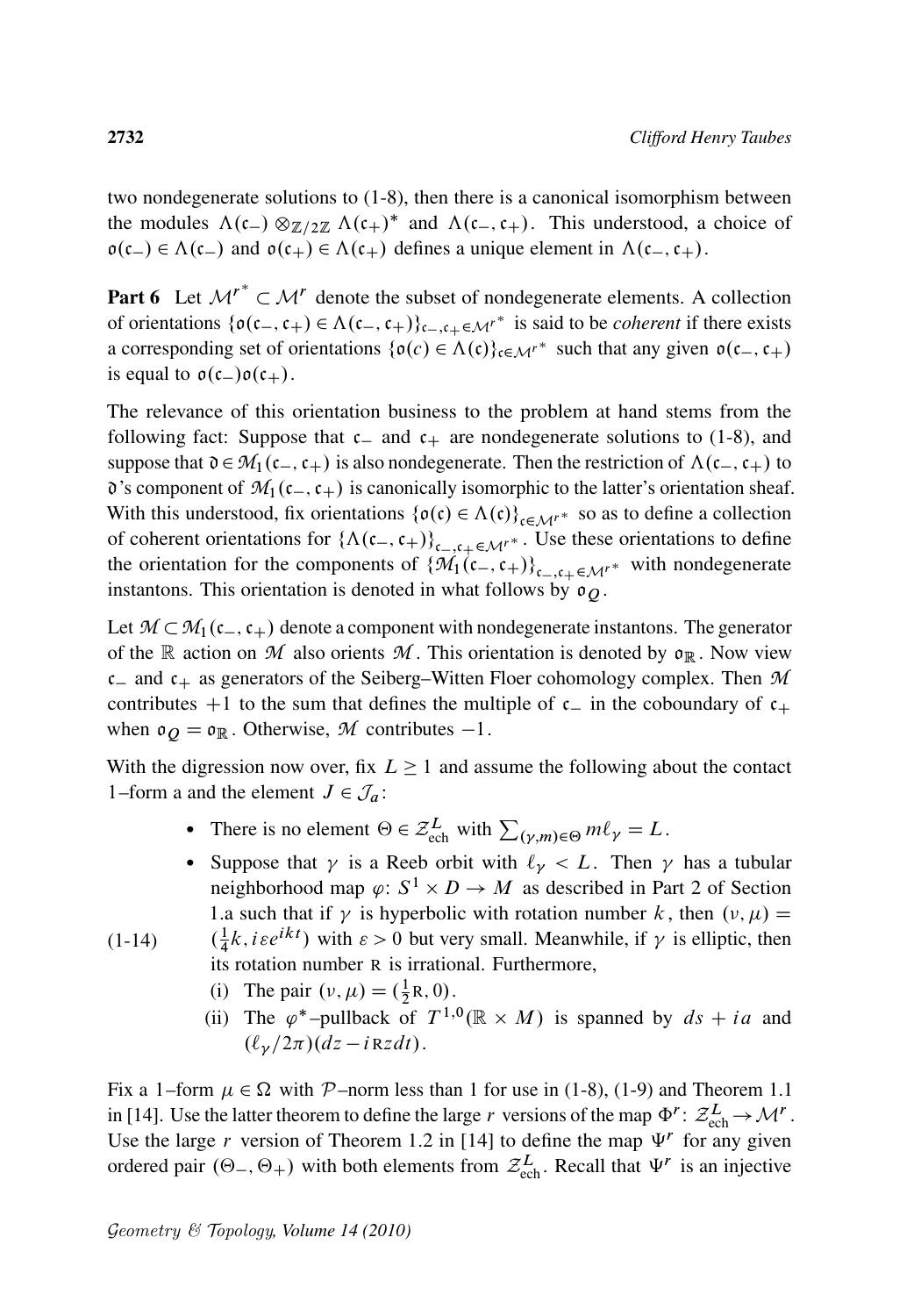two nondegenerate solutions to (1-8), then there is a canonical isomorphism between the modules $\Lambda(\mathfrak{c}_-) \otimes_{\mathbb{Z}/2\mathbb{Z}} \Lambda(\mathfrak{c}_+)^*$ and $\Lambda(\mathfrak{c}_-, \mathfrak{c}_+)$. This understood, a choice of $\mathfrak{o}(\mathfrak{c}_-) \in \Lambda(\mathfrak{c}_-)$ and $\mathfrak{o}(\mathfrak{c}_+) \in \Lambda(\mathfrak{c}_+)$ defines a unique element in $\Lambda(\mathfrak{c}_-, \mathfrak{c}_+)$.

**Part 6** Let $\mathcal{M}^{r^*} \subset \mathcal{M}^r$ denote the subset of nondegenerate elements. A collection of orientations $\{\mathfrak{o}(\mathfrak{c}_-, \mathfrak{c}_+) \in \Lambda(\mathfrak{c}_-, \mathfrak{c}_+)\}_{\mathfrak{c}_-, \mathfrak{c}_+ \in \mathcal{M}^{r^*}}$ is said to be *coherent* if there exists a corresponding set of orientations $\{\mathfrak{o}(c) \in \Lambda(\mathfrak{c})\}_{\mathfrak{c} \in \mathcal{M}^{r^*}}$ such that any given $\mathfrak{o}(\mathfrak{c}_-, \mathfrak{c}_+)$ is equal to $\mathfrak{o}(\mathfrak{c}_-)\mathfrak{o}(\mathfrak{c}_+)$.

The relevance of this orientation business to the problem at hand stems from the following fact: Suppose that $\mathfrak{c}_-$ and $\mathfrak{c}_+$ are nondegenerate solutions to (1-8), and suppose that $\mathfrak{d} \in \mathcal{M}_1(\mathfrak{c}_-, \mathfrak{c}_+)$ is also nondegenerate. Then the restriction of $\Lambda(\mathfrak{c}_-, \mathfrak{c}_+)$ to $\mathfrak{d}$'s component of $\mathcal{M}_1(\mathfrak{c}_-, \mathfrak{c}_+)$ is canonically isomorphic to the latter's orientation sheaf. With this understood, fix orientations $\{\mathfrak{o}(\mathfrak{c}) \in \Lambda(\mathfrak{c})\}_{\mathfrak{c} \in \mathcal{M}^{r^*}}$ so as to define a collection of coherent orientations for $\{\Lambda(\mathfrak{c}_-, \mathfrak{c}_+)\}_{\mathfrak{c}_-, \mathfrak{c}_+ \in \mathcal{M}^{r^*}}$. Use these orientations to define the orientation for the components of $\{\mathcal{M}_1(\mathfrak{c}_-, \mathfrak{c}_+)\}_{\mathfrak{c}_-, \mathfrak{c}_+ \in \mathcal{M}^{r^*}}$ with nondegenerate instantons. This orientation is denoted in what follows by $\mathfrak{o}_Q$.

Let $\mathcal{M} \subset \mathcal{M}_1(\mathfrak{c}_-, \mathfrak{c}_+)$ denote a component with nondegenerate instantons. The generator of the $\mathbb{R}$ action on $\mathcal{M}$ also orients $\mathcal{M}$. This orientation is denoted by $\mathfrak{o}_{\mathbb{R}}$. Now view $\mathfrak{c}_-$ and $\mathfrak{c}_+$ as generators of the Seiberg–Witten Floer cohomology complex. Then $\mathcal{M}$ contributes $+1$ to the sum that defines the multiple of $\mathfrak{c}_-$ in the coboundary of $\mathfrak{c}_+$ when $\mathfrak{o}_Q = \mathfrak{o}_{\mathbb{R}}$. Otherwise, $\mathcal{M}$ contributes $-1$.

With the digression now over, fix $L \geq 1$ and assume the following about the contact 1–form a and the element $J \in \mathcal{J}_a$:

(1-14)

- There is no element $\Theta \in \mathcal{Z}^L_{\text{ech}}$ with $\sum_{(\gamma,m)\in\Theta} m\ell_\gamma = L$.
- Suppose that $\gamma$ is a Reeb orbit with $\ell_\gamma < L$. Then $\gamma$ has a tubular neighborhood map $\varphi\colon S^1 \times D \to M$ as described in Part 2 of Section 1.a such that if $\gamma$ is hyperbolic with rotation number $k$, then $(\nu, \mu) = (\frac{1}{4}k, i\varepsilon e^{ikt})$ with $\varepsilon > 0$ but very small. Meanwhile, if $\gamma$ is elliptic, then its rotation number R is irrational. Furthermore,
  - (i) The pair $(\nu, \mu) = (\frac{1}{2}\mathrm{R}, 0)$.
  - (ii) The $\varphi^*$–pullback of $T^{1,0}(\mathbb{R} \times M)$ is spanned by $ds + ia$ and $(\ell_\gamma/2\pi)(dz - i\mathrm{R}z\,dt)$.

Fix a 1–form $\mu \in \Omega$ with $\mathcal{P}$–norm less than 1 for use in (1-8), (1-9) and Theorem 1.1 in [14]. Use the latter theorem to define the large $r$ versions of the map $\Phi^r\colon \mathcal{Z}^L_{\text{ech}} \to \mathcal{M}^r$. Use the large $r$ version of Theorem 1.2 in [14] to define the map $\Psi^r$ for any given ordered pair $(\Theta_-, \Theta_+)$ with both elements from $\mathcal{Z}^L_{\text{ech}}$. Recall that $\Psi^r$ is an injective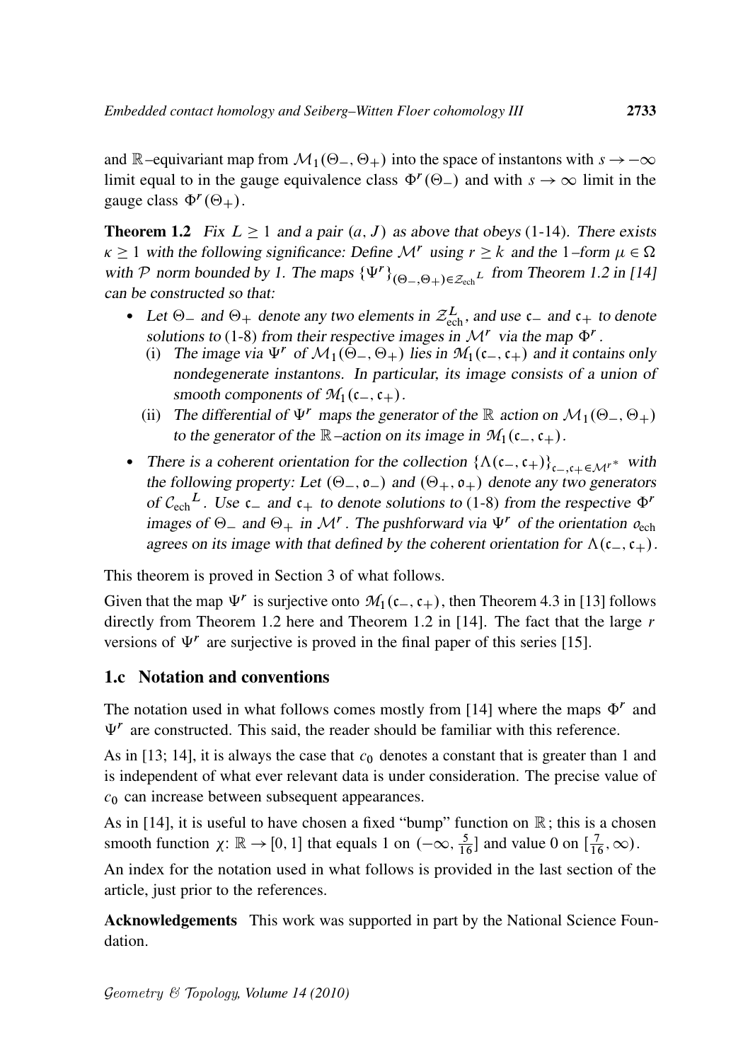and $\mathbb{R}$–equivariant map from $\mathcal{M}_1(\Theta_-, \Theta_+)$ into the space of instantons with $s \to -\infty$ limit equal to in the gauge equivalence class $\Phi^r(\Theta_-)$ and with $s \to \infty$ limit in the gauge class $\Phi^r(\Theta_+)$.

**Theorem 1.2** *Fix $L \geq 1$ and a pair $(a, J)$ as above that obeys (1-14). There exists $\kappa \geq 1$ with the following significance: Define $\mathcal{M}^r$ using $r \geq k$ and the 1–form $\mu \in \Omega$ with $\mathcal{P}$ norm bounded by 1. The maps $\{\Psi^r\}_{(\Theta_-,\Theta_+)\in \mathcal{Z}_{\text{ech}}{}^L}$ from Theorem 1.2 in [14] can be constructed so that:*

- *Let $\Theta_-$ and $\Theta_+$ denote any two elements in $\mathcal{Z}_{\text{ech}}^L$, and use $\mathfrak{c}_-$ and $\mathfrak{c}_+$ to denote solutions to (1-8) from their respective images in $\mathcal{M}^r$ via the map $\Phi^r$.*
  - (i) *The image via $\Psi^r$ of $\mathcal{M}_1(\Theta_-, \Theta_+)$ lies in $\mathfrak{M}_1(\mathfrak{c}_-, \mathfrak{c}_+)$ and it contains only nondegenerate instantons. In particular, its image consists of a union of smooth components of $\mathfrak{M}_1(\mathfrak{c}_-, \mathfrak{c}_+)$.*
  - (ii) *The differential of $\Psi^r$ maps the generator of the $\mathbb{R}$ action on $\mathcal{M}_1(\Theta_-, \Theta_+)$ to the generator of the $\mathbb{R}$–action on its image in $\mathfrak{M}_1(\mathfrak{c}_-, \mathfrak{c}_+)$.*
- *There is a coherent orientation for the collection $\{\Lambda(\mathfrak{c}_-, \mathfrak{c}_+)\}_{\mathfrak{c}_-,\mathfrak{c}_+\in \mathcal{M}^{r*}}$ with the following property: Let $(\Theta_-, \mathfrak{o}_-)$ and $(\Theta_+, \mathfrak{o}_+)$ denote any two generators of $\mathcal{C}_{\text{ech}}{}^L$. Use $\mathfrak{c}_-$ and $\mathfrak{c}_+$ to denote solutions to (1-8) from the respective $\Phi^r$ images of $\Theta_-$ and $\Theta_+$ in $\mathcal{M}^r$. The pushforward via $\Psi^r$ of the orientation $o_{\text{ech}}$ agrees on its image with that defined by the coherent orientation for $\Lambda(\mathfrak{c}_-, \mathfrak{c}_+)$.*

This theorem is proved in Section 3 of what follows.

Given that the map $\Psi^r$ is surjective onto $\mathfrak{M}_1(\mathfrak{c}_-, \mathfrak{c}_+)$, then Theorem 4.3 in [13] follows directly from Theorem 1.2 here and Theorem 1.2 in [14]. The fact that the large $r$ versions of $\Psi^r$ are surjective is proved in the final paper of this series [15].

## 1.c Notation and conventions

The notation used in what follows comes mostly from [14] where the maps $\Phi^r$ and $\Psi^r$ are constructed. This said, the reader should be familiar with this reference.

As in [13; 14], it is always the case that $c_0$ denotes a constant that is greater than 1 and is independent of what ever relevant data is under consideration. The precise value of $c_0$ can increase between subsequent appearances.

As in [14], it is useful to have chosen a fixed "bump" function on $\mathbb{R}$; this is a chosen smooth function $\chi\colon \mathbb{R} \to [0, 1]$ that equals 1 on $(-\infty, \frac{5}{16}]$ and value 0 on $[\frac{7}{16}, \infty)$.

An index for the notation used in what follows is provided in the last section of the article, just prior to the references.

**Acknowledgements** This work was supported in part by the National Science Foundation.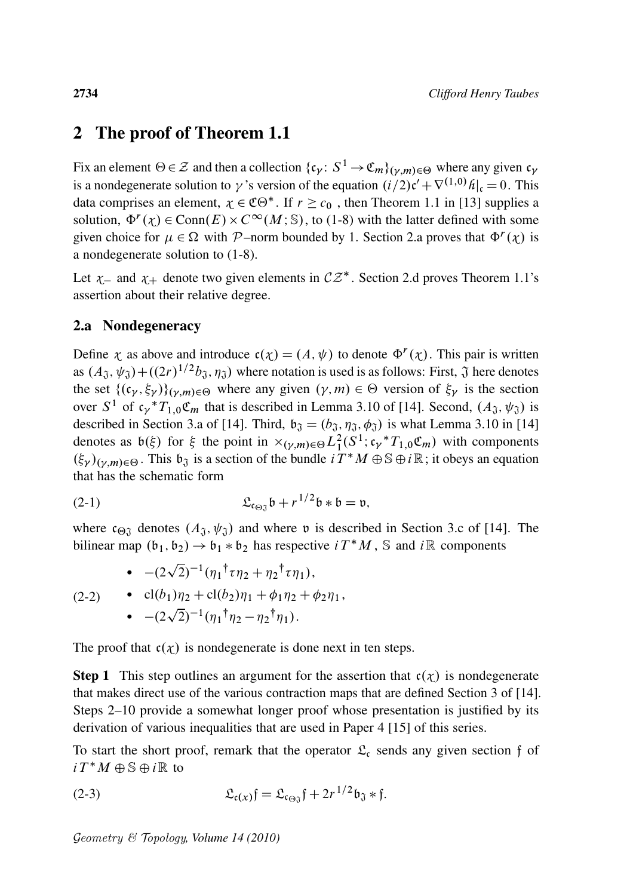## 2 The proof of Theorem 1.1

Fix an element $\Theta \in \mathcal{Z}$ and then a collection $\{\mathfrak{c}_\gamma\colon S^1 \to \mathfrak{C}_m\}_{(\gamma,m)\in\Theta}$ where any given $\mathfrak{c}_\gamma$ is a nondegenerate solution to $\gamma$'s version of the equation $(i/2)\mathfrak{c}' + \nabla^{(1,0)}\mathfrak{h}|_{\mathfrak{c}} = 0$. This data comprises an element, $\chi \in \mathfrak{C}\Theta^*$. If $r \geq c_0$, then Theorem 1.1 in [13] supplies a solution, $\Phi^r(\chi) \in \mathrm{Conn}(E) \times C^\infty(M;\mathbb{S})$, to (1-8) with the latter defined with some given choice for $\mu \in \Omega$ with $\mathcal{P}$–norm bounded by 1. Section 2.a proves that $\Phi^r(\chi)$ is a nondegenerate solution to (1-8).

Let $\chi_-$ and $\chi_+$ denote two given elements in $\mathcal{CZ}^*$. Section 2.d proves Theorem 1.1's assertion about their relative degree.

### 2.a Nondegeneracy

Define $\chi$ as above and introduce $\mathfrak{c}(\chi) = (A,\psi)$ to denote $\Phi^r(\chi)$. This pair is written as $(A_{\mathfrak{J}}, \psi_{\mathfrak{J}}) + ((2r)^{1/2} b_{\mathfrak{J}}, \eta_{\mathfrak{J}})$ where notation is used is as follows: First, $\mathfrak{J}$ here denotes the set $\{(\mathfrak{c}_\gamma, \xi_\gamma)\}_{(\gamma,m)\in\Theta}$ where any given $(\gamma,m) \in \Theta$ version of $\xi_\gamma$ is the section over $S^1$ of $\mathfrak{c}_\gamma{}^*T_{1,0}\mathfrak{C}_m$ that is described in Lemma 3.10 of [14]. Second, $(A_{\mathfrak{J}}, \psi_{\mathfrak{J}})$ is described in Section 3.a of [14]. Third, $\mathfrak{b}_{\mathfrak{J}} = (b_{\mathfrak{J}}, \eta_{\mathfrak{J}}, \phi_{\mathfrak{J}})$ is what Lemma 3.10 in [14] denotes as $\mathfrak{b}(\xi)$ for $\xi$ the point in $\times_{(\gamma,m)\in\Theta} L^2_1(S^1; \mathfrak{c}_\gamma{}^*T_{1,0}\mathfrak{C}_m)$ with components $(\xi_\gamma)_{(\gamma,m)\in\Theta}$. This $\mathfrak{b}_{\mathfrak{J}}$ is a section of the bundle $iT^*M \oplus \mathbb{S} \oplus i\mathbb{R}$; it obeys an equation that has the schematic form

$$\mathfrak{L}_{\mathfrak{c}_{\Theta\mathfrak{J}}}\mathfrak{b} + r^{1/2}\mathfrak{b} * \mathfrak{b} = \mathfrak{v}, \tag{2-1}$$

where $\mathfrak{c}_{\Theta\mathfrak{J}}$ denotes $(A_{\mathfrak{J}}, \psi_{\mathfrak{J}})$ and where $\mathfrak{v}$ is described in Section 3.c of [14]. The bilinear map $(\mathfrak{b}_1, \mathfrak{b}_2) \to \mathfrak{b}_1 * \mathfrak{b}_2$ has respective $iT^*M$, $\mathbb{S}$ and $i\mathbb{R}$ components

(2-2)

- $-(2\sqrt{2})^{-1}(\eta_1{}^\dagger\tau\eta_2 + \eta_2{}^\dagger\tau\eta_1)$,
- $\mathrm{cl}(b_1)\eta_2 + \mathrm{cl}(b_2)\eta_1 + \phi_1\eta_2 + \phi_2\eta_1$,
- $-(2\sqrt{2})^{-1}(\eta_1{}^\dagger\eta_2 - \eta_2{}^\dagger\eta_1)$.

The proof that $\mathfrak{c}(\chi)$ is nondegenerate is done next in ten steps.

**Step 1** This step outlines an argument for the assertion that $\mathfrak{c}(\chi)$ is nondegenerate that makes direct use of the various contraction maps that are defined Section 3 of [14]. Steps 2–10 provide a somewhat longer proof whose presentation is justified by its derivation of various inequalities that are used in Paper 4 [15] of this series.

To start the short proof, remark that the operator $\mathfrak{L}_{\mathfrak{c}}$ sends any given section $\mathfrak{f}$ of $iT^*M \oplus \mathbb{S} \oplus i\mathbb{R}$ to

$$\mathfrak{L}_{\mathfrak{c}(x)}\mathfrak{f} = \mathfrak{L}_{\mathfrak{c}_{\Theta\mathfrak{J}}}\mathfrak{f} + 2r^{1/2}\mathfrak{b}_{\mathfrak{J}} * \mathfrak{f}. \tag{2-3}$$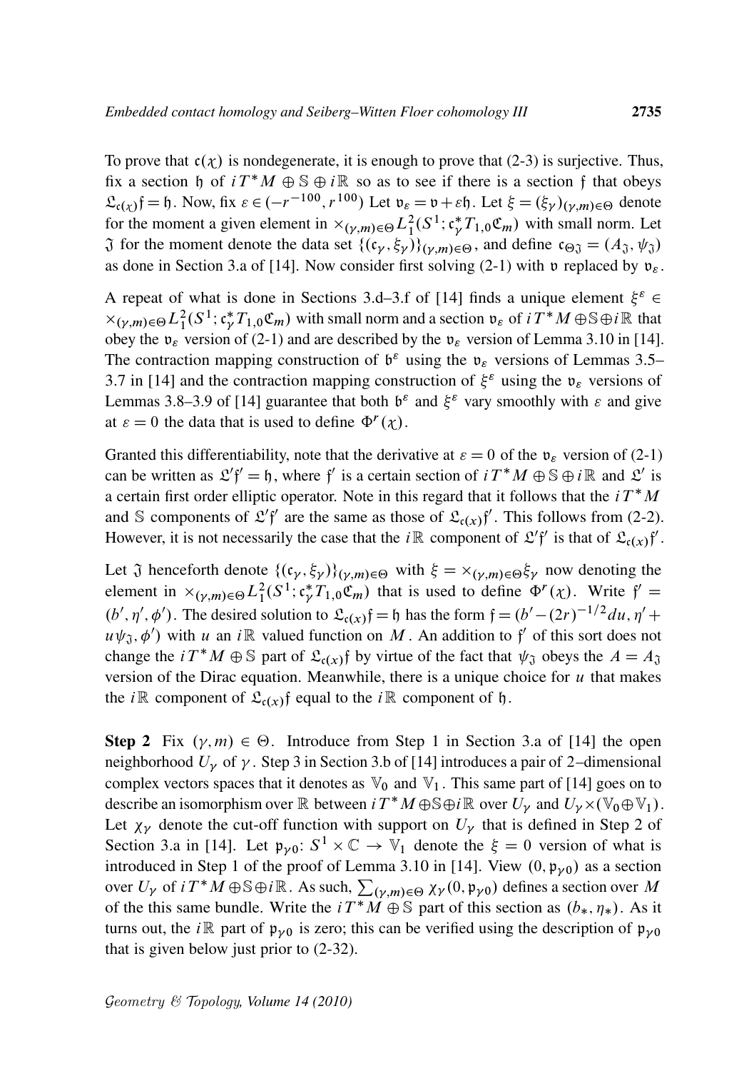To prove that $\mathfrak{c}(\chi)$ is nondegenerate, it is enough to prove that (2-3) is surjective. Thus, fix a section $\mathfrak{h}$ of $iT^*M \oplus \mathbb{S} \oplus i\mathbb{R}$ so as to see if there is a section $\mathfrak{f}$ that obeys $\mathfrak{L}_{\mathfrak{c}(\chi)}\mathfrak{f} = \mathfrak{h}$. Now, fix $\varepsilon \in (-r^{-100}, r^{100})$ Let $\mathfrak{v}_\varepsilon = \mathfrak{v} + \varepsilon\mathfrak{h}$. Let $\xi = (\xi_\gamma)_{(\gamma,m)\in\Theta}$ denote for the moment a given element in $\times_{(\gamma,m)\in\Theta} L^2_1(S^1; \mathfrak{c}^*_\gamma T_{1,0}\mathfrak{C}_m)$ with small norm. Let $\mathfrak{J}$ for the moment denote the data set $\{(\mathfrak{c}_\gamma, \xi_\gamma)\}_{(\gamma,m)\in\Theta}$, and define $\mathfrak{c}_{\Theta\mathfrak{J}} = (A_\mathfrak{J}, \psi_\mathfrak{J})$ as done in Section 3.a of [14]. Now consider first solving (2-1) with $\mathfrak{v}$ replaced by $\mathfrak{v}_\varepsilon$.

A repeat of what is done in Sections 3.d–3.f of [14] finds a unique element $\xi^\varepsilon \in \times_{(\gamma,m)\in\Theta} L^2_1(S^1; \mathfrak{c}^*_\gamma T_{1,0}\mathfrak{C}_m)$ with small norm and a section $\mathfrak{v}_\varepsilon$ of $iT^*M \oplus \mathbb{S} \oplus i\mathbb{R}$ that obey the $\mathfrak{v}_\varepsilon$ version of (2-1) and are described by the $\mathfrak{v}_\varepsilon$ version of Lemma 3.10 in [14]. The contraction mapping construction of $\mathfrak{b}^\varepsilon$ using the $\mathfrak{v}_\varepsilon$ versions of Lemmas 3.5–3.7 in [14] and the contraction mapping construction of $\xi^\varepsilon$ using the $\mathfrak{v}_\varepsilon$ versions of Lemmas 3.8–3.9 of [14] guarantee that both $\mathfrak{b}^\varepsilon$ and $\xi^\varepsilon$ vary smoothly with $\varepsilon$ and give at $\varepsilon = 0$ the data that is used to define $\Phi^r(\chi)$.

Granted this differentiability, note that the derivative at $\varepsilon = 0$ of the $\mathfrak{v}_\varepsilon$ version of (2-1) can be written as $\mathfrak{L}'\mathfrak{f}' = \mathfrak{h}$, where $\mathfrak{f}'$ is a certain section of $iT^*M \oplus \mathbb{S} \oplus i\mathbb{R}$ and $\mathfrak{L}'$ is a certain first order elliptic operator. Note in this regard that it follows that the $iT^*M$ and $\mathbb{S}$ components of $\mathfrak{L}'\mathfrak{f}'$ are the same as those of $\mathfrak{L}_{\mathfrak{c}(\chi)}\mathfrak{f}'$. This follows from (2-2). However, it is not necessarily the case that the $i\mathbb{R}$ component of $\mathfrak{L}'\mathfrak{f}'$ is that of $\mathfrak{L}_{\mathfrak{c}(\chi)}\mathfrak{f}'$.

Let $\mathfrak{J}$ henceforth denote $\{(\mathfrak{c}_\gamma, \xi_\gamma)\}_{(\gamma,m)\in\Theta}$ with $\xi = \times_{(\gamma,m)\in\Theta}\xi_\gamma$ now denoting the element in $\times_{(\gamma,m)\in\Theta} L^2_1(S^1; \mathfrak{c}^*_\gamma T_{1,0}\mathfrak{C}_m)$ that is used to define $\Phi^r(\chi)$. Write $\mathfrak{f}' = (b', \eta', \phi')$. The desired solution to $\mathfrak{L}_{\mathfrak{c}(\chi)}\mathfrak{f} = \mathfrak{h}$ has the form $\mathfrak{f} = (b' - (2r)^{-1/2}du, \eta' + u\psi_\mathfrak{J}, \phi')$ with $u$ an $i\mathbb{R}$ valued function on $M$. An addition to $\mathfrak{f}'$ of this sort does not change the $iT^*M \oplus \mathbb{S}$ part of $\mathfrak{L}_{\mathfrak{c}(\chi)}\mathfrak{f}$ by virtue of the fact that $\psi_\mathfrak{J}$ obeys the $A = A_\mathfrak{J}$ version of the Dirac equation. Meanwhile, there is a unique choice for $u$ that makes the $i\mathbb{R}$ component of $\mathfrak{L}_{\mathfrak{c}(\chi)}\mathfrak{f}$ equal to the $i\mathbb{R}$ component of $\mathfrak{h}$.

**Step 2** Fix $(\gamma, m) \in \Theta$. Introduce from Step 1 in Section 3.a of [14] the open neighborhood $U_\gamma$ of $\gamma$. Step 3 in Section 3.b of [14] introduces a pair of 2–dimensional complex vectors spaces that it denotes as $\mathbb{V}_0$ and $\mathbb{V}_1$. This same part of [14] goes on to describe an isomorphism over $\mathbb{R}$ between $iT^*M \oplus \mathbb{S} \oplus i\mathbb{R}$ over $U_\gamma$ and $U_\gamma \times (\mathbb{V}_0 \oplus \mathbb{V}_1)$. Let $\chi_\gamma$ denote the cut-off function with support on $U_\gamma$ that is defined in Step 2 of Section 3.a in [14]. Let $\mathfrak{p}_{\gamma 0}\colon S^1 \times \mathbb{C} \to \mathbb{V}_1$ denote the $\xi = 0$ version of what is introduced in Step 1 of the proof of Lemma 3.10 in [14]. View $(0, \mathfrak{p}_{\gamma 0})$ as a section over $U_\gamma$ of $iT^*M \oplus \mathbb{S} \oplus i\mathbb{R}$. As such, $\sum_{(\gamma,m)\in\Theta} \chi_\gamma(0, \mathfrak{p}_{\gamma 0})$ defines a section over $M$ of the this same bundle. Write the $iT^*M \oplus \mathbb{S}$ part of this section as $(b_*, \eta_*)$. As it turns out, the $i\mathbb{R}$ part of $\mathfrak{p}_{\gamma 0}$ is zero; this can be verified using the description of $\mathfrak{p}_{\gamma 0}$ that is given below just prior to (2-32).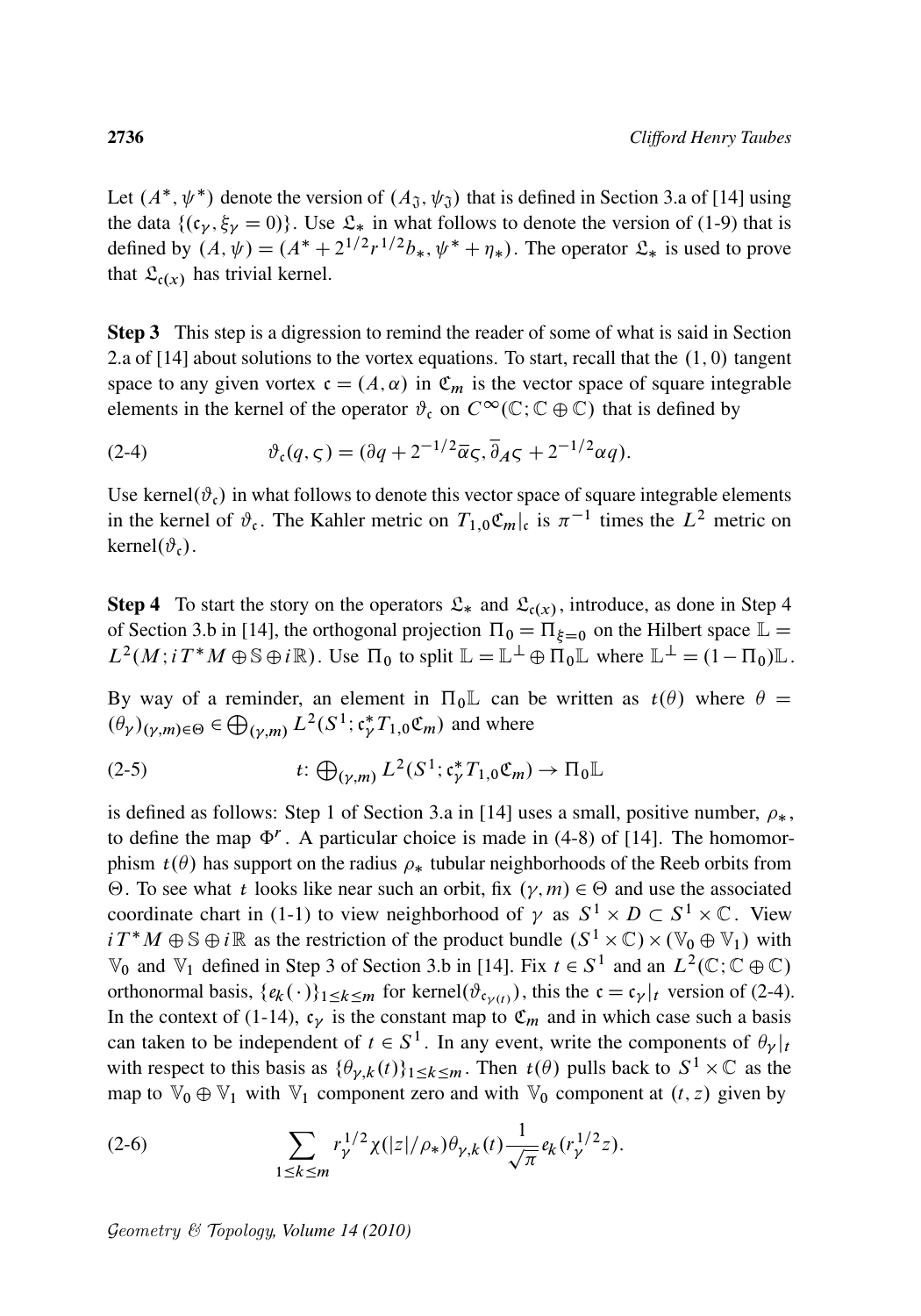Let $(A^*, \psi^*)$ denote the version of $(A_{\mathfrak{J}}, \psi_{\mathfrak{J}})$ that is defined in Section 3.a of [14] using the data $\{(\mathfrak{c}_\gamma, \xi_\gamma = 0)\}$. Use $\mathfrak{L}_*$ in what follows to denote the version of (1-9) that is defined by $(A, \psi) = (A^* + 2^{1/2} r^{1/2} b_*, \psi^* + \eta_*)$. The operator $\mathfrak{L}_*$ is used to prove that $\mathfrak{L}_{\mathfrak{c}(x)}$ has trivial kernel.

**Step 3** This step is a digression to remind the reader of some of what is said in Section 2.a of [14] about solutions to the vortex equations. To start, recall that the $(1,0)$ tangent space to any given vortex $\mathfrak{c} = (A, \alpha)$ in $\mathfrak{C}_m$ is the vector space of square integrable elements in the kernel of the operator $\vartheta_{\mathfrak{c}}$ on $C^\infty(\mathbb{C}; \mathbb{C} \oplus \mathbb{C})$ that is defined by

$$\vartheta_{\mathfrak{c}}(q, \varsigma) = (\partial q + 2^{-1/2} \bar{\alpha} \varsigma, \bar{\partial}_A \varsigma + 2^{-1/2} \alpha q). \tag{2-4}$$

Use $\operatorname{kernel}(\vartheta_{\mathfrak{c}})$ in what follows to denote this vector space of square integrable elements in the kernel of $\vartheta_{\mathfrak{c}}$. The Kahler metric on $T_{1,0}\mathfrak{C}_m|_{\mathfrak{c}}$ is $\pi^{-1}$ times the $L^2$ metric on $\operatorname{kernel}(\vartheta_{\mathfrak{c}})$.

**Step 4** To start the story on the operators $\mathfrak{L}_*$ and $\mathfrak{L}_{\mathfrak{c}(x)}$, introduce, as done in Step 4 of Section 3.b in [14], the orthogonal projection $\Pi_0 = \Pi_{\xi=0}$ on the Hilbert space $\mathbb{L} = L^2(M; iT^*M \oplus \mathbb{S} \oplus i\mathbb{R})$. Use $\Pi_0$ to split $\mathbb{L} = \mathbb{L}^\perp \oplus \Pi_0 \mathbb{L}$ where $\mathbb{L}^\perp = (1 - \Pi_0)\mathbb{L}$.

By way of a reminder, an element in $\Pi_0 \mathbb{L}$ can be written as $t(\theta)$ where $\theta = (\theta_\gamma)_{(\gamma,m)\in\Theta} \in \bigoplus_{(\gamma,m)} L^2(S^1; \mathfrak{c}_\gamma^* T_{1,0}\mathfrak{C}_m)$ and where

$$t\colon \textstyle\bigoplus_{(\gamma,m)} L^2(S^1; \mathfrak{c}_\gamma^* T_{1,0}\mathfrak{C}_m) \to \Pi_0 \mathbb{L} \tag{2-5}$$

is defined as follows: Step 1 of Section 3.a in [14] uses a small, positive number, $\rho_*$, to define the map $\Phi^r$. A particular choice is made in (4-8) of [14]. The homomorphism $t(\theta)$ has support on the radius $\rho_*$ tubular neighborhoods of the Reeb orbits from $\Theta$. To see what $t$ looks like near such an orbit, fix $(\gamma, m) \in \Theta$ and use the associated coordinate chart in (1-1) to view neighborhood of $\gamma$ as $S^1 \times D \subset S^1 \times \mathbb{C}$. View $iT^*M \oplus \mathbb{S} \oplus i\mathbb{R}$ as the restriction of the product bundle $(S^1 \times \mathbb{C}) \times (\mathbb{V}_0 \oplus \mathbb{V}_1)$ with $\mathbb{V}_0$ and $\mathbb{V}_1$ defined in Step 3 of Section 3.b in [14]. Fix $t \in S^1$ and an $L^2(\mathbb{C}; \mathbb{C} \oplus \mathbb{C})$ orthonormal basis, $\{e_k(\cdot)\}_{1 \le k \le m}$ for $\operatorname{kernel}(\vartheta_{\mathfrak{c}_{\gamma(t)}})$, this the $\mathfrak{c} = \mathfrak{c}_\gamma|_t$ version of (2-4). In the context of (1-14), $\mathfrak{c}_\gamma$ is the constant map to $\mathfrak{C}_m$ and in which case such a basis can taken to be independent of $t \in S^1$. In any event, write the components of $\theta_\gamma|_t$ with respect to this basis as $\{\theta_{\gamma,k}(t)\}_{1 \le k \le m}$. Then $t(\theta)$ pulls back to $S^1 \times \mathbb{C}$ as the map to $\mathbb{V}_0 \oplus \mathbb{V}_1$ with $\mathbb{V}_1$ component zero and with $\mathbb{V}_0$ component at $(t, z)$ given by

$$\sum_{1 \le k \le m} r_\gamma^{1/2} \chi(|z|/\rho_*) \theta_{\gamma,k}(t) \frac{1}{\sqrt{\pi}} e_k(r_\gamma^{1/2} z). \tag{2-6}$$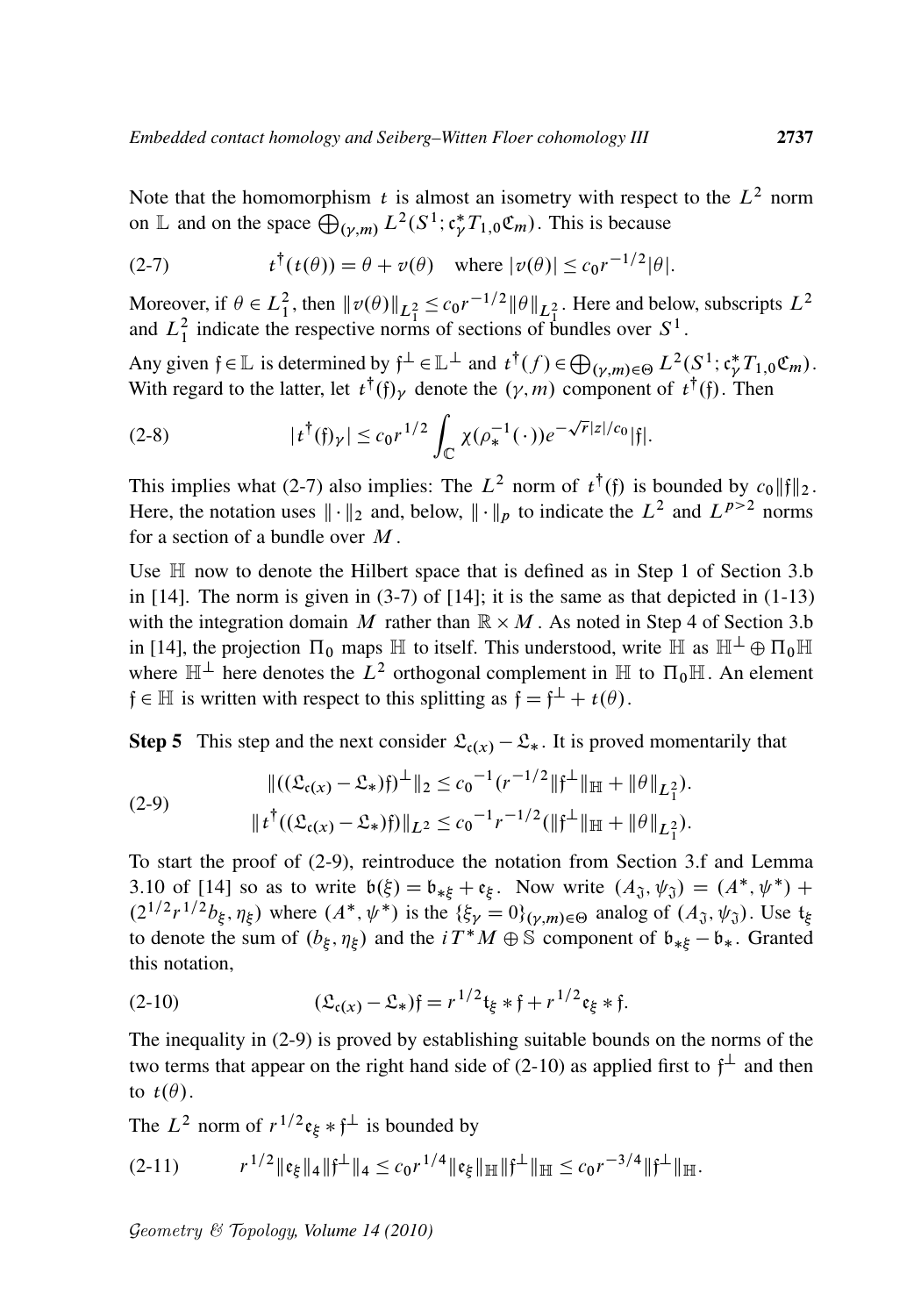Note that the homomorphism $t$ is almost an isometry with respect to the $L^2$ norm on $\mathbb{L}$ and on the space $\bigoplus_{(\gamma,m)} L^2(S^1; \mathfrak{c}_\gamma^* T_{1,0}\mathfrak{C}_m)$. This is because

$$t^\dagger(t(\theta)) = \theta + v(\theta) \quad \text{where } |v(\theta)| \le c_0 r^{-1/2}|\theta|. \tag{2-7}$$

Moreover, if $\theta \in L^2_1$, then $\|v(\theta)\|_{L^2_1} \le c_0 r^{-1/2}\|\theta\|_{L^2_1}$. Here and below, subscripts $L^2$ and $L^2_1$ indicate the respective norms of sections of bundles over $S^1$.

Any given $\mathfrak{f} \in \mathbb{L}$ is determined by $\mathfrak{f}^\perp \in \mathbb{L}^\perp$ and $t^\dagger(f) \in \bigoplus_{(\gamma,m)\in\Theta} L^2(S^1; \mathfrak{c}_\gamma^* T_{1,0}\mathfrak{C}_m)$. With regard to the latter, let $t^\dagger(\mathfrak{f})_\gamma$ denote the $(\gamma, m)$ component of $t^\dagger(\mathfrak{f})$. Then

$$|t^\dagger(\mathfrak{f})_\gamma| \le c_0 r^{1/2} \int_{\mathbb{C}} \chi(\rho_*^{-1}(\cdot)) e^{-\sqrt{r}|z|/c_0}|\mathfrak{f}|. \tag{2-8}$$

This implies what (2-7) also implies: The $L^2$ norm of $t^\dagger(\mathfrak{f})$ is bounded by $c_0\|\mathfrak{f}\|_2$. Here, the notation uses $\|\cdot\|_2$ and, below, $\|\cdot\|_p$ to indicate the $L^2$ and $L^{p>2}$ norms for a section of a bundle over $M$.

Use $\mathbb{H}$ now to denote the Hilbert space that is defined as in Step 1 of Section 3.b in [14]. The norm is given in (3-7) of [14]; it is the same as that depicted in (1-13) with the integration domain $M$ rather than $\mathbb{R} \times M$. As noted in Step 4 of Section 3.b in [14], the projection $\Pi_0$ maps $\mathbb{H}$ to itself. This understood, write $\mathbb{H}$ as $\mathbb{H}^\perp \oplus \Pi_0\mathbb{H}$ where $\mathbb{H}^\perp$ here denotes the $L^2$ orthogonal complement in $\mathbb{H}$ to $\Pi_0\mathbb{H}$. An element $\mathfrak{f} \in \mathbb{H}$ is written with respect to this splitting as $\mathfrak{f} = \mathfrak{f}^\perp + t(\theta)$.

**Step 5** This step and the next consider $\mathfrak{L}_{\mathfrak{c}(x)} - \mathfrak{L}_*$. It is proved momentarily that

$$\begin{aligned} &\|((\mathfrak{L}_{\mathfrak{c}(x)} - \mathfrak{L}_*)\mathfrak{f})^\perp\|_2 \le c_0{}^{-1}(r^{-1/2}\|\mathfrak{f}^\perp\|_{\mathbb{H}} + \|\theta\|_{L^2_1}). \\ &\|t^\dagger((\mathfrak{L}_{\mathfrak{c}(x)} - \mathfrak{L}_*)\mathfrak{f})\|_{L^2} \le c_0{}^{-1} r^{-1/2}(\|\mathfrak{f}^\perp\|_{\mathbb{H}} + \|\theta\|_{L^2_1}). \end{aligned} \tag{2-9}$$

To start the proof of (2-9), reintroduce the notation from Section 3.f and Lemma 3.10 of [14] so as to write $\mathfrak{b}(\xi) = \mathfrak{b}_{*\xi} + \mathfrak{e}_\xi$. Now write $(A_{\mathfrak{J}}, \psi_{\mathfrak{J}}) = (A^*, \psi^*) + (2^{1/2}r^{1/2}b_\xi, \eta_\xi)$ where $(A^*, \psi^*)$ is the $\{\xi_\gamma = 0\}_{(\gamma,m)\in\Theta}$ analog of $(A_{\mathfrak{J}}, \psi_{\mathfrak{J}})$. Use $\mathfrak{t}_\xi$ to denote the sum of $(b_\xi, \eta_\xi)$ and the $iT^*M \oplus \mathbb{S}$ component of $\mathfrak{b}_{*\xi} - \mathfrak{b}_*$. Granted this notation,

$$(\mathfrak{L}_{\mathfrak{c}(x)} - \mathfrak{L}_*)\mathfrak{f} = r^{1/2}\mathfrak{t}_\xi * \mathfrak{f} + r^{1/2}\mathfrak{e}_\xi * \mathfrak{f}. \tag{2-10}$$

The inequality in (2-9) is proved by establishing suitable bounds on the norms of the two terms that appear on the right hand side of (2-10) as applied first to $\mathfrak{f}^\perp$ and then to $t(\theta)$.

The $L^2$ norm of $r^{1/2}\mathfrak{e}_\xi * \mathfrak{f}^\perp$ is bounded by

$$r^{1/2}\|\mathfrak{e}_\xi\|_4\|\mathfrak{f}^\perp\|_4 \le c_0 r^{1/4}\|\mathfrak{e}_\xi\|_{\mathbb{H}}\|\mathfrak{f}^\perp\|_{\mathbb{H}} \le c_0 r^{-3/4}\|\mathfrak{f}^\perp\|_{\mathbb{H}}. \tag{2-11}$$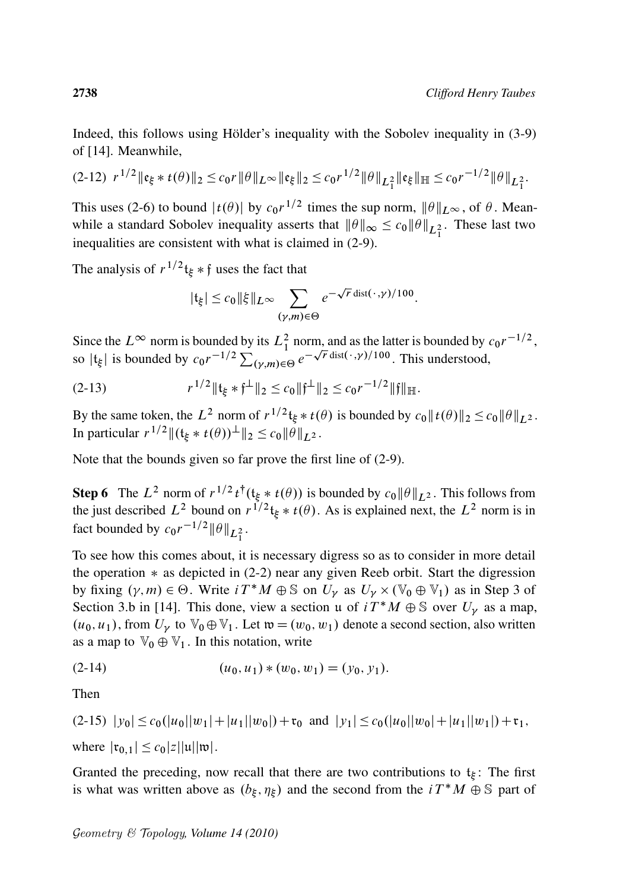Indeed, this follows using Hölder's inequality with the Sobolev inequality in (3-9) of [14]. Meanwhile,

$$\text{(2-12)}\quad r^{1/2}\|\mathfrak{e}_\xi * t(\theta)\|_2 \le c_0 r\|\theta\|_{L^\infty}\|\mathfrak{e}_\xi\|_2 \le c_0 r^{1/2}\|\theta\|_{L^2_1}\|\mathfrak{e}_\xi\|_{\mathbb{H}} \le c_0 r^{-1/2}\|\theta\|_{L^2_1}.$$

This uses (2-6) to bound $|t(\theta)|$ by $c_0 r^{1/2}$ times the sup norm, $\|\theta\|_{L^\infty}$, of $\theta$. Meanwhile a standard Sobolev inequality asserts that $\|\theta\|_\infty \le c_0\|\theta\|_{L^2_1}$. These last two inequalities are consistent with what is claimed in (2-9).

The analysis of $r^{1/2}\mathfrak{t}_\xi * \mathfrak{f}$ uses the fact that

$$|\mathfrak{t}_\xi| \le c_0\|\xi\|_{L^\infty}\sum_{(\gamma,m)\in\Theta} e^{-\sqrt{r}\,\mathrm{dist}(\cdot,\gamma)/100}.$$

Since the $L^\infty$ norm is bounded by its $L^2_1$ norm, and as the latter is bounded by $c_0 r^{-1/2}$, so $|\mathfrak{t}_\xi|$ is bounded by $c_0 r^{-1/2}\sum_{(\gamma,m)\in\Theta} e^{-\sqrt{r}\,\mathrm{dist}(\cdot,\gamma)/100}$. This understood,

$$\text{(2-13)}\qquad r^{1/2}\|\mathfrak{t}_\xi * \mathfrak{f}^\perp\|_2 \le c_0\|\mathfrak{f}^\perp\|_2 \le c_0 r^{-1/2}\|\mathfrak{f}\|_{\mathbb{H}}.$$

By the same token, the $L^2$ norm of $r^{1/2}\mathfrak{t}_\xi * t(\theta)$ is bounded by $c_0\|t(\theta)\|_2 \le c_0\|\theta\|_{L^2}$. In particular $r^{1/2}\|(\mathfrak{t}_\xi * t(\theta))^\perp\|_2 \le c_0\|\theta\|_{L^2}$.

Note that the bounds given so far prove the first line of (2-9).

**Step 6** The $L^2$ norm of $r^{1/2}t^\dagger(\mathfrak{t}_\xi * t(\theta))$ is bounded by $c_0\|\theta\|_{L^2}$. This follows from the just described $L^2$ bound on $r^{1/2}\mathfrak{t}_\xi * t(\theta)$. As is explained next, the $L^2$ norm is in fact bounded by $c_0 r^{-1/2}\|\theta\|_{L^2_1}$.

To see how this comes about, it is necessary digress so as to consider in more detail the operation $*$ as depicted in (2-2) near any given Reeb orbit. Start the digression by fixing $(\gamma,m)\in\Theta$. Write $iT^*M\oplus\mathbb{S}$ on $U_\gamma$ as $U_\gamma\times(\mathbb{V}_0\oplus\mathbb{V}_1)$ as in Step 3 of Section 3.b in [14]. This done, view a section $\mathfrak{u}$ of $iT^*M\oplus\mathbb{S}$ over $U_\gamma$ as a map, $(u_0,u_1)$, from $U_\gamma$ to $\mathbb{V}_0\oplus\mathbb{V}_1$. Let $\mathfrak{w}=(w_0,w_1)$ denote a second section, also written as a map to $\mathbb{V}_0\oplus\mathbb{V}_1$. In this notation, write

$$\text{(2-14)}\qquad (u_0,u_1)*(w_0,w_1)=(y_0,y_1).$$

Then

$$\text{(2-15)}\quad |y_0|\le c_0(|u_0||w_1|+|u_1||w_0|)+\mathfrak{r}_0 \quad\text{and}\quad |y_1|\le c_0(|u_0||w_0|+|u_1||w_1|)+\mathfrak{r}_1,$$

where $|\mathfrak{r}_{0,1}|\le c_0|z||\mathfrak{u}||\mathfrak{w}|$.

Granted the preceding, now recall that there are two contributions to $\mathfrak{t}_\xi$: The first is what was written above as $(b_\xi,\eta_\xi)$ and the second from the $iT^*M\oplus\mathbb{S}$ part of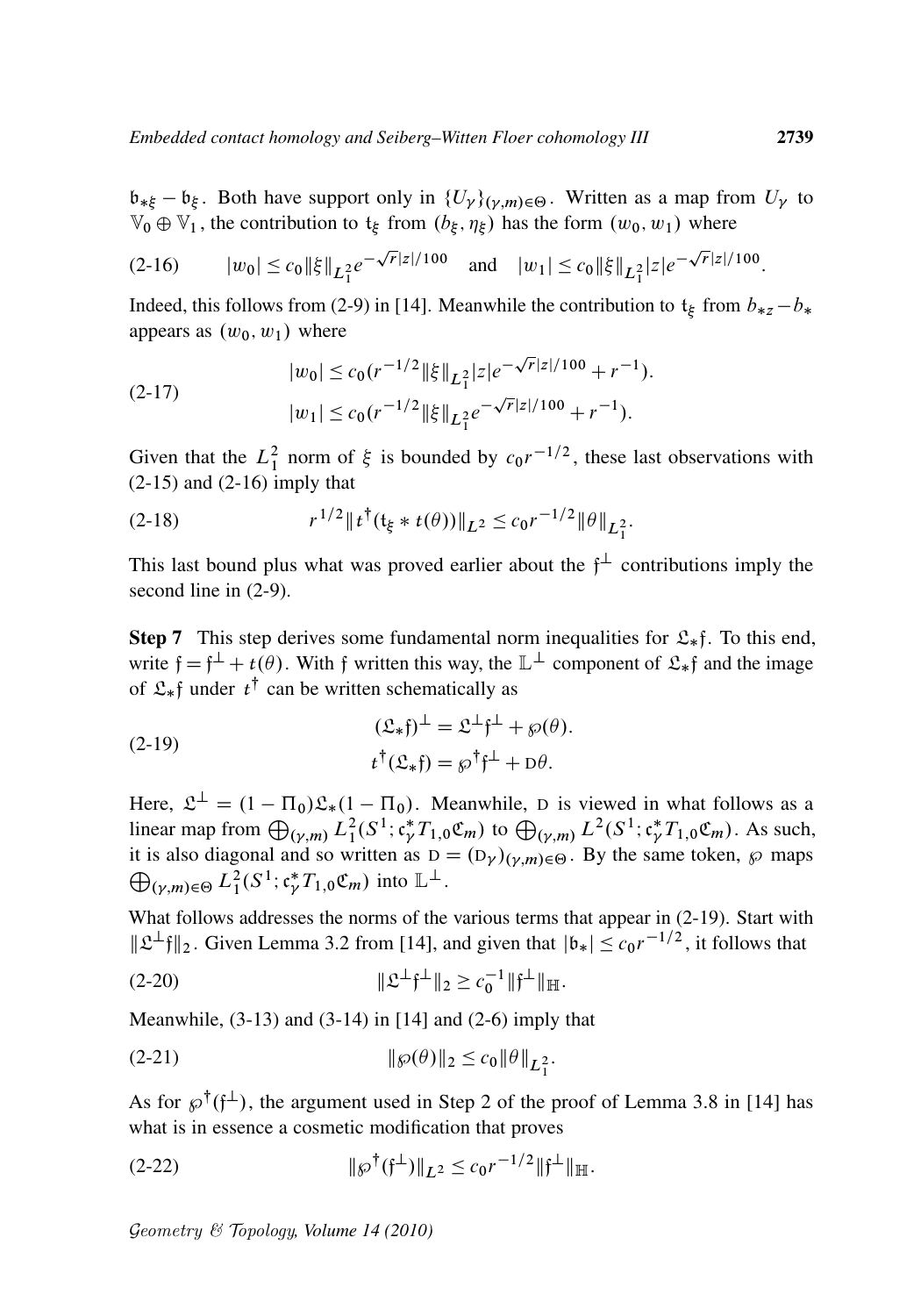$\mathfrak{b}_{*\xi} - \mathfrak{b}_\xi$. Both have support only in $\{U_\gamma\}_{(\gamma,m)\in\Theta}$. Written as a map from $U_\gamma$ to $\mathbb{V}_0 \oplus \mathbb{V}_1$, the contribution to $\mathfrak{t}_\xi$ from $(b_\xi, \eta_\xi)$ has the form $(w_0, w_1)$ where

$$|w_0| \le c_0 \|\xi\|_{L^2_1} e^{-\sqrt{r}|z|/100} \quad \text{and} \quad |w_1| \le c_0 \|\xi\|_{L^2_1} |z| e^{-\sqrt{r}|z|/100}. \tag{2-16}$$

Indeed, this follows from (2-9) in [14]. Meanwhile the contribution to $\mathfrak{t}_\xi$ from $b_{*z} - b_*$ appears as $(w_0, w_1)$ where

$$\begin{aligned} |w_0| &\le c_0 (r^{-1/2} \|\xi\|_{L^2_1} |z| e^{-\sqrt{r}|z|/100} + r^{-1}). \\ |w_1| &\le c_0 (r^{-1/2} \|\xi\|_{L^2_1} e^{-\sqrt{r}|z|/100} + r^{-1}). \end{aligned} \tag{2-17}$$

Given that the $L^2_1$ norm of $\xi$ is bounded by $c_0 r^{-1/2}$, these last observations with (2-15) and (2-16) imply that

$$r^{1/2} \| t^\dagger (\mathfrak{t}_\xi * t(\theta)) \|_{L^2} \le c_0 r^{-1/2} \|\theta\|_{L^2_1}. \tag{2-18}$$

This last bound plus what was proved earlier about the $\mathfrak{f}^\perp$ contributions imply the second line in (2-9).

**Step 7** This step derives some fundamental norm inequalities for $\mathfrak{L}_*\mathfrak{f}$. To this end, write $\mathfrak{f} = \mathfrak{f}^\perp + t(\theta)$. With $\mathfrak{f}$ written this way, the $\mathbb{L}^\perp$ component of $\mathfrak{L}_*\mathfrak{f}$ and the image of $\mathfrak{L}_*\mathfrak{f}$ under $t^\dagger$ can be written schematically as

$$\begin{aligned} (\mathfrak{L}_*\mathfrak{f})^\perp &= \mathfrak{L}^\perp \mathfrak{f}^\perp + \wp(\theta). \\ t^\dagger(\mathfrak{L}_*\mathfrak{f}) &= \wp^\dagger \mathfrak{f}^\perp + \mathrm{D}\theta. \end{aligned} \tag{2-19}$$

Here, $\mathfrak{L}^\perp = (1 - \Pi_0)\mathfrak{L}_*(1 - \Pi_0)$. Meanwhile, $\mathrm{D}$ is viewed in what follows as a linear map from $\bigoplus_{(\gamma,m)} L^2_1(S^1; \mathfrak{c}_\gamma^* T_{1,0}\mathfrak{C}_m)$ to $\bigoplus_{(\gamma,m)} L^2(S^1; \mathfrak{c}_\gamma^* T_{1,0}\mathfrak{C}_m)$. As such, it is also diagonal and so written as $\mathrm{D} = (\mathrm{D}_\gamma)_{(\gamma,m)\in\Theta}$. By the same token, $\wp$ maps $\bigoplus_{(\gamma,m)\in\Theta} L^2_1(S^1; \mathfrak{c}_\gamma^* T_{1,0}\mathfrak{C}_m)$ into $\mathbb{L}^\perp$.

What follows addresses the norms of the various terms that appear in (2-19). Start with $\|\mathfrak{L}^\perp\mathfrak{f}\|_2$. Given Lemma 3.2 from [14], and given that $|\mathfrak{b}_*| \le c_0 r^{-1/2}$, it follows that

$$\|\mathfrak{L}^\perp \mathfrak{f}^\perp\|_2 \ge c_0^{-1} \|\mathfrak{f}^\perp\|_{\mathbb{H}}. \tag{2-20}$$

Meanwhile, (3-13) and (3-14) in [14] and (2-6) imply that

$$\|\wp(\theta)\|_2 \le c_0 \|\theta\|_{L^2_1}. \tag{2-21}$$

As for $\wp^\dagger(\mathfrak{f}^\perp)$, the argument used in Step 2 of the proof of Lemma 3.8 in [14] has what is in essence a cosmetic modification that proves

$$\|\wp^\dagger(\mathfrak{f}^\perp)\|_{L^2} \le c_0 r^{-1/2} \|\mathfrak{f}^\perp\|_{\mathbb{H}}. \tag{2-22}$$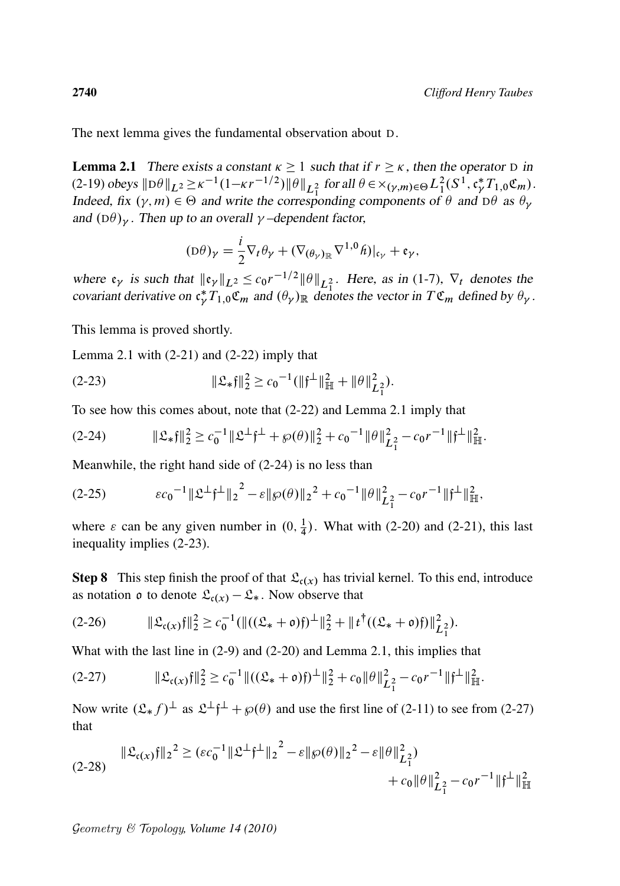The next lemma gives the fundamental observation about $\mathrm{D}$.

**Lemma 2.1** *There exists a constant $\kappa \geq 1$ such that if $r \geq \kappa$, then the operator $\mathrm{D}$ in (2-19) obeys $\|\mathrm{D}\theta\|_{L^2} \geq \kappa^{-1}(1-\kappa r^{-1/2})\|\theta\|_{L^2_1}$ for all $\theta \in \times_{(\gamma,m)\in\Theta} L^2_1(S^1, \mathfrak{c}_\gamma^* T_{1,0}\mathfrak{C}_m)$. Indeed, fix $(\gamma, m) \in \Theta$ and write the corresponding components of $\theta$ and $\mathrm{D}\theta$ as $\theta_\gamma$ and $(\mathrm{D}\theta)_\gamma$. Then up to an overall $\gamma$–dependent factor,*

$$(\mathrm{D}\theta)_\gamma = \frac{i}{2}\nabla_t \theta_\gamma + (\nabla_{(\theta_\gamma)_{\mathbb{R}}} \nabla^{1,0} \hslash)|_{\mathfrak{c}_\gamma} + \mathfrak{e}_\gamma,$$

*where $\mathfrak{e}_\gamma$ is such that $\|\mathfrak{e}_\gamma\|_{L^2} \leq c_0 r^{-1/2}\|\theta\|_{L^2_1}$. Here, as in (1-7), $\nabla_t$ denotes the covariant derivative on $\mathfrak{c}_\gamma^* T_{1,0}\mathfrak{C}_m$ and $(\theta_\gamma)_{\mathbb{R}}$ denotes the vector in $T\mathfrak{C}_m$ defined by $\theta_\gamma$.*

This lemma is proved shortly.

Lemma 2.1 with (2-21) and (2-22) imply that

$$\|\mathfrak{L}_* \mathfrak{f}\|_2^2 \geq c_0{}^{-1}(\|\mathfrak{f}^\perp\|_{\mathbb{H}}^2 + \|\theta\|_{L^2_1}^2). \tag{2-23}$$

To see how this comes about, note that (2-22) and Lemma 2.1 imply that

$$\|\mathfrak{L}_* \mathfrak{f}\|_2^2 \geq c_0^{-1}\|\mathfrak{L}^\perp \mathfrak{f}^\perp + \wp(\theta)\|_2^2 + c_0{}^{-1}\|\theta\|_{L^2_1}^2 - c_0 r^{-1}\|\mathfrak{f}^\perp\|_{\mathbb{H}}^2. \tag{2-24}$$

Meanwhile, the right hand side of (2-24) is no less than

$$\varepsilon c_0{}^{-1}\|\mathfrak{L}^\perp \mathfrak{f}^\perp\|_2{}^2 - \varepsilon\|\wp(\theta)\|_2{}^2 + c_0{}^{-1}\|\theta\|_{L^2_1}^2 - c_0 r^{-1}\|\mathfrak{f}^\perp\|_{\mathbb{H}}^2, \tag{2-25}$$

where $\varepsilon$ can be any given number in $(0, \frac{1}{4})$. What with (2-20) and (2-21), this last inequality implies (2-23).

**Step 8** This step finish the proof of that $\mathfrak{L}_{\mathfrak{c}(x)}$ has trivial kernel. To this end, introduce as notation $\mathfrak{o}$ to denote $\mathfrak{L}_{\mathfrak{c}(x)} - \mathfrak{L}_*$. Now observe that

$$\|\mathfrak{L}_{\mathfrak{c}(x)}\mathfrak{f}\|_2^2 \geq c_0^{-1}(\|((\mathfrak{L}_* + \mathfrak{o})\mathfrak{f})^\perp\|_2^2 + \|t^\dagger((\mathfrak{L}_* + \mathfrak{o})\mathfrak{f})\|_{L^2_1}^2). \tag{2-26}$$

What with the last line in (2-9) and (2-20) and Lemma 2.1, this implies that

$$\|\mathfrak{L}_{\mathfrak{c}(x)}\mathfrak{f}\|_2^2 \geq c_0^{-1}\|((\mathfrak{L}_* + \mathfrak{o})\mathfrak{f})^\perp\|_2^2 + c_0\|\theta\|_{L^2_1}^2 - c_0 r^{-1}\|\mathfrak{f}^\perp\|_{\mathbb{H}}^2. \tag{2-27}$$

Now write $(\mathfrak{L}_* f)^\perp$ as $\mathfrak{L}^\perp \mathfrak{f}^\perp + \wp(\theta)$ and use the first line of (2-11) to see from (2-27) that

$$\begin{aligned}\|\mathfrak{L}_{\mathfrak{c}(x)}\mathfrak{f}\|_2{}^2 \geq (\varepsilon c_0^{-1}\|\mathfrak{L}^\perp \mathfrak{f}^\perp\|_2{}^2 - \varepsilon\|\wp(\theta)\|_2{}^2 - \varepsilon\|\theta\|_{L^2_1}^2) \\ + c_0\|\theta\|_{L^2_1}^2 - c_0 r^{-1}\|\mathfrak{f}^\perp\|_{\mathbb{H}}^2\end{aligned} \tag{2-28}$$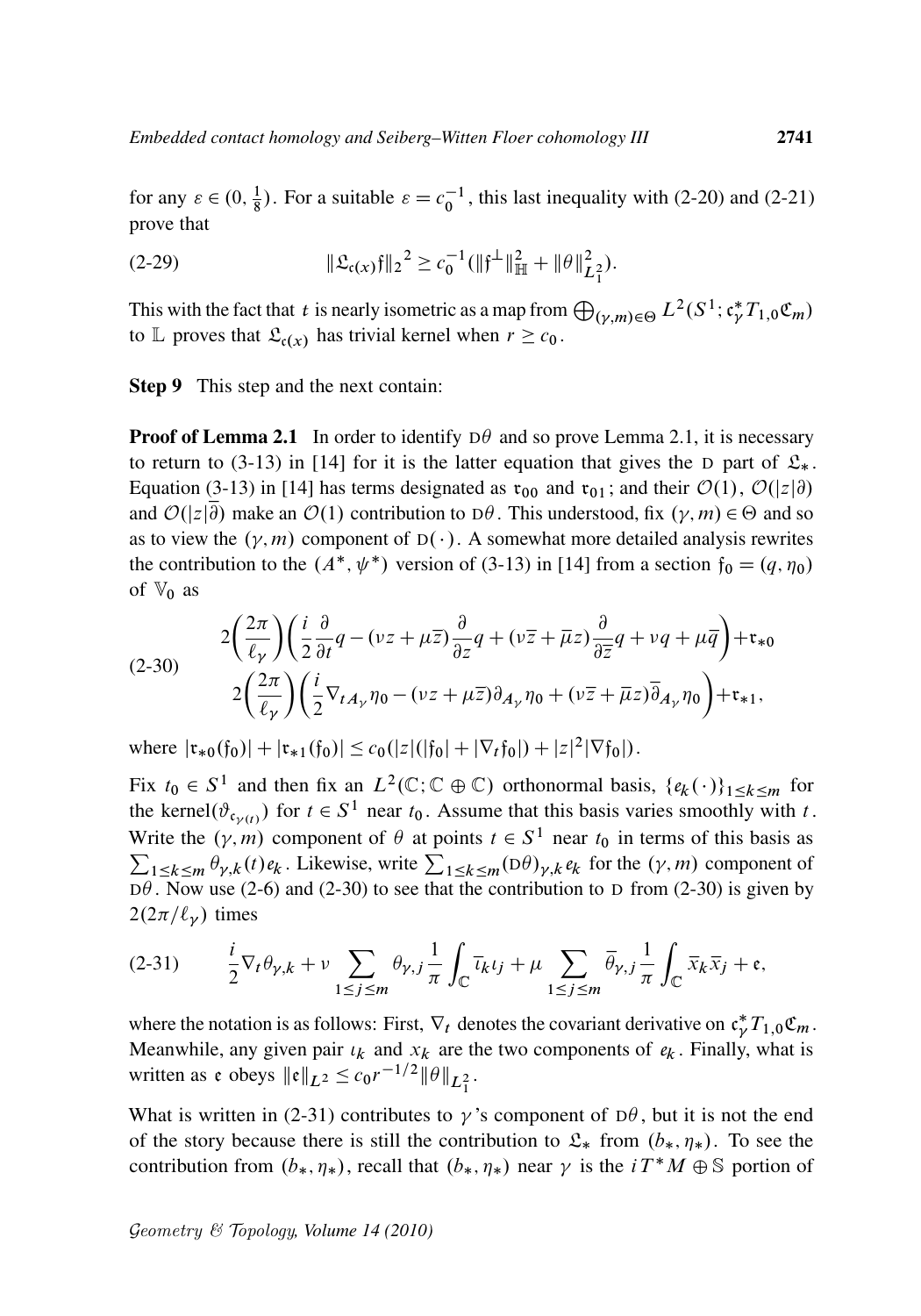for any $\varepsilon \in (0, \frac{1}{8})$. For a suitable $\varepsilon = c_0^{-1}$, this last inequality with (2-20) and (2-21) prove that

$$\|\mathfrak{L}_{\mathfrak{c}(x)}\mathfrak{f}\|_2{}^2 \geq c_0^{-1}(\|\mathfrak{f}^{\perp}\|_{\mathbb{H}}^2 + \|\theta\|_{L^2_1}^2). \tag{2-29}$$

This with the fact that $t$ is nearly isometric as a map from $\bigoplus_{(\gamma,m)\in\Theta} L^2(S^1; \mathfrak{c}_\gamma^* T_{1,0}\mathfrak{C}_m)$ to $\mathbb{L}$ proves that $\mathfrak{L}_{\mathfrak{c}(x)}$ has trivial kernel when $r \geq c_0$.

**Step 9** This step and the next contain:

**Proof of Lemma 2.1** In order to identify $\mathrm{D}\theta$ and so prove Lemma 2.1, it is necessary to return to (3-13) in [14] for it is the latter equation that gives the $\mathrm{D}$ part of $\mathfrak{L}_*$. Equation (3-13) in [14] has terms designated as $\mathfrak{r}_{00}$ and $\mathfrak{r}_{01}$; and their $\mathcal{O}(1)$, $\mathcal{O}(|z|\partial)$ and $\mathcal{O}(|z|\overline{\partial})$ make an $\mathcal{O}(1)$ contribution to $\mathrm{D}\theta$. This understood, fix $(\gamma, m) \in \Theta$ and so as to view the $(\gamma, m)$ component of $\mathrm{D}(\cdot)$. A somewhat more detailed analysis rewrites the contribution to the $(A^*, \psi^*)$ version of (3-13) in [14] from a section $\mathfrak{f}_0 = (q, \eta_0)$ of $\mathbb{V}_0$ as

$$\begin{aligned} &2\left(\frac{2\pi}{\ell_\gamma}\right)\left(\frac{i}{2}\frac{\partial}{\partial t}q - (\nu z + \mu\bar{z})\frac{\partial}{\partial z}q + (\nu\bar{z} + \bar{\mu}z)\frac{\partial}{\partial \bar{z}}q + \nu q + \mu\bar{q}\right) + \mathfrak{r}_{*0} \\ &2\left(\frac{2\pi}{\ell_\gamma}\right)\left(\frac{i}{2}\nabla_{tA_\gamma}\eta_0 - (\nu z + \mu\bar{z})\partial_{A_\gamma}\eta_0 + (\nu\bar{z} + \bar{\mu}z)\overline{\partial}_{A_\gamma}\eta_0\right) + \mathfrak{r}_{*1}, \end{aligned} \tag{2-30}$$

where $|\mathfrak{r}_{*0}(\mathfrak{f}_0)| + |\mathfrak{r}_{*1}(\mathfrak{f}_0)| \leq c_0(|z|(|\mathfrak{f}_0| + |\nabla_t \mathfrak{f}_0|) + |z|^2|\nabla \mathfrak{f}_0|)$.

Fix $t_0 \in S^1$ and then fix an $L^2(\mathbb{C}; \mathbb{C} \oplus \mathbb{C})$ orthonormal basis, $\{e_k(\cdot)\}_{1\leq k\leq m}$ for the kernel$(\vartheta_{\mathfrak{c}_{\gamma(t)}})$ for $t \in S^1$ near $t_0$. Assume that this basis varies smoothly with $t$. Write the $(\gamma, m)$ component of $\theta$ at points $t \in S^1$ near $t_0$ in terms of this basis as $\sum_{1\leq k\leq m} \theta_{\gamma,k}(t)e_k$. Likewise, write $\sum_{1\leq k\leq m}(\mathrm{D}\theta)_{\gamma,k}e_k$ for the $(\gamma, m)$ component of $\mathrm{D}\theta$. Now use (2-6) and (2-30) to see that the contribution to $\mathrm{D}$ from (2-30) is given by $2(2\pi/\ell_\gamma)$ times

$$\frac{i}{2}\nabla_t\theta_{\gamma,k} + \nu\sum_{1\leq j\leq m}\theta_{\gamma,j}\frac{1}{\pi}\int_{\mathbb{C}}\bar{\iota}_k\iota_j + \mu\sum_{1\leq j\leq m}\bar{\theta}_{\gamma,j}\frac{1}{\pi}\int_{\mathbb{C}}\bar{x}_k\bar{x}_j + \mathfrak{e}, \tag{2-31}$$

where the notation is as follows: First, $\nabla_t$ denotes the covariant derivative on $\mathfrak{c}_\gamma^* T_{1,0}\mathfrak{C}_m$. Meanwhile, any given pair $\iota_k$ and $x_k$ are the two components of $e_k$. Finally, what is written as $\mathfrak{e}$ obeys $\|\mathfrak{e}\|_{L^2} \leq c_0 r^{-1/2}\|\theta\|_{L^2_1}$.

What is written in (2-31) contributes to $\gamma$'s component of $\mathrm{D}\theta$, but it is not the end of the story because there is still the contribution to $\mathfrak{L}_*$ from $(b_*, \eta_*)$. To see the contribution from $(b_*, \eta_*)$, recall that $(b_*, \eta_*)$ near $\gamma$ is the $iT^*M \oplus \mathbb{S}$ portion of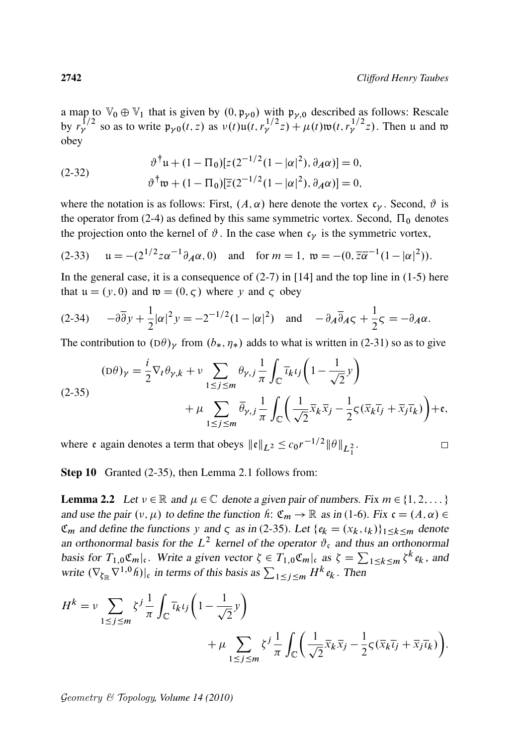a map to $\mathbb{V}_0 \oplus \mathbb{V}_1$ that is given by $(0, \mathfrak{p}_{\gamma 0})$ with $\mathfrak{p}_{\gamma,0}$ described as follows: Rescale by $r_\gamma^{1/2}$ so as to write $\mathfrak{p}_{\gamma 0}(t,z)$ as $\nu(t)\mathfrak{u}(t, r_\gamma^{1/2} z) + \mu(t)\mathfrak{w}(t, r_\gamma^{1/2} z)$. Then $\mathfrak{u}$ and $\mathfrak{w}$ obey

$$
\begin{aligned}
&\vartheta^\dagger \mathfrak{u} + (1 - \Pi_0)[z(2^{-1/2}(1 - |\alpha|^2), \partial_A \alpha)] = 0, \\
&\vartheta^\dagger \mathfrak{w} + (1 - \Pi_0)[\bar{z}(2^{-1/2}(1 - |\alpha|^2), \partial_A \alpha)] = 0,
\end{aligned}
\tag{2-32}
$$

where the notation is as follows: First, $(A, \alpha)$ here denote the vortex $\mathfrak{c}_\gamma$. Second, $\vartheta$ is the operator from (2-4) as defined by this same symmetric vortex. Second, $\Pi_0$ denotes the projection onto the kernel of $\vartheta$. In the case when $\mathfrak{c}_\gamma$ is the symmetric vortex,

$$
\mathfrak{u} = -(2^{1/2} z \alpha^{-1} \partial_A \alpha, 0) \quad \text{and} \quad \text{for } m = 1,\ \mathfrak{w} = -(0, \overline{z\alpha}^{-1}(1 - |\alpha|^2)).
\tag{2-33}
$$

In the general case, it is a consequence of (2-7) in [14] and the top line in (1-5) here that $\mathfrak{u} = (y, 0)$ and $\mathfrak{w} = (0, \varsigma)$ where $y$ and $\varsigma$ obey

$$
-\partial\bar{\partial} y + \frac{1}{2}|\alpha|^2 y = -2^{-1/2}(1 - |\alpha|^2) \quad \text{and} \quad -\partial_A \bar{\partial}_A \varsigma + \frac{1}{2}\varsigma = -\partial_A \alpha.
\tag{2-34}
$$

The contribution to $(\mathrm{D}\theta)_\gamma$ from $(b_*, \eta_*)$ adds to what is written in (2-31) so as to give

$$
\begin{aligned}
(\mathrm{D}\theta)_\gamma = \frac{i}{2}\nabla_t \theta_{\gamma,k} &+ \nu \sum_{1 \le j \le m} \theta_{\gamma,j} \frac{1}{\pi} \int_{\mathbb{C}} \bar{\iota}_k \iota_j \left(1 - \frac{1}{\sqrt{2}} y\right) \\
&+ \mu \sum_{1 \le j \le m} \bar{\theta}_{\gamma,j} \frac{1}{\pi} \int_{\mathbb{C}} \left(\frac{1}{\sqrt{2}} \bar{x}_k \bar{x}_j - \frac{1}{2}\varsigma(\bar{x}_k \bar{\iota}_j + \bar{x}_j \bar{\iota}_k)\right) + \mathfrak{e},
\end{aligned}
\tag{2-35}
$$

where $\mathfrak{e}$ again denotes a term that obeys $\|\mathfrak{e}\|_{L^2} \le c_0 r^{-1/2} \|\theta\|_{L^2_1}$. $\square$

**Step 10** Granted (2-35), then Lemma 2.1 follows from:

**Lemma 2.2** *Let $\nu \in \mathbb{R}$ and $\mu \in \mathbb{C}$ denote a given pair of numbers. Fix $m \in \{1, 2, \dots\}$ and use the pair $(\nu, \mu)$ to define the function $\hbar\colon \mathfrak{C}_m \to \mathbb{R}$ as in (1-6). Fix $\mathfrak{c} = (A, \alpha) \in \mathfrak{C}_m$ and define the functions $y$ and $\varsigma$ as in (2-35). Let $\{e_k = (x_k, \iota_k)\}_{1 \le k \le m}$ denote an orthonormal basis for the $L^2$ kernel of the operator $\vartheta_\mathfrak{c}$ and thus an orthonormal basis for $T_{1,0}\mathfrak{C}_m|_\mathfrak{c}$. Write a given vector $\zeta \in T_{1,0}\mathfrak{C}_m|_\mathfrak{c}$ as $\zeta = \sum_{1 \le k \le m} \zeta^k e_k$, and write $(\nabla_{\zeta_\mathbb{R}} \nabla^{1,0} \hbar)|_\mathfrak{c}$ in terms of this basis as $\sum_{1 \le j \le m} H^k e_k$. Then*

$$
\begin{aligned}
H^k = \nu \sum_{1 \le j \le m} \zeta^j \frac{1}{\pi} \int_{\mathbb{C}} \bar{\iota}_k \iota_j \left(1 - \frac{1}{\sqrt{2}} y\right) \\
+ \mu \sum_{1 \le j \le m} \zeta^j \frac{1}{\pi} \int_{\mathbb{C}} \left(\frac{1}{\sqrt{2}} \bar{x}_k \bar{x}_j - \frac{1}{2}\varsigma(\bar{x}_k \bar{\iota}_j + \bar{x}_j \bar{\iota}_k)\right).
\end{aligned}
$$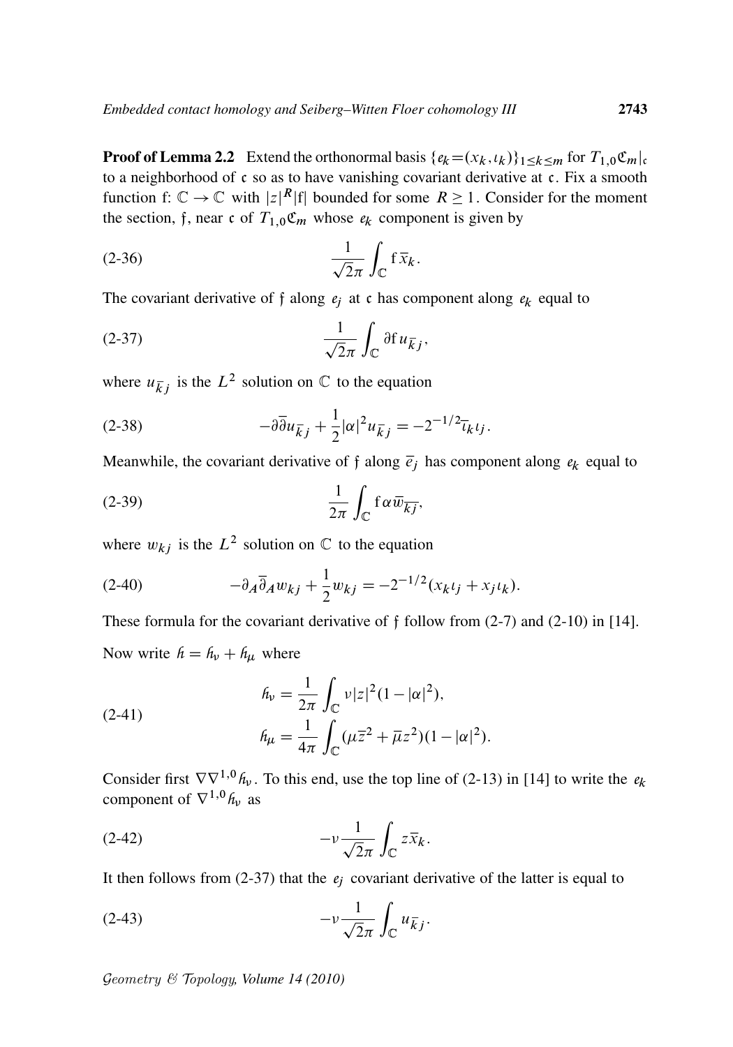**Proof of Lemma 2.2** Extend the orthonormal basis $\{e_k = (x_k, \iota_k)\}_{1 \le k \le m}$ for $T_{1,0}\mathfrak{C}_m|_{\mathfrak{c}}$ to a neighborhood of $\mathfrak{c}$ so as to have vanishing covariant derivative at $\mathfrak{c}$. Fix a smooth function $\mathrm{f}\colon \mathbb{C} \to \mathbb{C}$ with $|z|^R|\mathrm{f}|$ bounded for some $R \ge 1$. Consider for the moment the section, $\mathfrak{f}$, near $\mathfrak{c}$ of $T_{1,0}\mathfrak{C}_m$ whose $e_k$ component is given by

$$\frac{1}{\sqrt{2}\pi} \int_{\mathbb{C}} \mathrm{f}\, \bar{x}_k. \tag{2-36}$$

The covariant derivative of $\mathfrak{f}$ along $e_j$ at $\mathfrak{c}$ has component along $e_k$ equal to

$$\frac{1}{\sqrt{2}\pi} \int_{\mathbb{C}} \partial \mathrm{f}\, u_{\bar{k}j}, \tag{2-37}$$

where $u_{\bar{k}j}$ is the $L^2$ solution on $\mathbb{C}$ to the equation

$$-\partial\bar{\partial} u_{\bar{k}j} + \frac{1}{2}|\alpha|^2 u_{\bar{k}j} = -2^{-1/2}\bar{\iota}_k \iota_j. \tag{2-38}$$

Meanwhile, the covariant derivative of $\mathfrak{f}$ along $\bar{e}_j$ has component along $e_k$ equal to

$$\frac{1}{2\pi} \int_{\mathbb{C}} \mathrm{f}\, \alpha \bar{w}_{\overline{kj}}, \tag{2-39}$$

where $w_{kj}$ is the $L^2$ solution on $\mathbb{C}$ to the equation

$$-\partial_A \bar{\partial}_A w_{kj} + \frac{1}{2} w_{kj} = -2^{-1/2}(x_k \iota_j + x_j \iota_k). \tag{2-40}$$

These formula for the covariant derivative of $\mathfrak{f}$ follow from (2-7) and (2-10) in [14].

Now write $\hbar = \hbar_\nu + \hbar_\mu$ where

$$\begin{aligned} \hbar_\nu &= \frac{1}{2\pi} \int_{\mathbb{C}} \nu |z|^2 (1 - |\alpha|^2), \\ \hbar_\mu &= \frac{1}{4\pi} \int_{\mathbb{C}} (\mu \bar{z}^2 + \bar{\mu} z^2)(1 - |\alpha|^2). \end{aligned} \tag{2-41}$$

Consider first $\nabla\nabla^{1,0}\hbar_\nu$. To this end, use the top line of (2-13) in [14] to write the $e_k$ component of $\nabla^{1,0}\hbar_\nu$ as

$$-\nu \frac{1}{\sqrt{2}\pi} \int_{\mathbb{C}} z \bar{x}_k. \tag{2-42}$$

It then follows from (2-37) that the $e_j$ covariant derivative of the latter is equal to

$$-\nu \frac{1}{\sqrt{2}\pi} \int_{\mathbb{C}} u_{\bar{k}j}. \tag{2-43}$$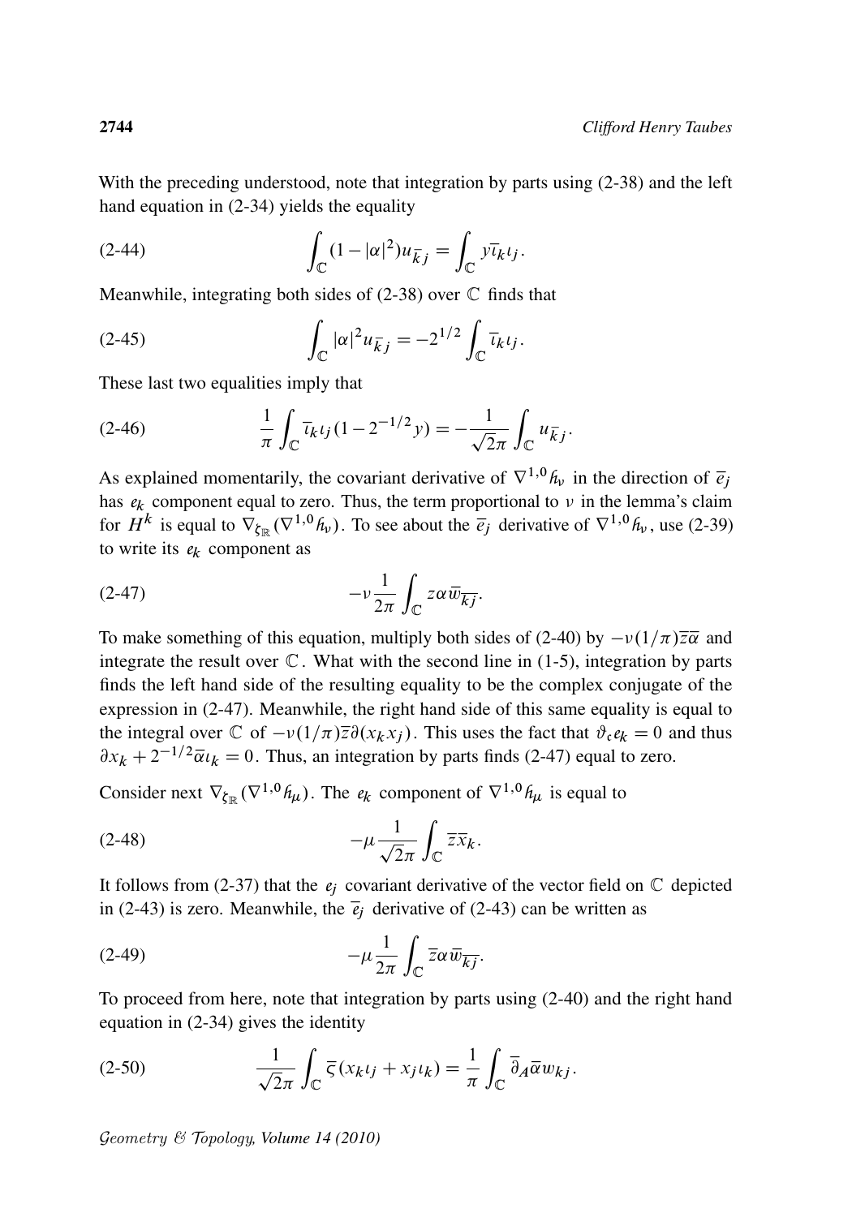With the preceding understood, note that integration by parts using (2-38) and the left hand equation in (2-34) yields the equality

$$\int_{\mathbb{C}} (1-|\alpha|^2) u_{\bar{k}j} = \int_{\mathbb{C}} y \bar{\iota}_k \iota_j. \tag{2-44}$$

Meanwhile, integrating both sides of (2-38) over $\mathbb{C}$ finds that

$$\int_{\mathbb{C}} |\alpha|^2 u_{\bar{k}j} = -2^{1/2} \int_{\mathbb{C}} \bar{\iota}_k \iota_j. \tag{2-45}$$

These last two equalities imply that

$$\frac{1}{\pi} \int_{\mathbb{C}} \bar{\iota}_k \iota_j (1 - 2^{-1/2} y) = -\frac{1}{\sqrt{2}\pi} \int_{\mathbb{C}} u_{\bar{k}j}. \tag{2-46}$$

As explained momentarily, the covariant derivative of $\nabla^{1,0} \mathfrak{h}_\nu$ in the direction of $\bar{e}_j$ has $e_k$ component equal to zero. Thus, the term proportional to $\nu$ in the lemma's claim for $H^k$ is equal to $\nabla_{\zeta_{\mathbb{R}}}(\nabla^{1,0}\mathfrak{h}_\nu)$. To see about the $\bar{e}_j$ derivative of $\nabla^{1,0}\mathfrak{h}_\nu$, use (2-39) to write its $e_k$ component as

$$-\nu \frac{1}{2\pi} \int_{\mathbb{C}} z \alpha \bar{w}_{\overline{kj}}. \tag{2-47}$$

To make something of this equation, multiply both sides of (2-40) by $-\nu(1/\pi)\bar{z}\bar{\alpha}$ and integrate the result over $\mathbb{C}$. What with the second line in (1-5), integration by parts finds the left hand side of the resulting equality to be the complex conjugate of the expression in (2-47). Meanwhile, the right hand side of this same equality is equal to the integral over $\mathbb{C}$ of $-\nu(1/\pi)\bar{z}\partial(x_k x_j)$. This uses the fact that $\vartheta_{\mathfrak{c}} e_k = 0$ and thus $\partial x_k + 2^{-1/2}\bar{\alpha}\iota_k = 0$. Thus, an integration by parts finds (2-47) equal to zero.

Consider next $\nabla_{\zeta_{\mathbb{R}}}(\nabla^{1,0}\mathfrak{h}_\mu)$. The $e_k$ component of $\nabla^{1,0}\mathfrak{h}_\mu$ is equal to

$$-\mu \frac{1}{\sqrt{2}\pi} \int_{\mathbb{C}} \bar{z} \bar{x}_k. \tag{2-48}$$

It follows from (2-37) that the $e_j$ covariant derivative of the vector field on $\mathbb{C}$ depicted in (2-43) is zero. Meanwhile, the $\bar{e}_j$ derivative of (2-43) can be written as

$$-\mu \frac{1}{2\pi} \int_{\mathbb{C}} \bar{z} \alpha \bar{w}_{\overline{kj}}. \tag{2-49}$$

To proceed from here, note that integration by parts using (2-40) and the right hand equation in (2-34) gives the identity

$$\frac{1}{\sqrt{2}\pi} \int_{\mathbb{C}} \bar{\varsigma}(x_k \iota_j + x_j \iota_k) = \frac{1}{\pi} \int_{\mathbb{C}} \bar{\partial}_A \bar{\alpha} w_{kj}. \tag{2-50}$$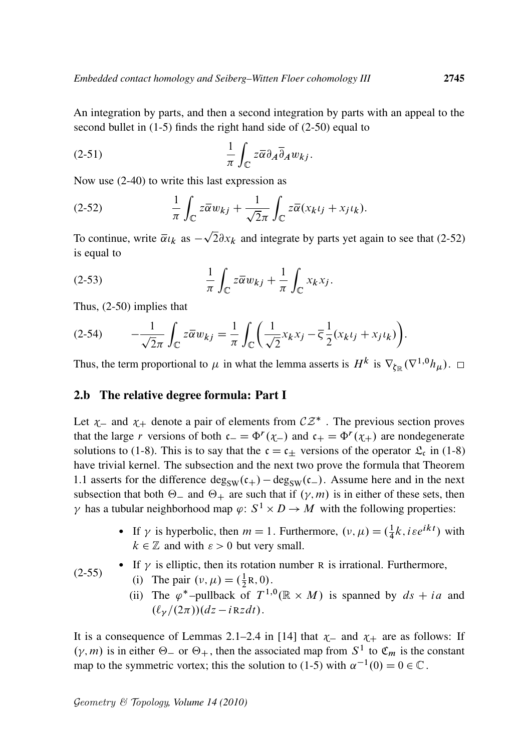An integration by parts, and then a second integration by parts with an appeal to the second bullet in (1-5) finds the right hand side of (2-50) equal to

$$\frac{1}{\pi}\int_{\mathbb{C}} z\bar{\alpha}\partial_A\bar{\partial}_A w_{kj}. \tag{2-51}$$

Now use (2-40) to write this last expression as

$$\frac{1}{\pi}\int_{\mathbb{C}} z\bar{\alpha} w_{kj} + \frac{1}{\sqrt{2}\pi}\int_{\mathbb{C}} z\bar{\alpha}(x_k\iota_j + x_j\iota_k). \tag{2-52}$$

To continue, write $\bar{\alpha}\iota_k$ as $-\sqrt{2}\partial x_k$ and integrate by parts yet again to see that (2-52) is equal to

$$\frac{1}{\pi}\int_{\mathbb{C}} z\bar{\alpha} w_{kj} + \frac{1}{\pi}\int_{\mathbb{C}} x_k x_j. \tag{2-53}$$

Thus, (2-50) implies that

$$-\frac{1}{\sqrt{2}\pi}\int_{\mathbb{C}} z\bar{\alpha} w_{kj} = \frac{1}{\pi}\int_{\mathbb{C}}\left(\frac{1}{\sqrt{2}}x_k x_j - \bar{\varsigma}\frac{1}{2}(x_k\iota_j + x_j\iota_k)\right). \tag{2-54}$$

Thus, the term proportional to $\mu$ in what the lemma asserts is $H^k$ is $\nabla_{\zeta_{\mathbb{R}}}(\nabla^{1,0}h_\mu)$. □

## 2.b The relative degree formula: Part I

Let $\chi_-$ and $\chi_+$ denote a pair of elements from $\mathcal{CZ}^*$. The previous section proves that the large $r$ versions of both $\mathfrak{c}_- = \Phi^r(\chi_-)$ and $\mathfrak{c}_+ = \Phi^r(\chi_+)$ are nondegenerate solutions to (1-8). This is to say that the $\mathfrak{c} = \mathfrak{c}_\pm$ versions of the operator $\mathfrak{L}_\mathfrak{c}$ in (1-8) have trivial kernel. The subsection and the next two prove the formula that Theorem 1.1 asserts for the difference $\deg_{\mathrm{SW}}(\mathfrak{c}_+) - \deg_{\mathrm{SW}}(\mathfrak{c}_-)$. Assume here and in the next subsection that both $\Theta_-$ and $\Theta_+$ are such that if $(\gamma, m)$ is in either of these sets, then $\gamma$ has a tubular neighborhood map $\varphi\colon S^1 \times D \to M$ with the following properties:

(2-55)

- If $\gamma$ is hyperbolic, then $m = 1$. Furthermore, $(\nu, \mu) = (\frac{1}{4}k, i\varepsilon e^{ikt})$ with $k \in \mathbb{Z}$ and with $\varepsilon > 0$ but very small.
- If $\gamma$ is elliptic, then its rotation number $\mathrm{R}$ is irrational. Furthermore,
  - (i) The pair $(\nu, \mu) = (\frac{1}{2}\mathrm{R}, 0)$.
  - (ii) The $\varphi^*$–pullback of $T^{1,0}(\mathbb{R} \times M)$ is spanned by $ds + ia$ and $(\ell_\gamma/(2\pi))(dz - i\mathrm{R}z\,dt)$.

It is a consequence of Lemmas 2.1–2.4 in [14] that $\chi_-$ and $\chi_+$ are as follows: If $(\gamma, m)$ is in either $\Theta_-$ or $\Theta_+$, then the associated map from $S^1$ to $\mathfrak{C}_m$ is the constant map to the symmetric vortex; this the solution to (1-5) with $\alpha^{-1}(0) = 0 \in \mathbb{C}$.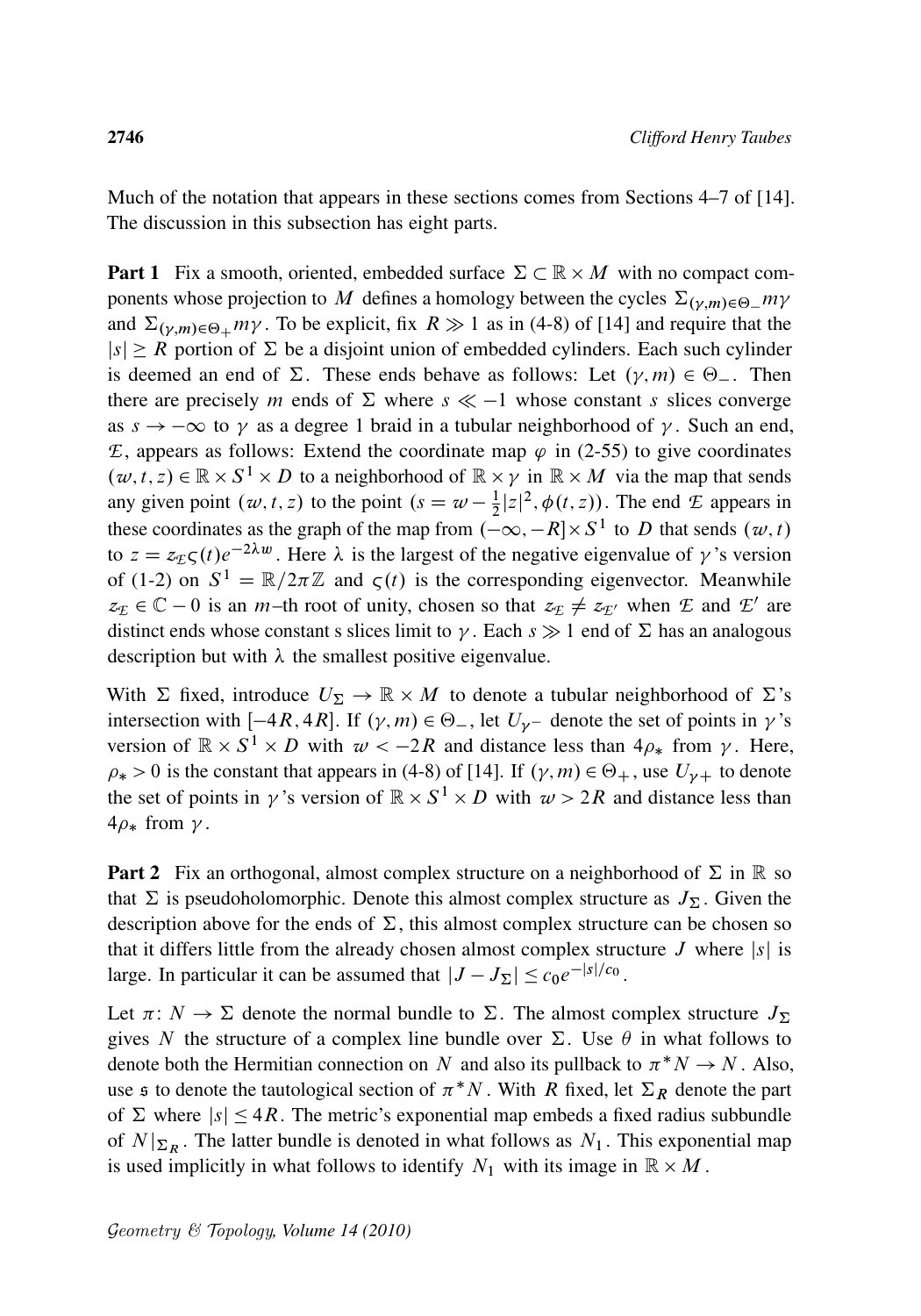Much of the notation that appears in these sections comes from Sections 4–7 of [14]. The discussion in this subsection has eight parts.

**Part 1** Fix a smooth, oriented, embedded surface $\Sigma \subset \mathbb{R} \times M$ with no compact components whose projection to $M$ defines a homology between the cycles $\Sigma_{(\gamma,m)\in\Theta_-} m\gamma$ and $\Sigma_{(\gamma,m)\in\Theta_+} m\gamma$. To be explicit, fix $R \gg 1$ as in (4-8) of [14] and require that the $|s| \geq R$ portion of $\Sigma$ be a disjoint union of embedded cylinders. Each such cylinder is deemed an end of $\Sigma$. These ends behave as follows: Let $(\gamma, m) \in \Theta_-$. Then there are precisely $m$ ends of $\Sigma$ where $s \ll -1$ whose constant $s$ slices converge as $s \to -\infty$ to $\gamma$ as a degree 1 braid in a tubular neighborhood of $\gamma$. Such an end, $\mathcal{E}$, appears as follows: Extend the coordinate map $\varphi$ in (2-55) to give coordinates $(w, t, z) \in \mathbb{R} \times S^1 \times D$ to a neighborhood of $\mathbb{R} \times \gamma$ in $\mathbb{R} \times M$ via the map that sends any given point $(w, t, z)$ to the point $(s = w - \frac{1}{2}|z|^2, \phi(t, z))$. The end $\mathcal{E}$ appears in these coordinates as the graph of the map from $(-\infty, -R] \times S^1$ to $D$ that sends $(w, t)$ to $z = z_{\mathcal{E}}\varsigma(t)e^{-2\lambda w}$. Here $\lambda$ is the largest of the negative eigenvalue of $\gamma$'s version of (1-2) on $S^1 = \mathbb{R}/2\pi\mathbb{Z}$ and $\varsigma(t)$ is the corresponding eigenvector. Meanwhile $z_{\mathcal{E}} \in \mathbb{C} - 0$ is an $m$–th root of unity, chosen so that $z_{\mathcal{E}} \neq z_{\mathcal{E}'}$ when $\mathcal{E}$ and $\mathcal{E}'$ are distinct ends whose constant s slices limit to $\gamma$. Each $s \gg 1$ end of $\Sigma$ has an analogous description but with $\lambda$ the smallest positive eigenvalue.

With $\Sigma$ fixed, introduce $U_\Sigma \to \mathbb{R} \times M$ to denote a tubular neighborhood of $\Sigma$'s intersection with $[-4R, 4R]$. If $(\gamma, m) \in \Theta_-$, let $U_{\gamma -}$ denote the set of points in $\gamma$'s version of $\mathbb{R} \times S^1 \times D$ with $w < -2R$ and distance less than $4\rho_*$ from $\gamma$. Here, $\rho_* > 0$ is the constant that appears in (4-8) of [14]. If $(\gamma, m) \in \Theta_+$, use $U_{\gamma +}$ to denote the set of points in $\gamma$'s version of $\mathbb{R} \times S^1 \times D$ with $w > 2R$ and distance less than $4\rho_*$ from $\gamma$.

**Part 2** Fix an orthogonal, almost complex structure on a neighborhood of $\Sigma$ in $\mathbb{R}$ so that $\Sigma$ is pseudoholomorphic. Denote this almost complex structure as $J_\Sigma$. Given the description above for the ends of $\Sigma$, this almost complex structure can be chosen so that it differs little from the already chosen almost complex structure $J$ where $|s|$ is large. In particular it can be assumed that $|J - J_\Sigma| \leq c_0 e^{-|s|/c_0}$.

Let $\pi\colon N \to \Sigma$ denote the normal bundle to $\Sigma$. The almost complex structure $J_\Sigma$ gives $N$ the structure of a complex line bundle over $\Sigma$. Use $\theta$ in what follows to denote both the Hermitian connection on $N$ and also its pullback to $\pi^*N \to N$. Also, use $\mathfrak{s}$ to denote the tautological section of $\pi^*N$. With $R$ fixed, let $\Sigma_R$ denote the part of $\Sigma$ where $|s| \leq 4R$. The metric's exponential map embeds a fixed radius subbundle of $N|_{\Sigma_R}$. The latter bundle is denoted in what follows as $N_1$. This exponential map is used implicitly in what follows to identify $N_1$ with its image in $\mathbb{R} \times M$.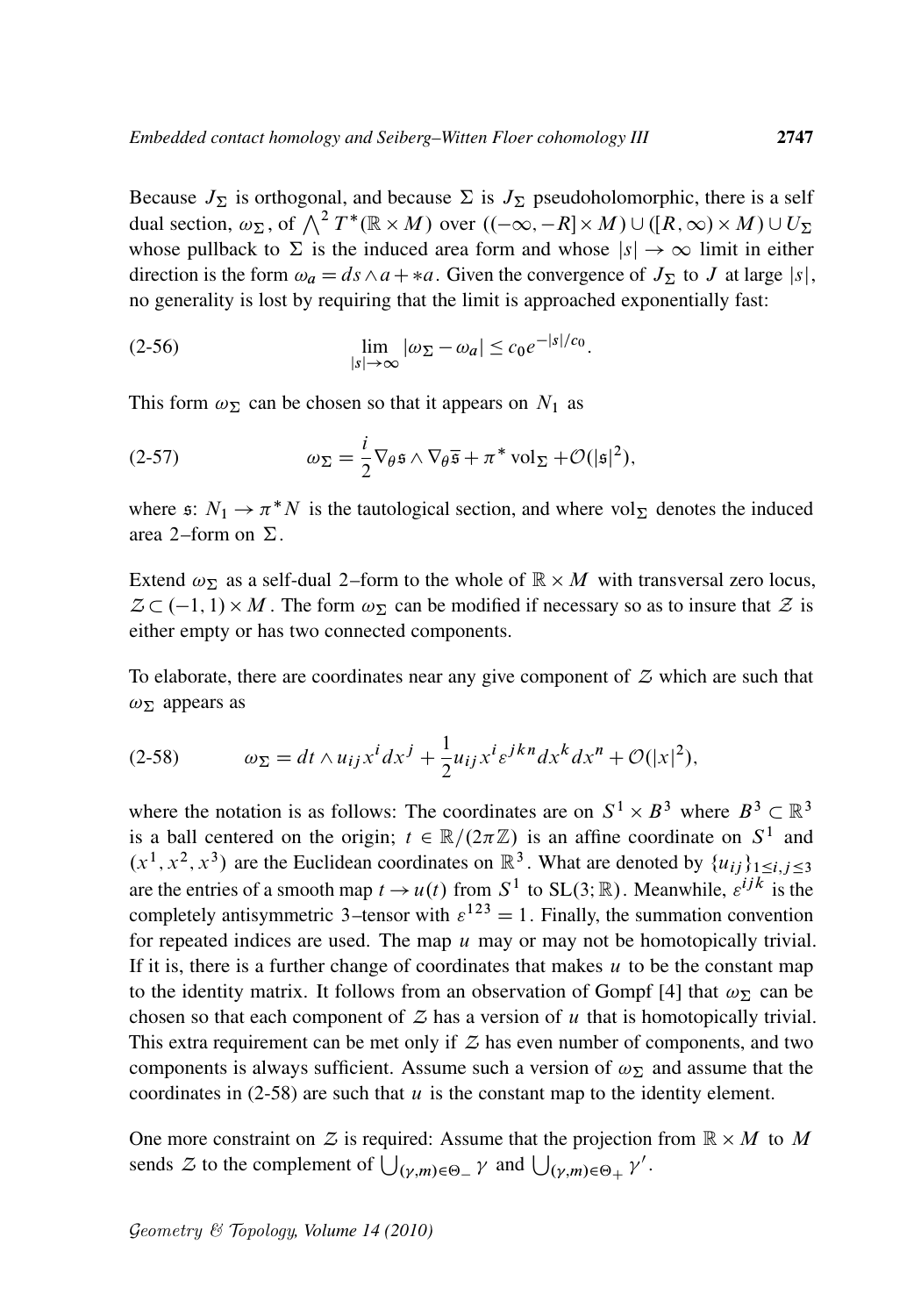Because $J_\Sigma$ is orthogonal, and because $\Sigma$ is $J_\Sigma$ pseudoholomorphic, there is a self dual section, $\omega_\Sigma$, of $\bigwedge^2 T^*(\mathbb{R} \times M)$ over $((-\infty, -R] \times M) \cup ([R, \infty) \times M) \cup U_\Sigma$ whose pullback to $\Sigma$ is the induced area form and whose $|s| \to \infty$ limit in either direction is the form $\omega_a = ds \wedge a + *a$. Given the convergence of $J_\Sigma$ to $J$ at large $|s|$, no generality is lost by requiring that the limit is approached exponentially fast:

$$\lim_{|s| \to \infty} |\omega_\Sigma - \omega_a| \leq c_0 e^{-|s|/c_0}. \tag{2-56}$$

This form $\omega_\Sigma$ can be chosen so that it appears on $N_1$ as

$$\omega_\Sigma = \frac{i}{2} \nabla_\theta \mathfrak{s} \wedge \nabla_\theta \bar{\mathfrak{s}} + \pi^* \operatorname{vol}_\Sigma + \mathcal{O}(|\mathfrak{s}|^2), \tag{2-57}$$

where $\mathfrak{s}$: $N_1 \to \pi^* N$ is the tautological section, and where $\operatorname{vol}_\Sigma$ denotes the induced area 2–form on $\Sigma$.

Extend $\omega_\Sigma$ as a self-dual 2–form to the whole of $\mathbb{R} \times M$ with transversal zero locus, $\mathcal{Z} \subset (-1, 1) \times M$. The form $\omega_\Sigma$ can be modified if necessary so as to insure that $\mathcal{Z}$ is either empty or has two connected components.

To elaborate, there are coordinates near any give component of $\mathcal{Z}$ which are such that $\omega_\Sigma$ appears as

$$\omega_\Sigma = dt \wedge u_{ij} x^i dx^j + \frac{1}{2} u_{ij} x^i \varepsilon^{jkn} dx^k dx^n + \mathcal{O}(|x|^2), \tag{2-58}$$

where the notation is as follows: The coordinates are on $S^1 \times B^3$ where $B^3 \subset \mathbb{R}^3$ is a ball centered on the origin; $t \in \mathbb{R}/(2\pi\mathbb{Z})$ is an affine coordinate on $S^1$ and $(x^1, x^2, x^3)$ are the Euclidean coordinates on $\mathbb{R}^3$. What are denoted by $\{u_{ij}\}_{1 \leq i,j \leq 3}$ are the entries of a smooth map $t \to u(t)$ from $S^1$ to $\mathrm{SL}(3; \mathbb{R})$. Meanwhile, $\varepsilon^{ijk}$ is the completely antisymmetric 3–tensor with $\varepsilon^{123} = 1$. Finally, the summation convention for repeated indices are used. The map $u$ may or may not be homotopically trivial. If it is, there is a further change of coordinates that makes $u$ to be the constant map to the identity matrix. It follows from an observation of Gompf [4] that $\omega_\Sigma$ can be chosen so that each component of $\mathcal{Z}$ has a version of $u$ that is homotopically trivial. This extra requirement can be met only if $\mathcal{Z}$ has even number of components, and two components is always sufficient. Assume such a version of $\omega_\Sigma$ and assume that the coordinates in (2-58) are such that $u$ is the constant map to the identity element.

One more constraint on $\mathcal{Z}$ is required: Assume that the projection from $\mathbb{R} \times M$ to $M$ sends $\mathcal{Z}$ to the complement of $\bigcup_{(\gamma,m) \in \Theta_-} \gamma$ and $\bigcup_{(\gamma,m) \in \Theta_+} \gamma'$.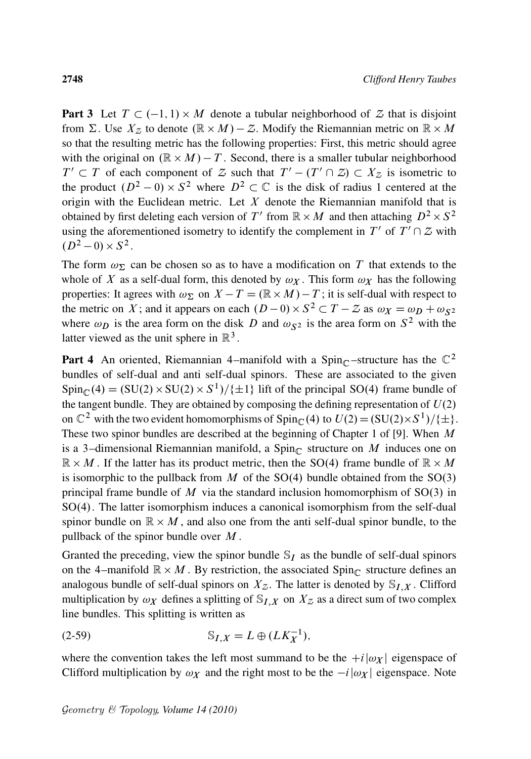**Part 3** Let $T \subset (-1,1) \times M$ denote a tubular neighborhood of $\mathcal{Z}$ that is disjoint from $\Sigma$. Use $X_{\mathcal{Z}}$ to denote $(\mathbb{R} \times M) - \mathcal{Z}$. Modify the Riemannian metric on $\mathbb{R} \times M$ so that the resulting metric has the following properties: First, this metric should agree with the original on $(\mathbb{R} \times M) - T$. Second, there is a smaller tubular neighborhood $T' \subset T$ of each component of $\mathcal{Z}$ such that $T' - (T' \cap \mathcal{Z}) \subset X_{\mathcal{Z}}$ is isometric to the product $(D^2 - 0) \times S^2$ where $D^2 \subset \mathbb{C}$ is the disk of radius 1 centered at the origin with the Euclidean metric. Let $X$ denote the Riemannian manifold that is obtained by first deleting each version of $T'$ from $\mathbb{R} \times M$ and then attaching $D^2 \times S^2$ using the aforementioned isometry to identify the complement in $T'$ of $T' \cap \mathcal{Z}$ with $(D^2 - 0) \times S^2$.

The form $\omega_\Sigma$ can be chosen so as to have a modification on $T$ that extends to the whole of $X$ as a self-dual form, this denoted by $\omega_X$. This form $\omega_X$ has the following properties: It agrees with $\omega_\Sigma$ on $X - T = (\mathbb{R} \times M) - T$; it is self-dual with respect to the metric on $X$; and it appears on each $(D - 0) \times S^2 \subset T - \mathcal{Z}$ as $\omega_X = \omega_D + \omega_{S^2}$ where $\omega_D$ is the area form on the disk $D$ and $\omega_{S^2}$ is the area form on $S^2$ with the latter viewed as the unit sphere in $\mathbb{R}^3$.

**Part 4** An oriented, Riemannian 4–manifold with a $\mathrm{Spin}_{\mathbb{C}}$–structure has the $\mathbb{C}^2$ bundles of self-dual and anti self-dual spinors. These are associated to the given $\mathrm{Spin}_{\mathbb{C}}(4) = (\mathrm{SU}(2) \times \mathrm{SU}(2) \times S^1)/\{\pm 1\}$ lift of the principal $\mathrm{SO}(4)$ frame bundle of the tangent bundle. They are obtained by composing the defining representation of $U(2)$ on $\mathbb{C}^2$ with the two evident homomorphisms of $\mathrm{Spin}_{\mathbb{C}}(4)$ to $U(2) = (\mathrm{SU}(2) \times S^1)/\{\pm\}$. These two spinor bundles are described at the beginning of Chapter 1 of [9]. When $M$ is a 3–dimensional Riemannian manifold, a $\mathrm{Spin}_{\mathbb{C}}$ structure on $M$ induces one on $\mathbb{R} \times M$. If the latter has its product metric, then the $\mathrm{SO}(4)$ frame bundle of $\mathbb{R} \times M$ is isomorphic to the pullback from $M$ of the $\mathrm{SO}(4)$ bundle obtained from the $\mathrm{SO}(3)$ principal frame bundle of $M$ via the standard inclusion homomorphism of $\mathrm{SO}(3)$ in $\mathrm{SO}(4)$. The latter isomorphism induces a canonical isomorphism from the self-dual spinor bundle on $\mathbb{R} \times M$, and also one from the anti self-dual spinor bundle, to the pullback of the spinor bundle over $M$.

Granted the preceding, view the spinor bundle $\mathbb{S}_I$ as the bundle of self-dual spinors on the 4–manifold $\mathbb{R} \times M$. By restriction, the associated $\mathrm{Spin}_{\mathbb{C}}$ structure defines an analogous bundle of self-dual spinors on $X_{\mathcal{Z}}$. The latter is denoted by $\mathbb{S}_{I,X}$. Clifford multiplication by $\omega_X$ defines a splitting of $\mathbb{S}_{I,X}$ on $X_{\mathcal{Z}}$ as a direct sum of two complex line bundles. This splitting is written as

$$\mathbb{S}_{I,X} = L \oplus (LK_X^{-1}), \tag{2-59}$$

where the convention takes the left most summand to be the $+i|\omega_X|$ eigenspace of Clifford multiplication by $\omega_X$ and the right most to be the $-i|\omega_X|$ eigenspace. Note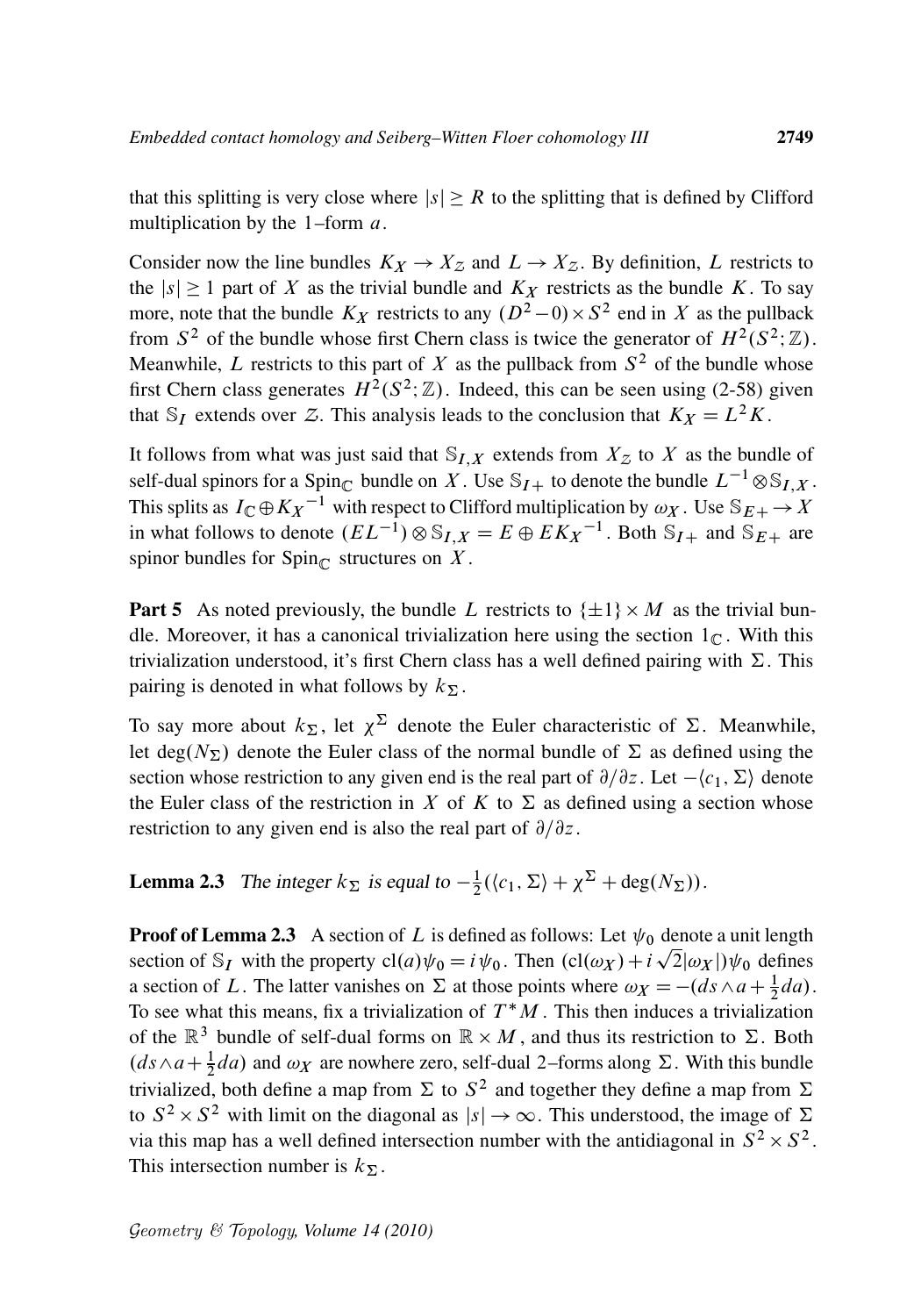that this splitting is very close where $|s| \geq R$ to the splitting that is defined by Clifford multiplication by the 1–form $a$.

Consider now the line bundles $K_X \to X_{\mathcal{Z}}$ and $L \to X_{\mathcal{Z}}$. By definition, $L$ restricts to the $|s| \geq 1$ part of $X$ as the trivial bundle and $K_X$ restricts as the bundle $K$. To say more, note that the bundle $K_X$ restricts to any $(D^2 - 0) \times S^2$ end in $X$ as the pullback from $S^2$ of the bundle whose first Chern class is twice the generator of $H^2(S^2; \mathbb{Z})$. Meanwhile, $L$ restricts to this part of $X$ as the pullback from $S^2$ of the bundle whose first Chern class generates $H^2(S^2; \mathbb{Z})$. Indeed, this can be seen using (2-58) given that $\mathbb{S}_I$ extends over $\mathcal{Z}$. This analysis leads to the conclusion that $K_X = L^2 K$.

It follows from what was just said that $\mathbb{S}_{I,X}$ extends from $X_{\mathcal{Z}}$ to $X$ as the bundle of self-dual spinors for a $\mathrm{Spin}_{\mathbb{C}}$ bundle on $X$. Use $\mathbb{S}_{I+}$ to denote the bundle $L^{-1} \otimes \mathbb{S}_{I,X}$. This splits as $I_{\mathbb{C}} \oplus {K_X}^{-1}$ with respect to Clifford multiplication by $\omega_X$. Use $\mathbb{S}_{E+} \to X$ in what follows to denote $(EL^{-1}) \otimes \mathbb{S}_{I,X} = E \oplus E{K_X}^{-1}$. Both $\mathbb{S}_{I+}$ and $\mathbb{S}_{E+}$ are spinor bundles for $\mathrm{Spin}_{\mathbb{C}}$ structures on $X$.

**Part 5** As noted previously, the bundle $L$ restricts to $\{\pm 1\} \times M$ as the trivial bundle. Moreover, it has a canonical trivialization here using the section $1_{\mathbb{C}}$. With this trivialization understood, it's first Chern class has a well defined pairing with $\Sigma$. This pairing is denoted in what follows by $k_\Sigma$.

To say more about $k_\Sigma$, let $\chi^\Sigma$ denote the Euler characteristic of $\Sigma$. Meanwhile, let $\deg(N_\Sigma)$ denote the Euler class of the normal bundle of $\Sigma$ as defined using the section whose restriction to any given end is the real part of $\partial/\partial z$. Let $-\langle c_1, \Sigma \rangle$ denote the Euler class of the restriction in $X$ of $K$ to $\Sigma$ as defined using a section whose restriction to any given end is also the real part of $\partial/\partial z$.

**Lemma 2.3** *The integer $k_\Sigma$ is equal to $-\frac{1}{2}(\langle c_1, \Sigma \rangle + \chi^\Sigma + \deg(N_\Sigma))$.*

**Proof of Lemma 2.3** A section of $L$ is defined as follows: Let $\psi_0$ denote a unit length section of $\mathbb{S}_I$ with the property $\mathrm{cl}(a)\psi_0 = i\psi_0$. Then $(\mathrm{cl}(\omega_X) + i\sqrt{2}|\omega_X|)\psi_0$ defines a section of $L$. The latter vanishes on $\Sigma$ at those points where $\omega_X = -(ds \wedge a + \frac{1}{2}da)$. To see what this means, fix a trivialization of $T^*M$. This then induces a trivialization of the $\mathbb{R}^3$ bundle of self-dual forms on $\mathbb{R} \times M$, and thus its restriction to $\Sigma$. Both $(ds \wedge a + \frac{1}{2}da)$ and $\omega_X$ are nowhere zero, self-dual 2–forms along $\Sigma$. With this bundle trivialized, both define a map from $\Sigma$ to $S^2$ and together they define a map from $\Sigma$ to $S^2 \times S^2$ with limit on the diagonal as $|s| \to \infty$. This understood, the image of $\Sigma$ via this map has a well defined intersection number with the antidiagonal in $S^2 \times S^2$. This intersection number is $k_\Sigma$.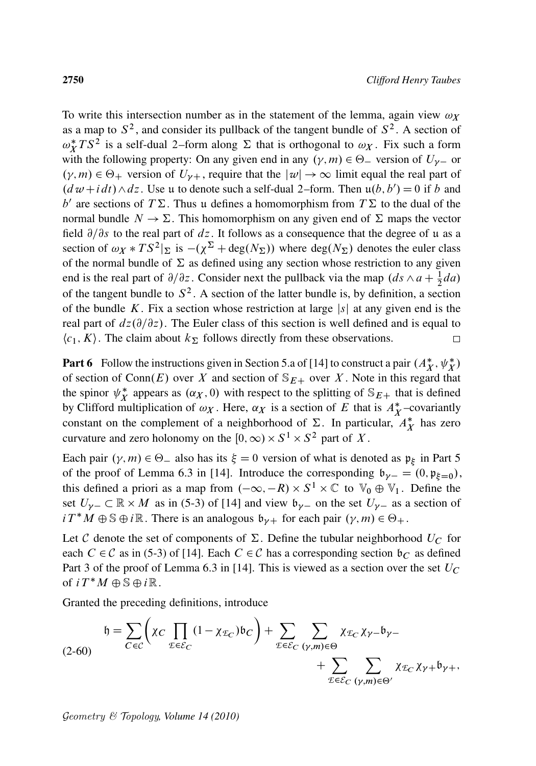To write this intersection number as in the statement of the lemma, again view $\omega_X$ as a map to $S^2$, and consider its pullback of the tangent bundle of $S^2$. A section of $\omega_X^* TS^2$ is a self-dual 2–form along $\Sigma$ that is orthogonal to $\omega_X$. Fix such a form with the following property: On any given end in any $(\gamma, m) \in \Theta_-$ version of $U_{\gamma-}$ or $(\gamma, m) \in \Theta_+$ version of $U_{\gamma+}$, require that the $|w| \to \infty$ limit equal the real part of $(dw + i\,dt) \wedge dz$. Use $\mathfrak{u}$ to denote such a self-dual 2–form. Then $\mathfrak{u}(b, b') = 0$ if $b$ and $b'$ are sections of $T\Sigma$. Thus $\mathfrak{u}$ defines a homomorphism from $T\Sigma$ to the dual of the normal bundle $N \to \Sigma$. This homomorphism on any given end of $\Sigma$ maps the vector field $\partial/\partial s$ to the real part of $dz$. It follows as a consequence that the degree of $\mathfrak{u}$ as a section of $\omega_X * TS^2|_\Sigma$ is $-(\chi^\Sigma + \deg(N_\Sigma))$ where $\deg(N_\Sigma)$ denotes the euler class of the normal bundle of $\Sigma$ as defined using any section whose restriction to any given end is the real part of $\partial/\partial z$. Consider next the pullback via the map $(ds \wedge a + \frac{1}{2} da)$ of the tangent bundle to $S^2$. A section of the latter bundle is, by definition, a section of the bundle $K$. Fix a section whose restriction at large $|s|$ at any given end is the real part of $dz(\partial/\partial z)$. The Euler class of this section is well defined and is equal to $\langle c_1, K\rangle$. The claim about $k_\Sigma$ follows directly from these observations. $\square$

**Part 6** Follow the instructions given in Section 5.a of [14] to construct a pair $(A_X^*, \psi_X^*)$ of section of $\mathrm{Conn}(E)$ over $X$ and section of $\mathbb{S}_{E+}$ over $X$. Note in this regard that the spinor $\psi_X^*$ appears as $(\alpha_X, 0)$ with respect to the splitting of $\mathbb{S}_{E+}$ that is defined by Clifford multiplication of $\omega_X$. Here, $\alpha_X$ is a section of $E$ that is $A_X^*$–covariantly constant on the complement of a neighborhood of $\Sigma$. In particular, $A_X^*$ has zero curvature and zero holonomy on the $[0,\infty) \times S^1 \times S^2$ part of $X$.

Each pair $(\gamma, m) \in \Theta_-$ also has its $\xi = 0$ version of what is denoted as $\mathfrak{p}_\xi$ in Part 5 of the proof of Lemma 6.3 in [14]. Introduce the corresponding $\mathfrak{b}_{\gamma-} = (0, \mathfrak{p}_{\xi=0})$, this defined a priori as a map from $(-\infty, -R) \times S^1 \times \mathbb{C}$ to $\mathbb{V}_0 \oplus \mathbb{V}_1$. Define the set $U_{\gamma-} \subset \mathbb{R} \times M$ as in (5-3) of [14] and view $\mathfrak{b}_{\gamma-}$ on the set $U_{\gamma-}$ as a section of $iT^*M \oplus \mathbb{S} \oplus i\mathbb{R}$. There is an analogous $\mathfrak{b}_{\gamma+}$ for each pair $(\gamma, m) \in \Theta_+$.

Let $\mathcal{C}$ denote the set of components of $\Sigma$. Define the tubular neighborhood $U_C$ for each $C \in \mathcal{C}$ as in (5-3) of [14]. Each $C \in \mathcal{C}$ has a corresponding section $\mathfrak{b}_C$ as defined Part 3 of the proof of Lemma 6.3 in [14]. This is viewed as a section over the set $U_C$ of $iT^*M \oplus \mathbb{S} \oplus i\mathbb{R}$.

Granted the preceding definitions, introduce

$$\mathfrak{h} = \sum_{C \in \mathcal{C}} \Big( \chi_C \prod_{\mathcal{E} \in \mathcal{E}_C} (1 - \chi_{\mathcal{E}_C}) \mathfrak{b}_C \Big) + \sum_{\mathcal{E} \in \mathcal{E}_C} \sum_{(\gamma,m) \in \Theta} \chi_{\mathcal{E}_C} \chi_{\gamma-} \mathfrak{b}_{\gamma-} + \sum_{\mathcal{E} \in \mathcal{E}_C} \sum_{(\gamma,m) \in \Theta'} \chi_{\mathcal{E}_C} \chi_{\gamma+} \mathfrak{b}_{\gamma+}, \tag{2-60}$$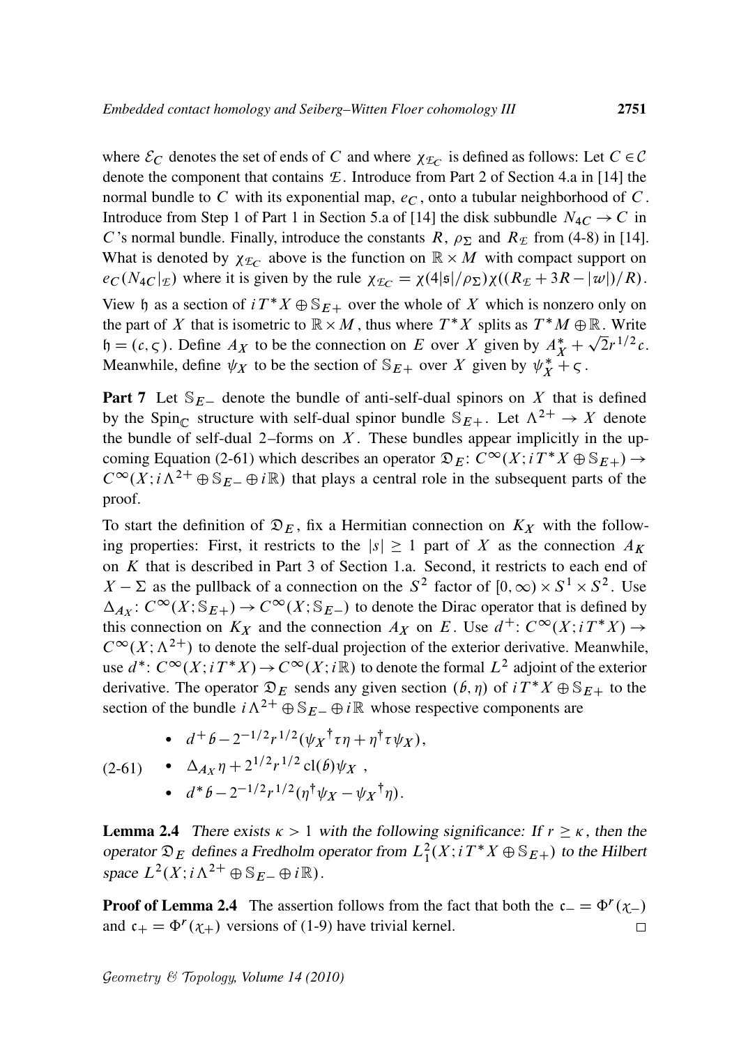where $\mathcal{E}_C$ denotes the set of ends of $C$ and where $\chi_{\mathcal{E}_C}$ is defined as follows: Let $C \in \mathcal{C}$ denote the component that contains $\mathcal{E}$. Introduce from Part 2 of Section 4.a in [14] the normal bundle to $C$ with its exponential map, $e_C$, onto a tubular neighborhood of $C$. Introduce from Step 1 of Part 1 in Section 5.a of [14] the disk subbundle $N_{4C} \to C$ in $C$'s normal bundle. Finally, introduce the constants $R$, $\rho_\Sigma$ and $R_{\mathcal{E}}$ from (4-8) in [14]. What is denoted by $\chi_{\mathcal{E}_C}$ above is the function on $\mathbb{R} \times M$ with compact support on $e_C(N_{4C}|_{\mathcal{E}})$ where it is given by the rule $\chi_{\mathcal{E}_C} = \chi(4|\mathfrak{s}|/\rho_\Sigma)\chi((R_{\mathcal{E}} + 3R - |w|)/R)$.

View $\mathfrak{h}$ as a section of $iT^*X \oplus \mathbb{S}_{E+}$ over the whole of $X$ which is nonzero only on the part of $X$ that is isometric to $\mathbb{R} \times M$, thus where $T^*X$ splits as $T^*M \oplus \mathbb{R}$. Write $\mathfrak{h} = (\mathfrak{c}, \varsigma)$. Define $A_X$ to be the connection on $E$ over $X$ given by $A_X^* + \sqrt{2}r^{1/2}\mathfrak{c}$. Meanwhile, define $\psi_X$ to be the section of $\mathbb{S}_{E+}$ over $X$ given by $\psi_X^* + \varsigma$.

**Part 7** Let $\mathbb{S}_{E-}$ denote the bundle of anti-self-dual spinors on $X$ that is defined by the $\mathrm{Spin}_{\mathbb{C}}$ structure with self-dual spinor bundle $\mathbb{S}_{E+}$. Let $\Lambda^{2+} \to X$ denote the bundle of self-dual 2–forms on $X$. These bundles appear implicitly in the upcoming Equation (2-61) which describes an operator $\mathfrak{D}_E\colon C^\infty(X; iT^*X \oplus \mathbb{S}_{E+}) \to C^\infty(X; i\Lambda^{2+} \oplus \mathbb{S}_{E-} \oplus i\mathbb{R})$ that plays a central role in the subsequent parts of the proof.

To start the definition of $\mathfrak{D}_E$, fix a Hermitian connection on $K_X$ with the following properties: First, it restricts to the $|s| \geq 1$ part of $X$ as the connection $A_K$ on $K$ that is described in Part 3 of Section 1.a. Second, it restricts to each end of $X - \Sigma$ as the pullback of a connection on the $S^2$ factor of $[0, \infty) \times S^1 \times S^2$. Use $\Delta_{A_X}\colon C^\infty(X; \mathbb{S}_{E+}) \to C^\infty(X; \mathbb{S}_{E-})$ to denote the Dirac operator that is defined by this connection on $K_X$ and the connection $A_X$ on $E$. Use $d^+\colon C^\infty(X; iT^*X) \to C^\infty(X; \Lambda^{2+})$ to denote the self-dual projection of the exterior derivative. Meanwhile, use $d^*\colon C^\infty(X; iT^*X) \to C^\infty(X; i\mathbb{R})$ to denote the formal $L^2$ adjoint of the exterior derivative. The operator $\mathfrak{D}_E$ sends any given section $(\mathfrak{b}, \eta)$ of $iT^*X \oplus \mathbb{S}_{E+}$ to the section of the bundle $i\Lambda^{2+} \oplus \mathbb{S}_{E-} \oplus i\mathbb{R}$ whose respective components are

(2-61)
- $d^+\mathfrak{b} - 2^{-1/2}r^{1/2}(\psi_X{}^\dagger\tau\eta + \eta^\dagger\tau\psi_X)$,
- $\Delta_{A_X}\eta + 2^{1/2}r^{1/2}\,\mathrm{cl}(\mathfrak{b})\psi_X$ ,
- $d^*\mathfrak{b} - 2^{-1/2}r^{1/2}(\eta^\dagger\psi_X - \psi_X{}^\dagger\eta)$.

**Lemma 2.4** *There exists $\kappa > 1$ with the following significance: If $r \geq \kappa$, then the operator $\mathfrak{D}_E$ defines a Fredholm operator from $L^2_1(X; iT^*X \oplus \mathbb{S}_{E+})$ to the Hilbert space $L^2(X; i\Lambda^{2+} \oplus \mathbb{S}_{E-} \oplus i\mathbb{R})$.*

**Proof of Lemma 2.4** The assertion follows from the fact that both the $\mathfrak{c}_- = \Phi^r(\chi_-)$ and $\mathfrak{c}_+ = \Phi^r(\chi_+)$ versions of (1-9) have trivial kernel. □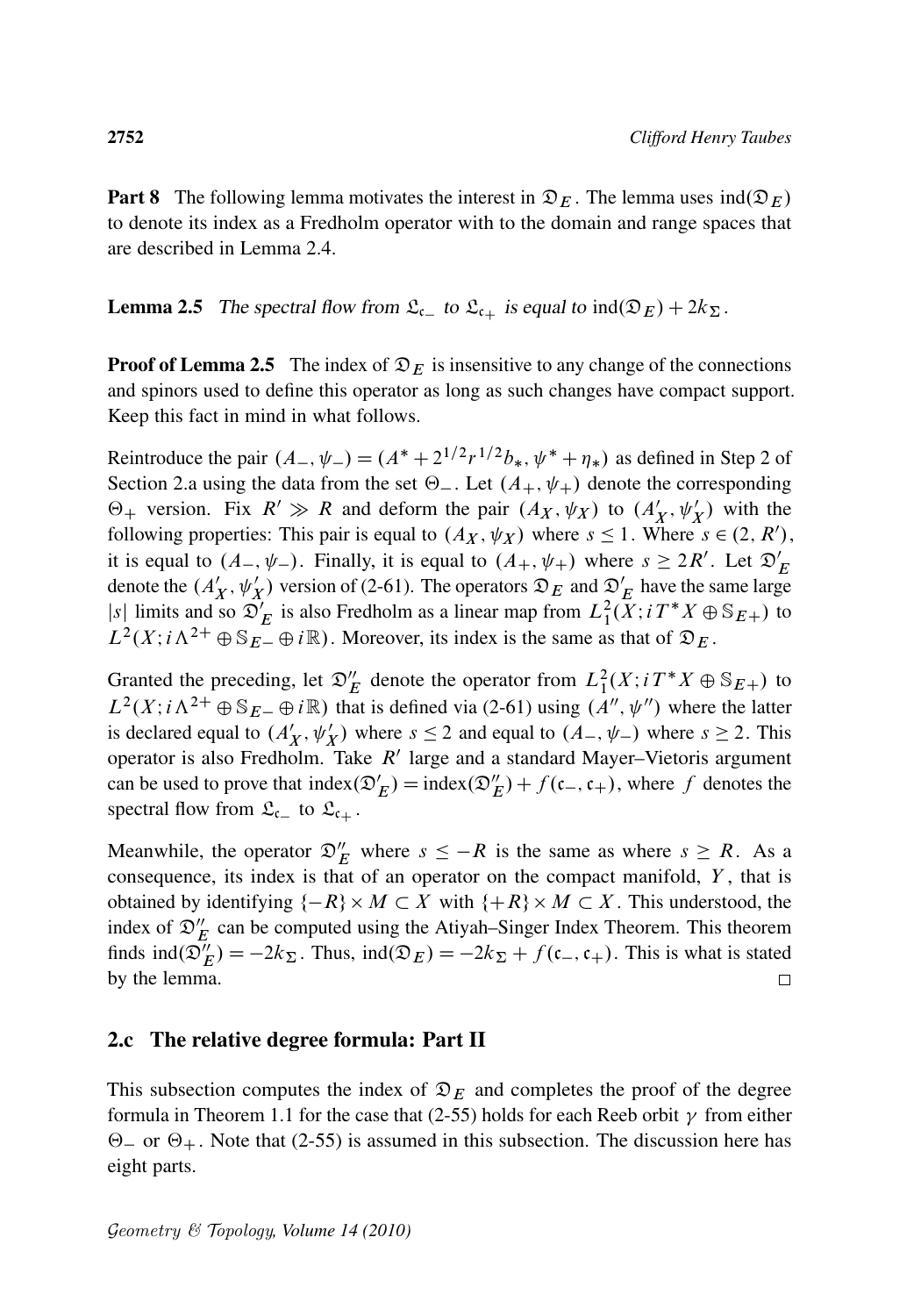**Part 8** The following lemma motivates the interest in $\mathfrak{D}_E$. The lemma uses $\operatorname{ind}(\mathfrak{D}_E)$ to denote its index as a Fredholm operator with to the domain and range spaces that are described in Lemma 2.4.

**Lemma 2.5** *The spectral flow from $\mathfrak{L}_{\mathfrak{c}_-}$ to $\mathfrak{L}_{\mathfrak{c}_+}$ is equal to $\operatorname{ind}(\mathfrak{D}_E) + 2k_\Sigma$.*

**Proof of Lemma 2.5** The index of $\mathfrak{D}_E$ is insensitive to any change of the connections and spinors used to define this operator as long as such changes have compact support. Keep this fact in mind in what follows.

Reintroduce the pair $(A_-, \psi_-) = (A^* + 2^{1/2} r^{1/2} b_*, \psi^* + \eta_*)$ as defined in Step 2 of Section 2.a using the data from the set $\Theta_-$. Let $(A_+, \psi_+)$ denote the corresponding $\Theta_+$ version. Fix $R' \gg R$ and deform the pair $(A_X, \psi_X)$ to $(A'_X, \psi'_X)$ with the following properties: This pair is equal to $(A_X, \psi_X)$ where $s \le 1$. Where $s \in (2, R')$, it is equal to $(A_-, \psi_-)$. Finally, it is equal to $(A_+, \psi_+)$ where $s \ge 2R'$. Let $\mathfrak{D}'_E$ denote the $(A'_X, \psi'_X)$ version of (2-61). The operators $\mathfrak{D}_E$ and $\mathfrak{D}'_E$ have the same large $|s|$ limits and so $\mathfrak{D}'_E$ is also Fredholm as a linear map from $L^2_1(X; iT^*X \oplus \mathbb{S}_{E+})$ to $L^2(X; i\Lambda^{2+} \oplus \mathbb{S}_{E-} \oplus i\mathbb{R})$. Moreover, its index is the same as that of $\mathfrak{D}_E$.

Granted the preceding, let $\mathfrak{D}''_E$ denote the operator from $L^2_1(X; iT^*X \oplus \mathbb{S}_{E+})$ to $L^2(X; i\Lambda^{2+} \oplus \mathbb{S}_{E-} \oplus i\mathbb{R})$ that is defined via (2-61) using $(A'', \psi'')$ where the latter is declared equal to $(A'_X, \psi'_X)$ where $s \le 2$ and equal to $(A_-, \psi_-)$ where $s \ge 2$. This operator is also Fredholm. Take $R'$ large and a standard Mayer–Vietoris argument can be used to prove that $\operatorname{index}(\mathfrak{D}'_E) = \operatorname{index}(\mathfrak{D}''_E) + f(\mathfrak{c}_-, \mathfrak{c}_+)$, where $f$ denotes the spectral flow from $\mathfrak{L}_{\mathfrak{c}_-}$ to $\mathfrak{L}_{\mathfrak{c}_+}$.

Meanwhile, the operator $\mathfrak{D}''_E$ where $s \le -R$ is the same as where $s \ge R$. As a consequence, its index is that of an operator on the compact manifold, $Y$, that is obtained by identifying $\{-R\} \times M \subset X$ with $\{+R\} \times M \subset X$. This understood, the index of $\mathfrak{D}''_E$ can be computed using the Atiyah–Singer Index Theorem. This theorem finds $\operatorname{ind}(\mathfrak{D}''_E) = -2k_\Sigma$. Thus, $\operatorname{ind}(\mathfrak{D}_E) = -2k_\Sigma + f(\mathfrak{c}_-, \mathfrak{c}_+)$. This is what is stated by the lemma. □

## 2.c The relative degree formula: Part II

This subsection computes the index of $\mathfrak{D}_E$ and completes the proof of the degree formula in Theorem 1.1 for the case that (2-55) holds for each Reeb orbit $\gamma$ from either $\Theta_-$ or $\Theta_+$. Note that (2-55) is assumed in this subsection. The discussion here has eight parts.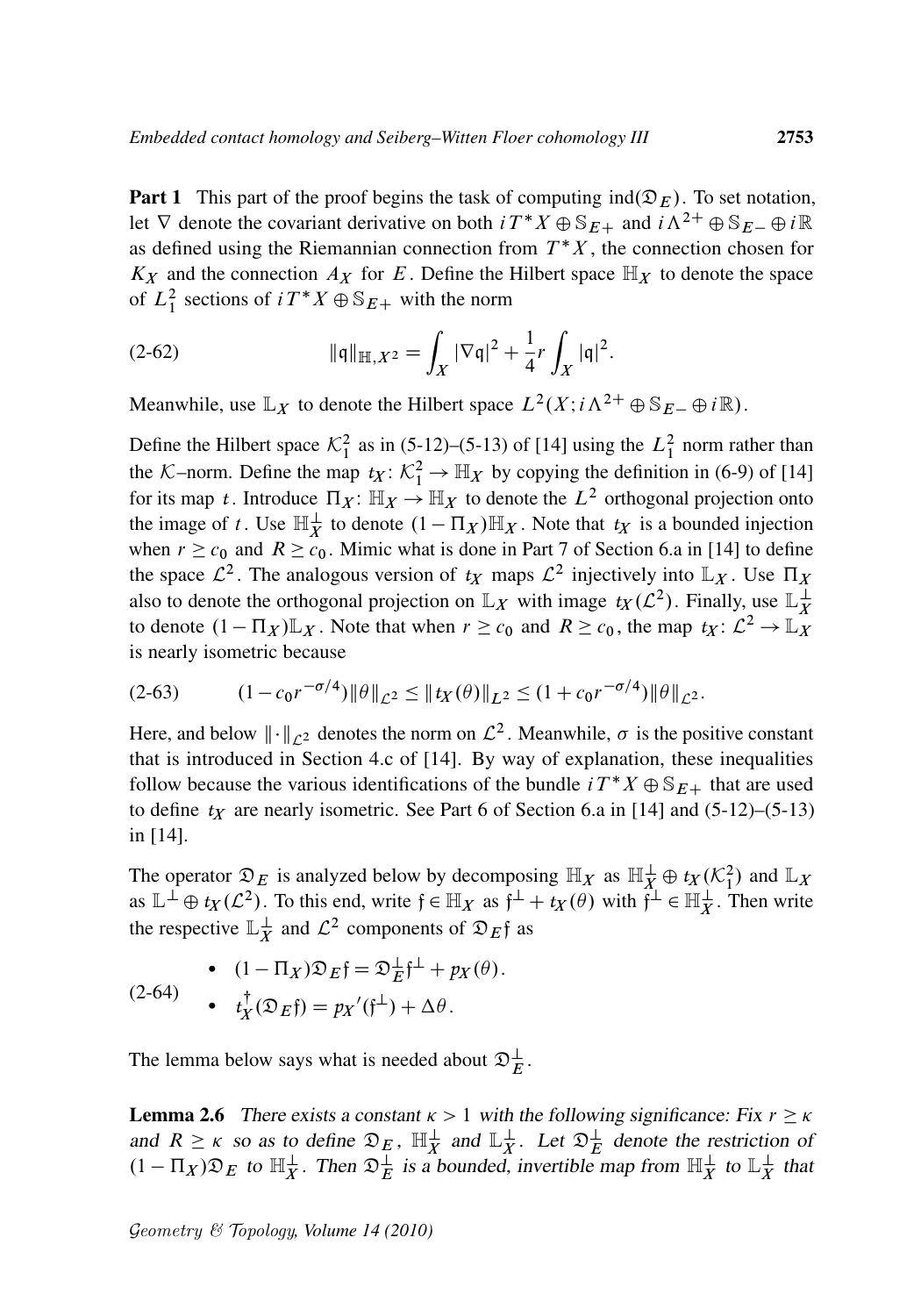**Part 1** This part of the proof begins the task of computing $\operatorname{ind}(\mathfrak{D}_E)$. To set notation, let $\nabla$ denote the covariant derivative on both $iT^*X \oplus \mathbb{S}_{E+}$ and $i\Lambda^{2+} \oplus \mathbb{S}_{E-} \oplus i\mathbb{R}$ as defined using the Riemannian connection from $T^*X$, the connection chosen for $K_X$ and the connection $A_X$ for $E$. Define the Hilbert space $\mathbb{H}_X$ to denote the space of $L^2_1$ sections of $iT^*X \oplus \mathbb{S}_{E+}$ with the norm

$$\|\mathfrak{q}\|_{\mathbb{H},X^2} = \int_X |\nabla \mathfrak{q}|^2 + \frac{1}{4} r \int_X |\mathfrak{q}|^2. \tag{2-62}$$

Meanwhile, use $\mathbb{L}_X$ to denote the Hilbert space $L^2(X; i\Lambda^{2+} \oplus \mathbb{S}_{E-} \oplus i\mathbb{R})$.

Define the Hilbert space $\mathcal{K}^2_1$ as in (5-12)–(5-13) of [14] using the $L^2_1$ norm rather than the $\mathcal{K}$–norm. Define the map $t_X\colon \mathcal{K}^2_1 \to \mathbb{H}_X$ by copying the definition in (6-9) of [14] for its map $t$. Introduce $\Pi_X\colon \mathbb{H}_X \to \mathbb{H}_X$ to denote the $L^2$ orthogonal projection onto the image of $t$. Use $\mathbb{H}^\perp_X$ to denote $(1-\Pi_X)\mathbb{H}_X$. Note that $t_X$ is a bounded injection when $r \geq c_0$ and $R \geq c_0$. Mimic what is done in Part 7 of Section 6.a in [14] to define the space $\mathcal{L}^2$. The analogous version of $t_X$ maps $\mathcal{L}^2$ injectively into $\mathbb{L}_X$. Use $\Pi_X$ also to denote the orthogonal projection on $\mathbb{L}_X$ with image $t_X(\mathcal{L}^2)$. Finally, use $\mathbb{L}^\perp_X$ to denote $(1-\Pi_X)\mathbb{L}_X$. Note that when $r \geq c_0$ and $R \geq c_0$, the map $t_X\colon \mathcal{L}^2 \to \mathbb{L}_X$ is nearly isometric because

$$(1 - c_0 r^{-\sigma/4})\|\theta\|_{\mathcal{L}^2} \leq \|t_X(\theta)\|_{L^2} \leq (1 + c_0 r^{-\sigma/4})\|\theta\|_{\mathcal{L}^2}. \tag{2-63}$$

Here, and below $\|\cdot\|_{\mathcal{L}^2}$ denotes the norm on $\mathcal{L}^2$. Meanwhile, $\sigma$ is the positive constant that is introduced in Section 4.c of [14]. By way of explanation, these inequalities follow because the various identifications of the bundle $iT^*X \oplus \mathbb{S}_{E+}$ that are used to define $t_X$ are nearly isometric. See Part 6 of Section 6.a in [14] and (5-12)–(5-13) in [14].

The operator $\mathfrak{D}_E$ is analyzed below by decomposing $\mathbb{H}_X$ as $\mathbb{H}^\perp_X \oplus t_X(\mathcal{K}^2_1)$ and $\mathbb{L}_X$ as $\mathbb{L}^\perp \oplus t_X(\mathcal{L}^2)$. To this end, write $\mathfrak{f} \in \mathbb{H}_X$ as $\mathfrak{f}^\perp + t_X(\theta)$ with $\mathfrak{f}^\perp \in \mathbb{H}^\perp_X$. Then write the respective $\mathbb{L}^\perp_X$ and $\mathcal{L}^2$ components of $\mathfrak{D}_E\mathfrak{f}$ as

$$\begin{aligned} &\bullet\ (1-\Pi_X)\mathfrak{D}_E\mathfrak{f} = \mathfrak{D}^\perp_E\mathfrak{f}^\perp + p_X(\theta). \\ &\bullet\ t^\dagger_X(\mathfrak{D}_E\mathfrak{f}) = p_X{}'(\mathfrak{f}^\perp) + \Delta\theta. \end{aligned} \tag{2-64}$$

The lemma below says what is needed about $\mathfrak{D}^\perp_E$.

**Lemma 2.6** *There exists a constant $\kappa > 1$ with the following significance: Fix $r \geq \kappa$ and $R \geq \kappa$ so as to define $\mathfrak{D}_E$, $\mathbb{H}^\perp_X$ and $\mathbb{L}^\perp_X$. Let $\mathfrak{D}^\perp_E$ denote the restriction of $(1-\Pi_X)\mathfrak{D}_E$ to $\mathbb{H}^\perp_X$. Then $\mathfrak{D}^\perp_E$ is a bounded, invertible map from $\mathbb{H}^\perp_X$ to $\mathbb{L}^\perp_X$ that*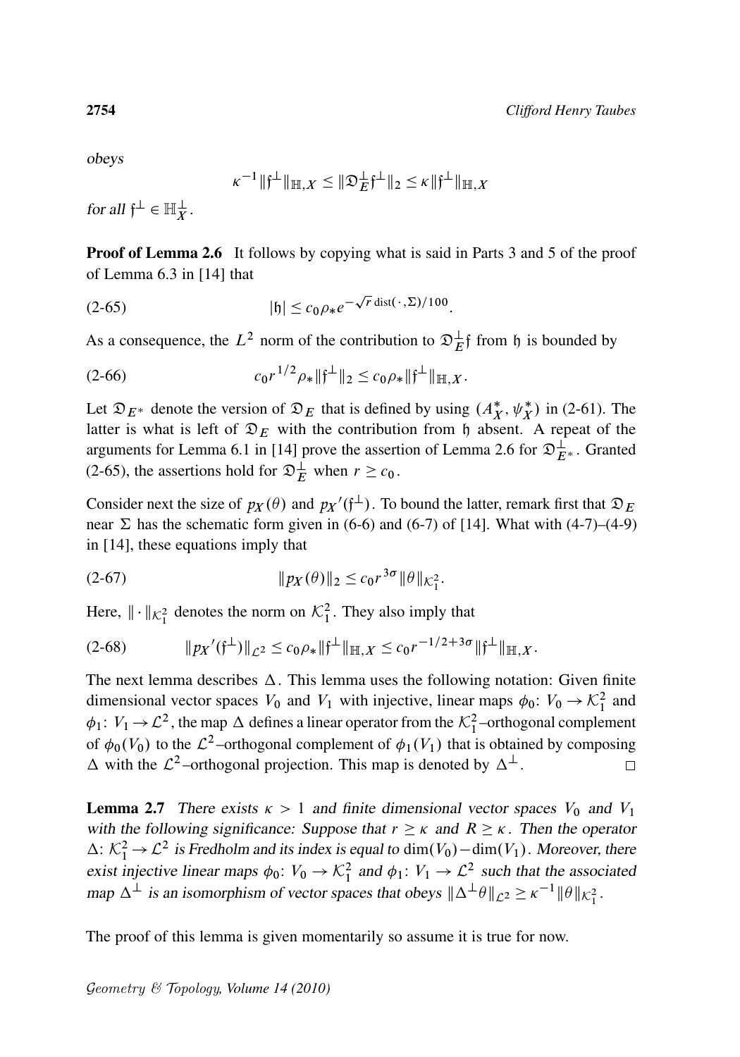*obeys*

$$\kappa^{-1}\|\mathfrak{f}^{\perp}\|_{\mathbb{H},X} \le \|\mathfrak{D}_E^{\perp}\mathfrak{f}^{\perp}\|_2 \le \kappa\|\mathfrak{f}^{\perp}\|_{\mathbb{H},X}$$

*for all* $\mathfrak{f}^{\perp} \in \mathbb{H}_X^{\perp}$.

**Proof of Lemma 2.6** It follows by copying what is said in Parts 3 and 5 of the proof of Lemma 6.3 in [14] that

$$|\mathfrak{h}| \le c_0\rho_* e^{-\sqrt{r}\,\mathrm{dist}(\cdot,\Sigma)/100}. \tag{2-65}$$

As a consequence, the $L^2$ norm of the contribution to $\mathfrak{D}_E^{\perp}\mathfrak{f}$ from $\mathfrak{h}$ is bounded by

$$c_0 r^{1/2}\rho_*\|\mathfrak{f}^{\perp}\|_2 \le c_0\rho_*\|\mathfrak{f}^{\perp}\|_{\mathbb{H},X}. \tag{2-66}$$

Let $\mathfrak{D}_{E^*}$ denote the version of $\mathfrak{D}_E$ that is defined by using $(A_X^*, \psi_X^*)$ in (2-61). The latter is what is left of $\mathfrak{D}_E$ with the contribution from $\mathfrak{h}$ absent. A repeat of the arguments for Lemma 6.1 in [14] prove the assertion of Lemma 2.6 for $\mathfrak{D}_{E^*}^{\perp}$. Granted (2-65), the assertions hold for $\mathfrak{D}_E^{\perp}$ when $r \ge c_0$.

Consider next the size of $p_X(\theta)$ and $p_X{}'(\mathfrak{f}^{\perp})$. To bound the latter, remark first that $\mathfrak{D}_E$ near $\Sigma$ has the schematic form given in (6-6) and (6-7) of [14]. What with (4-7)–(4-9) in [14], these equations imply that

$$\|p_X(\theta)\|_2 \le c_0 r^{3\sigma}\|\theta\|_{\mathcal{K}_1^2}. \tag{2-67}$$

Here, $\|\cdot\|_{\mathcal{K}_1^2}$ denotes the norm on $\mathcal{K}_1^2$. They also imply that

$$\|p_X{}'(\mathfrak{f}^{\perp})\|_{\mathcal{L}^2} \le c_0\rho_*\|\mathfrak{f}^{\perp}\|_{\mathbb{H},X} \le c_0 r^{-1/2+3\sigma}\|\mathfrak{f}^{\perp}\|_{\mathbb{H},X}. \tag{2-68}$$

The next lemma describes $\Delta$. This lemma uses the following notation: Given finite dimensional vector spaces $V_0$ and $V_1$ with injective, linear maps $\phi_0\colon V_0 \to \mathcal{K}_1^2$ and $\phi_1\colon V_1 \to \mathcal{L}^2$, the map $\Delta$ defines a linear operator from the $\mathcal{K}_1^2$–orthogonal complement of $\phi_0(V_0)$ to the $\mathcal{L}^2$–orthogonal complement of $\phi_1(V_1)$ that is obtained by composing $\Delta$ with the $\mathcal{L}^2$–orthogonal projection. This map is denoted by $\Delta^{\perp}$. □

**Lemma 2.7** *There exists $\kappa > 1$ and finite dimensional vector spaces $V_0$ and $V_1$ with the following significance: Suppose that $r \ge \kappa$ and $R \ge \kappa$. Then the operator $\Delta\colon \mathcal{K}_1^2 \to \mathcal{L}^2$ is Fredholm and its index is equal to $\dim(V_0) - \dim(V_1)$. Moreover, there exist injective linear maps $\phi_0\colon V_0 \to \mathcal{K}_1^2$ and $\phi_1\colon V_1 \to \mathcal{L}^2$ such that the associated map $\Delta^{\perp}$ is an isomorphism of vector spaces that obeys $\|\Delta^{\perp}\theta\|_{\mathcal{L}^2} \ge \kappa^{-1}\|\theta\|_{\mathcal{K}_1^2}$.*

The proof of this lemma is given momentarily so assume it is true for now.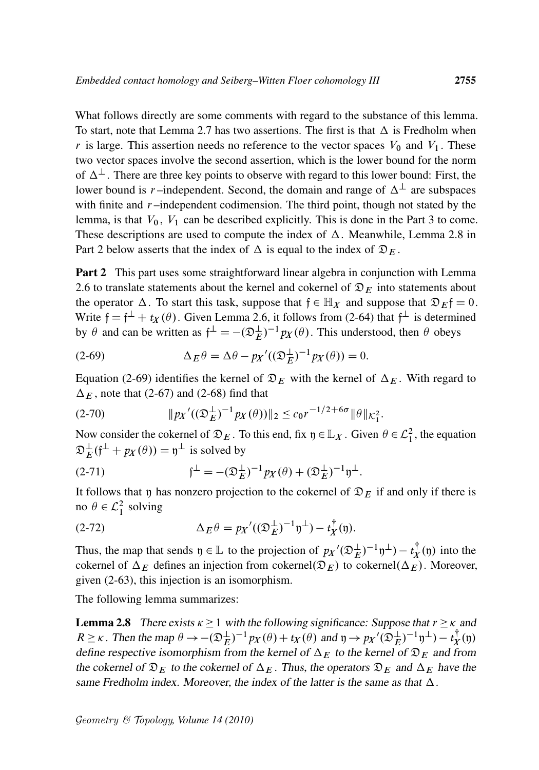What follows directly are some comments with regard to the substance of this lemma. To start, note that Lemma 2.7 has two assertions. The first is that $\Delta$ is Fredholm when $r$ is large. This assertion needs no reference to the vector spaces $V_0$ and $V_1$. These two vector spaces involve the second assertion, which is the lower bound for the norm of $\Delta^{\perp}$. There are three key points to observe with regard to this lower bound: First, the lower bound is $r$–independent. Second, the domain and range of $\Delta^{\perp}$ are subspaces with finite and $r$–independent codimension. The third point, though not stated by the lemma, is that $V_0$, $V_1$ can be described explicitly. This is done in the Part 3 to come. These descriptions are used to compute the index of $\Delta$. Meanwhile, Lemma 2.8 in Part 2 below asserts that the index of $\Delta$ is equal to the index of $\mathfrak{D}_E$.

**Part 2** This part uses some straightforward linear algebra in conjunction with Lemma 2.6 to translate statements about the kernel and cokernel of $\mathfrak{D}_E$ into statements about the operator $\Delta$. To start this task, suppose that $\mathfrak{f} \in \mathbb{H}_X$ and suppose that $\mathfrak{D}_E \mathfrak{f} = 0$. Write $\mathfrak{f} = \mathfrak{f}^{\perp} + t_X(\theta)$. Given Lemma 2.6, it follows from (2-64) that $\mathfrak{f}^{\perp}$ is determined by $\theta$ and can be written as $\mathfrak{f}^{\perp} = -(\mathfrak{D}_E^{\perp})^{-1} p_X(\theta)$. This understood, then $\theta$ obeys

$$\Delta_E \theta = \Delta\theta - p_X{}'((\mathfrak{D}_E^{\perp})^{-1} p_X(\theta)) = 0. \tag{2-69}$$

Equation (2-69) identifies the kernel of $\mathfrak{D}_E$ with the kernel of $\Delta_E$. With regard to $\Delta_E$, note that (2-67) and (2-68) find that

$$\|p_X{}'((\mathfrak{D}_E^{\perp})^{-1} p_X(\theta))\|_2 \le c_0 r^{-1/2+6\sigma} \|\theta\|_{\mathcal{K}_1^2}. \tag{2-70}$$

Now consider the cokernel of $\mathfrak{D}_E$. To this end, fix $\mathfrak{y} \in \mathbb{L}_X$. Given $\theta \in \mathcal{L}_1^2$, the equation $\mathfrak{D}_E^{\perp}(\mathfrak{f}^{\perp} + p_X(\theta)) = \mathfrak{y}^{\perp}$ is solved by

$$\mathfrak{f}^{\perp} = -(\mathfrak{D}_E^{\perp})^{-1} p_X(\theta) + (\mathfrak{D}_E^{\perp})^{-1}\mathfrak{y}^{\perp}. \tag{2-71}$$

It follows that $\mathfrak{y}$ has nonzero projection to the cokernel of $\mathfrak{D}_E$ if and only if there is no $\theta \in \mathcal{L}_1^2$ solving

$$\Delta_E \theta = p_X{}'((\mathfrak{D}_E^{\perp})^{-1}\mathfrak{y}^{\perp}) - t_X^{\dagger}(\mathfrak{y}). \tag{2-72}$$

Thus, the map that sends $\mathfrak{y} \in \mathbb{L}$ to the projection of $p_X{}'(\mathfrak{D}_E^{\perp})^{-1}\mathfrak{y}^{\perp}) - t_X^{\dagger}(\mathfrak{y})$ into the cokernel of $\Delta_E$ defines an injection from cokernel($\mathfrak{D}_E$) to cokernel($\Delta_E$). Moreover, given (2-63), this injection is an isomorphism.

The following lemma summarizes:

**Lemma 2.8** *There exists $\kappa \ge 1$ with the following significance: Suppose that $r \ge \kappa$ and $R \ge \kappa$. Then the map $\theta \to -(\mathfrak{D}_E^{\perp})^{-1} p_X(\theta) + t_X(\theta)$ and $\mathfrak{y} \to p_X{}'(\mathfrak{D}_E^{\perp})^{-1}\mathfrak{y}^{\perp}) - t_X^{\dagger}(\mathfrak{y})$ define respective isomorphism from the kernel of $\Delta_E$ to the kernel of $\mathfrak{D}_E$ and from the cokernel of $\mathfrak{D}_E$ to the cokernel of $\Delta_E$. Thus, the operators $\mathfrak{D}_E$ and $\Delta_E$ have the same Fredholm index. Moreover, the index of the latter is the same as that $\Delta$.*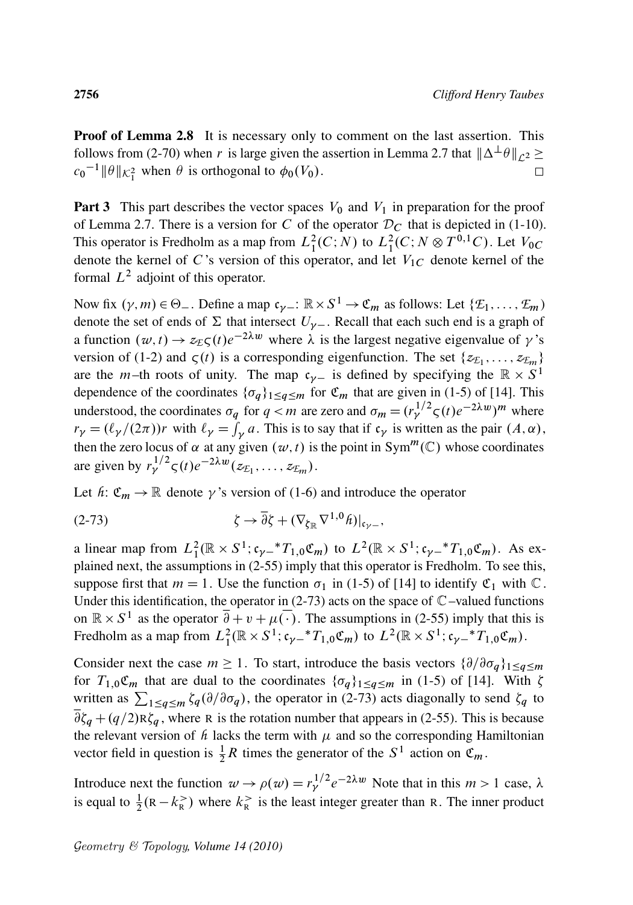**Proof of Lemma 2.8** It is necessary only to comment on the last assertion. This follows from (2-70) when $r$ is large given the assertion in Lemma 2.7 that $\|\Delta^{\perp}\theta\|_{\mathcal{L}^2} \geq c_0{}^{-1}\|\theta\|_{\mathcal{K}_1^2}$ when $\theta$ is orthogonal to $\phi_0(V_0)$. □

**Part 3** This part describes the vector spaces $V_0$ and $V_1$ in preparation for the proof of Lemma 2.7. There is a version for $C$ of the operator $\mathcal{D}_C$ that is depicted in (1-10). This operator is Fredholm as a map from $L^2_1(C; N)$ to $L^2_1(C; N \otimes T^{0,1}C)$. Let $V_{0C}$ denote the kernel of $C$'s version of this operator, and let $V_{1C}$ denote kernel of the formal $L^2$ adjoint of this operator.

Now fix $(\gamma, m) \in \Theta_-$. Define a map $\mathfrak{c}_{\gamma-}\colon \mathbb{R} \times S^1 \to \mathfrak{C}_m$ as follows: Let $\{\mathcal{E}_1, \ldots, \mathcal{E}_m\}$ denote the set of ends of $\Sigma$ that intersect $U_{\gamma-}$. Recall that each such end is a graph of a function $(w, t) \to z_{\mathcal{E}}\varsigma(t)e^{-2\lambda w}$ where $\lambda$ is the largest negative eigenvalue of $\gamma$'s version of (1-2) and $\varsigma(t)$ is a corresponding eigenfunction. The set $\{z_{\mathcal{E}_1}, \ldots, z_{\mathcal{E}_m}\}$ are the $m$–th roots of unity. The map $\mathfrak{c}_{\gamma-}$ is defined by specifying the $\mathbb{R} \times S^1$ dependence of the coordinates $\{\sigma_q\}_{1\leq q\leq m}$ for $\mathfrak{C}_m$ that are given in (1-5) of [14]. This understood, the coordinates $\sigma_q$ for $q < m$ are zero and $\sigma_m = (r_\gamma^{1/2}\varsigma(t)e^{-2\lambda w})^m$ where $r_\gamma = (\ell_\gamma/(2\pi))r$ with $\ell_\gamma = \int_\gamma a$. This is to say that if $\mathfrak{c}_\gamma$ is written as the pair $(A, \alpha)$, then the zero locus of $\alpha$ at any given $(w, t)$ is the point in $\mathrm{Sym}^m(\mathbb{C})$ whose coordinates are given by $r_\gamma^{1/2}\varsigma(t)e^{-2\lambda w}(z_{\mathcal{E}_1}, \ldots, z_{\mathcal{E}_m})$.

Let $\hbar\colon \mathfrak{C}_m \to \mathbb{R}$ denote $\gamma$'s version of (1-6) and introduce the operator

$$\zeta \to \overline{\partial}\zeta + (\nabla_{\zeta_{\mathbb{R}}}\nabla^{1,0}\hbar)|_{\mathfrak{c}_{\gamma-}}, \tag{2-73}$$

a linear map from $L^2_1(\mathbb{R} \times S^1; \mathfrak{c}_{\gamma-}{}^*T_{1,0}\mathfrak{C}_m)$ to $L^2(\mathbb{R} \times S^1; \mathfrak{c}_{\gamma-}{}^*T_{1,0}\mathfrak{C}_m)$. As explained next, the assumptions in (2-55) imply that this operator is Fredholm. To see this, suppose first that $m = 1$. Use the function $\sigma_1$ in (1-5) of [14] to identify $\mathfrak{C}_1$ with $\mathbb{C}$. Under this identification, the operator in (2-73) acts on the space of $\mathbb{C}$–valued functions on $\mathbb{R} \times S^1$ as the operator $\overline{\partial} + v + \mu\overline{(\cdot)}$. The assumptions in (2-55) imply that this is Fredholm as a map from $L^2_1(\mathbb{R} \times S^1; \mathfrak{c}_{\gamma-}{}^*T_{1,0}\mathfrak{C}_m)$ to $L^2(\mathbb{R} \times S^1; \mathfrak{c}_{\gamma-}{}^*T_{1,0}\mathfrak{C}_m)$.

Consider next the case $m \geq 1$. To start, introduce the basis vectors $\{\partial/\partial\sigma_q\}_{1\leq q\leq m}$ for $T_{1,0}\mathfrak{C}_m$ that are dual to the coordinates $\{\sigma_q\}_{1\leq q\leq m}$ in (1-5) of [14]. With $\zeta$ written as $\sum_{1\leq q\leq m}\zeta_q(\partial/\partial\sigma_q)$, the operator in (2-73) acts diagonally to send $\zeta_q$ to $\overline{\partial}\zeta_q + (q/2)\mathrm{R}\zeta_q$, where $\mathrm{R}$ is the rotation number that appears in (2-55). This is because the relevant version of $\hbar$ lacks the term with $\mu$ and so the corresponding Hamiltonian vector field in question is $\frac{1}{2}R$ times the generator of the $S^1$ action on $\mathfrak{C}_m$.

Introduce next the function $w \to \rho(w) = r_\gamma^{1/2}e^{-2\lambda w}$ Note that in this $m > 1$ case, $\lambda$ is equal to $\frac{1}{2}(\mathrm{R} - k_{\mathrm{R}}^{>})$ where $k_{\mathrm{R}}^{>}$ is the least integer greater than $\mathrm{R}$. The inner product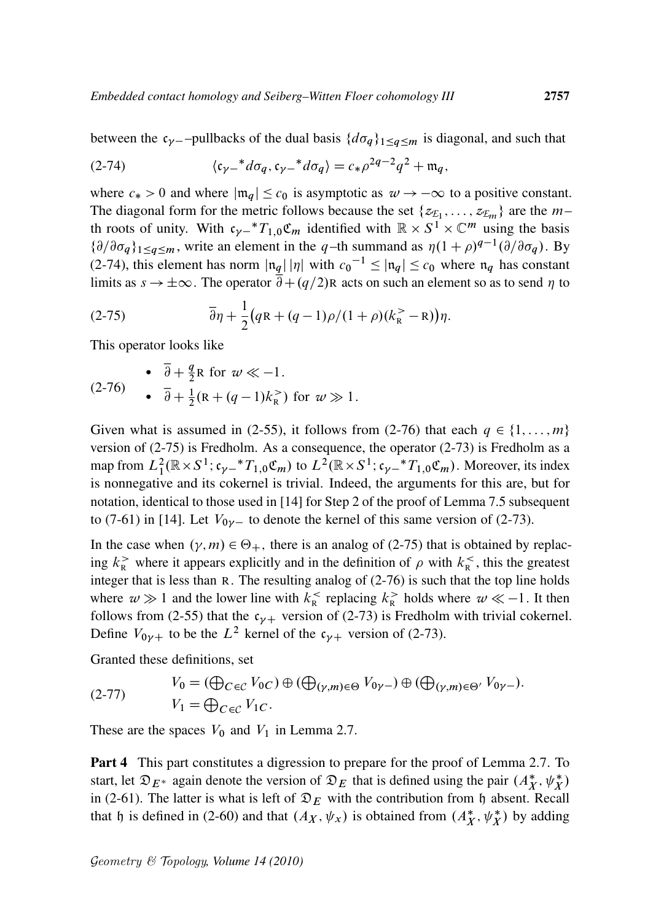between the $\mathfrak{c}_{\gamma-}$–pullbacks of the dual basis $\{d\sigma_q\}_{1\le q\le m}$ is diagonal, and such that

$$\langle \mathfrak{c}_{\gamma-}{}^* d\sigma_q, \mathfrak{c}_{\gamma-}{}^* d\sigma_q\rangle = c_*\rho^{2q-2}q^2 + \mathfrak{m}_q, \tag{2-74}$$

where $c_* > 0$ and where $|\mathfrak{m}_q| \le c_0$ is asymptotic as $w \to -\infty$ to a positive constant. The diagonal form for the metric follows because the set $\{z_{\mathcal{E}_1}, \dots, z_{\mathcal{E}_m}\}$ are the $m$–th roots of unity. With $\mathfrak{c}_{\gamma-}{}^* T_{1,0}\mathfrak{C}_m$ identified with $\mathbb{R} \times S^1 \times \mathbb{C}^m$ using the basis $\{\partial/\partial\sigma_q\}_{1\le q\le m}$, write an element in the $q$–th summand as $\eta(1+\rho)^{q-1}(\partial/\partial\sigma_q)$. By (2-74), this element has norm $|\mathfrak{n}_q|\,|\eta|$ with $c_0{}^{-1} \le |\mathfrak{n}_q| \le c_0$ where $\mathfrak{n}_q$ has constant limits as $s \to \pm\infty$. The operator $\overline{\partial} + (q/2)\mathrm{R}$ acts on such an element so as to send $\eta$ to

$$\overline{\partial}\eta + \frac{1}{2}\big(q\mathrm{R} + (q-1)\rho/(1+\rho)(k_{\mathrm{R}}^{>} - \mathrm{R})\big)\eta. \tag{2-75}$$

This operator looks like

$$\begin{aligned}
&\bullet\ \ \overline{\partial} + \tfrac{q}{2}\mathrm{R} \text{ for } w \ll -1. \\
&\bullet\ \ \overline{\partial} + \tfrac{1}{2}(\mathrm{R} + (q-1)k_{\mathrm{R}}^{>}) \text{ for } w \gg 1.
\end{aligned} \tag{2-76}$$

Given what is assumed in (2-55), it follows from (2-76) that each $q \in \{1, \dots, m\}$ version of (2-75) is Fredholm. As a consequence, the operator (2-73) is Fredholm as a map from $L^2_1(\mathbb{R}\times S^1; \mathfrak{c}_{\gamma-}{}^* T_{1,0}\mathfrak{C}_m)$ to $L^2(\mathbb{R}\times S^1; \mathfrak{c}_{\gamma-}{}^* T_{1,0}\mathfrak{C}_m)$. Moreover, its index is nonnegative and its cokernel is trivial. Indeed, the arguments for this are, but for notation, identical to those used in [14] for Step 2 of the proof of Lemma 7.5 subsequent to (7-61) in [14]. Let $V_{0\gamma-}$ to denote the kernel of this same version of (2-73).

In the case when $(\gamma, m) \in \Theta_+$, there is an analog of (2-75) that is obtained by replacing $k_{\mathrm{R}}^{>}$ where it appears explicitly and in the definition of $\rho$ with $k_{\mathrm{R}}^{<}$, this the greatest integer that is less than $\mathrm{R}$. The resulting analog of (2-76) is such that the top line holds where $w \gg 1$ and the lower line with $k_{\mathrm{R}}^{<}$ replacing $k_{\mathrm{R}}^{>}$ holds where $w \ll -1$. It then follows from (2-55) that the $\mathfrak{c}_{\gamma+}$ version of (2-73) is Fredholm with trivial cokernel. Define $V_{0\gamma+}$ to be the $L^2$ kernel of the $\mathfrak{c}_{\gamma+}$ version of (2-73).

Granted these definitions, set

$$\begin{aligned}
V_0 &= (\textstyle\bigoplus_{C\in\mathcal{C}} V_{0C}) \oplus (\bigoplus_{(\gamma,m)\in\Theta} V_{0\gamma-}) \oplus (\bigoplus_{(\gamma,m)\in\Theta'} V_{0\gamma-}). \\
V_1 &= \textstyle\bigoplus_{C\in\mathcal{C}} V_{1C}.
\end{aligned} \tag{2-77}$$

These are the spaces $V_0$ and $V_1$ in Lemma 2.7.

**Part 4** This part constitutes a digression to prepare for the proof of Lemma 2.7. To start, let $\mathfrak{D}_{E^*}$ again denote the version of $\mathfrak{D}_E$ that is defined using the pair $(A_X^*, \psi_X^*)$ in (2-61). The latter is what is left of $\mathfrak{D}_E$ with the contribution from $\mathfrak{h}$ absent. Recall that $\mathfrak{h}$ is defined in (2-60) and that $(A_X, \psi_x)$ is obtained from $(A_X^*, \psi_X^*)$ by adding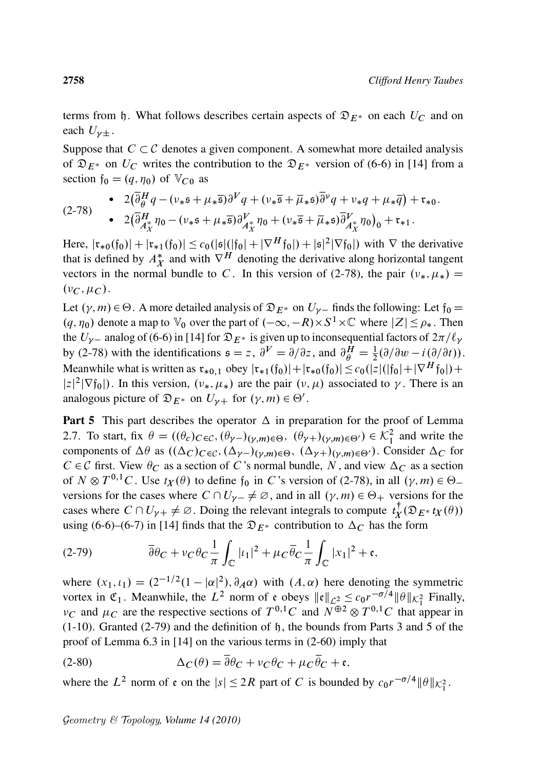terms from $\mathfrak{h}$. What follows describes certain aspects of $\mathfrak{D}_{E^*}$ on each $U_C$ and on each $U_{\gamma\pm}$.

Suppose that $C \subset \mathcal{C}$ denotes a given component. A somewhat more detailed analysis of $\mathfrak{D}_{E^*}$ on $U_C$ writes the contribution to the $\mathfrak{D}_{E^*}$ version of (6-6) in [14] from a section $\mathfrak{f}_0 = (q, \eta_0)$ of $\mathbb{V}_{C0}$ as

$$
\text{(2-78)} \qquad
\begin{aligned}
&\bullet \quad 2\big(\bar\partial^H_\theta q - (\nu_*\mathfrak{s} + \mu_*\bar{\mathfrak{s}})\partial^V q + (\nu_*\bar{\mathfrak{s}} + \bar\mu_*\mathfrak{s})\bar\partial^\nu q + \nu_* q + \mu_*\bar q\big) + \mathfrak{r}_{*0}.\\
&\bullet \quad 2\big(\bar\partial^H_{A^*_X}\eta_0 - (\nu_*\mathfrak{s} + \mu_*\bar{\mathfrak{s}})\partial^V_{A^*_X}\eta_0 + (\nu_*\bar{\mathfrak{s}} + \bar\mu_*\mathfrak{s})\bar\partial^V_{A^*_X}\eta_0\big)_0 + \mathfrak{r}_{*1}.
\end{aligned}
$$

Here, $|\mathfrak{r}_{*0}(\mathfrak{f}_0)| + |\mathfrak{r}_{*1}(\mathfrak{f}_0)| \le c_0(|\mathfrak{s}|(|\mathfrak{f}_0| + |\nabla^H\mathfrak{f}_0|) + |\mathfrak{s}|^2|\nabla\mathfrak{f}_0|)$ with $\nabla$ the derivative that is defined by $A^*_X$ and with $\nabla^H$ denoting the derivative along horizontal tangent vectors in the normal bundle to $C$. In this version of (2-78), the pair $(\nu_*, \mu_*) = (\nu_C, \mu_C)$.

Let $(\gamma, m) \in \Theta$. A more detailed analysis of $\mathfrak{D}_{E^*}$ on $U_{\gamma-}$ finds the following: Let $\mathfrak{f}_0 = (q, \eta_0)$ denote a map to $\mathbb{V}_0$ over the part of $(-\infty, -R)\times S^1\times\mathbb{C}$ where $|Z| \le \rho_*$. Then the $U_{\gamma-}$ analog of (6-6) in [14] for $\mathfrak{D}_{E^*}$ is given up to inconsequential factors of $2\pi/\ell_\gamma$ by (2-78) with the identifications $\mathfrak{s} = z$, $\partial^V = \partial/\partial z$, and $\bar\partial^H_\theta = \frac{1}{2}(\partial/\partial w - i(\partial/\partial t))$. Meanwhile what is written as $\mathfrak{r}_{*0,1}$ obey $|\mathfrak{r}_{*1}(\mathfrak{f}_0)| + |\mathfrak{r}_{*0}(\mathfrak{f}_0)| \le c_0(|z|(|\mathfrak{f}_0| + |\nabla^H\mathfrak{f}_0|) + |z|^2|\nabla\mathfrak{f}_0|)$. In this version, $(\nu_*, \mu_*)$ are the pair $(\nu, \mu)$ associated to $\gamma$. There is an analogous picture of $\mathfrak{D}_{E^*}$ on $U_{\gamma+}$ for $(\gamma, m) \in \Theta'$.

**Part 5** This part describes the operator $\Delta$ in preparation for the proof of Lemma 2.7. To start, fix $\theta = ((\theta_c)_{C\in\mathcal{C}}, (\theta_{\gamma-})_{(\gamma,m)\in\Theta},\ (\theta_{\gamma+})_{(\gamma,m)\in\Theta'}) \in \mathcal{K}^2_1$ and write the components of $\Delta\theta$ as $((\Delta_C)_{C\in\mathcal{C}}, (\Delta_{\gamma-})_{(\gamma,m)\in\Theta},\ (\Delta_{\gamma+})_{(\gamma,m)\in\Theta'})$. Consider $\Delta_C$ for $C \in \mathcal{C}$ first. View $\theta_C$ as a section of $C$'s normal bundle, $N$, and view $\Delta_C$ as a section of $N \otimes T^{0,1}C$. Use $t_X(\theta)$ to define $\mathfrak{f}_0$ in $C$'s version of (2-78), in all $(\gamma, m) \in \Theta_-$ versions for the cases where $C \cap U_{\gamma-} \neq \varnothing$, and in all $(\gamma, m) \in \Theta_+$ versions for the cases where $C \cap U_{\gamma+} \neq \varnothing$. Doing the relevant integrals to compute $t^\dagger_X(\mathfrak{D}_{E^*} t_X(\theta))$ using (6-6)–(6-7) in [14] finds that the $\mathfrak{D}_{E^*}$ contribution to $\Delta_C$ has the form

$$
\text{(2-79)} \qquad \bar\partial\theta_C + \nu_C\theta_C\frac{1}{\pi}\int_{\mathbb{C}}|\iota_1|^2 + \mu_C\bar\theta_C\frac{1}{\pi}\int_{\mathbb{C}}|x_1|^2 + \mathfrak{e},
$$

where $(x_1, \iota_1) = (2^{-1/2}(1 - |\alpha|^2), \partial_A\alpha)$ with $(A, \alpha)$ here denoting the symmetric vortex in $\mathfrak{C}_1$. Meanwhile, the $L^2$ norm of $\mathfrak{e}$ obeys $\|\mathfrak{e}\|_{\mathcal{L}^2} \le c_0 r^{-\sigma/4}\|\theta\|_{\mathcal{K}^2_1}$ Finally, $\nu_C$ and $\mu_C$ are the respective sections of $T^{0,1}C$ and $N^{\oplus 2}\otimes T^{0,1}C$ that appear in (1-10). Granted (2-79) and the definition of $\mathfrak{h}$, the bounds from Parts 3 and 5 of the proof of Lemma 6.3 in [14] on the various terms in (2-60) imply that

$$
\text{(2-80)} \qquad \Delta_C(\theta) = \bar\partial\theta_C + \nu_C\theta_C + \mu_C\bar\theta_C + \mathfrak{e},
$$

where the $L^2$ norm of $\mathfrak{e}$ on the $|s| \le 2R$ part of $C$ is bounded by $c_0 r^{-\sigma/4}\|\theta\|_{\mathcal{K}^2_1}$.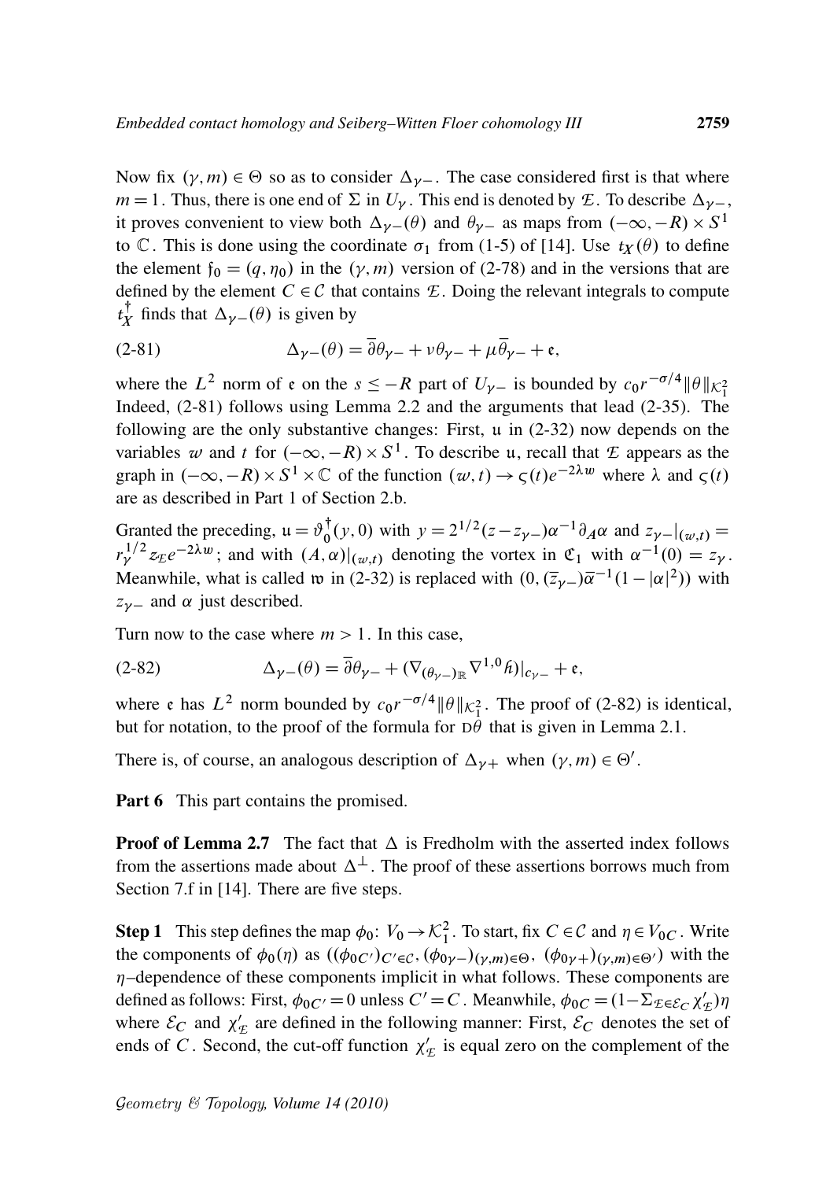Now fix $(\gamma, m) \in \Theta$ so as to consider $\Delta_{\gamma-}$. The case considered first is that where $m = 1$. Thus, there is one end of $\Sigma$ in $U_\gamma$. This end is denoted by $\mathcal{E}$. To describe $\Delta_{\gamma-}$, it proves convenient to view both $\Delta_{\gamma-}(\theta)$ and $\theta_{\gamma-}$ as maps from $(-\infty, -R) \times S^1$ to $\mathbb{C}$. This is done using the coordinate $\sigma_1$ from (1-5) of [14]. Use $t_X(\theta)$ to define the element $\mathfrak{f}_0 = (q, \eta_0)$ in the $(\gamma, m)$ version of (2-78) and in the versions that are defined by the element $C \in \mathcal{C}$ that contains $\mathcal{E}$. Doing the relevant integrals to compute $t_X^\dagger$ finds that $\Delta_{\gamma-}(\theta)$ is given by

$$\Delta_{\gamma-}(\theta) = \bar{\partial}\theta_{\gamma-} + \nu\theta_{\gamma-} + \mu\bar{\theta}_{\gamma-} + \mathfrak{e}, \tag{2-81}$$

where the $L^2$ norm of $\mathfrak{e}$ on the $s \le -R$ part of $U_{\gamma-}$ is bounded by $c_0 r^{-\sigma/4} \|\theta\|_{\mathcal{K}_1^2}$ Indeed, (2-81) follows using Lemma 2.2 and the arguments that lead (2-35). The following are the only substantive changes: First, $\mathfrak{u}$ in (2-32) now depends on the variables $w$ and $t$ for $(-\infty, -R) \times S^1$. To describe $\mathfrak{u}$, recall that $\mathcal{E}$ appears as the graph in $(-\infty, -R) \times S^1 \times \mathbb{C}$ of the function $(w, t) \to \varsigma(t) e^{-2\lambda w}$ where $\lambda$ and $\varsigma(t)$ are as described in Part 1 of Section 2.b.

Granted the preceding, $\mathfrak{u} = \vartheta_0^\dagger(y, 0)$ with $y = 2^{1/2}(z - z_{\gamma-})\alpha^{-1}\partial_A \alpha$ and $z_{\gamma-}|_{(w,t)} = r_\gamma^{1/2} z_{\mathcal{E}} e^{-2\lambda w}$; and with $(A, \alpha)|_{(w,t)}$ denoting the vortex in $\mathfrak{C}_1$ with $\alpha^{-1}(0) = z_\gamma$. Meanwhile, what is called $\mathfrak{w}$ in (2-32) is replaced with $(0, (\bar{z}_{\gamma-})\bar{\alpha}^{-1}(1 - |\alpha|^2))$ with $z_{\gamma-}$ and $\alpha$ just described.

Turn now to the case where $m > 1$. In this case,

$$\Delta_{\gamma-}(\theta) = \bar{\partial}\theta_{\gamma-} + (\nabla_{(\theta_{\gamma-})_{\mathbb{R}}} \nabla^{1,0} \hbar)|_{c_{\gamma-}} + \mathfrak{e}, \tag{2-82}$$

where $\mathfrak{e}$ has $L^2$ norm bounded by $c_0 r^{-\sigma/4} \|\theta\|_{\mathcal{K}_1^2}$. The proof of (2-82) is identical, but for notation, to the proof of the formula for $\mathrm{D}\theta$ that is given in Lemma 2.1.

There is, of course, an analogous description of $\Delta_{\gamma+}$ when $(\gamma, m) \in \Theta'$.

**Part 6** This part contains the promised.

**Proof of Lemma 2.7** The fact that $\Delta$ is Fredholm with the asserted index follows from the assertions made about $\Delta^\perp$. The proof of these assertions borrows much from Section 7.f in [14]. There are five steps.

**Step 1** This step defines the map $\phi_0 \colon V_0 \to \mathcal{K}_1^2$. To start, fix $C \in \mathcal{C}$ and $\eta \in V_{0C}$. Write the components of $\phi_0(\eta)$ as $((\phi_{0C'})_{C' \in \mathcal{C}}, (\phi_{0\gamma-})_{(\gamma,m)\in\Theta}, (\phi_{0\gamma+})_{(\gamma,m)\in\Theta'})$ with the $\eta$–dependence of these components implicit in what follows. These components are defined as follows: First, $\phi_{0C'} = 0$ unless $C' = C$. Meanwhile, $\phi_{0C} = (1 - \Sigma_{\mathcal{E} \in \mathcal{E}_C} \chi'_{\mathcal{E}})\eta$ where $\mathcal{E}_C$ and $\chi'_{\mathcal{E}}$ are defined in the following manner: First, $\mathcal{E}_C$ denotes the set of ends of $C$. Second, the cut-off function $\chi'_{\mathcal{E}}$ is equal zero on the complement of the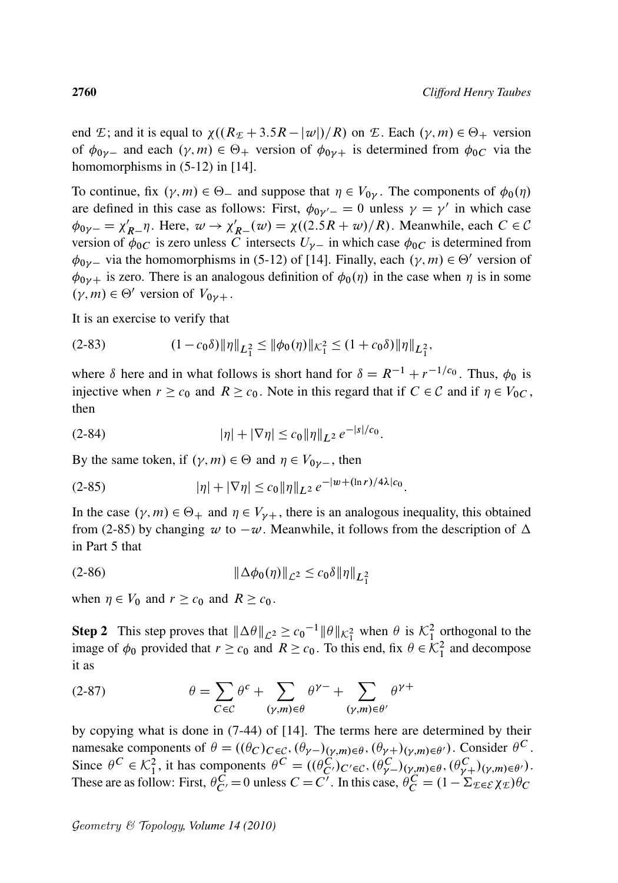end $\mathcal{E}$; and it is equal to $\chi((R_{\mathcal{E}} + 3.5R - |w|)/R)$ on $\mathcal{E}$. Each $(\gamma, m) \in \Theta_+$ version of $\phi_{0\gamma-}$ and each $(\gamma, m) \in \Theta_+$ version of $\phi_{0\gamma+}$ is determined from $\phi_{0C}$ via the homomorphisms in (5-12) in [14].

To continue, fix $(\gamma, m) \in \Theta_-$ and suppose that $\eta \in V_{0\gamma}$. The components of $\phi_0(\eta)$ are defined in this case as follows: First, $\phi_{0\gamma'-} = 0$ unless $\gamma = \gamma'$ in which case $\phi_{0\gamma-} = \chi'_{R-}\eta$. Here, $w \to \chi'_{R-}(w) = \chi((2.5R + w)/R)$. Meanwhile, each $C \in \mathcal{C}$ version of $\phi_{0C}$ is zero unless $C$ intersects $U_{\gamma-}$ in which case $\phi_{0C}$ is determined from $\phi_{0\gamma-}$ via the homomorphisms in (5-12) of [14]. Finally, each $(\gamma, m) \in \Theta'$ version of $\phi_{0\gamma+}$ is zero. There is an analogous definition of $\phi_0(\eta)$ in the case when $\eta$ is in some $(\gamma, m) \in \Theta'$ version of $V_{0\gamma+}$.

It is an exercise to verify that

$$(1 - c_0\delta)\|\eta\|_{L^2_1} \leq \|\phi_0(\eta)\|_{\mathcal{K}^2_1} \leq (1 + c_0\delta)\|\eta\|_{L^2_1}, \tag{2-83}$$

where $\delta$ here and in what follows is short hand for $\delta = R^{-1} + r^{-1/c_0}$. Thus, $\phi_0$ is injective when $r \geq c_0$ and $R \geq c_0$. Note in this regard that if $C \in \mathcal{C}$ and if $\eta \in V_{0C}$, then

$$|\eta| + |\nabla\eta| \leq c_0\|\eta\|_{L^2}\, e^{-|s|/c_0}. \tag{2-84}$$

By the same token, if $(\gamma, m) \in \Theta$ and $\eta \in V_{0\gamma-}$, then

$$|\eta| + |\nabla\eta| \leq c_0\|\eta\|_{L^2}\, e^{-|w+(\ln r)/4\lambda|c_0}. \tag{2-85}$$

In the case $(\gamma, m) \in \Theta_+$ and $\eta \in V_{\gamma+}$, there is an analogous inequality, this obtained from (2-85) by changing $w$ to $-w$. Meanwhile, it follows from the description of $\Delta$ in Part 5 that

$$\|\Delta\phi_0(\eta)\|_{\mathcal{L}^2} \leq c_0\delta\|\eta\|_{L^2_1} \tag{2-86}$$

when $\eta \in V_0$ and $r \geq c_0$ and $R \geq c_0$.

**Step 2** This step proves that $\|\Delta\theta\|_{\mathcal{L}^2} \geq c_0{}^{-1}\|\theta\|_{\mathcal{K}^2_1}$ when $\theta$ is $\mathcal{K}^2_1$ orthogonal to the image of $\phi_0$ provided that $r \geq c_0$ and $R \geq c_0$. To this end, fix $\theta \in \mathcal{K}^2_1$ and decompose it as

$$\theta = \sum_{C\in\mathcal{C}} \theta^c + \sum_{(\gamma,m)\in\theta} \theta^{\gamma-} + \sum_{(\gamma,m)\in\theta'} \theta^{\gamma+} \tag{2-87}$$

by copying what is done in (7-44) of [14]. The terms here are determined by their namesake components of $\theta = ((\theta_C)_{C\in\mathcal{C}}, (\theta_{\gamma-})_{(\gamma,m)\in\theta}, (\theta_{\gamma+})_{(\gamma,m)\in\theta'})$. Consider $\theta^C$. Since $\theta^C \in \mathcal{K}^2_1$, it has components $\theta^C = ((\theta^C_{C'})_{C'\in\mathcal{C}}, (\theta^C_{\gamma-})_{(\gamma,m)\in\theta}, (\theta^C_{\gamma+})_{(\gamma,m)\in\theta'})$. These are as follow: First, $\theta^C_{C'} = 0$ unless $C = C'$. In this case, $\theta^C_C = (1 - \Sigma_{\mathcal{E}\in\mathcal{E}}\chi_{\mathcal{E}})\theta_C$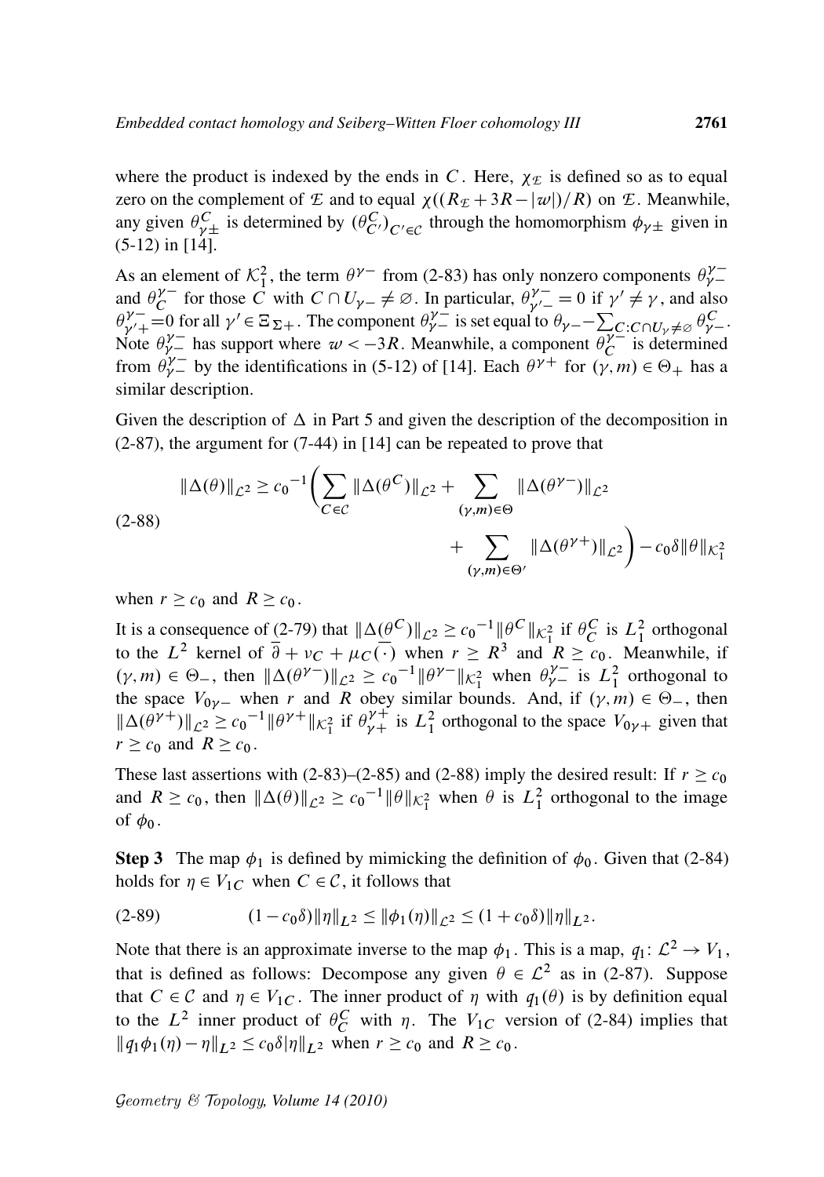where the product is indexed by the ends in $C$. Here, $\chi_{\mathcal{E}}$ is defined so as to equal zero on the complement of $\mathcal{E}$ and to equal $\chi((R_{\mathcal{E}} + 3R - |w|)/R)$ on $\mathcal{E}$. Meanwhile, any given $\theta^{C}_{\gamma\pm}$ is determined by $(\theta^{C}_{C'})_{C'\in\mathcal{C}}$ through the homomorphism $\phi_{\gamma\pm}$ given in (5-12) in [14].

As an element of $\mathcal{K}_1^2$, the term $\theta^{\gamma-}$ from (2-83) has only nonzero components $\theta^{\gamma-}_{\gamma-}$ and $\theta^{\gamma-}_{C}$ for those $C$ with $C \cap U_{\gamma-} \neq \varnothing$. In particular, $\theta^{\gamma-}_{\gamma'-} = 0$ if $\gamma' \neq \gamma$, and also $\theta^{\gamma-}_{\gamma'+} = 0$ for all $\gamma' \in \Xi_{\Sigma+}$. The component $\theta^{\gamma-}_{\gamma-}$ is set equal to $\theta_{\gamma-} - \sum_{C: C\cap U_\gamma \neq \varnothing} \theta^{C}_{\gamma-}$. Note $\theta^{\gamma-}_{\gamma-}$ has support where $w < -3R$. Meanwhile, a component $\theta^{\gamma-}_{C}$ is determined from $\theta^{\gamma-}_{\gamma-}$ by the identifications in (5-12) of [14]. Each $\theta^{\gamma+}$ for $(\gamma, m) \in \Theta_+$ has a similar description.

Given the description of $\Delta$ in Part 5 and given the description of the decomposition in (2-87), the argument for (7-44) in [14] can be repeated to prove that

$$\|\Delta(\theta)\|_{\mathcal{L}^2} \geq {c_0}^{-1}\bigg(\sum_{C\in\mathcal{C}} \|\Delta(\theta^{C})\|_{\mathcal{L}^2} + \sum_{(\gamma,m)\in\Theta} \|\Delta(\theta^{\gamma-})\|_{\mathcal{L}^2} + \sum_{(\gamma,m)\in\Theta'} \|\Delta(\theta^{\gamma+})\|_{\mathcal{L}^2}\bigg) - c_0\delta\|\theta\|_{\mathcal{K}_1^2} \tag{2-88}$$

when $r \geq c_0$ and $R \geq c_0$.

It is a consequence of (2-79) that $\|\Delta(\theta^{C})\|_{\mathcal{L}^2} \geq {c_0}^{-1}\|\theta^{C}\|_{\mathcal{K}_1^2}$ if $\theta^{C}_{C}$ is $L^2_1$ orthogonal to the $L^2$ kernel of $\overline{\partial} + \nu_C + \mu_C\overline{(\cdot)}$ when $r \geq R^3$ and $R \geq c_0$. Meanwhile, if $(\gamma, m) \in \Theta_-$, then $\|\Delta(\theta^{\gamma-})\|_{\mathcal{L}^2} \geq {c_0}^{-1}\|\theta^{\gamma-}\|_{\mathcal{K}_1^2}$ when $\theta^{\gamma-}_{\gamma-}$ is $L^2_1$ orthogonal to the space $V_{0\gamma-}$ when $r$ and $R$ obey similar bounds. And, if $(\gamma, m) \in \Theta_-$, then $\|\Delta(\theta^{\gamma+})\|_{\mathcal{L}^2} \geq {c_0}^{-1}\|\theta^{\gamma+}\|_{\mathcal{K}_1^2}$ if $\theta^{\gamma+}_{\gamma+}$ is $L^2_1$ orthogonal to the space $V_{0\gamma+}$ given that $r \geq c_0$ and $R \geq c_0$.

These last assertions with (2-83)–(2-85) and (2-88) imply the desired result: If $r \geq c_0$ and $R \geq c_0$, then $\|\Delta(\theta)\|_{\mathcal{L}^2} \geq {c_0}^{-1}\|\theta\|_{\mathcal{K}_1^2}$ when $\theta$ is $L^2_1$ orthogonal to the image of $\phi_0$.

**Step 3** The map $\phi_1$ is defined by mimicking the definition of $\phi_0$. Given that (2-84) holds for $\eta \in V_{1C}$ when $C \in \mathcal{C}$, it follows that

$$(1 - c_0\delta)\|\eta\|_{L^2} \leq \|\phi_1(\eta)\|_{\mathcal{L}^2} \leq (1 + c_0\delta)\|\eta\|_{L^2}. \tag{2-89}$$

Note that there is an approximate inverse to the map $\phi_1$. This is a map, $q_1\colon \mathcal{L}^2 \to V_1$, that is defined as follows: Decompose any given $\theta \in \mathcal{L}^2$ as in (2-87). Suppose that $C \in \mathcal{C}$ and $\eta \in V_{1C}$. The inner product of $\eta$ with $q_1(\theta)$ is by definition equal to the $L^2$ inner product of $\theta^{C}_{C}$ with $\eta$. The $V_{1C}$ version of (2-84) implies that $\|q_1\phi_1(\eta) - \eta\|_{L^2} \leq c_0\delta|\eta|_{L^2}$ when $r \geq c_0$ and $R \geq c_0$.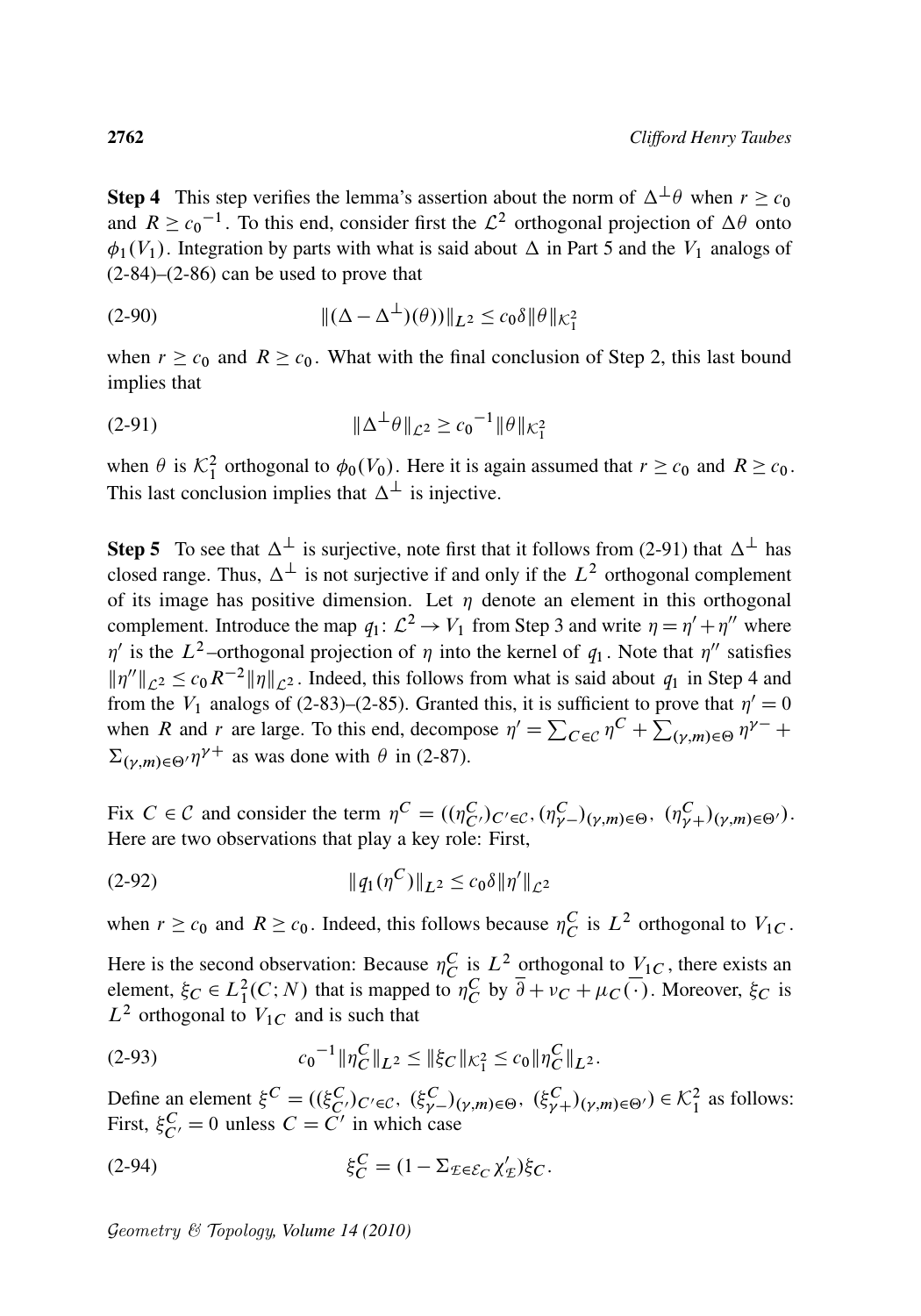**Step 4** This step verifies the lemma's assertion about the norm of $\Delta^{\perp}\theta$ when $r \geq c_0$ and $R \geq c_0{}^{-1}$. To this end, consider first the $\mathcal{L}^2$ orthogonal projection of $\Delta\theta$ onto $\phi_1(V_1)$. Integration by parts with what is said about $\Delta$ in Part 5 and the $V_1$ analogs of (2-84)–(2-86) can be used to prove that

$$\|(\Delta - \Delta^{\perp})(\theta))\|_{L^2} \leq c_0 \delta \|\theta\|_{\mathcal{K}_1^2} \tag{2-90}$$

when $r \geq c_0$ and $R \geq c_0$. What with the final conclusion of Step 2, this last bound implies that

$$\|\Delta^{\perp}\theta\|_{\mathcal{L}^2} \geq c_0{}^{-1}\|\theta\|_{\mathcal{K}_1^2} \tag{2-91}$$

when $\theta$ is $\mathcal{K}_1^2$ orthogonal to $\phi_0(V_0)$. Here it is again assumed that $r \geq c_0$ and $R \geq c_0$. This last conclusion implies that $\Delta^{\perp}$ is injective.

**Step 5** To see that $\Delta^{\perp}$ is surjective, note first that it follows from (2-91) that $\Delta^{\perp}$ has closed range. Thus, $\Delta^{\perp}$ is not surjective if and only if the $L^2$ orthogonal complement of its image has positive dimension. Let $\eta$ denote an element in this orthogonal complement. Introduce the map $q_1 \colon \mathcal{L}^2 \to V_1$ from Step 3 and write $\eta = \eta' + \eta''$ where $\eta'$ is the $L^2$–orthogonal projection of $\eta$ into the kernel of $q_1$. Note that $\eta''$ satisfies $\|\eta''\|_{\mathcal{L}^2} \leq c_0 R^{-2}\|\eta\|_{\mathcal{L}^2}$. Indeed, this follows from what is said about $q_1$ in Step 4 and from the $V_1$ analogs of (2-83)–(2-85). Granted this, it is sufficient to prove that $\eta' = 0$ when $R$ and $r$ are large. To this end, decompose $\eta' = \sum_{C \in \mathcal{C}} \eta^C + \sum_{(\gamma,m)\in\Theta} \eta^{\gamma-} + \Sigma_{(\gamma,m)\in\Theta'} \eta^{\gamma+}$ as was done with $\theta$ in (2-87).

Fix $C \in \mathcal{C}$ and consider the term $\eta^C = ((\eta^C_{C'})_{C'\in\mathcal{C}}, (\eta^C_{\gamma-})_{(\gamma,m)\in\Theta},\ (\eta^C_{\gamma+})_{(\gamma,m)\in\Theta'})$. Here are two observations that play a key role: First,

$$\|q_1(\eta^C)\|_{L^2} \leq c_0\delta\|\eta'\|_{\mathcal{L}^2} \tag{2-92}$$

when $r \geq c_0$ and $R \geq c_0$. Indeed, this follows because $\eta^C_C$ is $L^2$ orthogonal to $V_{1C}$.

Here is the second observation: Because $\eta^C_C$ is $L^2$ orthogonal to $V_{1C}$, there exists an element, $\xi_C \in L^2_1(C; N)$ that is mapped to $\eta^C_C$ by $\overline{\partial} + \nu_C + \mu_C\overline{(\cdot)}$. Moreover, $\xi_C$ is $L^2$ orthogonal to $V_{1C}$ and is such that

$$c_0{}^{-1}\|\eta^C_C\|_{L^2} \leq \|\xi_C\|_{\mathcal{K}_1^2} \leq c_0\|\eta^C_C\|_{L^2}. \tag{2-93}$$

Define an element $\xi^C = ((\xi^C_{C'})_{C'\in\mathcal{C}},\ (\xi^C_{\gamma-})_{(\gamma,m)\in\Theta},\ (\xi^C_{\gamma+})_{(\gamma,m)\in\Theta'}) \in \mathcal{K}_1^2$ as follows: First, $\xi^C_{C'} = 0$ unless $C = C'$ in which case

$$\xi^C_C = (1 - \Sigma_{\mathcal{E}\in\mathcal{E}_C}\chi'_{\mathcal{E}})\xi_C. \tag{2-94}$$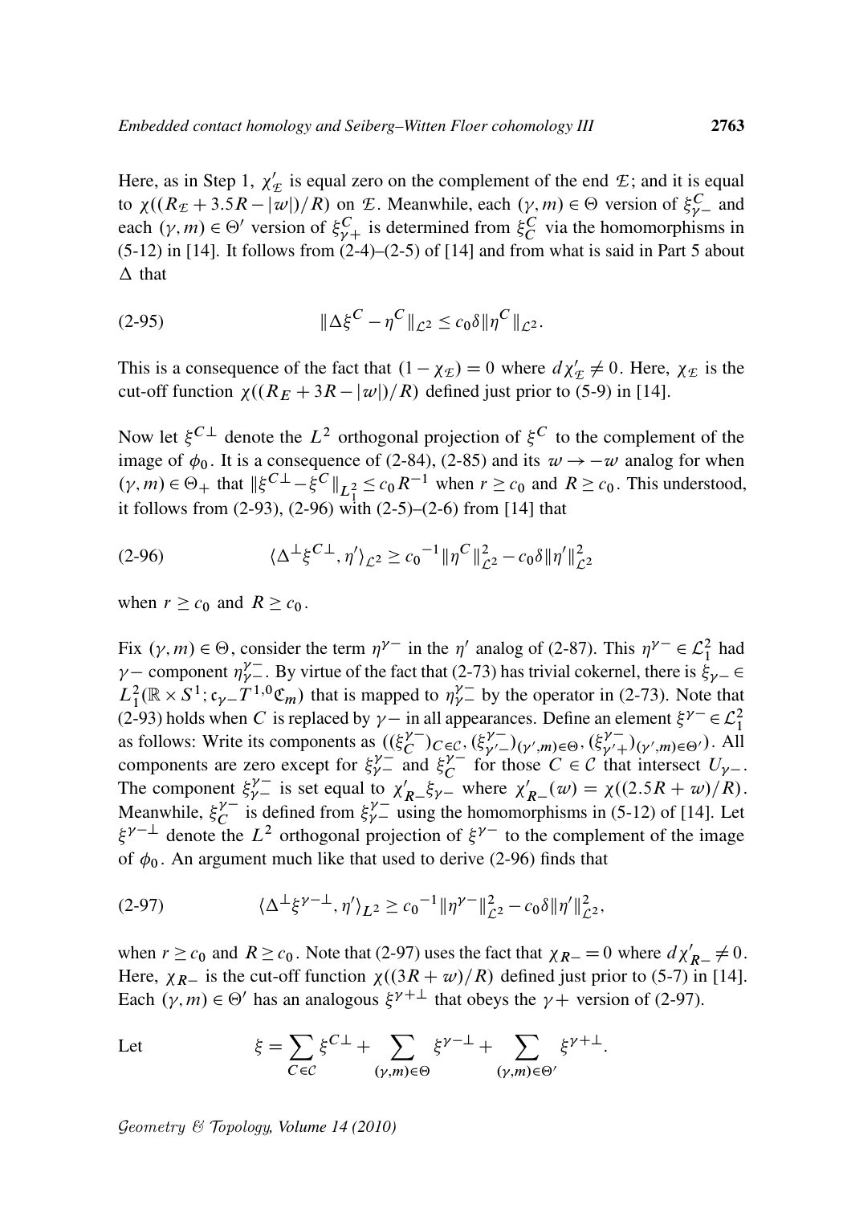Here, as in Step 1, $\chi'_{\mathcal{E}}$ is equal zero on the complement of the end $\mathcal{E}$; and it is equal to $\chi((R_{\mathcal{E}} + 3.5R - |w|)/R)$ on $\mathcal{E}$. Meanwhile, each $(\gamma, m) \in \Theta$ version of $\xi^C_{\gamma-}$ and each $(\gamma, m) \in \Theta'$ version of $\xi^C_{\gamma+}$ is determined from $\xi^C_C$ via the homomorphisms in (5-12) in [14]. It follows from (2-4)–(2-5) of [14] and from what is said in Part 5 about $\Delta$ that

$$\|\Delta\xi^C - \eta^C\|_{\mathcal{L}^2} \le c_0\delta\|\eta^C\|_{\mathcal{L}^2}. \tag{2-95}$$

This is a consequence of the fact that $(1-\chi_{\mathcal{E}}) = 0$ where $d\chi'_{\mathcal{E}} \ne 0$. Here, $\chi_{\mathcal{E}}$ is the cut-off function $\chi((R_E + 3R - |w|)/R)$ defined just prior to (5-9) in [14].

Now let $\xi^{C\perp}$ denote the $L^2$ orthogonal projection of $\xi^C$ to the complement of the image of $\phi_0$. It is a consequence of (2-84), (2-85) and its $w \to -w$ analog for when $(\gamma, m) \in \Theta_+$ that $\|\xi^{C\perp} - \xi^C\|_{L^2_1} \le c_0 R^{-1}$ when $r \ge c_0$ and $R \ge c_0$. This understood, it follows from (2-93), (2-96) with (2-5)–(2-6) from [14] that

$$\langle \Delta^\perp \xi^{C\perp}, \eta' \rangle_{\mathcal{L}^2} \ge c_0{}^{-1}\|\eta^C\|^2_{\mathcal{L}^2} - c_0\delta\|\eta'\|^2_{\mathcal{L}^2} \tag{2-96}$$

when $r \ge c_0$ and $R \ge c_0$.

Fix $(\gamma, m) \in \Theta$, consider the term $\eta^{\gamma-}$ in the $\eta'$ analog of (2-87). This $\eta^{\gamma-} \in \mathcal{L}^2_1$ had $\gamma-$ component $\eta^{\gamma-}_{\gamma-}$. By virtue of the fact that (2-73) has trivial cokernel, there is $\xi_{\gamma-} \in L^2_1(\mathbb{R}\times S^1; \mathfrak{c}_{\gamma-}T^{1,0}\mathfrak{C}_m)$ that is mapped to $\eta^{\gamma-}_{\gamma-}$ by the operator in (2-73). Note that (2-93) holds when $C$ is replaced by $\gamma-$ in all appearances. Define an element $\xi^{\gamma-} \in \mathcal{L}^2_1$ as follows: Write its components as $((\xi^{\gamma-}_C)_{C\in\mathcal{C}}, (\xi^{\gamma-}_{\gamma'-})_{(\gamma',m)\in\Theta}, (\xi^{\gamma-}_{\gamma'+})_{(\gamma',m)\in\Theta'})$. All components are zero except for $\xi^{\gamma-}_{\gamma-}$ and $\xi^{\gamma-}_C$ for those $C \in \mathcal{C}$ that intersect $U_{\gamma-}$. The component $\xi^{\gamma-}_{\gamma-}$ is set equal to $\chi'_{R-}\xi_{\gamma-}$ where $\chi'_{R-}(w) = \chi((2.5R + w)/R)$. Meanwhile, $\xi^{\gamma-}_C$ is defined from $\xi^{\gamma-}_{\gamma-}$ using the homomorphisms in (5-12) of [14]. Let $\xi^{\gamma-\perp}$ denote the $L^2$ orthogonal projection of $\xi^{\gamma-}$ to the complement of the image of $\phi_0$. An argument much like that used to derive (2-96) finds that

$$\langle \Delta^\perp \xi^{\gamma-\perp}, \eta' \rangle_{L^2} \ge c_0{}^{-1}\|\eta^{\gamma-}\|^2_{\mathcal{L}^2} - c_0\delta\|\eta'\|^2_{\mathcal{L}^2}, \tag{2-97}$$

when $r \ge c_0$ and $R \ge c_0$. Note that (2-97) uses the fact that $\chi_{R-} = 0$ where $d\chi'_{R-} \ne 0$. Here, $\chi_{R-}$ is the cut-off function $\chi((3R + w)/R)$ defined just prior to (5-7) in [14]. Each $(\gamma, m) \in \Theta'$ has an analogous $\xi^{\gamma+\perp}$ that obeys the $\gamma+$ version of (2-97).

Let
$$\xi = \sum_{C\in\mathcal{C}} \xi^{C\perp} + \sum_{(\gamma,m)\in\Theta} \xi^{\gamma-\perp} + \sum_{(\gamma,m)\in\Theta'} \xi^{\gamma+\perp}.$$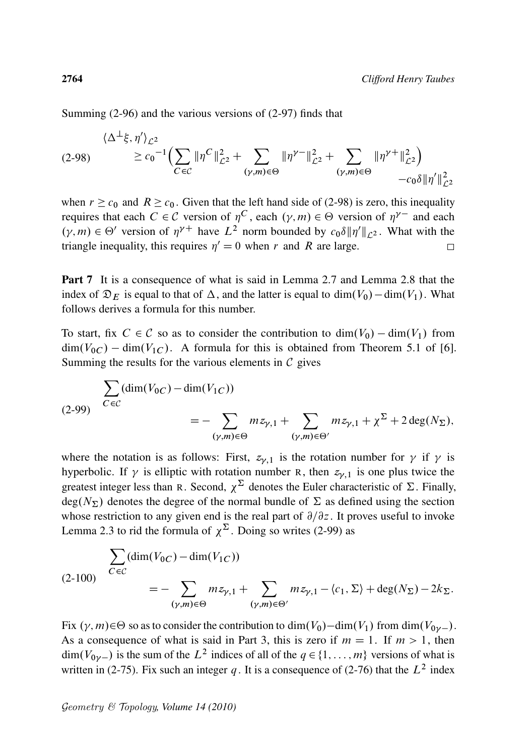Summing (2-96) and the various versions of (2-97) finds that

$$
\text{(2-98)} \qquad \begin{aligned} &\langle \Delta^{\perp}\xi, \eta' \rangle_{\mathcal{L}^2} \\ &\quad \geq {c_0}^{-1}\Big( \sum_{C \in \mathcal{C}} \|\eta^C\|^2_{\mathcal{L}^2} + \sum_{(\gamma,m)\in\Theta} \|\eta^{\gamma-}\|^2_{\mathcal{L}^2} + \sum_{(\gamma,m)\in\Theta} \|\eta^{\gamma+}\|^2_{\mathcal{L}^2} \Big) \\ &\qquad\qquad\qquad\qquad\qquad\qquad\qquad\qquad\qquad\qquad -c_0\delta\|\eta'\|^2_{\mathcal{L}^2} \end{aligned}
$$

when $r \geq c_0$ and $R \geq c_0$. Given that the left hand side of (2-98) is zero, this inequality requires that each $C \in \mathcal{C}$ version of $\eta^C$, each $(\gamma, m) \in \Theta$ version of $\eta^{\gamma-}$ and each $(\gamma, m) \in \Theta'$ version of $\eta^{\gamma+}$ have $L^2$ norm bounded by $c_0\delta\|\eta'\|_{\mathcal{L}^2}$. What with the triangle inequality, this requires $\eta' = 0$ when $r$ and $R$ are large. $\square$

**Part 7** It is a consequence of what is said in Lemma 2.7 and Lemma 2.8 that the index of $\mathfrak{D}_E$ is equal to that of $\Delta$, and the latter is equal to $\dim(V_0) - \dim(V_1)$. What follows derives a formula for this number.

To start, fix $C \in \mathcal{C}$ so as to consider the contribution to $\dim(V_0) - \dim(V_1)$ from $\dim(V_{0C}) - \dim(V_{1C})$. A formula for this is obtained from Theorem 5.1 of [6]. Summing the results for the various elements in $\mathcal{C}$ gives

$$
\text{(2-99)} \qquad \begin{aligned} &\sum_{C\in\mathcal{C}} (\dim(V_{0C}) - \dim(V_{1C})) \\ &\qquad\qquad = -\sum_{(\gamma,m)\in\Theta} m z_{\gamma,1} + \sum_{(\gamma,m)\in\Theta'} m z_{\gamma,1} + \chi^{\Sigma} + 2\deg(N_{\Sigma}), \end{aligned}
$$

where the notation is as follows: First, $z_{\gamma,1}$ is the rotation number for $\gamma$ if $\gamma$ is hyperbolic. If $\gamma$ is elliptic with rotation number $\mathrm{R}$, then $z_{\gamma,1}$ is one plus twice the greatest integer less than $\mathrm{R}$. Second, $\chi^{\Sigma}$ denotes the Euler characteristic of $\Sigma$. Finally, $\deg(N_{\Sigma})$ denotes the degree of the normal bundle of $\Sigma$ as defined using the section whose restriction to any given end is the real part of $\partial/\partial z$. It proves useful to invoke Lemma 2.3 to rid the formula of $\chi^{\Sigma}$. Doing so writes (2-99) as

$$
\text{(2-100)} \qquad \begin{aligned} &\sum_{C\in\mathcal{C}} (\dim(V_{0C}) - \dim(V_{1C})) \\ &\qquad\qquad = -\sum_{(\gamma,m)\in\Theta} m z_{\gamma,1} + \sum_{(\gamma,m)\in\Theta'} m z_{\gamma,1} - \langle c_1, \Sigma\rangle + \deg(N_{\Sigma}) - 2k_{\Sigma}. \end{aligned}
$$

Fix $(\gamma, m) \in \Theta$ so as to consider the contribution to $\dim(V_0) - \dim(V_1)$ from $\dim(V_{0\gamma-})$. As a consequence of what is said in Part 3, this is zero if $m = 1$. If $m > 1$, then $\dim(V_{0\gamma-})$ is the sum of the $L^2$ indices of all of the $q \in \{1, \dots, m\}$ versions of what is written in (2-75). Fix such an integer $q$. It is a consequence of (2-76) that the $L^2$ index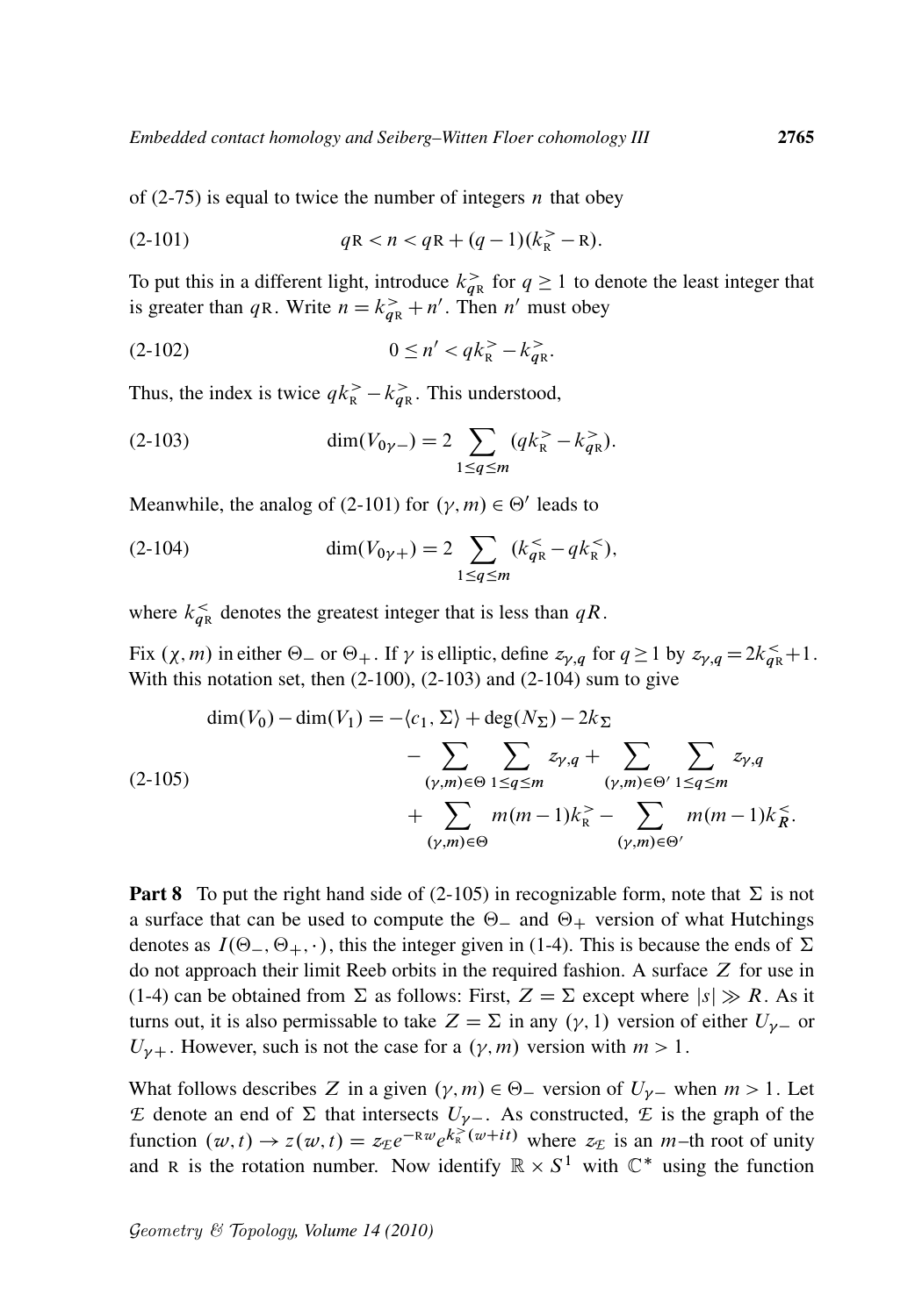of (2-75) is equal to twice the number of integers $n$ that obey

$$q\mathrm{R} < n < q\mathrm{R} + (q-1)(k_{\mathrm{R}}^{>} - \mathrm{R}). \tag{2-101}$$

To put this in a different light, introduce $k_{q\mathrm{R}}^{>}$ for $q \geq 1$ to denote the least integer that is greater than $q\mathrm{R}$. Write $n = k_{q\mathrm{R}}^{>} + n'$. Then $n'$ must obey

$$0 \leq n' < qk_{\mathrm{R}}^{>} - k_{q\mathrm{R}}^{>}. \tag{2-102}$$

Thus, the index is twice $qk_{\mathrm{R}}^{>} - k_{q\mathrm{R}}^{>}$. This understood,

$$\dim(V_{0\gamma-}) = 2 \sum_{1 \leq q \leq m} (qk_{\mathrm{R}}^{>} - k_{q\mathrm{R}}^{>}). \tag{2-103}$$

Meanwhile, the analog of (2-101) for $(\gamma, m) \in \Theta'$ leads to

$$\dim(V_{0\gamma+}) = 2 \sum_{1 \leq q \leq m} (k_{q\mathrm{R}}^{<} - qk_{\mathrm{R}}^{<}), \tag{2-104}$$

where $k_{q\mathrm{R}}^{<}$ denotes the greatest integer that is less than $qR$.

Fix $(\chi, m)$ in either $\Theta_-$ or $\Theta_+$. If $\gamma$ is elliptic, define $z_{\gamma,q}$ for $q \geq 1$ by $z_{\gamma,q} = 2k_{q\mathrm{R}}^{<} + 1$. With this notation set, then (2-100), (2-103) and (2-104) sum to give

$$\begin{aligned}
\dim(V_0) - \dim(V_1) = &-\langle c_1, \Sigma \rangle + \deg(N_\Sigma) - 2k_\Sigma \\
&- \sum_{(\gamma,m)\in\Theta} \sum_{1 \leq q \leq m} z_{\gamma,q} + \sum_{(\gamma,m)\in\Theta'} \sum_{1 \leq q \leq m} z_{\gamma,q} \\
&+ \sum_{(\gamma,m)\in\Theta} m(m-1)k_{\mathrm{R}}^{>} - \sum_{(\gamma,m)\in\Theta'} m(m-1)k_{R}^{<}.
\end{aligned} \tag{2-105}$$

**Part 8** To put the right hand side of (2-105) in recognizable form, note that $\Sigma$ is not a surface that can be used to compute the $\Theta_-$ and $\Theta_+$ version of what Hutchings denotes as $I(\Theta_-, \Theta_+, \cdot)$, this the integer given in (1-4). This is because the ends of $\Sigma$ do not approach their limit Reeb orbits in the required fashion. A surface $Z$ for use in (1-4) can be obtained from $\Sigma$ as follows: First, $Z = \Sigma$ except where $|s| \gg R$. As it turns out, it is also permissable to take $Z = \Sigma$ in any $(\gamma, 1)$ version of either $U_{\gamma-}$ or $U_{\gamma+}$. However, such is not the case for a $(\gamma, m)$ version with $m > 1$.

What follows describes $Z$ in a given $(\gamma, m) \in \Theta_-$ version of $U_{\gamma-}$ when $m > 1$. Let $\mathcal{E}$ denote an end of $\Sigma$ that intersects $U_{\gamma-}$. As constructed, $\mathcal{E}$ is the graph of the function $(w, t) \to z(w, t) = z_{\mathcal{E}} e^{-\mathrm{R}w} e^{k_{\mathrm{R}}^{>}(w+it)}$ where $z_{\mathcal{E}}$ is an $m$–th root of unity and $\mathrm{R}$ is the rotation number. Now identify $\mathbb{R} \times S^1$ with $\mathbb{C}^*$ using the function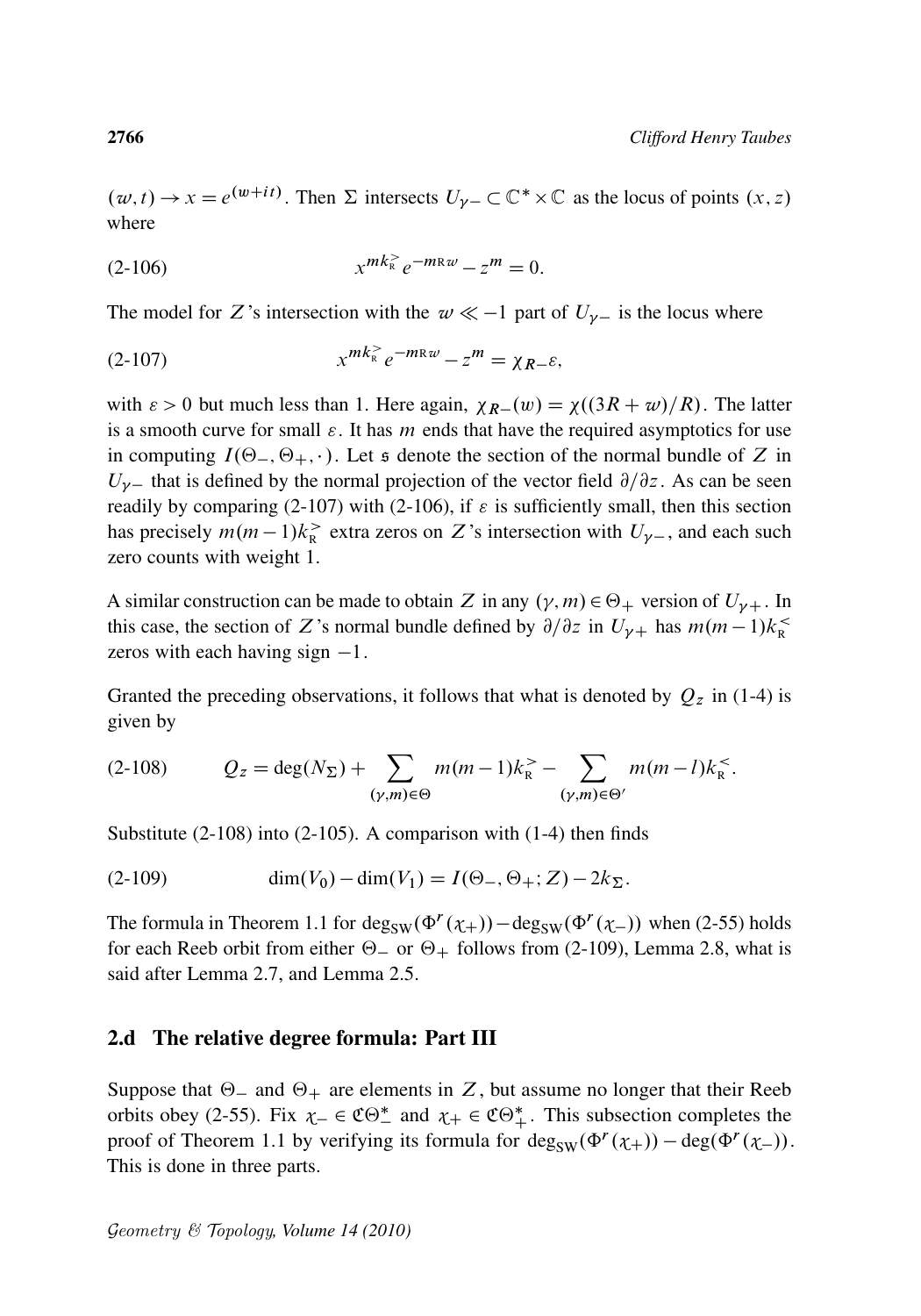$(w,t) \to x = e^{(w+it)}$. Then $\Sigma$ intersects $U_{\gamma -} \subset \mathbb{C}^* \times \mathbb{C}$ as the locus of points $(x,z)$ where

$$x^{mk_{\mathrm{R}}^{>}} e^{-m_{\mathrm{R}} w} - z^m = 0. \tag{2-106}$$

The model for $Z$'s intersection with the $w \ll -1$ part of $U_{\gamma -}$ is the locus where

$$x^{mk_{\mathrm{R}}^{>}} e^{-m_{\mathrm{R}} w} - z^m = \chi_{R-}\varepsilon, \tag{2-107}$$

with $\varepsilon > 0$ but much less than 1. Here again, $\chi_{R-}(w) = \chi((3R+w)/R)$. The latter is a smooth curve for small $\varepsilon$. It has $m$ ends that have the required asymptotics for use in computing $I(\Theta_-, \Theta_+, \cdot)$. Let $\mathfrak{s}$ denote the section of the normal bundle of $Z$ in $U_{\gamma -}$ that is defined by the normal projection of the vector field $\partial/\partial z$. As can be seen readily by comparing (2-107) with (2-106), if $\varepsilon$ is sufficiently small, then this section has precisely $m(m-1)k_{\mathrm{R}}^{>}$ extra zeros on $Z$'s intersection with $U_{\gamma -}$, and each such zero counts with weight 1.

A similar construction can be made to obtain $Z$ in any $(\gamma, m) \in \Theta_+$ version of $U_{\gamma +}$. In this case, the section of $Z$'s normal bundle defined by $\partial/\partial z$ in $U_{\gamma +}$ has $m(m-1)k_{\mathrm{R}}^{<}$ zeros with each having sign $-1$.

Granted the preceding observations, it follows that what is denoted by $Q_z$ in (1-4) is given by

$$Q_z = \deg(N_\Sigma) + \sum_{(\gamma,m)\in\Theta} m(m-1)k_{\mathrm{R}}^{>} - \sum_{(\gamma,m)\in\Theta'} m(m-l)k_{\mathrm{R}}^{<}. \tag{2-108}$$

Substitute (2-108) into (2-105). A comparison with (1-4) then finds

$$\dim(V_0) - \dim(V_1) = I(\Theta_-, \Theta_+; Z) - 2k_\Sigma. \tag{2-109}$$

The formula in Theorem 1.1 for $\deg_{\mathrm{SW}}(\Phi^r(\chi_+)) - \deg_{\mathrm{SW}}(\Phi^r(\chi_-))$ when (2-55) holds for each Reeb orbit from either $\Theta_-$ or $\Theta_+$ follows from (2-109), Lemma 2.8, what is said after Lemma 2.7, and Lemma 2.5.

## 2.d The relative degree formula: Part III

Suppose that $\Theta_-$ and $\Theta_+$ are elements in $Z$, but assume no longer that their Reeb orbits obey (2-55). Fix $\chi_- \in \mathfrak{C}\Theta_-^*$ and $\chi_+ \in \mathfrak{C}\Theta_+^*$. This subsection completes the proof of Theorem 1.1 by verifying its formula for $\deg_{\mathrm{SW}}(\Phi^r(\chi_+)) - \deg(\Phi^r(\chi_-))$. This is done in three parts.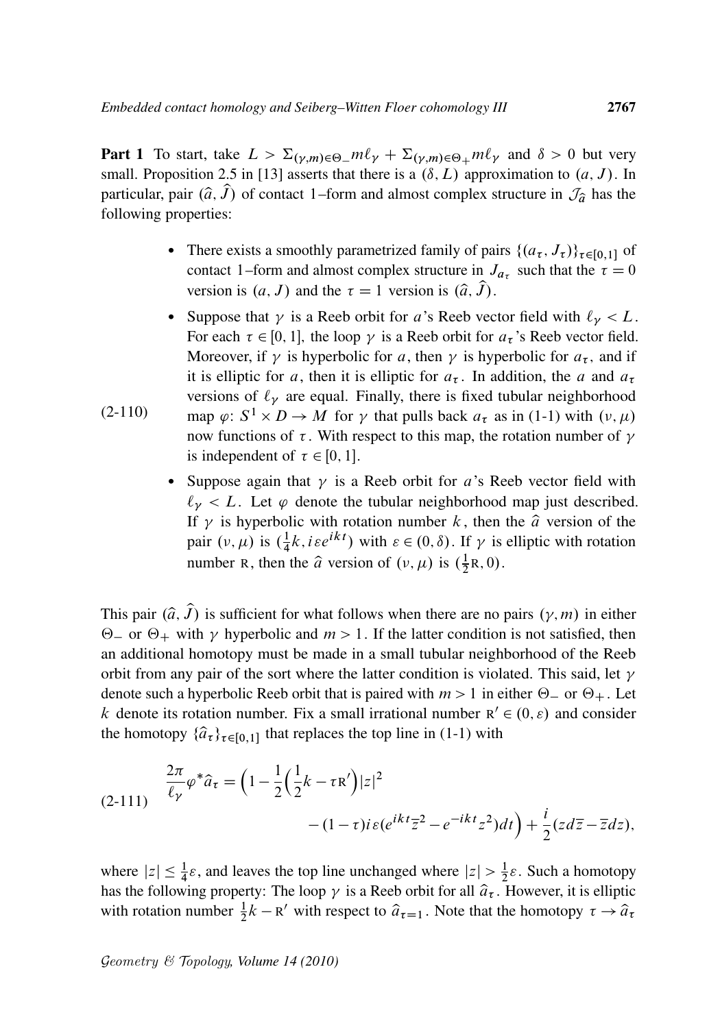**Part 1** To start, take $L > \Sigma_{(\gamma,m)\in\Theta_-} m\ell_\gamma + \Sigma_{(\gamma,m)\in\Theta_+} m\ell_\gamma$ and $\delta > 0$ but very small. Proposition 2.5 in [13] asserts that there is a $(\delta, L)$ approximation to $(a, J)$. In particular, pair $(\hat{a}, \hat{J})$ of contact 1–form and almost complex structure in $\mathcal{J}_{\hat{a}}$ has the following properties:

(2-110)

- There exists a smoothly parametrized family of pairs $\{(a_\tau, J_\tau)\}_{\tau\in[0,1]}$ of contact 1–form and almost complex structure in $J_{a_\tau}$ such that the $\tau = 0$ version is $(a, J)$ and the $\tau = 1$ version is $(\hat{a}, \hat{J})$.
- Suppose that $\gamma$ is a Reeb orbit for $a$'s Reeb vector field with $\ell_\gamma < L$. For each $\tau \in [0, 1]$, the loop $\gamma$ is a Reeb orbit for $a_\tau$'s Reeb vector field. Moreover, if $\gamma$ is hyperbolic for $a$, then $\gamma$ is hyperbolic for $a_\tau$, and if it is elliptic for $a$, then it is elliptic for $a_\tau$. In addition, the $a$ and $a_\tau$ versions of $\ell_\gamma$ are equal. Finally, there is fixed tubular neighborhood map $\varphi\colon S^1 \times D \to M$ for $\gamma$ that pulls back $a_\tau$ as in (1-1) with $(\nu, \mu)$ now functions of $\tau$. With respect to this map, the rotation number of $\gamma$ is independent of $\tau \in [0, 1]$.
- Suppose again that $\gamma$ is a Reeb orbit for $a$'s Reeb vector field with $\ell_\gamma < L$. Let $\varphi$ denote the tubular neighborhood map just described. If $\gamma$ is hyperbolic with rotation number $k$, then the $\hat{a}$ version of the pair $(\nu, \mu)$ is $(\frac{1}{4}k, i\varepsilon e^{ikt})$ with $\varepsilon \in (0, \delta)$. If $\gamma$ is elliptic with rotation number $\mathrm{R}$, then the $\hat{a}$ version of $(\nu, \mu)$ is $(\frac{1}{2}\mathrm{R}, 0)$.

This pair $(\hat{a}, \hat{J})$ is sufficient for what follows when there are no pairs $(\gamma, m)$ in either $\Theta_-$ or $\Theta_+$ with $\gamma$ hyperbolic and $m > 1$. If the latter condition is not satisfied, then an additional homotopy must be made in a small tubular neighborhood of the Reeb orbit from any pair of the sort where the latter condition is violated. This said, let $\gamma$ denote such a hyperbolic Reeb orbit that is paired with $m > 1$ in either $\Theta_-$ or $\Theta_+$. Let $k$ denote its rotation number. Fix a small irrational number $\mathrm{R}' \in (0, \varepsilon)$ and consider the homotopy $\{\hat{a}_\tau\}_{\tau\in[0,1]}$ that replaces the top line in (1-1) with

$$\frac{2\pi}{\ell_\gamma}\varphi^*\hat{a}_\tau = \Big(1 - \frac{1}{2}\Big(\frac{1}{2}k - \tau\mathrm{R}'\Big)|z|^2 - (1-\tau)i\varepsilon(e^{ikt}\bar{z}^2 - e^{-ikt}z^2)dt\Big) + \frac{i}{2}(z d\bar{z} - \bar{z} dz), \tag{2-111}$$

where $|z| \le \frac{1}{4}\varepsilon$, and leaves the top line unchanged where $|z| > \frac{1}{2}\varepsilon$. Such a homotopy has the following property: The loop $\gamma$ is a Reeb orbit for all $\hat{a}_\tau$. However, it is elliptic with rotation number $\frac{1}{2}k - \mathrm{R}'$ with respect to $\hat{a}_{\tau=1}$. Note that the homotopy $\tau \to \hat{a}_\tau$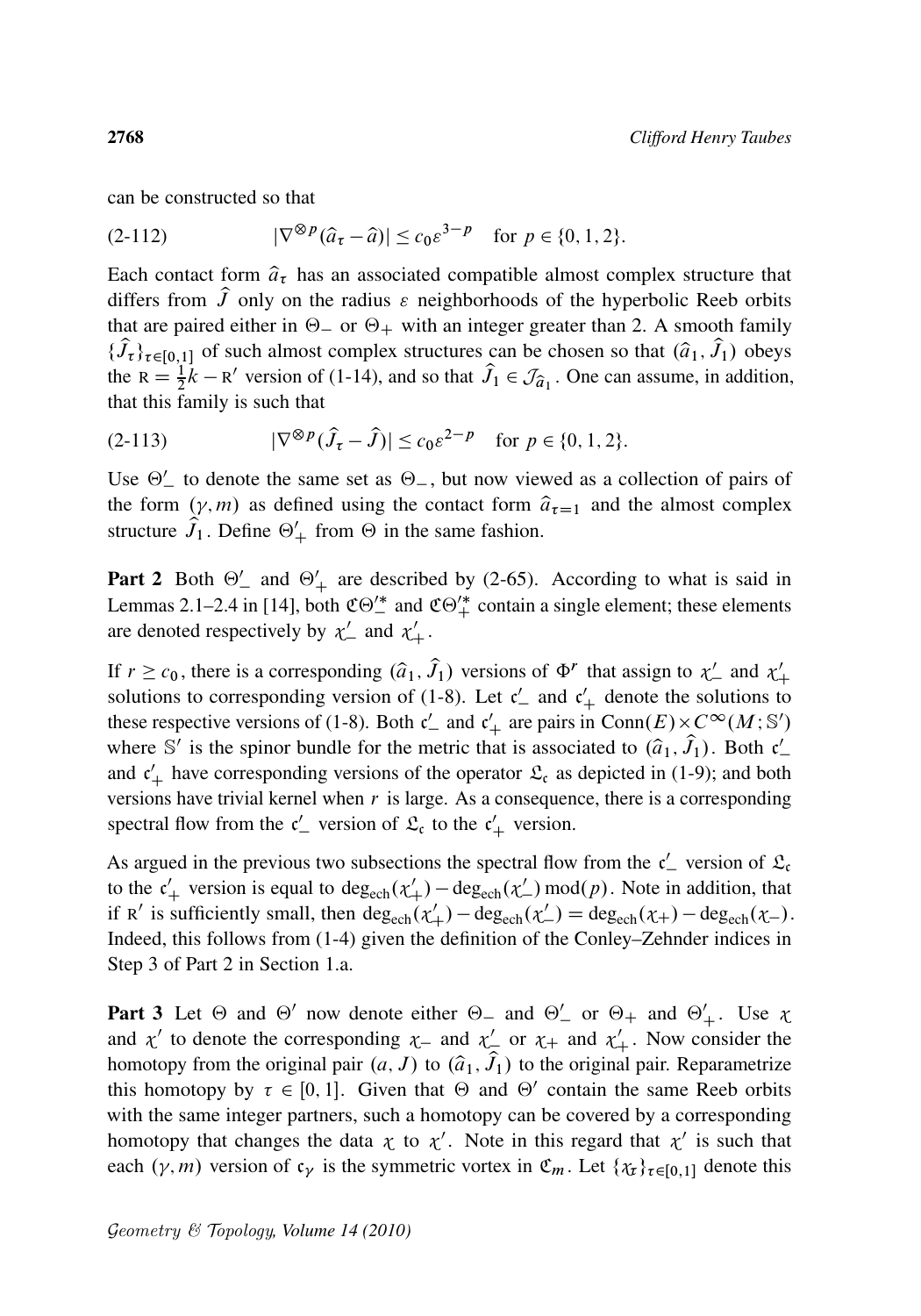can be constructed so that

$$|\nabla^{\otimes p}(\hat{a}_\tau - \hat{a})| \le c_0 \varepsilon^{3-p} \quad \text{for } p \in \{0,1,2\}. \tag{2-112}$$

Each contact form $\hat{a}_\tau$ has an associated compatible almost complex structure that differs from $\hat{J}$ only on the radius $\varepsilon$ neighborhoods of the hyperbolic Reeb orbits that are paired either in $\Theta_-$ or $\Theta_+$ with an integer greater than 2. A smooth family $\{\hat{J}_\tau\}_{\tau\in[0,1]}$ of such almost complex structures can be chosen so that $(\hat{a}_1, \hat{J}_1)$ obeys the $\mathrm{R} = \frac{1}{2}k - \mathrm{R}'$ version of (1-14), and so that $\hat{J}_1 \in \mathcal{J}_{\hat{a}_1}$. One can assume, in addition, that this family is such that

$$|\nabla^{\otimes p}(\hat{J}_\tau - \hat{J})| \le c_0 \varepsilon^{2-p} \quad \text{for } p \in \{0,1,2\}. \tag{2-113}$$

Use $\Theta'_-$ to denote the same set as $\Theta_-$, but now viewed as a collection of pairs of the form $(\gamma, m)$ as defined using the contact form $\hat{a}_{\tau=1}$ and the almost complex structure $\hat{J}_1$. Define $\Theta'_+$ from $\Theta$ in the same fashion.

**Part 2** Both $\Theta'_-$ and $\Theta'_+$ are described by (2-65). According to what is said in Lemmas 2.1–2.4 in [14], both $\mathfrak{C}\Theta'^{*}_-$ and $\mathfrak{C}\Theta'^{*}_+$ contain a single element; these elements are denoted respectively by $\chi'_-$ and $\chi'_+$.

If $r \ge c_0$, there is a corresponding $(\hat{a}_1, \hat{J}_1)$ versions of $\Phi^r$ that assign to $\chi'_-$ and $\chi'_+$ solutions to corresponding version of (1-8). Let $\mathfrak{c}'_-$ and $\mathfrak{c}'_+$ denote the solutions to these respective versions of (1-8). Both $\mathfrak{c}'_-$ and $\mathfrak{c}'_+$ are pairs in $\mathrm{Conn}(E) \times C^\infty(M; \mathbb{S}')$ where $\mathbb{S}'$ is the spinor bundle for the metric that is associated to $(\hat{a}_1, \hat{J}_1)$. Both $\mathfrak{c}'_-$ and $\mathfrak{c}'_+$ have corresponding versions of the operator $\mathfrak{L}_{\mathfrak{c}}$ as depicted in (1-9); and both versions have trivial kernel when $r$ is large. As a consequence, there is a corresponding spectral flow from the $\mathfrak{c}'_-$ version of $\mathfrak{L}_{\mathfrak{c}}$ to the $\mathfrak{c}'_+$ version.

As argued in the previous two subsections the spectral flow from the $\mathfrak{c}'_-$ version of $\mathfrak{L}_{\mathfrak{c}}$ to the $\mathfrak{c}'_+$ version is equal to $\deg_{\mathrm{ech}}(\chi'_+) - \deg_{\mathrm{ech}}(\chi'_-) \bmod (p)$. Note in addition, that if $\mathrm{R}'$ is sufficiently small, then $\deg_{\mathrm{ech}}(\chi'_+) - \deg_{\mathrm{ech}}(\chi'_-) = \deg_{\mathrm{ech}}(\chi_+) - \deg_{\mathrm{ech}}(\chi_-)$. Indeed, this follows from (1-4) given the definition of the Conley–Zehnder indices in Step 3 of Part 2 in Section 1.a.

**Part 3** Let $\Theta$ and $\Theta'$ now denote either $\Theta_-$ and $\Theta'_-$ or $\Theta_+$ and $\Theta'_+$. Use $\chi$ and $\chi'$ to denote the corresponding $\chi_-$ and $\chi'_-$ or $\chi_+$ and $\chi'_+$. Now consider the homotopy from the original pair $(a, J)$ to $(\hat{a}_1, \hat{J}_1)$ to the original pair. Reparametrize this homotopy by $\tau \in [0,1]$. Given that $\Theta$ and $\Theta'$ contain the same Reeb orbits with the same integer partners, such a homotopy can be covered by a corresponding homotopy that changes the data $\chi$ to $\chi'$. Note in this regard that $\chi'$ is such that each $(\gamma, m)$ version of $\mathfrak{c}_\gamma$ is the symmetric vortex in $\mathfrak{C}_m$. Let $\{\chi_\tau\}_{\tau\in[0,1]}$ denote this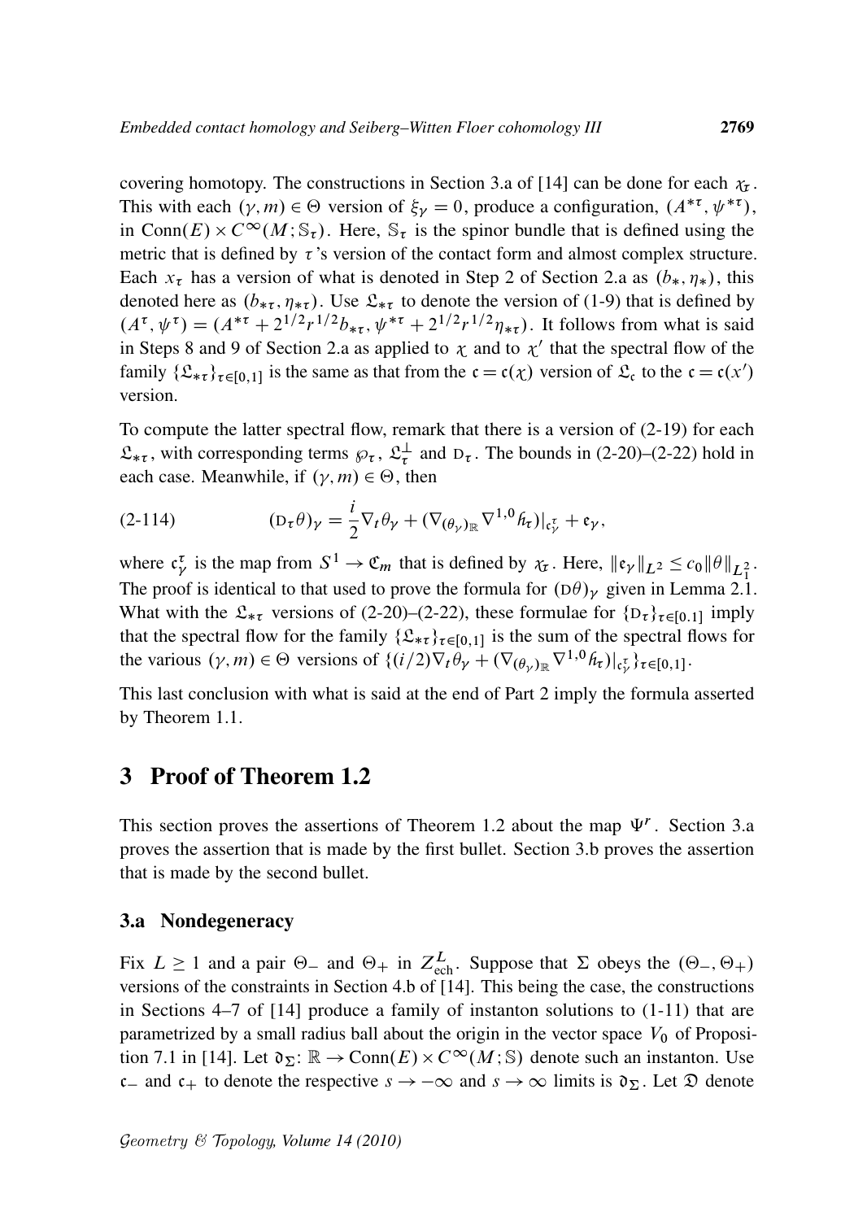covering homotopy. The constructions in Section 3.a of [14] can be done for each $\chi_\tau$. This with each $(\gamma, m) \in \Theta$ version of $\xi_\gamma = 0$, produce a configuration, $(A^{*\tau}, \psi^{*\tau})$, in $\mathrm{Conn}(E) \times C^\infty(M; \mathbb{S}_\tau)$. Here, $\mathbb{S}_\tau$ is the spinor bundle that is defined using the metric that is defined by $\tau$'s version of the contact form and almost complex structure. Each $x_\tau$ has a version of what is denoted in Step 2 of Section 2.a as $(b_*, \eta_*)$, this denoted here as $(b_{*\tau}, \eta_{*\tau})$. Use $\mathfrak{L}_{*\tau}$ to denote the version of (1-9) that is defined by $(A^\tau, \psi^\tau) = (A^{*\tau} + 2^{1/2} r^{1/2} b_{*\tau}, \psi^{*\tau} + 2^{1/2} r^{1/2} \eta_{*\tau})$. It follows from what is said in Steps 8 and 9 of Section 2.a as applied to $\chi$ and to $\chi'$ that the spectral flow of the family $\{\mathfrak{L}_{*\tau}\}_{\tau \in [0,1]}$ is the same as that from the $\mathfrak{c} = \mathfrak{c}(\chi)$ version of $\mathfrak{L}_\mathfrak{c}$ to the $\mathfrak{c} = \mathfrak{c}(x')$ version.

To compute the latter spectral flow, remark that there is a version of (2-19) for each $\mathfrak{L}_{*\tau}$, with corresponding terms $\wp_\tau$, $\mathfrak{L}_\tau^\perp$ and $\mathrm{D}_\tau$. The bounds in (2-20)–(2-22) hold in each case. Meanwhile, if $(\gamma, m) \in \Theta$, then

$$(\mathrm{D}_\tau \theta)_\gamma = \frac{i}{2} \nabla_t \theta_\gamma + (\nabla_{(\theta_\gamma)_\mathbb{R}} \nabla^{1,0} \hbar_\tau)|_{\mathfrak{c}_\gamma^\tau} + \mathfrak{e}_\gamma, \tag{2-114}$$

where $\mathfrak{c}_\gamma^\tau$ is the map from $S^1 \to \mathfrak{C}_m$ that is defined by $\chi_\tau$. Here, $\|\mathfrak{e}_\gamma\|_{L^2} \le c_0 \|\theta\|_{L_1^2}$. The proof is identical to that used to prove the formula for $(\mathrm{D}\theta)_\gamma$ given in Lemma 2.1. What with the $\mathfrak{L}_{*\tau}$ versions of (2-20)–(2-22), these formulae for $\{\mathrm{D}_\tau\}_{\tau \in [0.1]}$ imply that the spectral flow for the family $\{\mathfrak{L}_{*\tau}\}_{\tau \in [0,1]}$ is the sum of the spectral flows for the various $(\gamma, m) \in \Theta$ versions of $\{(i/2)\nabla_t \theta_\gamma + (\nabla_{(\theta_\gamma)_\mathbb{R}} \nabla^{1,0} \hbar_\tau)|_{\mathfrak{c}_\gamma^\tau}\}_{\tau \in [0,1]}$.

This last conclusion with what is said at the end of Part 2 imply the formula asserted by Theorem 1.1.

# 3 Proof of Theorem 1.2

This section proves the assertions of Theorem 1.2 about the map $\Psi^r$. Section 3.a proves the assertion that is made by the first bullet. Section 3.b proves the assertion that is made by the second bullet.

## 3.a Nondegeneracy

Fix $L \ge 1$ and a pair $\Theta_-$ and $\Theta_+$ in $Z_{\mathrm{ech}}^L$. Suppose that $\Sigma$ obeys the $(\Theta_-, \Theta_+)$ versions of the constraints in Section 4.b of [14]. This being the case, the constructions in Sections 4–7 of [14] produce a family of instanton solutions to (1-11) that are parametrized by a small radius ball about the origin in the vector space $V_0$ of Proposition 7.1 in [14]. Let $\mathfrak{d}_\Sigma \colon \mathbb{R} \to \mathrm{Conn}(E) \times C^\infty(M; \mathbb{S})$ denote such an instanton. Use $\mathfrak{c}_-$ and $\mathfrak{c}_+$ to denote the respective $s \to -\infty$ and $s \to \infty$ limits is $\mathfrak{d}_\Sigma$. Let $\mathfrak{D}$ denote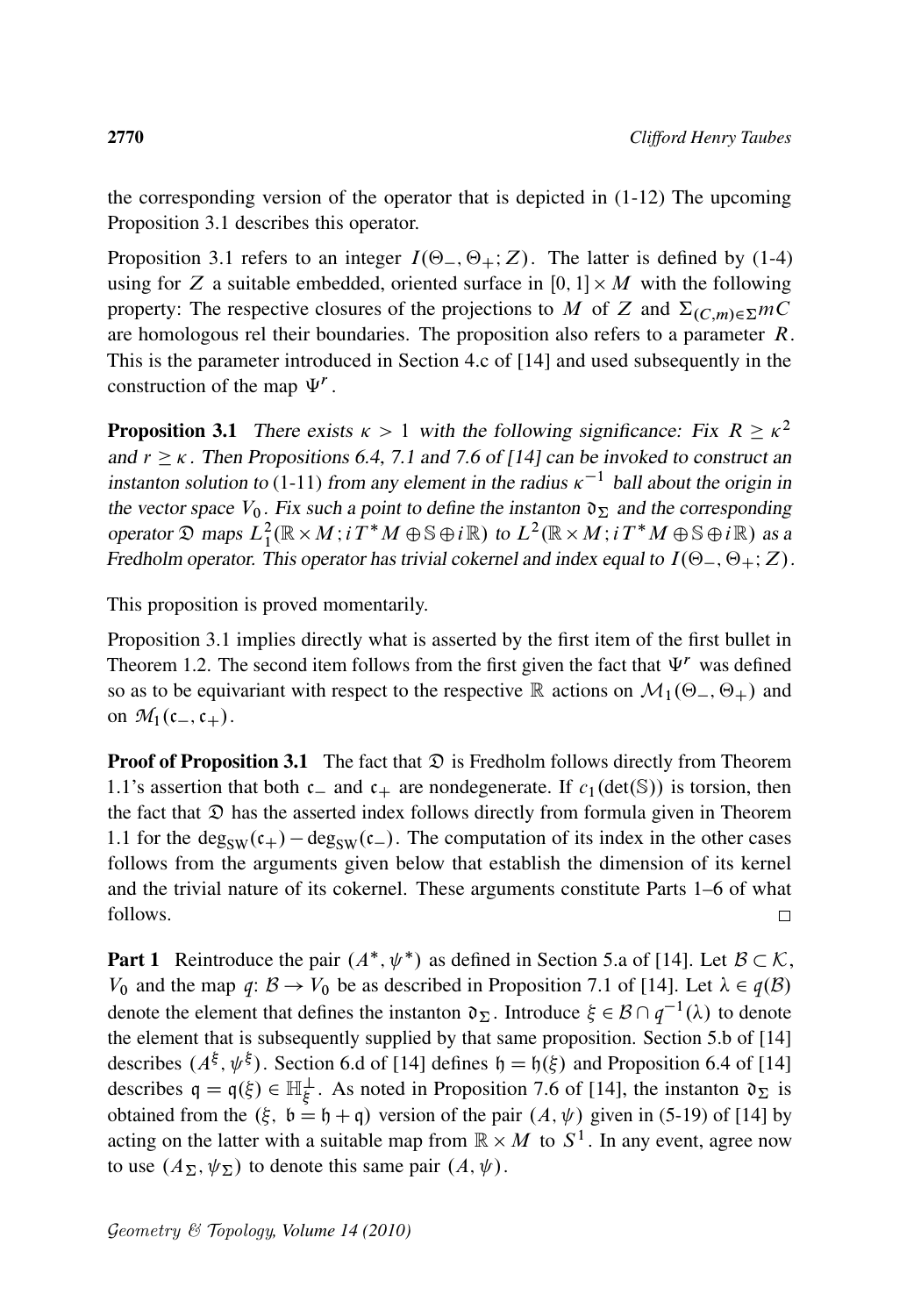the corresponding version of the operator that is depicted in (1-12) The upcoming Proposition 3.1 describes this operator.

Proposition 3.1 refers to an integer $I(\Theta_-, \Theta_+; Z)$. The latter is defined by (1-4) using for $Z$ a suitable embedded, oriented surface in $[0,1] \times M$ with the following property: The respective closures of the projections to $M$ of $Z$ and $\Sigma_{(C,m)\in\Sigma} mC$ are homologous rel their boundaries. The proposition also refers to a parameter $R$. This is the parameter introduced in Section 4.c of [14] and used subsequently in the construction of the map $\Psi^r$.

**Proposition 3.1** *There exists $\kappa > 1$ with the following significance: Fix $R \geq \kappa^2$ and $r \geq \kappa$. Then Propositions 6.4, 7.1 and 7.6 of [14] can be invoked to construct an instanton solution to* (1-11) *from any element in the radius $\kappa^{-1}$ ball about the origin in the vector space $V_0$. Fix such a point to define the instanton $\mathfrak{d}_\Sigma$ and the corresponding operator $\mathfrak{D}$ maps $L^2_1(\mathbb{R} \times M; iT^*M \oplus \mathbb{S} \oplus i\mathbb{R})$ to $L^2(\mathbb{R} \times M; iT^*M \oplus \mathbb{S} \oplus i\mathbb{R})$ as a Fredholm operator. This operator has trivial cokernel and index equal to $I(\Theta_-, \Theta_+; Z)$.*

This proposition is proved momentarily.

Proposition 3.1 implies directly what is asserted by the first item of the first bullet in Theorem 1.2. The second item follows from the first given the fact that $\Psi^r$ was defined so as to be equivariant with respect to the respective $\mathbb{R}$ actions on $\mathcal{M}_1(\Theta_-, \Theta_+)$ and on $\mathfrak{M}_1(\mathfrak{c}_-, \mathfrak{c}_+)$.

**Proof of Proposition 3.1** The fact that $\mathfrak{D}$ is Fredholm follows directly from Theorem 1.1's assertion that both $\mathfrak{c}_-$ and $\mathfrak{c}_+$ are nondegenerate. If $c_1(\det(\mathbb{S}))$ is torsion, then the fact that $\mathfrak{D}$ has the asserted index follows directly from formula given in Theorem 1.1 for the $\deg_{\mathrm{SW}}(\mathfrak{c}_+) - \deg_{\mathrm{SW}}(\mathfrak{c}_-)$. The computation of its index in the other cases follows from the arguments given below that establish the dimension of its kernel and the trivial nature of its cokernel. These arguments constitute Parts 1–6 of what follows. □

**Part 1** Reintroduce the pair $(A^*, \psi^*)$ as defined in Section 5.a of [14]. Let $\mathcal{B} \subset \mathcal{K}$, $V_0$ and the map $q\colon \mathcal{B} \to V_0$ be as described in Proposition 7.1 of [14]. Let $\lambda \in q(\mathcal{B})$ denote the element that defines the instanton $\mathfrak{d}_\Sigma$. Introduce $\xi \in \mathcal{B} \cap q^{-1}(\lambda)$ to denote the element that is subsequently supplied by that same proposition. Section 5.b of [14] describes $(A^\xi, \psi^\xi)$. Section 6.d of [14] defines $\mathfrak{h} = \mathfrak{h}(\xi)$ and Proposition 6.4 of [14] describes $\mathfrak{q} = \mathfrak{q}(\xi) \in \mathbb{H}^\perp_\xi$. As noted in Proposition 7.6 of [14], the instanton $\mathfrak{d}_\Sigma$ is obtained from the ($\xi$, $\mathfrak{b} = \mathfrak{h} + \mathfrak{q}$) version of the pair $(A, \psi)$ given in (5-19) of [14] by acting on the latter with a suitable map from $\mathbb{R} \times M$ to $S^1$. In any event, agree now to use $(A_\Sigma, \psi_\Sigma)$ to denote this same pair $(A, \psi)$.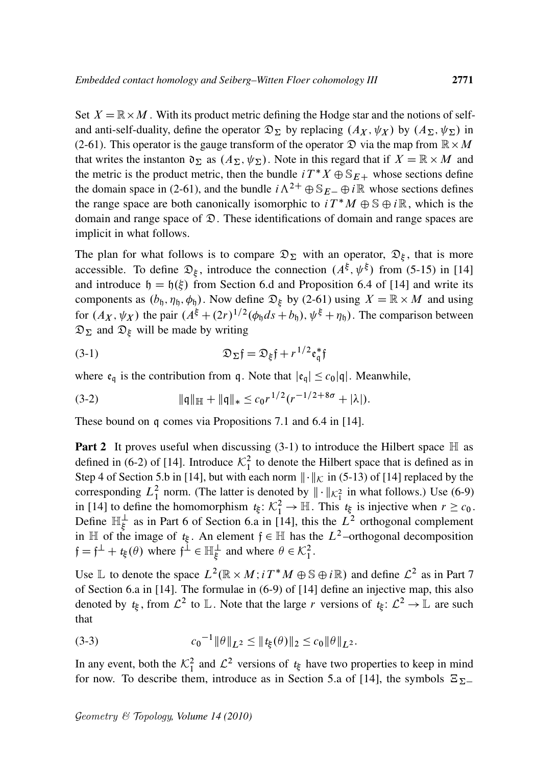Set $X = \mathbb{R} \times M$. With its product metric defining the Hodge star and the notions of self- and anti-self-duality, define the operator $\mathfrak{D}_\Sigma$ by replacing $(A_X, \psi_X)$ by $(A_\Sigma, \psi_\Sigma)$ in (2-61). This operator is the gauge transform of the operator $\mathfrak{D}$ via the map from $\mathbb{R} \times M$ that writes the instanton $\mathfrak{d}_\Sigma$ as $(A_\Sigma, \psi_\Sigma)$. Note in this regard that if $X = \mathbb{R} \times M$ and the metric is the product metric, then the bundle $iT^*X \oplus \mathbb{S}_{E+}$ whose sections define the domain space in (2-61), and the bundle $i\Lambda^{2+} \oplus \mathbb{S}_{E-} \oplus i\mathbb{R}$ whose sections defines the range space are both canonically isomorphic to $iT^*M \oplus \mathbb{S} \oplus i\mathbb{R}$, which is the domain and range space of $\mathfrak{D}$. These identifications of domain and range spaces are implicit in what follows.

The plan for what follows is to compare $\mathfrak{D}_\Sigma$ with an operator, $\mathfrak{D}_\xi$, that is more accessible. To define $\mathfrak{D}_\xi$, introduce the connection $(A^\xi, \psi^\xi)$ from (5-15) in [14] and introduce $\mathfrak{h} = \mathfrak{h}(\xi)$ from Section 6.d and Proposition 6.4 of [14] and write its components as $(b_\mathfrak{h}, \eta_\mathfrak{h}, \phi_\mathfrak{h})$. Now define $\mathfrak{D}_\xi$ by (2-61) using $X = \mathbb{R} \times M$ and using for $(A_X, \psi_X)$ the pair $(A^\xi + (2r)^{1/2}(\phi_\mathfrak{h} ds + b_\mathfrak{h}), \psi^\xi + \eta_\mathfrak{h})$. The comparison between $\mathfrak{D}_\Sigma$ and $\mathfrak{D}_\xi$ will be made by writing

$$\mathfrak{D}_\Sigma \mathfrak{f} = \mathfrak{D}_\xi \mathfrak{f} + r^{1/2} \mathfrak{e}_\mathfrak{q}^* \mathfrak{f} \tag{3-1}$$

where $\mathfrak{e}_\mathfrak{q}$ is the contribution from $\mathfrak{q}$. Note that $|\mathfrak{e}_\mathfrak{q}| \leq c_0 |\mathfrak{q}|$. Meanwhile,

$$\|\mathfrak{q}\|_\mathbb{H} + \|\mathfrak{q}\|_* \leq c_0 r^{1/2}(r^{-1/2+8\sigma} + |\lambda|). \tag{3-2}$$

These bound on $\mathfrak{q}$ comes via Propositions 7.1 and 6.4 in [14].

**Part 2** It proves useful when discussing (3-1) to introduce the Hilbert space $\mathbb{H}$ as defined in (6-2) of [14]. Introduce $\mathcal{K}_1^2$ to denote the Hilbert space that is defined as in Step 4 of Section 5.b in [14], but with each norm $\|\cdot\|_\mathcal{K}$ in (5-13) of [14] replaced by the corresponding $L_1^2$ norm. (The latter is denoted by $\|\cdot\|_{\mathcal{K}_1^2}$ in what follows.) Use (6-9) in [14] to define the homomorphism $t_\xi \colon \mathcal{K}_1^2 \to \mathbb{H}$. This $t_\xi$ is injective when $r \geq c_0$. Define $\mathbb{H}_\xi^\perp$ as in Part 6 of Section 6.a in [14], this the $L^2$ orthogonal complement in $\mathbb{H}$ of the image of $t_\xi$. An element $\mathfrak{f} \in \mathbb{H}$ has the $L^2$–orthogonal decomposition $\mathfrak{f} = \mathfrak{f}^\perp + t_\xi(\theta)$ where $\mathfrak{f}^\perp \in \mathbb{H}_\xi^\perp$ and where $\theta \in \mathcal{K}_1^2$.

Use $\mathbb{L}$ to denote the space $L^2(\mathbb{R} \times M; iT^*M \oplus \mathbb{S} \oplus i\mathbb{R})$ and define $\mathcal{L}^2$ as in Part 7 of Section 6.a in [14]. The formulae in (6-9) of [14] define an injective map, this also denoted by $t_\xi$, from $\mathcal{L}^2$ to $\mathbb{L}$. Note that the large $r$ versions of $t_\xi \colon \mathcal{L}^2 \to \mathbb{L}$ are such that

$${c_0}^{-1} \|\theta\|_{L^2} \leq \|t_\xi(\theta)\|_2 \leq c_0 \|\theta\|_{L^2}. \tag{3-3}$$

In any event, both the $\mathcal{K}_1^2$ and $\mathcal{L}^2$ versions of $t_\xi$ have two properties to keep in mind for now. To describe them, introduce as in Section 5.a of [14], the symbols $\Xi_{\Sigma-}$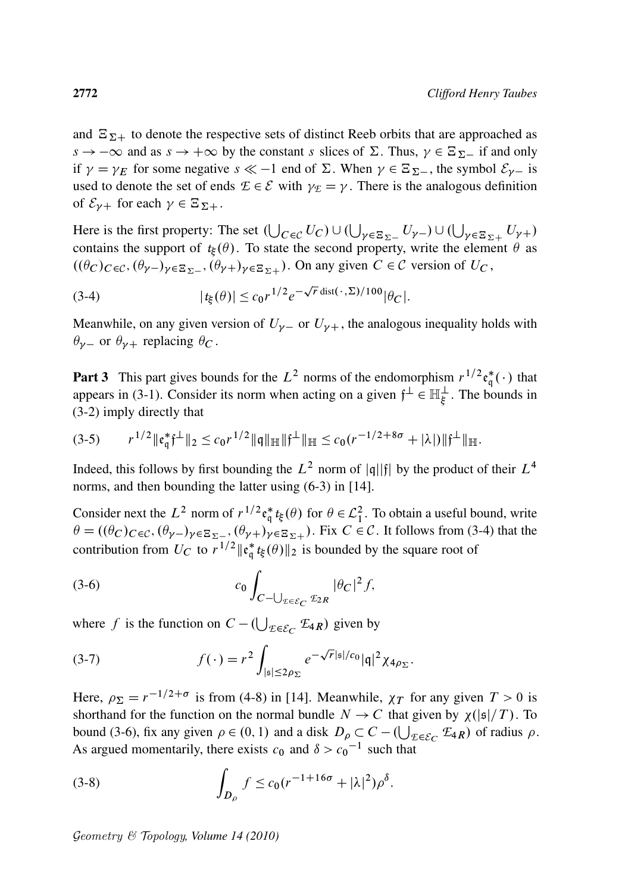and $\Xi_{\Sigma+}$ to denote the respective sets of distinct Reeb orbits that are approached as $s \to -\infty$ and as $s \to +\infty$ by the constant $s$ slices of $\Sigma$. Thus, $\gamma \in \Xi_{\Sigma-}$ if and only if $\gamma = \gamma_E$ for some negative $s \ll -1$ end of $\Sigma$. When $\gamma \in \Xi_{\Sigma-}$, the symbol $\mathcal{E}_{\gamma-}$ is used to denote the set of ends $\mathcal{E} \in \mathcal{E}$ with $\gamma_{\mathcal{E}} = \gamma$. There is the analogous definition of $\mathcal{E}_{\gamma+}$ for each $\gamma \in \Xi_{\Sigma+}$.

Here is the first property: The set $(\bigcup_{C\in\mathcal{C}} U_C) \cup (\bigcup_{\gamma\in\Xi_{\Sigma-}} U_{\gamma-}) \cup (\bigcup_{\gamma\in\Xi_{\Sigma+}} U_{\gamma+})$ contains the support of $t_{\mathfrak{k}}(\theta)$. To state the second property, write the element $\theta$ as $((\theta_C)_{C\in\mathcal{C}}, (\theta_{\gamma-})_{\gamma\in\Xi_{\Sigma-}}, (\theta_{\gamma+})_{\gamma\in\Xi_{\Sigma+}})$. On any given $C \in \mathcal{C}$ version of $U_C$,

$$|t_{\mathfrak{k}}(\theta)| \le c_0 r^{1/2} e^{-\sqrt{r}\,\mathrm{dist}(\cdot,\Sigma)/100} |\theta_C|. \tag{3-4}$$

Meanwhile, on any given version of $U_{\gamma-}$ or $U_{\gamma+}$, the analogous inequality holds with $\theta_{\gamma-}$ or $\theta_{\gamma+}$ replacing $\theta_C$.

**Part 3** This part gives bounds for the $L^2$ norms of the endomorphism $r^{1/2}\mathfrak{e}_{\mathfrak{q}}^*(\cdot)$ that appears in (3-1). Consider its norm when acting on a given $\mathfrak{f}^\perp \in \mathbb{H}_{\mathfrak{k}}^\perp$. The bounds in (3-2) imply directly that

$$r^{1/2}\|\mathfrak{e}_{\mathfrak{q}}^*\mathfrak{f}^\perp\|_2 \le c_0 r^{1/2}\|\mathfrak{q}\|_{\mathbb{H}}\|\mathfrak{f}^\perp\|_{\mathbb{H}} \le c_0(r^{-1/2+8\sigma} + |\lambda|)\|\mathfrak{f}^\perp\|_{\mathbb{H}}. \tag{3-5}$$

Indeed, this follows by first bounding the $L^2$ norm of $|\mathfrak{q}||\mathfrak{f}|$ by the product of their $L^4$ norms, and then bounding the latter using (6-3) in [14].

Consider next the $L^2$ norm of $r^{1/2}\mathfrak{e}_{\mathfrak{q}}^* t_{\mathfrak{k}}(\theta)$ for $\theta \in \mathcal{L}_1^2$. To obtain a useful bound, write $\theta = ((\theta_C)_{C\in\mathcal{C}}, (\theta_{\gamma-})_{\gamma\in\Xi_{\Sigma-}}, (\theta_{\gamma+})_{\gamma\in\Xi_{\Sigma+}})$. Fix $C \in \mathcal{C}$. It follows from (3-4) that the contribution from $U_C$ to $r^{1/2}\|\mathfrak{e}_{\mathfrak{q}}^* t_{\mathfrak{k}}(\theta)\|_2$ is bounded by the square root of

$$c_0 \int_{C-\bigcup_{\mathcal{E}\in\mathcal{E}_C}\mathcal{E}_{2R}} |\theta_C|^2 f, \tag{3-6}$$

where $f$ is the function on $C - (\bigcup_{\mathcal{E}\in\mathcal{E}_C}\mathcal{E}_{4R})$ given by

$$f(\cdot) = r^2 \int_{|\mathfrak{s}|\le 2\rho_\Sigma} e^{-\sqrt{r}|\mathfrak{s}|/c_0}|\mathfrak{q}|^2 \chi_{4\rho_\Sigma}. \tag{3-7}$$

Here, $\rho_\Sigma = r^{-1/2+\sigma}$ is from (4-8) in [14]. Meanwhile, $\chi_T$ for any given $T > 0$ is shorthand for the function on the normal bundle $N \to C$ that given by $\chi(|\mathfrak{s}|/T)$. To bound (3-6), fix any given $\rho \in (0,1)$ and a disk $D_\rho \subset C - (\bigcup_{\mathcal{E}\in\mathcal{E}_C}\mathcal{E}_{4R})$ of radius $\rho$. As argued momentarily, there exists $c_0$ and $\delta > c_0^{-1}$ such that

$$\int_{D_\rho} f \le c_0(r^{-1+16\sigma} + |\lambda|^2)\rho^\delta. \tag{3-8}$$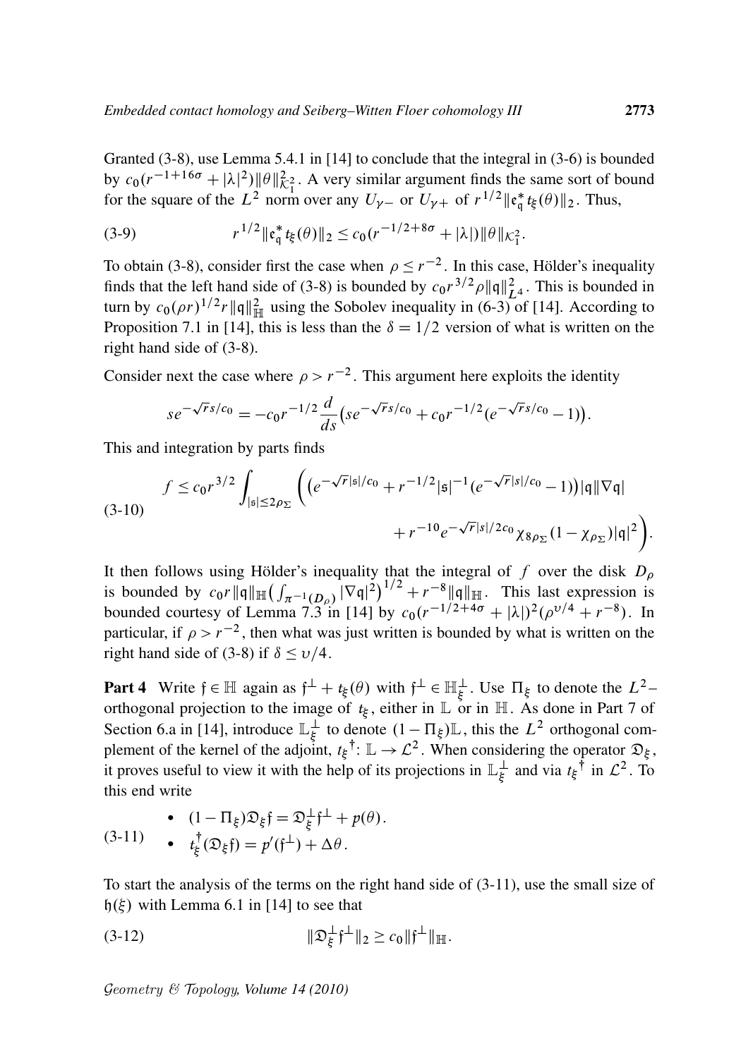Granted (3-8), use Lemma 5.4.1 in [14] to conclude that the integral in (3-6) is bounded by $c_0(r^{-1+16\sigma} + |\lambda|^2)\|\theta\|^2_{\mathcal{K}_1^2}$. A very similar argument finds the same sort of bound for the square of the $L^2$ norm over any $U_{\gamma-}$ or $U_{\gamma+}$ of $r^{1/2}\|\mathfrak{e}_{\mathfrak{q}}^* t_\xi(\theta)\|_2$. Thus,

$$r^{1/2}\|\mathfrak{e}_{\mathfrak{q}}^* t_\xi(\theta)\|_2 \le c_0(r^{-1/2+8\sigma} + |\lambda|)\|\theta\|_{\mathcal{K}_1^2}. \tag{3-9}$$

To obtain (3-8), consider first the case when $\rho \le r^{-2}$. In this case, Hölder's inequality finds that the left hand side of (3-8) is bounded by $c_0 r^{3/2}\rho\|\mathfrak{q}\|^2_{L^4}$. This is bounded in turn by $c_0(\rho r)^{1/2} r\|\mathfrak{q}\|^2_{\mathbb{H}}$ using the Sobolev inequality in (6-3) of [14]. According to Proposition 7.1 in [14], this is less than the $\delta = 1/2$ version of what is written on the right hand side of (3-8).

Consider next the case where $\rho > r^{-2}$. This argument here exploits the identity

$$s e^{-\sqrt{r}s/c_0} = -c_0 r^{-1/2}\frac{d}{ds}\big(s e^{-\sqrt{r}s/c_0} + c_0 r^{-1/2}(e^{-\sqrt{r}s/c_0} - 1)\big).$$

This and integration by parts finds

$$f \le c_0 r^{3/2}\int_{|\mathfrak{s}|\le 2\rho_\Sigma}\bigg(\big(e^{-\sqrt{r}|\mathfrak{s}|/c_0} + r^{-1/2}|\mathfrak{s}|^{-1}(e^{-\sqrt{r}|s|/c_0} - 1)\big)|\mathfrak{q}||\nabla\mathfrak{q}| \\ + r^{-10}e^{-\sqrt{r}|s|/2c_0}\chi_{8\rho_\Sigma}(1-\chi_{\rho_\Sigma})|\mathfrak{q}|^2\bigg). \tag{3-10}$$

It then follows using Hölder's inequality that the integral of $f$ over the disk $D_\rho$ is bounded by $c_0 r\|\mathfrak{q}\|_{\mathbb{H}}\big(\int_{\pi^{-1}(D_\rho)}|\nabla\mathfrak{q}|^2\big)^{1/2} + r^{-8}\|\mathfrak{q}\|_{\mathbb{H}}$. This last expression is bounded courtesy of Lemma 7.3 in [14] by $c_0(r^{-1/2+4\sigma} + |\lambda|)^2(\rho^{\upsilon/4} + r^{-8})$. In particular, if $\rho > r^{-2}$, then what was just written is bounded by what is written on the right hand side of (3-8) if $\delta \le \upsilon/4$.

**Part 4** Write $\mathfrak{f} \in \mathbb{H}$ again as $\mathfrak{f}^\perp + t_\xi(\theta)$ with $\mathfrak{f}^\perp \in \mathbb{H}_\xi^\perp$. Use $\Pi_\xi$ to denote the $L^2$–orthogonal projection to the image of $t_\xi$, either in $\mathbb{L}$ or in $\mathbb{H}$. As done in Part 7 of Section 6.a in [14], introduce $\mathbb{L}_\xi^\perp$ to denote $(1-\Pi_\xi)\mathbb{L}$, this the $L^2$ orthogonal complement of the kernel of the adjoint, $t_\xi{}^\dagger\colon \mathbb{L} \to \mathcal{L}^2$. When considering the operator $\mathfrak{D}_\xi$, it proves useful to view it with the help of its projections in $\mathbb{L}_\xi^\perp$ and via $t_\xi{}^\dagger$ in $\mathcal{L}^2$. To this end write

$$\begin{aligned} &\bullet\quad (1-\Pi_\xi)\mathfrak{D}_\xi\mathfrak{f} = \mathfrak{D}_\xi^\perp\mathfrak{f}^\perp + p(\theta). \\ &\bullet\quad t_\xi^\dagger(\mathfrak{D}_\xi\mathfrak{f}) = p'(\mathfrak{f}^\perp) + \Delta\theta. \end{aligned} \tag{3-11}$$

To start the analysis of the terms on the right hand side of (3-11), use the small size of $\mathfrak{h}(\xi)$ with Lemma 6.1 in [14] to see that

$$\|\mathfrak{D}_\xi^\perp\mathfrak{f}^\perp\|_2 \ge c_0\|\mathfrak{f}^\perp\|_{\mathbb{H}}. \tag{3-12}$$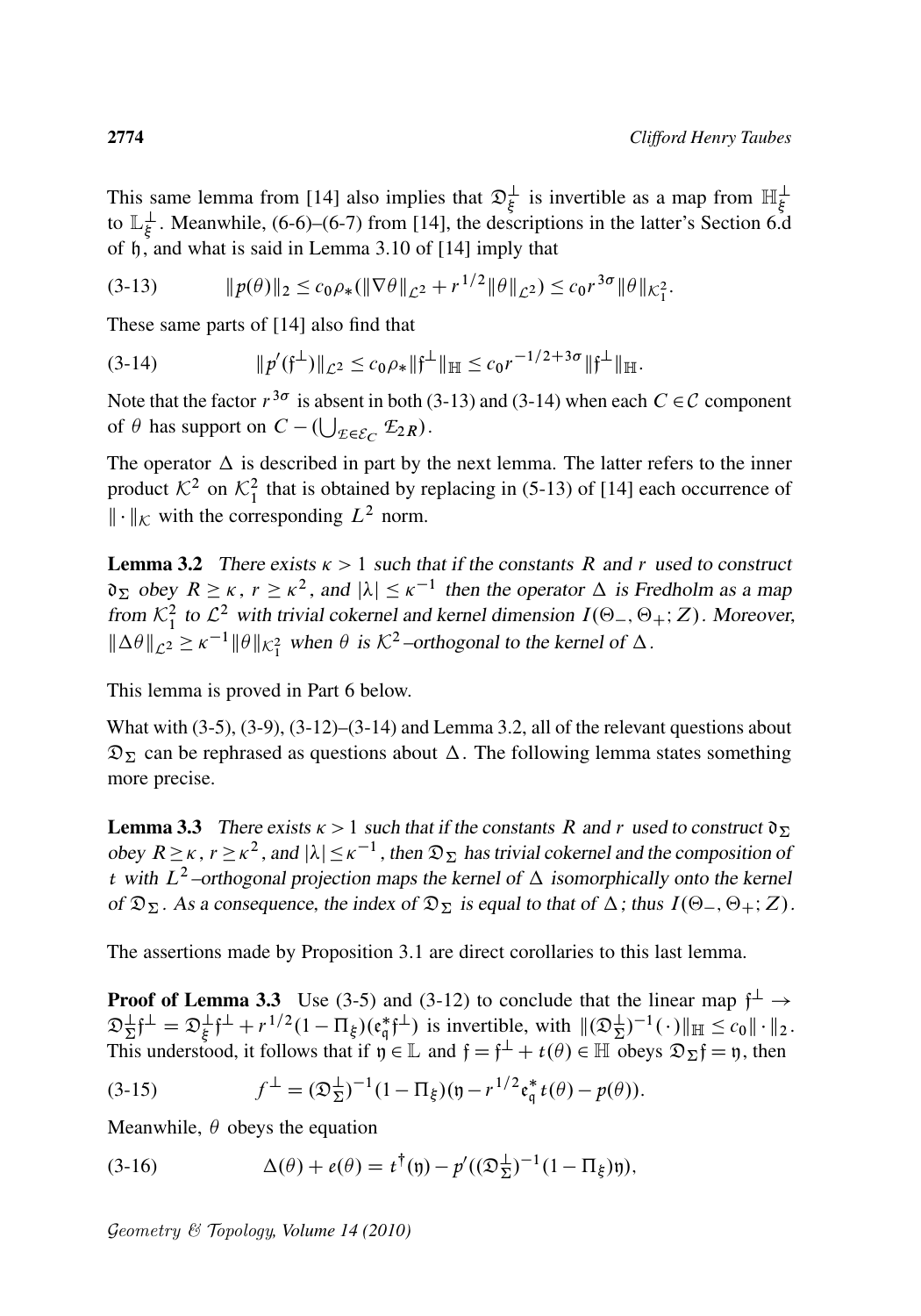This same lemma from [14] also implies that $\mathfrak{D}^{\perp}_{\xi}$ is invertible as a map from $\mathbb{H}^{\perp}_{\xi}$ to $\mathbb{L}^{\perp}_{\xi}$. Meanwhile, (6-6)–(6-7) from [14], the descriptions in the latter's Section 6.d of $\mathfrak{h}$, and what is said in Lemma 3.10 of [14] imply that

$$\|p(\theta)\|_2 \le c_0 \rho_* (\|\nabla\theta\|_{\mathcal{L}^2} + r^{1/2}\|\theta\|_{\mathcal{L}^2}) \le c_0 r^{3\sigma}\|\theta\|_{\mathcal{K}^2_1}. \tag{3-13}$$

These same parts of [14] also find that

$$\|p'(\mathfrak{f}^{\perp})\|_{\mathcal{L}^2} \le c_0 \rho_* \|\mathfrak{f}^{\perp}\|_{\mathbb{H}} \le c_0 r^{-1/2+3\sigma}\|\mathfrak{f}^{\perp}\|_{\mathbb{H}}. \tag{3-14}$$

Note that the factor $r^{3\sigma}$ is absent in both (3-13) and (3-14) when each $C \in \mathcal{C}$ component of $\theta$ has support on $C - (\bigcup_{\mathcal{E}\in\mathcal{E}_C} \mathcal{E}_{2R})$.

The operator $\Delta$ is described in part by the next lemma. The latter refers to the inner product $\mathcal{K}^2$ on $\mathcal{K}^2_1$ that is obtained by replacing in (5-13) of [14] each occurrence of $\|\cdot\|_{\mathcal{K}}$ with the corresponding $L^2$ norm.

**Lemma 3.2** *There exists $\kappa > 1$ such that if the constants $R$ and $r$ used to construct $\mathfrak{d}_\Sigma$ obey $R \ge \kappa$, $r \ge \kappa^2$, and $|\lambda| \le \kappa^{-1}$ then the operator $\Delta$ is Fredholm as a map from $\mathcal{K}^2_1$ to $\mathcal{L}^2$ with trivial cokernel and kernel dimension $I(\Theta_-, \Theta_+; Z)$. Moreover, $\|\Delta\theta\|_{\mathcal{L}^2} \ge \kappa^{-1}\|\theta\|_{\mathcal{K}^2_1}$ when $\theta$ is $\mathcal{K}^2$–orthogonal to the kernel of $\Delta$.*

This lemma is proved in Part 6 below.

What with (3-5), (3-9), (3-12)–(3-14) and Lemma 3.2, all of the relevant questions about $\mathfrak{D}_\Sigma$ can be rephrased as questions about $\Delta$. The following lemma states something more precise.

**Lemma 3.3** *There exists $\kappa > 1$ such that if the constants $R$ and $r$ used to construct $\mathfrak{d}_\Sigma$ obey $R \ge \kappa$, $r \ge \kappa^2$, and $|\lambda| \le \kappa^{-1}$, then $\mathfrak{D}_\Sigma$ has trivial cokernel and the composition of $t$ with $L^2$–orthogonal projection maps the kernel of $\Delta$ isomorphically onto the kernel of $\mathfrak{D}_\Sigma$. As a consequence, the index of $\mathfrak{D}_\Sigma$ is equal to that of $\Delta$; thus $I(\Theta_-, \Theta_+; Z)$.*

The assertions made by Proposition 3.1 are direct corollaries to this last lemma.

**Proof of Lemma 3.3** Use (3-5) and (3-12) to conclude that the linear map $\mathfrak{f}^{\perp} \to \mathfrak{D}^{\perp}_{\Sigma}\mathfrak{f}^{\perp} = \mathfrak{D}^{\perp}_{\xi}\mathfrak{f}^{\perp} + r^{1/2}(1-\Pi_\xi)(\mathfrak{e}^*_{\mathfrak{q}}\mathfrak{f}^{\perp})$ is invertible, with $\|(\mathfrak{D}^{\perp}_{\Sigma})^{-1}(\cdot)\|_{\mathbb{H}} \le c_0\|\cdot\|_2$. This understood, it follows that if $\mathfrak{y} \in \mathbb{L}$ and $\mathfrak{f} = \mathfrak{f}^{\perp} + t(\theta) \in \mathbb{H}$ obeys $\mathfrak{D}_\Sigma \mathfrak{f} = \mathfrak{y}$, then

$$f^{\perp} = (\mathfrak{D}^{\perp}_{\Sigma})^{-1}(1-\Pi_\xi)(\mathfrak{y} - r^{1/2}\mathfrak{e}^*_{\mathfrak{q}} t(\theta) - p(\theta)). \tag{3-15}$$

Meanwhile, $\theta$ obeys the equation

$$\Delta(\theta) + e(\theta) = t^{\dagger}(\mathfrak{y}) - p'((\mathfrak{D}^{\perp}_{\Sigma})^{-1}(1-\Pi_\xi)\mathfrak{y}), \tag{3-16}$$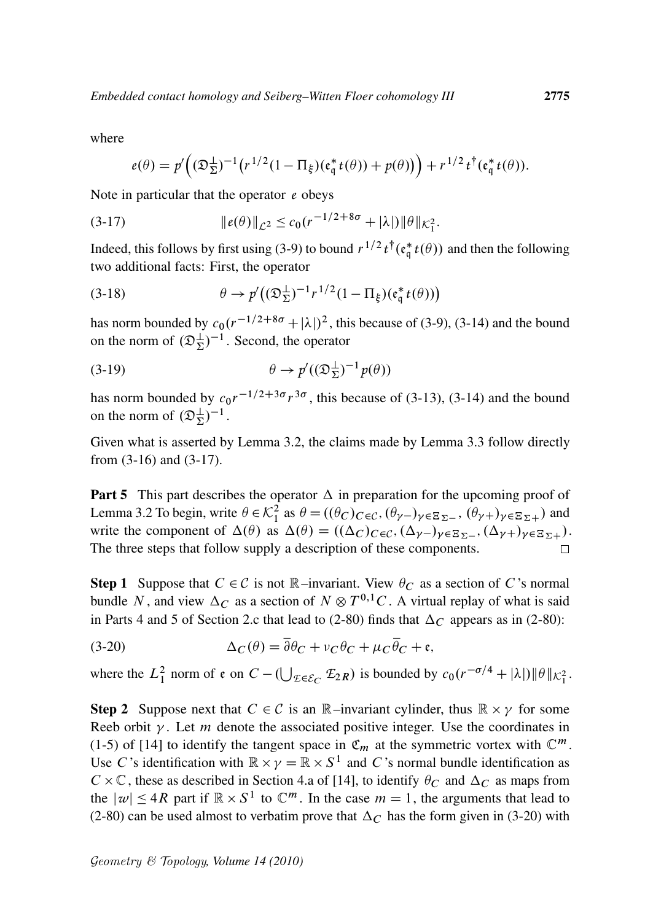where

$$e(\theta) = p'\Big((\mathfrak{D}_{\Sigma}^{\perp})^{-1}\big(r^{1/2}(1-\Pi_{\xi})(\mathfrak{e}_{\mathfrak{q}}^{*}t(\theta)) + p(\theta)\big)\Big) + r^{1/2}t^{\dagger}(\mathfrak{e}_{\mathfrak{q}}^{*}t(\theta)).$$

Note in particular that the operator $e$ obeys

$$\|e(\theta)\|_{\mathcal{L}^2} \le c_0(r^{-1/2+8\sigma} + |\lambda|)\|\theta\|_{\mathcal{K}_1^2}. \tag{3-17}$$

Indeed, this follows by first using (3-9) to bound $r^{1/2}t^{\dagger}(\mathfrak{e}_{\mathfrak{q}}^{*}t(\theta))$ and then the following two additional facts: First, the operator

$$\theta \to p'\big((\mathfrak{D}_{\Sigma}^{\perp})^{-1}r^{1/2}(1-\Pi_{\xi})(\mathfrak{e}_{\mathfrak{q}}^{*}t(\theta))\big) \tag{3-18}$$

has norm bounded by $c_0(r^{-1/2+8\sigma} + |\lambda|)^2$, this because of (3-9), (3-14) and the bound on the norm of $(\mathfrak{D}_{\Sigma}^{\perp})^{-1}$. Second, the operator

$$\theta \to p'((\mathfrak{D}_{\Sigma}^{\perp})^{-1}p(\theta)) \tag{3-19}$$

has norm bounded by $c_0 r^{-1/2+3\sigma} r^{3\sigma}$, this because of (3-13), (3-14) and the bound on the norm of $(\mathfrak{D}_{\Sigma}^{\perp})^{-1}$.

Given what is asserted by Lemma 3.2, the claims made by Lemma 3.3 follow directly from (3-16) and (3-17).

**Part 5** This part describes the operator $\Delta$ in preparation for the upcoming proof of Lemma 3.2 To begin, write $\theta \in \mathcal{K}_1^2$ as $\theta = ((\theta_C)_{C\in\mathcal{C}}, (\theta_{\gamma-})_{\gamma\in\Xi_{\Sigma-}}, (\theta_{\gamma+})_{\gamma\in\Xi_{\Sigma+}})$ and write the component of $\Delta(\theta)$ as $\Delta(\theta) = ((\Delta_C)_{C\in\mathcal{C}}, (\Delta_{\gamma-})_{\gamma\in\Xi_{\Sigma-}}, (\Delta_{\gamma+})_{\gamma\in\Xi_{\Sigma+}})$. The three steps that follow supply a description of these components. □

**Step 1** Suppose that $C \in \mathcal{C}$ is not $\mathbb{R}$–invariant. View $\theta_C$ as a section of $C$'s normal bundle $N$, and view $\Delta_C$ as a section of $N \otimes T^{0,1}C$. A virtual replay of what is said in Parts 4 and 5 of Section 2.c that lead to (2-80) finds that $\Delta_C$ appears as in (2-80):

$$\Delta_C(\theta) = \bar{\partial}\theta_C + \nu_C\theta_C + \mu_C\bar{\theta}_C + \mathfrak{e}, \tag{3-20}$$

where the $L_1^2$ norm of $\mathfrak{e}$ on $C - (\bigcup_{\mathcal{E}\in\mathcal{E}_C}\mathcal{E}_{2R})$ is bounded by $c_0(r^{-\sigma/4} + |\lambda|)\|\theta\|_{\mathcal{K}_1^2}$.

**Step 2** Suppose next that $C \in \mathcal{C}$ is an $\mathbb{R}$–invariant cylinder, thus $\mathbb{R}\times\gamma$ for some Reeb orbit $\gamma$. Let $m$ denote the associated positive integer. Use the coordinates in (1-5) of [14] to identify the tangent space in $\mathfrak{C}_m$ at the symmetric vortex with $\mathbb{C}^m$. Use $C$'s identification with $\mathbb{R}\times\gamma = \mathbb{R}\times S^1$ and $C$'s normal bundle identification as $C\times\mathbb{C}$, these as described in Section 4.a of [14], to identify $\theta_C$ and $\Delta_C$ as maps from the $|w| \le 4R$ part if $\mathbb{R}\times S^1$ to $\mathbb{C}^m$. In the case $m = 1$, the arguments that lead to (2-80) can be used almost to verbatim prove that $\Delta_C$ has the form given in (3-20) with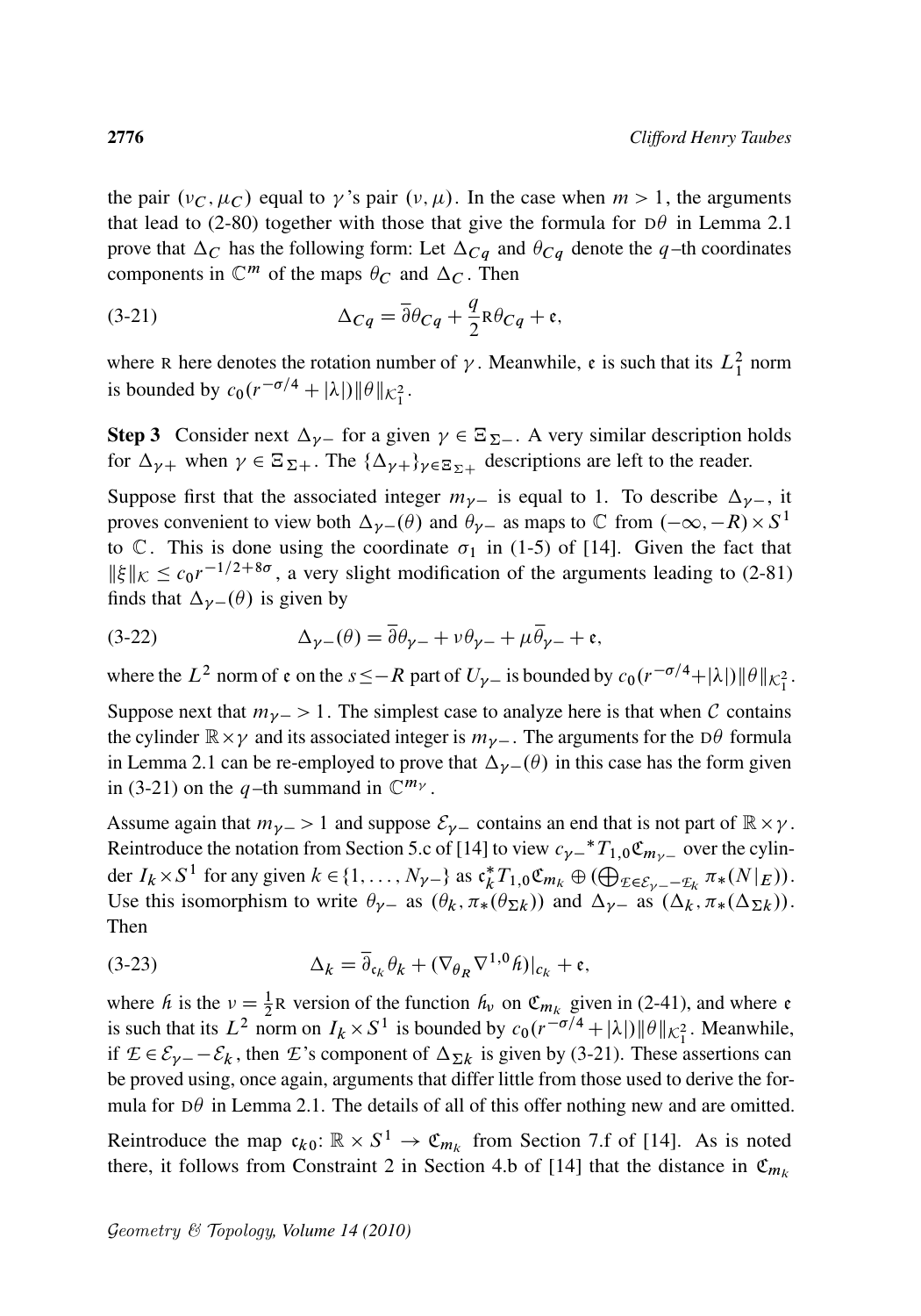the pair $(\nu_C, \mu_C)$ equal to $\gamma$'s pair $(\nu, \mu)$. In the case when $m > 1$, the arguments that lead to (2-80) together with those that give the formula for $\mathrm{D}\theta$ in Lemma 2.1 prove that $\Delta_C$ has the following form: Let $\Delta_{Cq}$ and $\theta_{Cq}$ denote the $q$–th coordinates components in $\mathbb{C}^m$ of the maps $\theta_C$ and $\Delta_C$. Then

$$\Delta_{Cq} = \bar{\partial}\theta_{Cq} + \frac{q}{2}\mathrm{R}\theta_{Cq} + \mathfrak{e}, \tag{3-21}$$

where $\mathrm{R}$ here denotes the rotation number of $\gamma$. Meanwhile, $\mathfrak{e}$ is such that its $L^2_1$ norm is bounded by $c_0(r^{-\sigma/4} + |\lambda|)\|\theta\|_{\mathcal{K}^2_1}$.

**Step 3** Consider next $\Delta_{\gamma-}$ for a given $\gamma \in \Xi_{\Sigma-}$. A very similar description holds for $\Delta_{\gamma+}$ when $\gamma \in \Xi_{\Sigma+}$. The $\{\Delta_{\gamma+}\}_{\gamma\in\Xi_{\Sigma+}}$ descriptions are left to the reader.

Suppose first that the associated integer $m_{\gamma-}$ is equal to 1. To describe $\Delta_{\gamma-}$, it proves convenient to view both $\Delta_{\gamma-}(\theta)$ and $\theta_{\gamma-}$ as maps to $\mathbb{C}$ from $(-\infty, -R)\times S^1$ to $\mathbb{C}$. This is done using the coordinate $\sigma_1$ in (1-5) of [14]. Given the fact that $\|\xi\|_{\mathcal{K}} \le c_0 r^{-1/2+8\sigma}$, a very slight modification of the arguments leading to (2-81) finds that $\Delta_{\gamma-}(\theta)$ is given by

$$\Delta_{\gamma-}(\theta) = \bar{\partial}\theta_{\gamma-} + \nu\theta_{\gamma-} + \mu\bar{\theta}_{\gamma-} + \mathfrak{e}, \tag{3-22}$$

where the $L^2$ norm of $\mathfrak{e}$ on the $s \le -R$ part of $U_{\gamma-}$ is bounded by $c_0(r^{-\sigma/4}+|\lambda|)\|\theta\|_{\mathcal{K}^2_1}$.

Suppose next that $m_{\gamma-} > 1$. The simplest case to analyze here is that when $\mathcal{C}$ contains the cylinder $\mathbb{R}\times\gamma$ and its associated integer is $m_{\gamma-}$. The arguments for the $\mathrm{D}\theta$ formula in Lemma 2.1 can be re-employed to prove that $\Delta_{\gamma-}(\theta)$ in this case has the form given in (3-21) on the $q$–th summand in $\mathbb{C}^{m_\gamma}$.

Assume again that $m_{\gamma-} > 1$ and suppose $\mathcal{E}_{\gamma-}$ contains an end that is not part of $\mathbb{R}\times\gamma$. Reintroduce the notation from Section 5.c of [14] to view $c_{\gamma-}{}^*T_{1,0}\mathfrak{C}_{m_{\gamma-}}$ over the cylinder $I_k\times S^1$ for any given $k \in \{1,\ldots,N_{\gamma-}\}$ as $\mathfrak{c}_k^*T_{1,0}\mathfrak{C}_{m_k} \oplus (\bigoplus_{\mathcal{E}\in\mathcal{E}_{\gamma-}-\mathcal{E}_k}\pi_*(N|_E))$. Use this isomorphism to write $\theta_{\gamma-}$ as $(\theta_k, \pi_*(\theta_{\Sigma k}))$ and $\Delta_{\gamma-}$ as $(\Delta_k, \pi_*(\Delta_{\Sigma k}))$. Then

$$\Delta_k = \bar{\partial}_{\mathfrak{c}_k}\theta_k + (\nabla_{\theta_R}\nabla^{1,0}\mathit{h})|_{\mathfrak{c}_k} + \mathfrak{e}, \tag{3-23}$$

where $\mathit{h}$ is the $\nu = \frac{1}{2}\mathrm{R}$ version of the function $\mathit{h}_\nu$ on $\mathfrak{C}_{m_k}$ given in (2-41), and where $\mathfrak{e}$ is such that its $L^2$ norm on $I_k\times S^1$ is bounded by $c_0(r^{-\sigma/4}+|\lambda|)\|\theta\|_{\mathcal{K}^2_1}$. Meanwhile, if $\mathcal{E}\in\mathcal{E}_{\gamma-}-\mathcal{E}_k$, then $\mathcal{E}$'s component of $\Delta_{\Sigma k}$ is given by (3-21). These assertions can be proved using, once again, arguments that differ little from those used to derive the formula for $\mathrm{D}\theta$ in Lemma 2.1. The details of all of this offer nothing new and are omitted.

Reintroduce the map $\mathfrak{c}_{k0}\colon \mathbb{R}\times S^1 \to \mathfrak{C}_{m_k}$ from Section 7.f of [14]. As is noted there, it follows from Constraint 2 in Section 4.b of [14] that the distance in $\mathfrak{C}_{m_k}$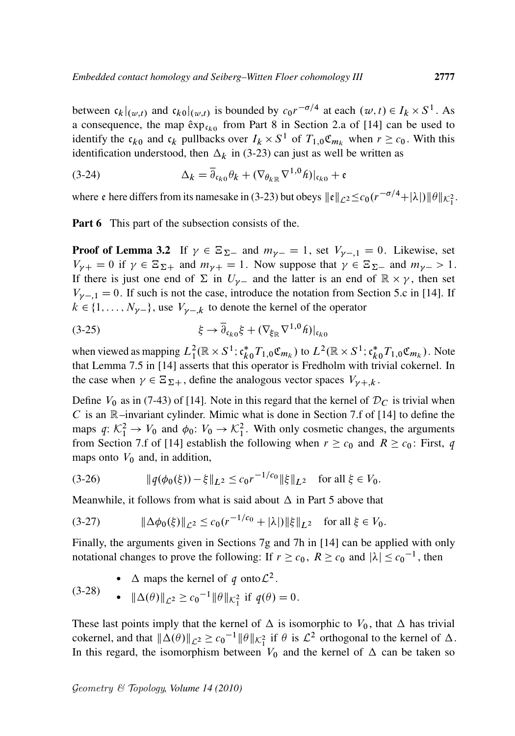between $\mathfrak{c}_k|_{(w,t)}$ and $\mathfrak{c}_{k0}|_{(w,t)}$ is bounded by $c_0 r^{-\sigma/4}$ at each $(w,t) \in I_k \times S^1$. As a consequence, the map $\hat{\exp}_{\mathfrak{c}_{k0}}$ from Part 8 in Section 2.a of [14] can be used to identify the $\mathfrak{c}_{k0}$ and $\mathfrak{c}_k$ pullbacks over $I_k \times S^1$ of $T_{1,0}\mathfrak{C}_{m_k}$ when $r \geq c_0$. With this identification understood, then $\Delta_k$ in (3-23) can just as well be written as

$$\Delta_k = \overline{\partial}_{\mathfrak{c}_{k0}} \theta_k + (\nabla_{\theta_{k\mathbb{R}}} \nabla^{1,0} \mathcal{h})|_{\mathfrak{c}_{k0}} + \mathfrak{e} \tag{3-24}$$

where $\mathfrak{e}$ here differs from its namesake in (3-23) but obeys $\|\mathfrak{e}\|_{\mathcal{L}^2} \leq c_0 (r^{-\sigma/4} + |\lambda|)\|\theta\|_{\mathcal{K}_1^2}$.

**Part 6** This part of the subsection consists of the.

**Proof of Lemma 3.2** If $\gamma \in \Xi_{\Sigma-}$ and $m_{\gamma-} = 1$, set $V_{\gamma-,1} = 0$. Likewise, set $V_{\gamma+} = 0$ if $\gamma \in \Xi_{\Sigma+}$ and $m_{\gamma+} = 1$. Now suppose that $\gamma \in \Xi_{\Sigma-}$ and $m_{\gamma-} > 1$. If there is just one end of $\Sigma$ in $U_{\gamma-}$ and the latter is an end of $\mathbb{R} \times \gamma$, then set $V_{\gamma-,1} = 0$. If such is not the case, introduce the notation from Section 5.c in [14]. If $k \in \{1, \ldots, N_{\gamma-}\}$, use $V_{\gamma-,k}$ to denote the kernel of the operator

$$\xi \to \overline{\partial}_{\mathfrak{c}_{k0}} \xi + (\nabla_{\xi_{\mathbb{R}}} \nabla^{1,0} \mathcal{h})|_{\mathfrak{c}_{k0}} \tag{3-25}$$

when viewed as mapping $L^2_1(\mathbb{R} \times S^1; \mathfrak{c}^*_{k0} T_{1,0}\mathfrak{C}_{m_k})$ to $L^2(\mathbb{R} \times S^1; \mathfrak{c}^*_{k0} T_{1,0}\mathfrak{C}_{m_k})$. Note that Lemma 7.5 in [14] asserts that this operator is Fredholm with trivial cokernel. In the case when $\gamma \in \Xi_{\Sigma+}$, define the analogous vector spaces $V_{\gamma+,k}$.

Define $V_0$ as in (7-43) of [14]. Note in this regard that the kernel of $\mathcal{D}_C$ is trivial when $C$ is an $\mathbb{R}$–invariant cylinder. Mimic what is done in Section 7.f of [14] to define the maps $q$: $\mathcal{K}_1^2 \to V_0$ and $\phi_0$: $V_0 \to \mathcal{K}_1^2$. With only cosmetic changes, the arguments from Section 7.f of [14] establish the following when $r \geq c_0$ and $R \geq c_0$: First, $q$ maps onto $V_0$ and, in addition,

$$\|q(\phi_0(\xi)) - \xi\|_{L^2} \leq c_0 r^{-1/c_0} \|\xi\|_{L^2} \quad \text{for all } \xi \in V_0. \tag{3-26}$$

Meanwhile, it follows from what is said about $\Delta$ in Part 5 above that

$$\|\Delta\phi_0(\xi)\|_{\mathcal{L}^2} \leq c_0(r^{-1/c_0} + |\lambda|)\|\xi\|_{L^2} \quad \text{for all } \xi \in V_0. \tag{3-27}$$

Finally, the arguments given in Sections 7g and 7h in [14] can be applied with only notational changes to prove the following: If $r \geq c_0$, $R \geq c_0$ and $|\lambda| \leq c_0^{-1}$, then

(3-28)

- $\Delta$ maps the kernel of $q$ onto $\mathcal{L}^2$.
- $\|\Delta(\theta)\|_{\mathcal{L}^2} \geq c_0^{-1}\|\theta\|_{\mathcal{K}_1^2}$ if $q(\theta) = 0$.

These last points imply that the kernel of $\Delta$ is isomorphic to $V_0$, that $\Delta$ has trivial cokernel, and that $\|\Delta(\theta)\|_{\mathcal{L}^2} \geq c_0^{-1}\|\theta\|_{\mathcal{K}_1^2}$ if $\theta$ is $\mathcal{L}^2$ orthogonal to the kernel of $\Delta$. In this regard, the isomorphism between $V_0$ and the kernel of $\Delta$ can be taken so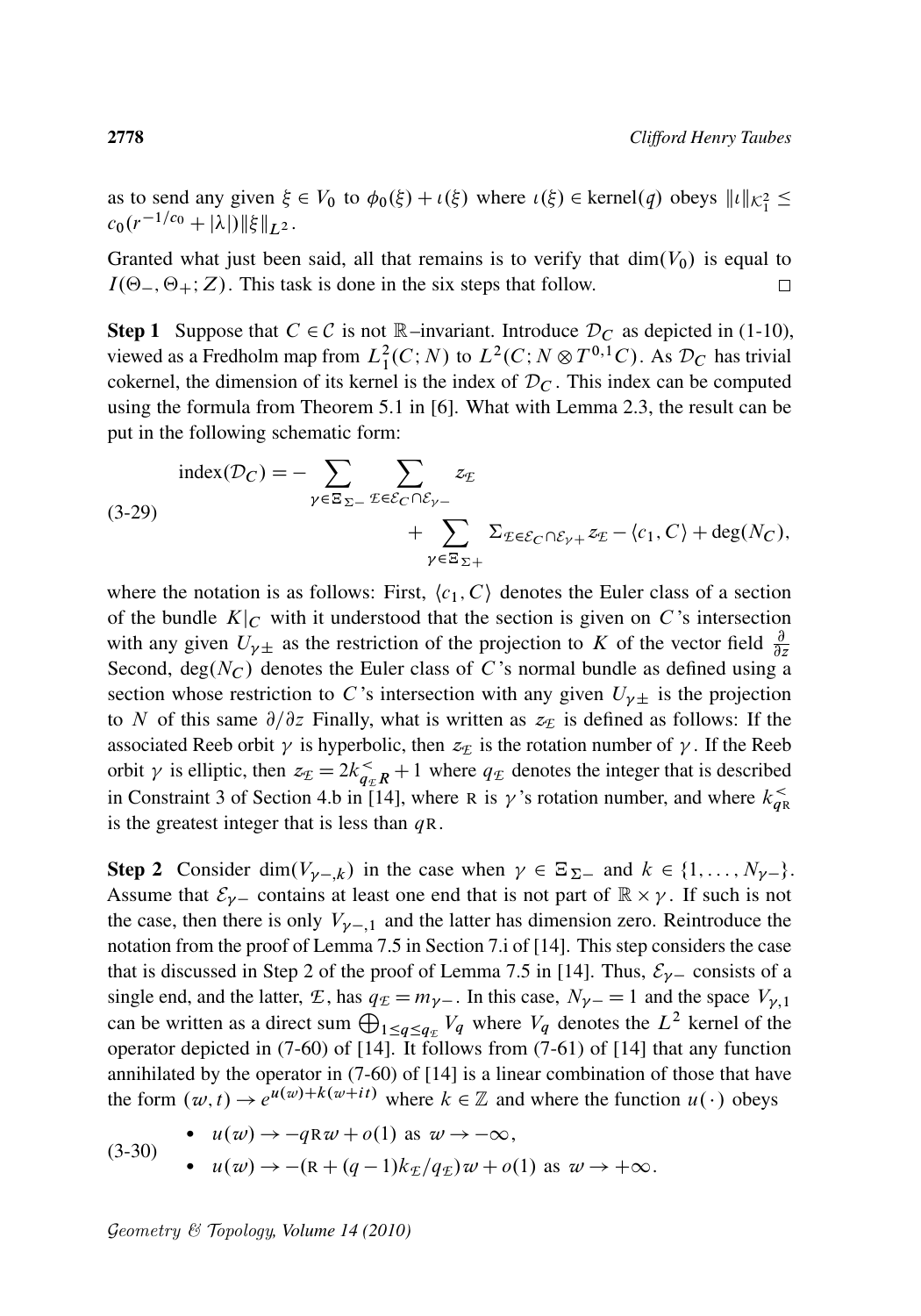as to send any given $\xi \in V_0$ to $\phi_0(\xi) + \iota(\xi)$ where $\iota(\xi) \in \text{kernel}(q)$ obeys $\|\iota\|_{\mathcal{K}_1^2} \leq c_0(r^{-1/c_0} + |\lambda|)\|\xi\|_{L^2}$.

Granted what just been said, all that remains is to verify that $\dim(V_0)$ is equal to $I(\Theta_-, \Theta_+; Z)$. This task is done in the six steps that follow. $\square$

**Step 1** Suppose that $C \in \mathcal{C}$ is not $\mathbb{R}$–invariant. Introduce $\mathcal{D}_C$ as depicted in (1-10), viewed as a Fredholm map from $L^2_1(C; N)$ to $L^2(C; N \otimes T^{0,1}C)$. As $\mathcal{D}_C$ has trivial cokernel, the dimension of its kernel is the index of $\mathcal{D}_C$. This index can be computed using the formula from Theorem 5.1 in [6]. What with Lemma 2.3, the result can be put in the following schematic form:

$$\text{index}(\mathcal{D}_C) = -\sum_{\gamma \in \Xi_{\Sigma-}} \sum_{\mathcal{E} \in \mathcal{E}_C \cap \mathcal{E}_{\gamma-}} z_{\mathcal{E}} + \sum_{\gamma \in \Xi_{\Sigma+}} \Sigma_{\mathcal{E} \in \mathcal{E}_C \cap \mathcal{E}_{\gamma+}} z_{\mathcal{E}} - \langle c_1, C\rangle + \deg(N_C), \tag{3-29}$$

where the notation is as follows: First, $\langle c_1, C\rangle$ denotes the Euler class of a section of the bundle $K|_C$ with it understood that the section is given on $C$'s intersection with any given $U_{\gamma\pm}$ as the restriction of the projection to $K$ of the vector field $\frac{\partial}{\partial z}$ Second, $\deg(N_C)$ denotes the Euler class of $C$'s normal bundle as defined using a section whose restriction to $C$'s intersection with any given $U_{\gamma\pm}$ is the projection to $N$ of this same $\partial/\partial z$ Finally, what is written as $z_{\mathcal{E}}$ is defined as follows: If the associated Reeb orbit $\gamma$ is hyperbolic, then $z_{\mathcal{E}}$ is the rotation number of $\gamma$. If the Reeb orbit $\gamma$ is elliptic, then $z_{\mathcal{E}} = 2k^<_{q_{\mathcal{E}}R} + 1$ where $q_{\mathcal{E}}$ denotes the integer that is described in Constraint 3 of Section 4.b in [14], where $\mathrm{R}$ is $\gamma$'s rotation number, and where $k^<_{q\mathrm{R}}$ is the greatest integer that is less than $q\mathrm{R}$.

**Step 2** Consider $\dim(V_{\gamma-,k})$ in the case when $\gamma \in \Xi_{\Sigma-}$ and $k \in \{1, \dots, N_{\gamma-}\}$. Assume that $\mathcal{E}_{\gamma-}$ contains at least one end that is not part of $\mathbb{R} \times \gamma$. If such is not the case, then there is only $V_{\gamma-,1}$ and the latter has dimension zero. Reintroduce the notation from the proof of Lemma 7.5 in Section 7.i of [14]. This step considers the case that is discussed in Step 2 of the proof of Lemma 7.5 in [14]. Thus, $\mathcal{E}_{\gamma-}$ consists of a single end, and the latter, $\mathcal{E}$, has $q_{\mathcal{E}} = m_{\gamma-}$. In this case, $N_{\gamma-} = 1$ and the space $V_{\gamma,1}$ can be written as a direct sum $\bigoplus_{1 \leq q \leq q_{\mathcal{E}}} V_q$ where $V_q$ denotes the $L^2$ kernel of the operator depicted in (7-60) of [14]. It follows from (7-61) of [14] that any function annihilated by the operator in (7-60) of [14] is a linear combination of those that have the form $(w, t) \to e^{u(w)+k(w+it)}$ where $k \in \mathbb{Z}$ and where the function $u(\cdot)$ obeys

$$\begin{aligned}
&\bullet\ \ u(w) \to -q\mathrm{R}w + o(1) \text{ as } w \to -\infty, \\
&\bullet\ \ u(w) \to -(\mathrm{R} + (q-1)k_{\mathcal{E}}/q_{\mathcal{E}})w + o(1) \text{ as } w \to +\infty.
\end{aligned} \tag{3-30}$$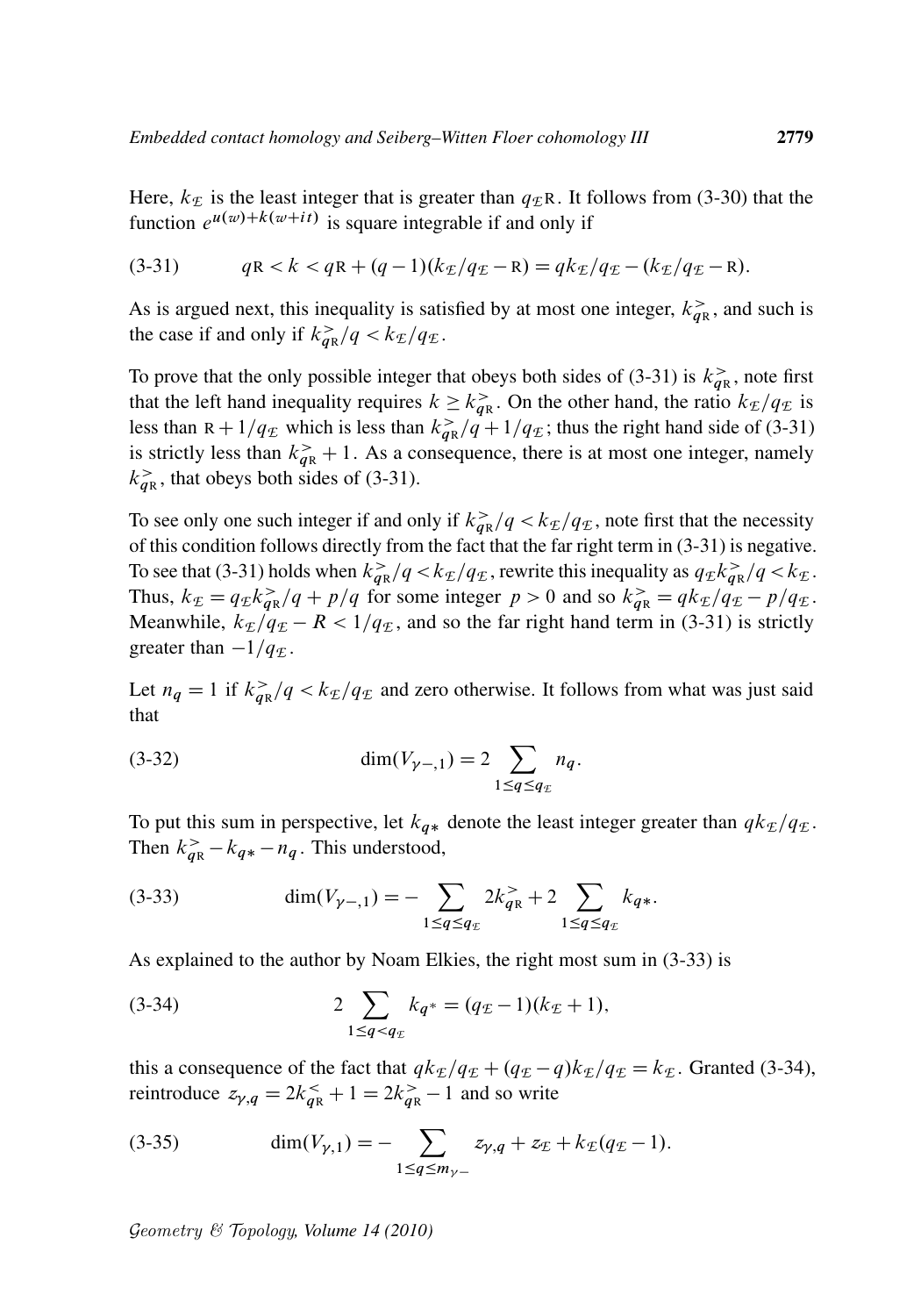Here, $k_{\mathcal{E}}$ is the least integer that is greater than $q_{\mathcal{E}}\mathrm{R}$. It follows from (3-30) that the function $e^{u(w)+k(w+it)}$ is square integrable if and only if

$$q\mathrm{R} < k < q\mathrm{R} + (q-1)(k_{\mathcal{E}}/q_{\mathcal{E}} - \mathrm{R}) = qk_{\mathcal{E}}/q_{\mathcal{E}} - (k_{\mathcal{E}}/q_{\mathcal{E}} - \mathrm{R}). \tag{3-31}$$

As is argued next, this inequality is satisfied by at most one integer, $k^{>}_{q\mathrm{R}}$, and such is the case if and only if $k^{>}_{q\mathrm{R}}/q < k_{\mathcal{E}}/q_{\mathcal{E}}$.

To prove that the only possible integer that obeys both sides of (3-31) is $k^{>}_{q\mathrm{R}}$, note first that the left hand inequality requires $k \geq k^{>}_{q\mathrm{R}}$. On the other hand, the ratio $k_{\mathcal{E}}/q_{\mathcal{E}}$ is less than $\mathrm{R} + 1/q_{\mathcal{E}}$ which is less than $k^{>}_{q\mathrm{R}}/q + 1/q_{\mathcal{E}}$; thus the right hand side of (3-31) is strictly less than $k^{>}_{q\mathrm{R}} + 1$. As a consequence, there is at most one integer, namely $k^{>}_{q\mathrm{R}}$, that obeys both sides of (3-31).

To see only one such integer if and only if $k^{>}_{q\mathrm{R}}/q < k_{\mathcal{E}}/q_{\mathcal{E}}$, note first that the necessity of this condition follows directly from the fact that the far right term in (3-31) is negative. To see that (3-31) holds when $k^{>}_{q\mathrm{R}}/q < k_{\mathcal{E}}/q_{\mathcal{E}}$, rewrite this inequality as $q_{\mathcal{E}}k^{>}_{q\mathrm{R}}/q < k_{\mathcal{E}}$. Thus, $k_{\mathcal{E}} = q_{\mathcal{E}}k^{>}_{q\mathrm{R}}/q + p/q$ for some integer $p > 0$ and so $k^{>}_{q\mathrm{R}} = qk_{\mathcal{E}}/q_{\mathcal{E}} - p/q_{\mathcal{E}}$. Meanwhile, $k_{\mathcal{E}}/q_{\mathcal{E}} - R < 1/q_{\mathcal{E}}$, and so the far right hand term in (3-31) is strictly greater than $-1/q_{\mathcal{E}}$.

Let $n_q = 1$ if $k^{>}_{q\mathrm{R}}/q < k_{\mathcal{E}}/q_{\mathcal{E}}$ and zero otherwise. It follows from what was just said that

$$\dim(V_{\gamma-,1}) = 2 \sum_{1 \leq q \leq q_{\mathcal{E}}} n_q. \tag{3-32}$$

To put this sum in perspective, let $k_{q*}$ denote the least integer greater than $qk_{\mathcal{E}}/q_{\mathcal{E}}$. Then $k^{>}_{q\mathrm{R}} - k_{q*} - n_q$. This understood,

$$\dim(V_{\gamma-,1}) = -\sum_{1 \leq q \leq q_{\mathcal{E}}} 2k^{>}_{q\mathrm{R}} + 2\sum_{1 \leq q \leq q_{\mathcal{E}}} k_{q*}. \tag{3-33}$$

As explained to the author by Noam Elkies, the right most sum in (3-33) is

$$2\sum_{1 \leq q < q_{\mathcal{E}}} k_{q^*} = (q_{\mathcal{E}} - 1)(k_{\mathcal{E}} + 1), \tag{3-34}$$

this a consequence of the fact that $qk_{\mathcal{E}}/q_{\mathcal{E}} + (q_{\mathcal{E}} - q)k_{\mathcal{E}}/q_{\mathcal{E}} = k_{\mathcal{E}}$. Granted (3-34), reintroduce $z_{\gamma,q} = 2k^{<}_{q\mathrm{R}} + 1 = 2k^{>}_{q\mathrm{R}} - 1$ and so write

$$\dim(V_{\gamma,1}) = -\sum_{1 \leq q \leq m_{\gamma-}} z_{\gamma,q} + z_{\mathcal{E}} + k_{\mathcal{E}}(q_{\mathcal{E}} - 1). \tag{3-35}$$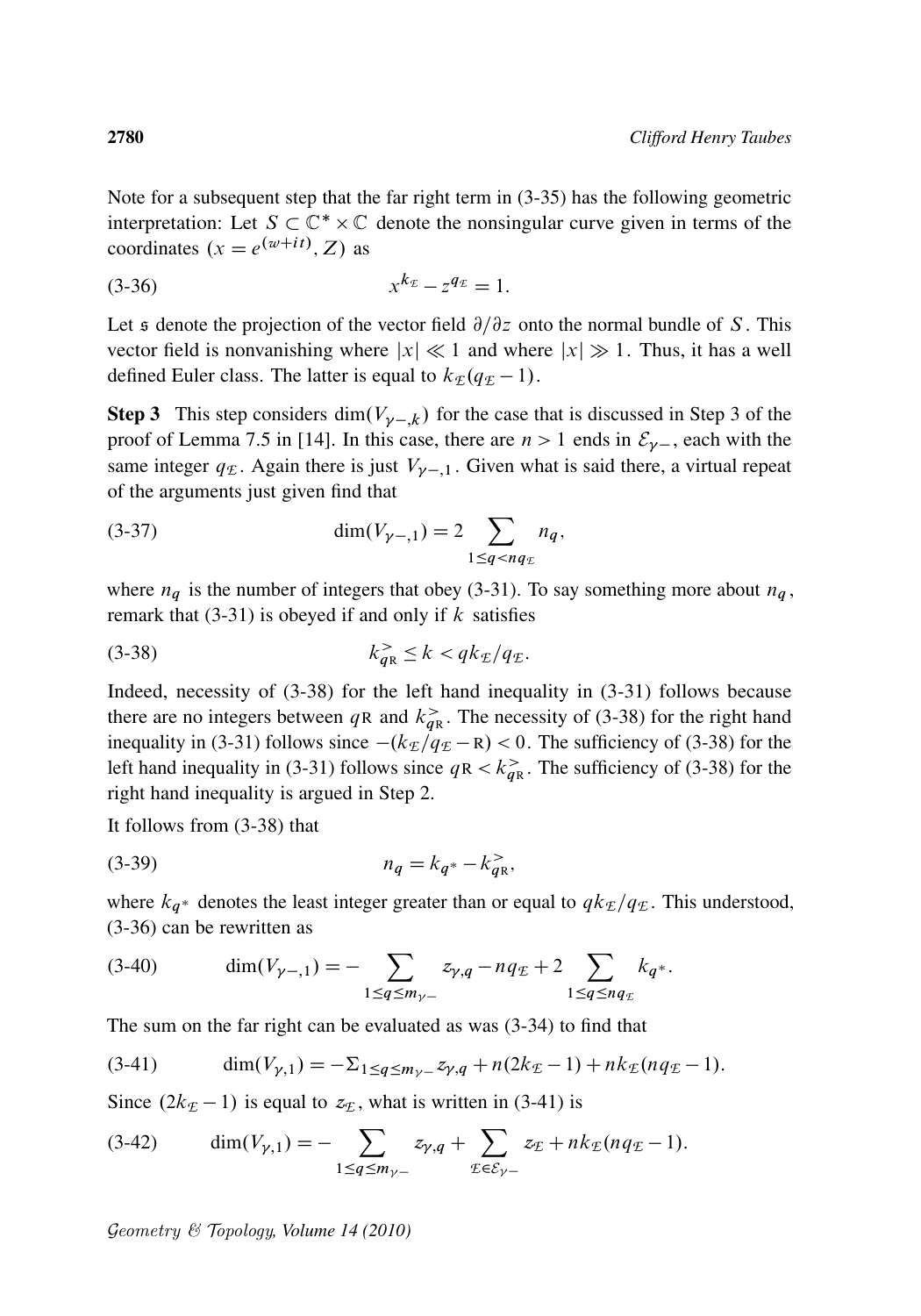Note for a subsequent step that the far right term in (3-35) has the following geometric interpretation: Let $S \subset \mathbb{C}^* \times \mathbb{C}$ denote the nonsingular curve given in terms of the coordinates $(x = e^{(w+it)}, Z)$ as

$$x^{k_{\mathcal{E}}} - z^{q_{\mathcal{E}}} = 1. \tag{3-36}$$

Let $\mathfrak{s}$ denote the projection of the vector field $\partial/\partial z$ onto the normal bundle of $S$. This vector field is nonvanishing where $|x| \ll 1$ and where $|x| \gg 1$. Thus, it has a well defined Euler class. The latter is equal to $k_{\mathcal{E}}(q_{\mathcal{E}} - 1)$.

**Step 3** This step considers $\dim(V_{\gamma-,k})$ for the case that is discussed in Step 3 of the proof of Lemma 7.5 in [14]. In this case, there are $n > 1$ ends in $\mathcal{E}_{\gamma-}$, each with the same integer $q_{\mathcal{E}}$. Again there is just $V_{\gamma-,1}$. Given what is said there, a virtual repeat of the arguments just given find that

$$\dim(V_{\gamma-,1}) = 2 \sum_{1 \le q < nq_{\mathcal{E}}} n_q, \tag{3-37}$$

where $n_q$ is the number of integers that obey (3-31). To say something more about $n_q$, remark that (3-31) is obeyed if and only if $k$ satisfies

$$k^{>}_{q\mathrm{R}} \le k < qk_{\mathcal{E}}/q_{\mathcal{E}}. \tag{3-38}$$

Indeed, necessity of (3-38) for the left hand inequality in (3-31) follows because there are no integers between $q\mathrm{R}$ and $k^{>}_{q\mathrm{R}}$. The necessity of (3-38) for the right hand inequality in (3-31) follows since $-(k_{\mathcal{E}}/q_{\mathcal{E}} - \mathrm{R}) < 0$. The sufficiency of (3-38) for the left hand inequality in (3-31) follows since $q\mathrm{R} < k^{>}_{q\mathrm{R}}$. The sufficiency of (3-38) for the right hand inequality is argued in Step 2.

It follows from (3-38) that

$$n_q = k_{q^*} - k^{>}_{q\mathrm{R}}, \tag{3-39}$$

where $k_{q^*}$ denotes the least integer greater than or equal to $qk_{\mathcal{E}}/q_{\mathcal{E}}$. This understood, (3-36) can be rewritten as

$$\dim(V_{\gamma-,1}) = -\sum_{1 \le q \le m_{\gamma-}} z_{\gamma,q} - nq_{\mathcal{E}} + 2 \sum_{1 \le q \le nq_{\mathcal{E}}} k_{q^*}. \tag{3-40}$$

The sum on the far right can be evaluated as was (3-34) to find that

$$\dim(V_{\gamma,1}) = -\Sigma_{1 \le q \le m_{\gamma-}} z_{\gamma,q} + n(2k_{\mathcal{E}} - 1) + nk_{\mathcal{E}}(nq_{\mathcal{E}} - 1). \tag{3-41}$$

Since $(2k_{\mathcal{E}} - 1)$ is equal to $z_{\mathcal{E}}$, what is written in (3-41) is

$$\dim(V_{\gamma,1}) = -\sum_{1 \le q \le m_{\gamma-}} z_{\gamma,q} + \sum_{\mathcal{E} \in \mathcal{E}_{\gamma-}} z_{\mathcal{E}} + nk_{\mathcal{E}}(nq_{\mathcal{E}} - 1). \tag{3-42}$$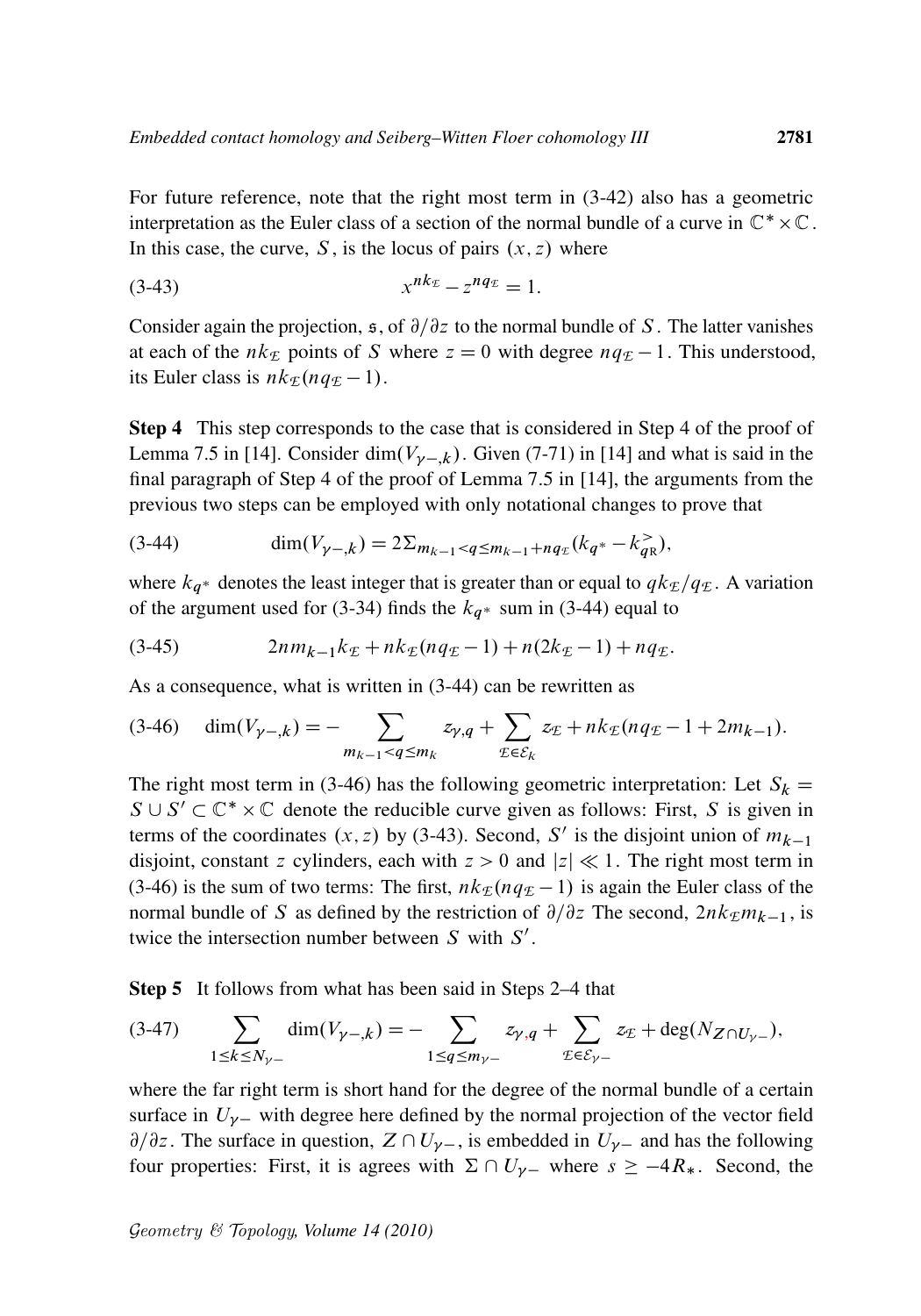For future reference, note that the right most term in (3-42) also has a geometric interpretation as the Euler class of a section of the normal bundle of a curve in $\mathbb{C}^* \times \mathbb{C}$. In this case, the curve, $S$, is the locus of pairs $(x, z)$ where

$$x^{nk_{\mathcal{E}}} - z^{nq_{\mathcal{E}}} = 1. \tag{3-43}$$

Consider again the projection, $\mathfrak{s}$, of $\partial/\partial z$ to the normal bundle of $S$. The latter vanishes at each of the $nk_{\mathcal{E}}$ points of $S$ where $z = 0$ with degree $nq_{\mathcal{E}} - 1$. This understood, its Euler class is $nk_{\mathcal{E}}(nq_{\mathcal{E}} - 1)$.

**Step 4** This step corresponds to the case that is considered in Step 4 of the proof of Lemma 7.5 in [14]. Consider $\dim(V_{\gamma-,k})$. Given (7-71) in [14] and what is said in the final paragraph of Step 4 of the proof of Lemma 7.5 in [14], the arguments from the previous two steps can be employed with only notational changes to prove that

$$\dim(V_{\gamma-,k}) = 2\Sigma_{m_{k-1}<q\leq m_{k-1}+nq_{\mathcal{E}}}(k_{q^*} - k^{>}_{q\mathrm{R}}), \tag{3-44}$$

where $k_{q^*}$ denotes the least integer that is greater than or equal to $qk_{\mathcal{E}}/q_{\mathcal{E}}$. A variation of the argument used for (3-34) finds the $k_{q^*}$ sum in (3-44) equal to

$$2nm_{k-1}k_{\mathcal{E}} + nk_{\mathcal{E}}(nq_{\mathcal{E}} - 1) + n(2k_{\mathcal{E}} - 1) + nq_{\mathcal{E}}. \tag{3-45}$$

As a consequence, what is written in (3-44) can be rewritten as

$$\dim(V_{\gamma-,k}) = -\sum_{m_{k-1}<q\leq m_k} z_{\gamma,q} + \sum_{\mathcal{E}\in\mathcal{E}_k} z_{\mathcal{E}} + nk_{\mathcal{E}}(nq_{\mathcal{E}} - 1 + 2m_{k-1}). \tag{3-46}$$

The right most term in (3-46) has the following geometric interpretation: Let $S_k = S \cup S' \subset \mathbb{C}^* \times \mathbb{C}$ denote the reducible curve given as follows: First, $S$ is given in terms of the coordinates $(x, z)$ by (3-43). Second, $S'$ is the disjoint union of $m_{k-1}$ disjoint, constant $z$ cylinders, each with $z > 0$ and $|z| \ll 1$. The right most term in (3-46) is the sum of two terms: The first, $nk_{\mathcal{E}}(nq_{\mathcal{E}} - 1)$ is again the Euler class of the normal bundle of $S$ as defined by the restriction of $\partial/\partial z$ The second, $2nk_{\mathcal{E}}m_{k-1}$, is twice the intersection number between $S$ with $S'$.

**Step 5** It follows from what has been said in Steps 2–4 that

$$\sum_{1\leq k\leq N_{\gamma-}} \dim(V_{\gamma-,k}) = -\sum_{1\leq q\leq m_{\gamma-}} z_{\gamma,q} + \sum_{\mathcal{E}\in\mathcal{E}_{\gamma-}} z_{\mathcal{E}} + \deg(N_{Z\cap U_{\gamma-}}), \tag{3-47}$$

where the far right term is short hand for the degree of the normal bundle of a certain surface in $U_{\gamma-}$ with degree here defined by the normal projection of the vector field $\partial/\partial z$. The surface in question, $Z \cap U_{\gamma-}$, is embedded in $U_{\gamma-}$ and has the following four properties: First, it is agrees with $\Sigma \cap U_{\gamma-}$ where $s \geq -4R_*$. Second, the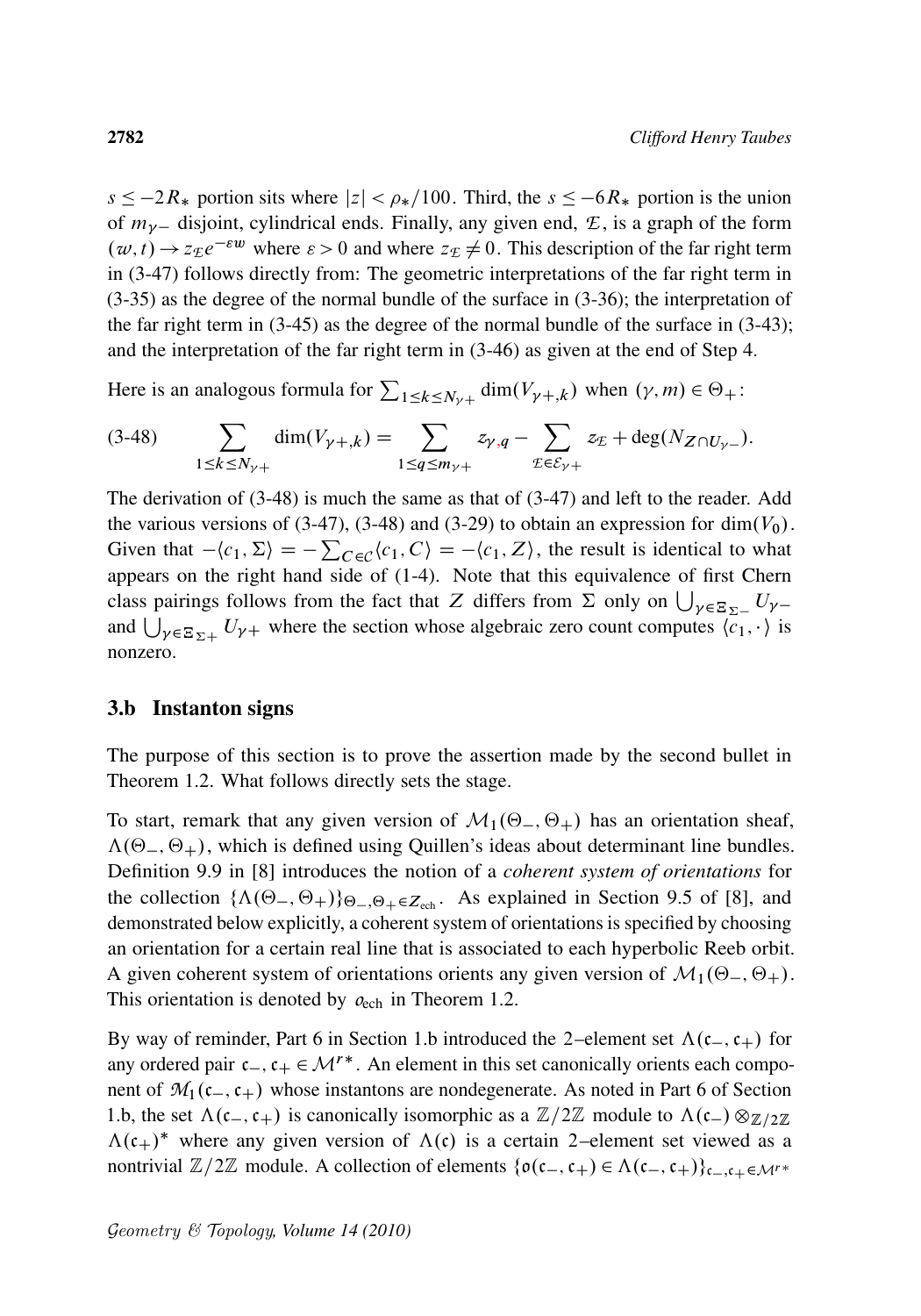$s \leq -2R_*$ portion sits where $|z| < \rho_*/100$. Third, the $s \leq -6R_*$ portion is the union of $m_{\gamma-}$ disjoint, cylindrical ends. Finally, any given end, $\mathcal{E}$, is a graph of the form $(w,t) \to z_{\mathcal{E}} e^{-\varepsilon w}$ where $\varepsilon > 0$ and where $z_{\mathcal{E}} \neq 0$. This description of the far right term in (3-47) follows directly from: The geometric interpretations of the far right term in (3-35) as the degree of the normal bundle of the surface in (3-36); the interpretation of the far right term in (3-45) as the degree of the normal bundle of the surface in (3-43); and the interpretation of the far right term in (3-46) as given at the end of Step 4.

Here is an analogous formula for $\sum_{1 \leq k \leq N_{\gamma+}} \dim(V_{\gamma+,k})$ when $(\gamma, m) \in \Theta_+$:

$$\sum_{1 \leq k \leq N_{\gamma+}} \dim(V_{\gamma+,k}) = \sum_{1 \leq q \leq m_{\gamma+}} z_{\gamma,q} - \sum_{\mathcal{E} \in \mathcal{E}_{\gamma+}} z_{\mathcal{E}} + \deg(N_{Z \cap U_{\gamma-}}). \tag{3-48}$$

The derivation of (3-48) is much the same as that of (3-47) and left to the reader. Add the various versions of (3-47), (3-48) and (3-29) to obtain an expression for $\dim(V_0)$. Given that $-\langle c_1, \Sigma \rangle = -\sum_{C \in \mathcal{C}} \langle c_1, C \rangle = -\langle c_1, Z \rangle$, the result is identical to what appears on the right hand side of (1-4). Note that this equivalence of first Chern class pairings follows from the fact that $Z$ differs from $\Sigma$ only on $\bigcup_{\gamma \in \Xi_{\Sigma-}} U_{\gamma-}$ and $\bigcup_{\gamma \in \Xi_{\Sigma+}} U_{\gamma+}$ where the section whose algebraic zero count computes $\langle c_1, \cdot \rangle$ is nonzero.

## 3.b Instanton signs

The purpose of this section is to prove the assertion made by the second bullet in Theorem 1.2. What follows directly sets the stage.

To start, remark that any given version of $\mathcal{M}_1(\Theta_-, \Theta_+)$ has an orientation sheaf, $\Lambda(\Theta_-, \Theta_+)$, which is defined using Quillen's ideas about determinant line bundles. Definition 9.9 in [8] introduces the notion of a *coherent system of orientations* for the collection $\{\Lambda(\Theta_-, \Theta_+)\}_{\Theta_-, \Theta_+ \in Z_{\text{ech}}}$. As explained in Section 9.5 of [8], and demonstrated below explicitly, a coherent system of orientations is specified by choosing an orientation for a certain real line that is associated to each hyperbolic Reeb orbit. A given coherent system of orientations orients any given version of $\mathcal{M}_1(\Theta_-, \Theta_+)$. This orientation is denoted by $o_{\text{ech}}$ in Theorem 1.2.

By way of reminder, Part 6 in Section 1.b introduced the 2–element set $\Lambda(\mathfrak{c}_-, \mathfrak{c}_+)$ for any ordered pair $\mathfrak{c}_-, \mathfrak{c}_+ \in \mathcal{M}^{r*}$. An element in this set canonically orients each component of $\mathfrak{M}_1(\mathfrak{c}_-, \mathfrak{c}_+)$ whose instantons are nondegenerate. As noted in Part 6 of Section 1.b, the set $\Lambda(\mathfrak{c}_-, \mathfrak{c}_+)$ is canonically isomorphic as a $\mathbb{Z}/2\mathbb{Z}$ module to $\Lambda(\mathfrak{c}_-) \otimes_{\mathbb{Z}/2\mathbb{Z}} \Lambda(\mathfrak{c}_+)^*$ where any given version of $\Lambda(\mathfrak{c})$ is a certain 2–element set viewed as a nontrivial $\mathbb{Z}/2\mathbb{Z}$ module. A collection of elements $\{\mathfrak{o}(\mathfrak{c}_-, \mathfrak{c}_+) \in \Lambda(\mathfrak{c}_-, \mathfrak{c}_+)\}_{\mathfrak{c}_-, \mathfrak{c}_+ \in \mathcal{M}^{r*}}$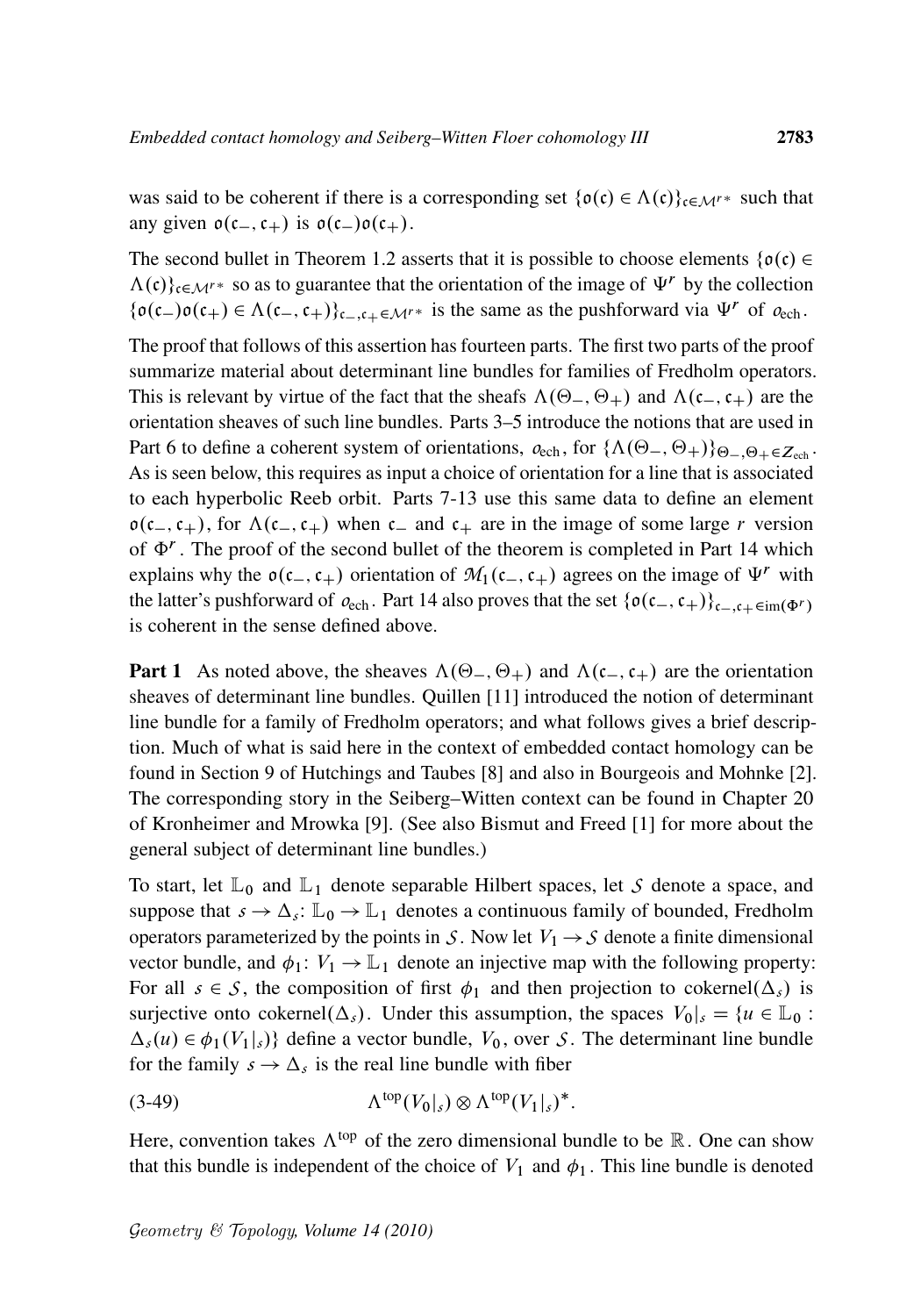was said to be coherent if there is a corresponding set $\{\mathfrak{o}(\mathfrak{c}) \in \Lambda(\mathfrak{c})\}_{\mathfrak{c}\in\mathcal{M}^{r*}}$ such that any given $\mathfrak{o}(\mathfrak{c}_-, \mathfrak{c}_+)$ is $\mathfrak{o}(\mathfrak{c}_-)\mathfrak{o}(\mathfrak{c}_+)$.

The second bullet in Theorem 1.2 asserts that it is possible to choose elements $\{\mathfrak{o}(\mathfrak{c}) \in \Lambda(\mathfrak{c})\}_{\mathfrak{c}\in\mathcal{M}^{r*}}$ so as to guarantee that the orientation of the image of $\Psi^r$ by the collection $\{\mathfrak{o}(\mathfrak{c}_-)\mathfrak{o}(\mathfrak{c}_+) \in \Lambda(\mathfrak{c}_-, \mathfrak{c}_+)\}_{\mathfrak{c}_-,\mathfrak{c}_+\in\mathcal{M}^{r*}}$ is the same as the pushforward via $\Psi^r$ of $o_{\mathrm{ech}}$.

The proof that follows of this assertion has fourteen parts. The first two parts of the proof summarize material about determinant line bundles for families of Fredholm operators. This is relevant by virtue of the fact that the sheafs $\Lambda(\Theta_-, \Theta_+)$ and $\Lambda(\mathfrak{c}_-, \mathfrak{c}_+)$ are the orientation sheaves of such line bundles. Parts 3–5 introduce the notions that are used in Part 6 to define a coherent system of orientations, $o_{\mathrm{ech}}$, for $\{\Lambda(\Theta_-, \Theta_+)\}_{\Theta_-,\Theta_+\in Z_{\mathrm{ech}}}$. As is seen below, this requires as input a choice of orientation for a line that is associated to each hyperbolic Reeb orbit. Parts 7-13 use this same data to define an element $\mathfrak{o}(\mathfrak{c}_-, \mathfrak{c}_+)$, for $\Lambda(\mathfrak{c}_-, \mathfrak{c}_+)$ when $\mathfrak{c}_-$ and $\mathfrak{c}_+$ are in the image of some large $r$ version of $\Phi^r$. The proof of the second bullet of the theorem is completed in Part 14 which explains why the $\mathfrak{o}(\mathfrak{c}_-, \mathfrak{c}_+)$ orientation of $\mathcal{M}_1(\mathfrak{c}_-, \mathfrak{c}_+)$ agrees on the image of $\Psi^r$ with the latter's pushforward of $o_{\mathrm{ech}}$. Part 14 also proves that the set $\{\mathfrak{o}(\mathfrak{c}_-, \mathfrak{c}_+)\}_{\mathfrak{c}_-,\mathfrak{c}_+\in\mathrm{im}(\Phi^r)}$ is coherent in the sense defined above.

**Part 1** As noted above, the sheaves $\Lambda(\Theta_-, \Theta_+)$ and $\Lambda(\mathfrak{c}_-, \mathfrak{c}_+)$ are the orientation sheaves of determinant line bundles. Quillen [11] introduced the notion of determinant line bundle for a family of Fredholm operators; and what follows gives a brief description. Much of what is said here in the context of embedded contact homology can be found in Section 9 of Hutchings and Taubes [8] and also in Bourgeois and Mohnke [2]. The corresponding story in the Seiberg–Witten context can be found in Chapter 20 of Kronheimer and Mrowka [9]. (See also Bismut and Freed [1] for more about the general subject of determinant line bundles.)

To start, let $\mathbb{L}_0$ and $\mathbb{L}_1$ denote separable Hilbert spaces, let $\mathcal{S}$ denote a space, and suppose that $s \to \Delta_s\colon \mathbb{L}_0 \to \mathbb{L}_1$ denotes a continuous family of bounded, Fredholm operators parameterized by the points in $\mathcal{S}$. Now let $V_1 \to \mathcal{S}$ denote a finite dimensional vector bundle, and $\phi_1\colon V_1 \to \mathbb{L}_1$ denote an injective map with the following property: For all $s \in \mathcal{S}$, the composition of first $\phi_1$ and then projection to cokernel$(\Delta_s)$ is surjective onto cokernel$(\Delta_s)$. Under this assumption, the spaces $V_0|_s = \{u \in \mathbb{L}_0 : \Delta_s(u) \in \phi_1(V_1|_s)\}$ define a vector bundle, $V_0$, over $\mathcal{S}$. The determinant line bundle for the family $s \to \Delta_s$ is the real line bundle with fiber

$$\Lambda^{\mathrm{top}}(V_0|_s) \otimes \Lambda^{\mathrm{top}}(V_1|_s)^*. \tag{3-49}$$

Here, convention takes $\Lambda^{\mathrm{top}}$ of the zero dimensional bundle to be $\mathbb{R}$. One can show that this bundle is independent of the choice of $V_1$ and $\phi_1$. This line bundle is denoted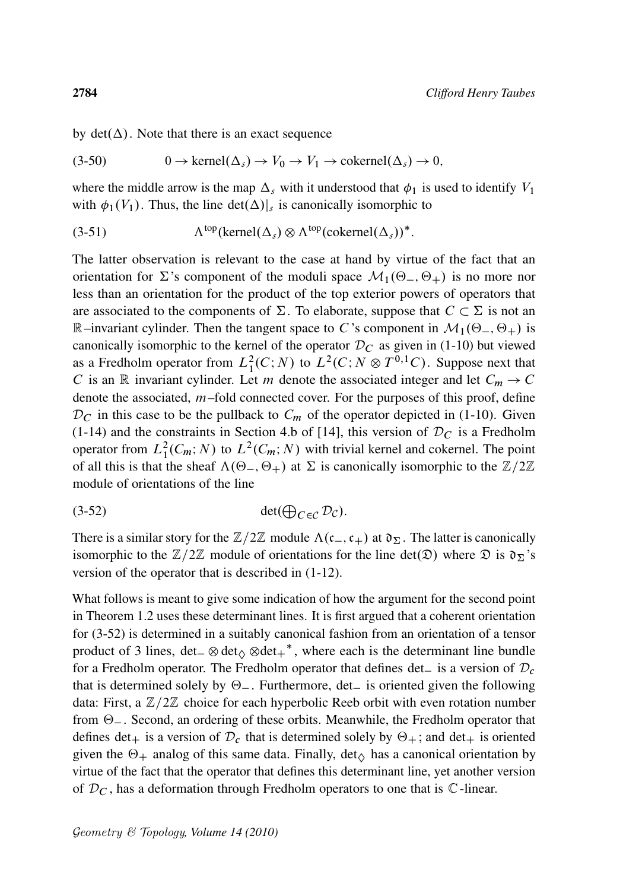by $\det(\Delta)$. Note that there is an exact sequence

$$0 \to \text{kernel}(\Delta_s) \to V_0 \to V_1 \to \text{cokernel}(\Delta_s) \to 0, \tag{3-50}$$

where the middle arrow is the map $\Delta_s$ with it understood that $\phi_1$ is used to identify $V_1$ with $\phi_1(V_1)$. Thus, the line $\det(\Delta)|_s$ is canonically isomorphic to

$$\Lambda^{\text{top}}(\text{kernel}(\Delta_s) \otimes \Lambda^{\text{top}}(\text{cokernel}(\Delta_s))^*. \tag{3-51}$$

The latter observation is relevant to the case at hand by virtue of the fact that an orientation for $\Sigma$'s component of the moduli space $\mathcal{M}_1(\Theta_-, \Theta_+)$ is no more nor less than an orientation for the product of the top exterior powers of operators that are associated to the components of $\Sigma$. To elaborate, suppose that $C \subset \Sigma$ is not an $\mathbb{R}$–invariant cylinder. Then the tangent space to $C$'s component in $\mathcal{M}_1(\Theta_-, \Theta_+)$ is canonically isomorphic to the kernel of the operator $\mathcal{D}_C$ as given in (1-10) but viewed as a Fredholm operator from $L^2_1(C; N)$ to $L^2(C; N \otimes T^{0,1}C)$. Suppose next that $C$ is an $\mathbb{R}$ invariant cylinder. Let $m$ denote the associated integer and let $C_m \to C$ denote the associated, $m$–fold connected cover. For the purposes of this proof, define $\mathcal{D}_C$ in this case to be the pullback to $C_m$ of the operator depicted in (1-10). Given (1-14) and the constraints in Section 4.b of [14], this version of $\mathcal{D}_C$ is a Fredholm operator from $L^2_1(C_m; N)$ to $L^2(C_m; N)$ with trivial kernel and cokernel. The point of all this is that the sheaf $\Lambda(\Theta_-, \Theta_+)$ at $\Sigma$ is canonically isomorphic to the $\mathbb{Z}/2\mathbb{Z}$ module of orientations of the line

$$\det(\textstyle\bigoplus_{C \in \mathcal{C}} \mathcal{D}_{\mathcal{C}}). \tag{3-52}$$

There is a similar story for the $\mathbb{Z}/2\mathbb{Z}$ module $\Lambda(\mathfrak{c}_-, \mathfrak{c}_+)$ at $\mathfrak{d}_\Sigma$. The latter is canonically isomorphic to the $\mathbb{Z}/2\mathbb{Z}$ module of orientations for the line $\det(\mathfrak{D})$ where $\mathfrak{D}$ is $\mathfrak{d}_\Sigma$'s version of the operator that is described in (1-12).

What follows is meant to give some indication of how the argument for the second point in Theorem 1.2 uses these determinant lines. It is first argued that a coherent orientation for (3-52) is determined in a suitably canonical fashion from an orientation of a tensor product of 3 lines, $\det_- \otimes \det_\diamondsuit \otimes {\det_+}^*$, where each is the determinant line bundle for a Fredholm operator. The Fredholm operator that defines $\det_-$ is a version of $\mathcal{D}_c$ that is determined solely by $\Theta_-$. Furthermore, $\det_-$ is oriented given the following data: First, a $\mathbb{Z}/2\mathbb{Z}$ choice for each hyperbolic Reeb orbit with even rotation number from $\Theta_-$. Second, an ordering of these orbits. Meanwhile, the Fredholm operator that defines $\det_+$ is a version of $\mathcal{D}_c$ that is determined solely by $\Theta_+$; and $\det_+$ is oriented given the $\Theta_+$ analog of this same data. Finally, $\det_\diamondsuit$ has a canonical orientation by virtue of the fact that the operator that defines this determinant line, yet another version of $\mathcal{D}_C$, has a deformation through Fredholm operators to one that is $\mathbb{C}$-linear.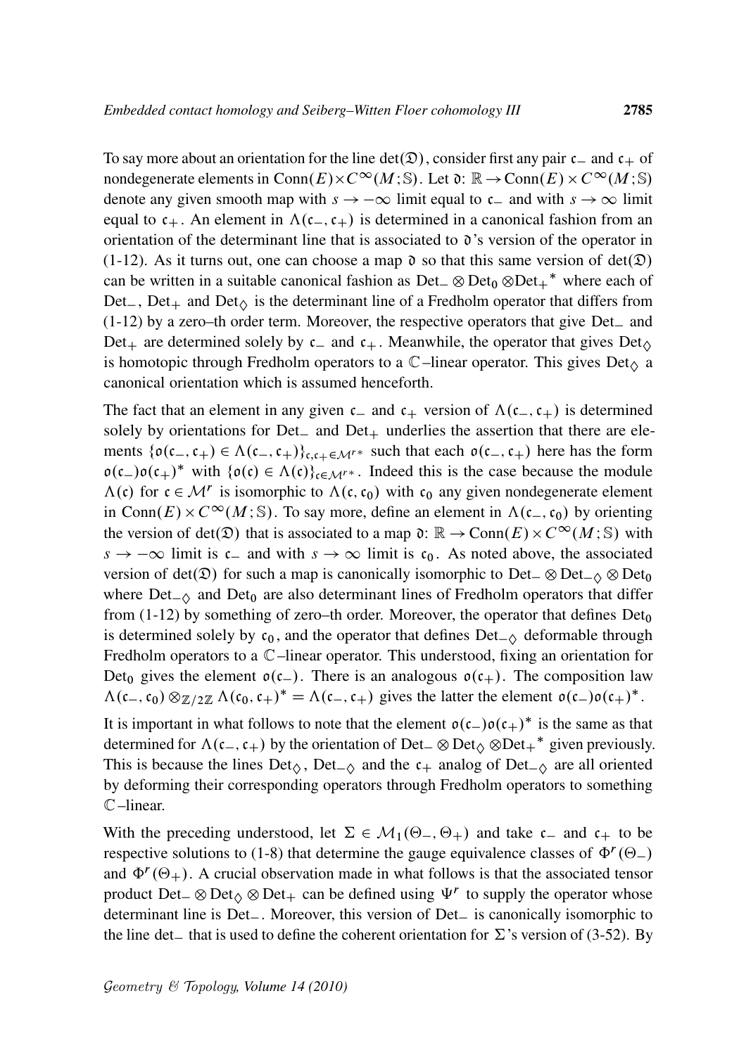To say more about an orientation for the line $\det(\mathfrak{D})$, consider first any pair $\mathfrak{c}_-$ and $\mathfrak{c}_+$ of nondegenerate elements in $\mathrm{Conn}(E)\times C^\infty(M;\mathbb{S})$. Let $\mathfrak{d}\colon \mathbb{R}\to \mathrm{Conn}(E)\times C^\infty(M;\mathbb{S})$ denote any given smooth map with $s\to-\infty$ limit equal to $\mathfrak{c}_-$ and with $s\to\infty$ limit equal to $\mathfrak{c}_+$. An element in $\Lambda(\mathfrak{c}_-,\mathfrak{c}_+)$ is determined in a canonical fashion from an orientation of the determinant line that is associated to $\mathfrak{d}$'s version of the operator in (1-12). As it turns out, one can choose a map $\mathfrak{d}$ so that this same version of $\det(\mathfrak{D})$ can be written in a suitable canonical fashion as $\mathrm{Det}_-\otimes \mathrm{Det}_0\otimes {\mathrm{Det}_+}^*$ where each of $\mathrm{Det}_-$, $\mathrm{Det}_+$ and $\mathrm{Det}_\diamond$ is the determinant line of a Fredholm operator that differs from (1-12) by a zero–th order term. Moreover, the respective operators that give $\mathrm{Det}_-$ and $\mathrm{Det}_+$ are determined solely by $\mathfrak{c}_-$ and $\mathfrak{c}_+$. Meanwhile, the operator that gives $\mathrm{Det}_\diamond$ is homotopic through Fredholm operators to a $\mathbb{C}$–linear operator. This gives $\mathrm{Det}_\diamond$ a canonical orientation which is assumed henceforth.

The fact that an element in any given $\mathfrak{c}_-$ and $\mathfrak{c}_+$ version of $\Lambda(\mathfrak{c}_-,\mathfrak{c}_+)$ is determined solely by orientations for $\mathrm{Det}_-$ and $\mathrm{Det}_+$ underlies the assertion that there are elements $\{\mathfrak{o}(\mathfrak{c}_-,\mathfrak{c}_+)\in\Lambda(\mathfrak{c}_-,\mathfrak{c}_+)\}_{\mathfrak{c},\mathfrak{c}_+\in\mathcal{M}^{r*}}$ such that each $\mathfrak{o}(\mathfrak{c}_-,\mathfrak{c}_+)$ here has the form $\mathfrak{o}(\mathfrak{c}_-)\mathfrak{o}(\mathfrak{c}_+)^*$ with $\{\mathfrak{o}(\mathfrak{c})\in\Lambda(\mathfrak{c})\}_{\mathfrak{c}\in\mathcal{M}^{r*}}$. Indeed this is the case because the module $\Lambda(\mathfrak{c})$ for $\mathfrak{c}\in\mathcal{M}^r$ is isomorphic to $\Lambda(\mathfrak{c},\mathfrak{c}_0)$ with $\mathfrak{c}_0$ any given nondegenerate element in $\mathrm{Conn}(E)\times C^\infty(M;\mathbb{S})$. To say more, define an element in $\Lambda(\mathfrak{c}_-,\mathfrak{c}_0)$ by orienting the version of $\det(\mathfrak{D})$ that is associated to a map $\mathfrak{d}\colon\mathbb{R}\to\mathrm{Conn}(E)\times C^\infty(M;\mathbb{S})$ with $s\to-\infty$ limit is $\mathfrak{c}_-$ and with $s\to\infty$ limit is $\mathfrak{c}_0$. As noted above, the associated version of $\det(\mathfrak{D})$ for such a map is canonically isomorphic to $\mathrm{Det}_-\otimes\mathrm{Det}_{-\diamond}\otimes\mathrm{Det}_0$ where $\mathrm{Det}_{-\diamond}$ and $\mathrm{Det}_0$ are also determinant lines of Fredholm operators that differ from (1-12) by something of zero–th order. Moreover, the operator that defines $\mathrm{Det}_0$ is determined solely by $\mathfrak{c}_0$, and the operator that defines $\mathrm{Det}_{-\diamond}$ deformable through Fredholm operators to a $\mathbb{C}$–linear operator. This understood, fixing an orientation for $\mathrm{Det}_0$ gives the element $\mathfrak{o}(\mathfrak{c}_-)$. There is an analogous $\mathfrak{o}(\mathfrak{c}_+)$. The composition law $\Lambda(\mathfrak{c}_-,\mathfrak{c}_0)\otimes_{\mathbb{Z}/2\mathbb{Z}}\Lambda(\mathfrak{c}_0,\mathfrak{c}_+)^*=\Lambda(\mathfrak{c}_-,\mathfrak{c}_+)$ gives the latter the element $\mathfrak{o}(\mathfrak{c}_-)\mathfrak{o}(\mathfrak{c}_+)^*$.

It is important in what follows to note that the element $\mathfrak{o}(\mathfrak{c}_-)\mathfrak{o}(\mathfrak{c}_+)^*$ is the same as that determined for $\Lambda(\mathfrak{c}_-,\mathfrak{c}_+)$ by the orientation of $\mathrm{Det}_-\otimes\mathrm{Det}_\diamond\otimes{\mathrm{Det}_+}^*$ given previously. This is because the lines $\mathrm{Det}_\diamond$, $\mathrm{Det}_{-\diamond}$ and the $\mathfrak{c}_+$ analog of $\mathrm{Det}_{-\diamond}$ are all oriented by deforming their corresponding operators through Fredholm operators to something $\mathbb{C}$–linear.

With the preceding understood, let $\Sigma\in\mathcal{M}_1(\Theta_-,\Theta_+)$ and take $\mathfrak{c}_-$ and $\mathfrak{c}_+$ to be respective solutions to (1-8) that determine the gauge equivalence classes of $\Phi^r(\Theta_-)$ and $\Phi^r(\Theta_+)$. A crucial observation made in what follows is that the associated tensor product $\mathrm{Det}_-\otimes\mathrm{Det}_\diamond\otimes\mathrm{Det}_+$ can be defined using $\Psi^r$ to supply the operator whose determinant line is $\mathrm{Det}_-$. Moreover, this version of $\mathrm{Det}_-$ is canonically isomorphic to the line $\det_-$ that is used to define the coherent orientation for $\Sigma$'s version of (3-52). By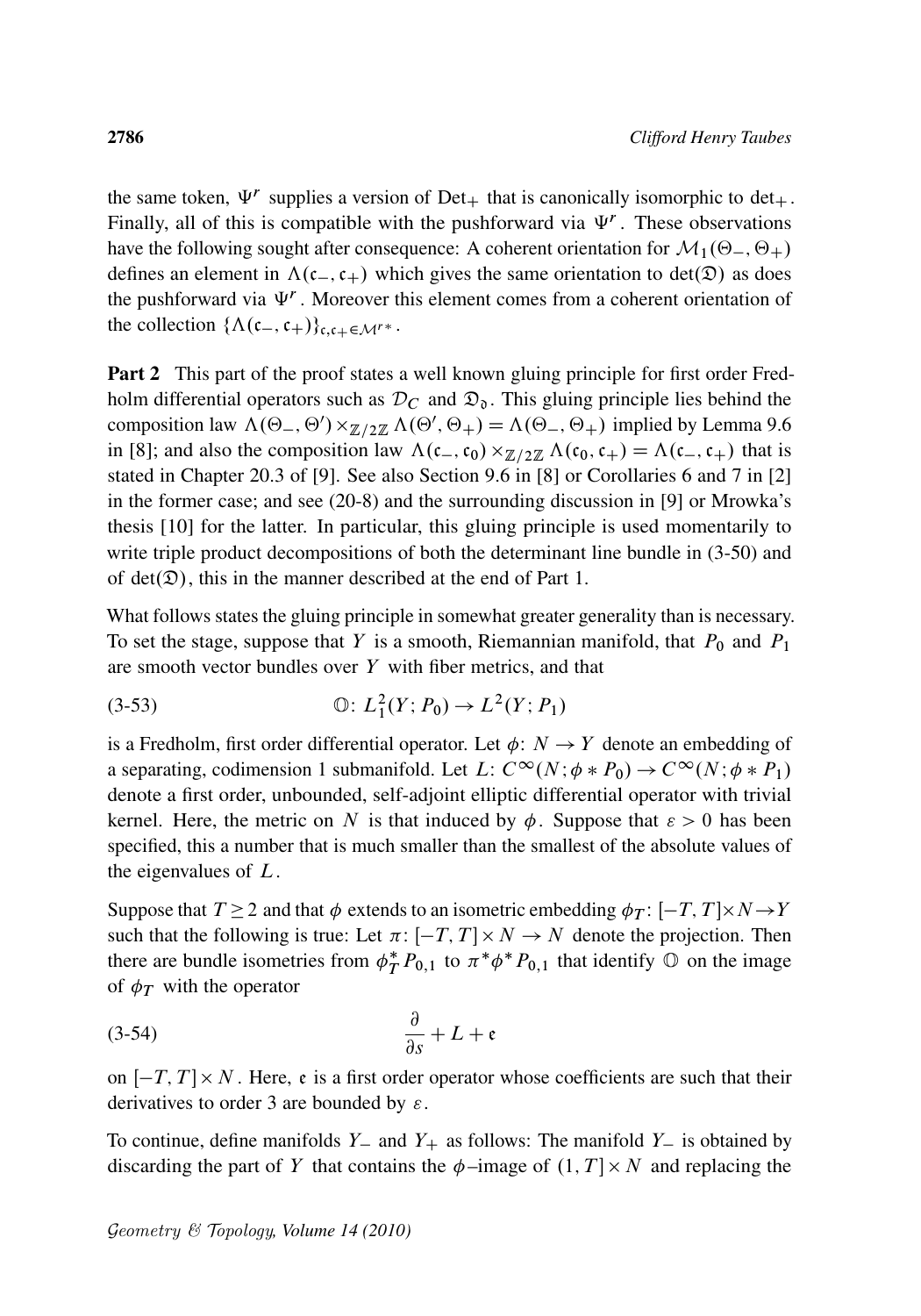the same token, $\Psi^r$ supplies a version of $\mathrm{Det}_+$ that is canonically isomorphic to $\det_+$. Finally, all of this is compatible with the pushforward via $\Psi^r$. These observations have the following sought after consequence: A coherent orientation for $\mathcal{M}_1(\Theta_-, \Theta_+)$ defines an element in $\Lambda(\mathfrak{c}_-, \mathfrak{c}_+)$ which gives the same orientation to $\det(\mathfrak{D})$ as does the pushforward via $\Psi^r$. Moreover this element comes from a coherent orientation of the collection $\{\Lambda(\mathfrak{c}_-, \mathfrak{c}_+)\}_{\mathfrak{c},\mathfrak{c}_+ \in \mathcal{M}^{r*}}$.

**Part 2** This part of the proof states a well known gluing principle for first order Fredholm differential operators such as $\mathcal{D}_C$ and $\mathfrak{D}_\mathfrak{d}$. This gluing principle lies behind the composition law $\Lambda(\Theta_-, \Theta') \times_{\mathbb{Z}/2\mathbb{Z}} \Lambda(\Theta', \Theta_+) = \Lambda(\Theta_-, \Theta_+)$ implied by Lemma 9.6 in [8]; and also the composition law $\Lambda(\mathfrak{c}_-, \mathfrak{c}_0) \times_{\mathbb{Z}/2\mathbb{Z}} \Lambda(\mathfrak{c}_0, \mathfrak{c}_+) = \Lambda(\mathfrak{c}_-, \mathfrak{c}_+)$ that is stated in Chapter 20.3 of [9]. See also Section 9.6 in [8] or Corollaries 6 and 7 in [2] in the former case; and see (20-8) and the surrounding discussion in [9] or Mrowka's thesis [10] for the latter. In particular, this gluing principle is used momentarily to write triple product decompositions of both the determinant line bundle in (3-50) and of $\det(\mathfrak{D})$, this in the manner described at the end of Part 1.

What follows states the gluing principle in somewhat greater generality than is necessary. To set the stage, suppose that $Y$ is a smooth, Riemannian manifold, that $P_0$ and $P_1$ are smooth vector bundles over $Y$ with fiber metrics, and that

$$\mathbb{O}\colon L^2_1(Y; P_0) \to L^2(Y; P_1) \tag{3-53}$$

is a Fredholm, first order differential operator. Let $\phi\colon N \to Y$ denote an embedding of a separating, codimension 1 submanifold. Let $L\colon C^\infty(N; \phi * P_0) \to C^\infty(N; \phi * P_1)$ denote a first order, unbounded, self-adjoint elliptic differential operator with trivial kernel. Here, the metric on $N$ is that induced by $\phi$. Suppose that $\varepsilon > 0$ has been specified, this a number that is much smaller than the smallest of the absolute values of the eigenvalues of $L$.

Suppose that $T \geq 2$ and that $\phi$ extends to an isometric embedding $\phi_T\colon [-T, T] \times N \to Y$ such that the following is true: Let $\pi\colon [-T, T] \times N \to N$ denote the projection. Then there are bundle isometries from $\phi_T^* P_{0,1}$ to $\pi^* \phi^* P_{0,1}$ that identify $\mathbb{O}$ on the image of $\phi_T$ with the operator

$$\frac{\partial}{\partial s} + L + \mathfrak{e} \tag{3-54}$$

on $[-T, T] \times N$. Here, $\mathfrak{e}$ is a first order operator whose coefficients are such that their derivatives to order 3 are bounded by $\varepsilon$.

To continue, define manifolds $Y_-$ and $Y_+$ as follows: The manifold $Y_-$ is obtained by discarding the part of $Y$ that contains the $\phi$–image of $(1, T] \times N$ and replacing the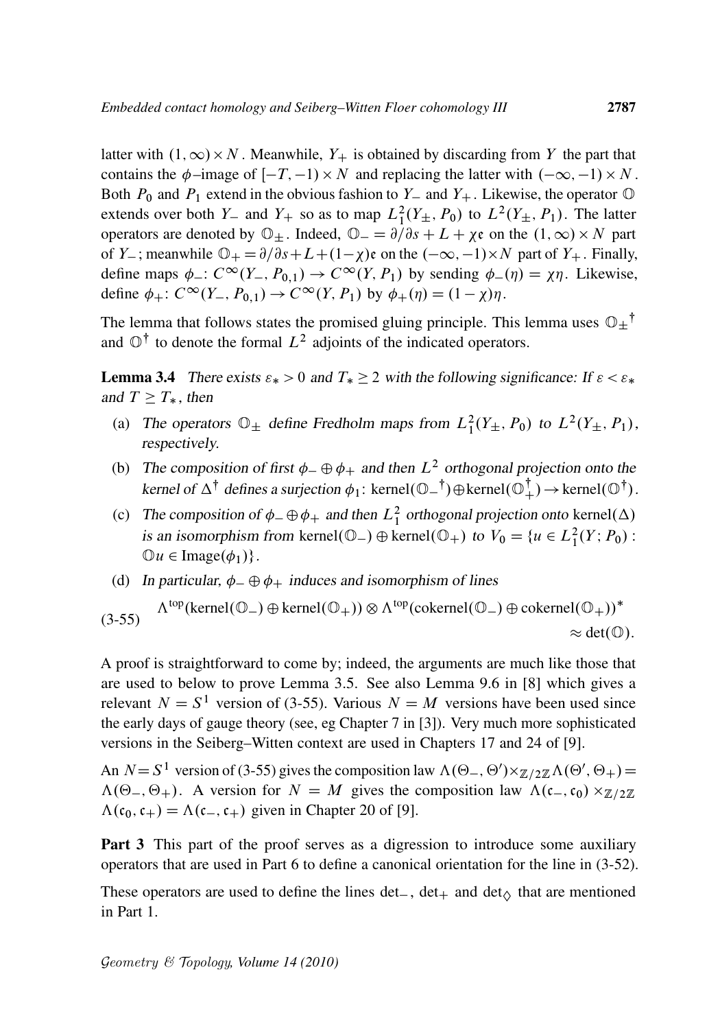latter with $(1, \infty) \times N$. Meanwhile, $Y_+$ is obtained by discarding from $Y$ the part that contains the $\phi$–image of $[-T, -1) \times N$ and replacing the latter with $(-\infty, -1) \times N$. Both $P_0$ and $P_1$ extend in the obvious fashion to $Y_-$ and $Y_+$. Likewise, the operator $\mathbb{O}$ extends over both $Y_-$ and $Y_+$ so as to map $L^2_1(Y_\pm, P_0)$ to $L^2(Y_\pm, P_1)$. The latter operators are denoted by $\mathbb{O}_\pm$. Indeed, $\mathbb{O}_- = \partial/\partial s + L + \chi\mathfrak{e}$ on the $(1, \infty) \times N$ part of $Y_-$; meanwhile $\mathbb{O}_+ = \partial/\partial s + L + (1-\chi)\mathfrak{e}$ on the $(-\infty, -1) \times N$ part of $Y_+$. Finally, define maps $\phi_-\colon C^\infty(Y_-, P_{0,1}) \to C^\infty(Y, P_1)$ by sending $\phi_-(\eta) = \chi\eta$. Likewise, define $\phi_+\colon C^\infty(Y_-, P_{0,1}) \to C^\infty(Y, P_1)$ by $\phi_+(\eta) = (1-\chi)\eta$.

The lemma that follows states the promised gluing principle. This lemma uses ${\mathbb{O}_\pm}^\dagger$ and $\mathbb{O}^\dagger$ to denote the formal $L^2$ adjoints of the indicated operators.

**Lemma 3.4** *There exists $\varepsilon_* > 0$ and $T_* \geq 2$ with the following significance: If $\varepsilon < \varepsilon_*$ and $T \geq T_*$, then*

(a) *The operators $\mathbb{O}_\pm$ define Fredholm maps from $L^2_1(Y_\pm, P_0)$ to $L^2(Y_\pm, P_1)$, respectively.*

(b) *The composition of first $\phi_- \oplus \phi_+$ and then $L^2$ orthogonal projection onto the kernel of $\Delta^\dagger$ defines a surjection $\phi_1$: $\text{kernel}({\mathbb{O}_-}^\dagger) \oplus \text{kernel}(\mathbb{O}_+^\dagger) \to \text{kernel}(\mathbb{O}^\dagger)$.*

(c) *The composition of $\phi_- \oplus \phi_+$ and then $L^2_1$ orthogonal projection onto $\text{kernel}(\Delta)$ is an isomorphism from $\text{kernel}(\mathbb{O}_-) \oplus \text{kernel}(\mathbb{O}_+)$ to $V_0 = \{u \in L^2_1(Y; P_0) : \mathbb{O}u \in \text{Image}(\phi_1)\}$.*

(d) *In particular, $\phi_- \oplus \phi_+$ induces and isomorphism of lines*

$$\Lambda^{\text{top}}(\text{kernel}(\mathbb{O}_-) \oplus \text{kernel}(\mathbb{O}_+)) \otimes \Lambda^{\text{top}}(\text{cokernel}(\mathbb{O}_-) \oplus \text{cokernel}(\mathbb{O}_+))^* \approx \det(\mathbb{O}). \tag{3-55}$$

A proof is straightforward to come by; indeed, the arguments are much like those that are used to below to prove Lemma 3.5. See also Lemma 9.6 in [8] which gives a relevant $N = S^1$ version of (3-55). Various $N = M$ versions have been used since the early days of gauge theory (see, eg Chapter 7 in [3]). Very much more sophisticated versions in the Seiberg–Witten context are used in Chapters 17 and 24 of [9].

An $N = S^1$ version of (3-55) gives the composition law $\Lambda(\Theta_-, \Theta') \times_{\mathbb{Z}/2\mathbb{Z}} \Lambda(\Theta', \Theta_+) = \Lambda(\Theta_-, \Theta_+)$. A version for $N = M$ gives the composition law $\Lambda(\mathfrak{c}_-, \mathfrak{c}_0) \times_{\mathbb{Z}/2\mathbb{Z}} \Lambda(\mathfrak{c}_0, \mathfrak{c}_+) = \Lambda(\mathfrak{c}_-, \mathfrak{c}_+)$ given in Chapter 20 of [9].

**Part 3** This part of the proof serves as a digression to introduce some auxiliary operators that are used in Part 6 to define a canonical orientation for the line in (3-52).

These operators are used to define the lines $\det_-$, $\det_+$ and $\det_\diamondsuit$ that are mentioned in Part 1.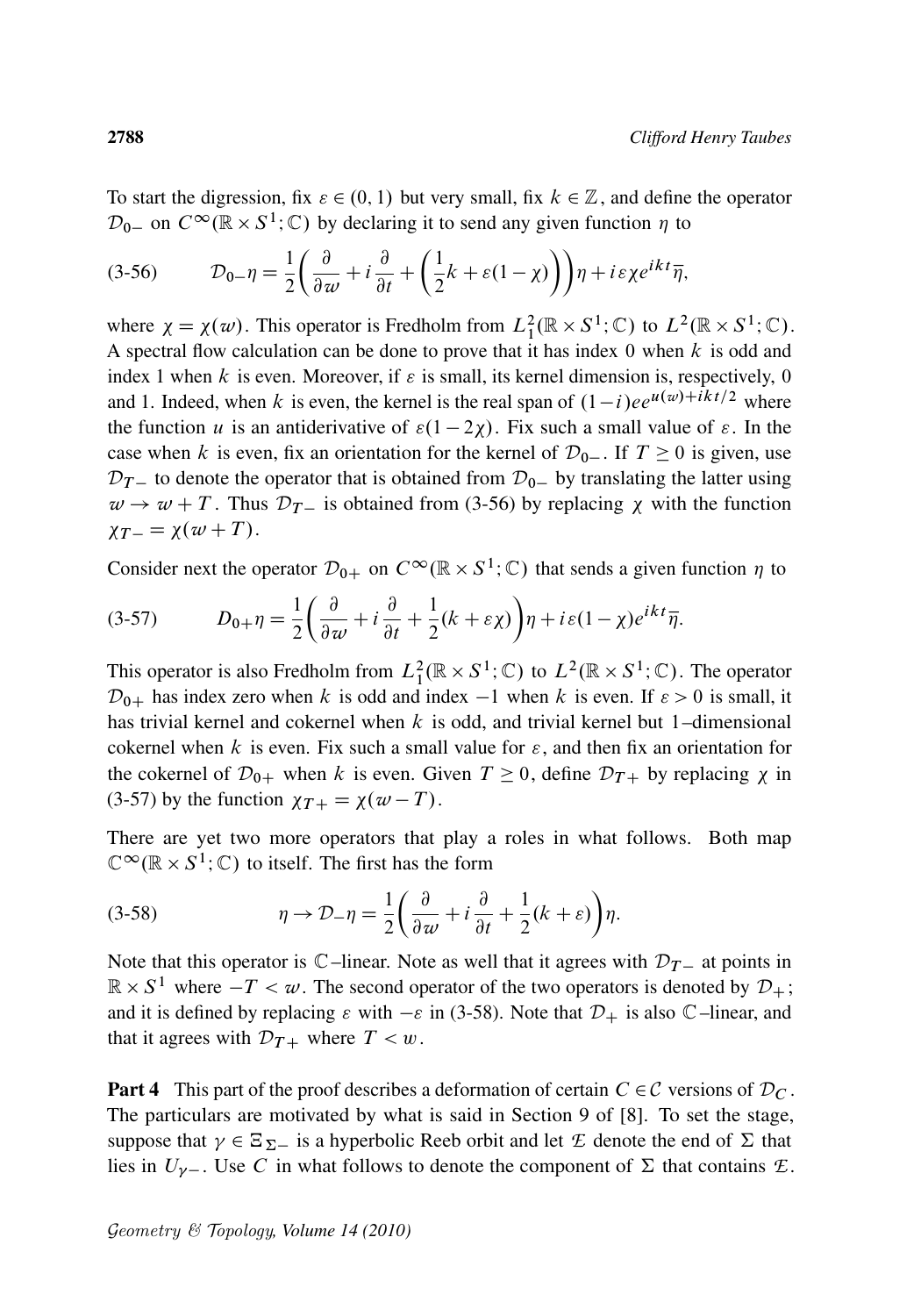To start the digression, fix $\varepsilon \in (0,1)$ but very small, fix $k \in \mathbb{Z}$, and define the operator $\mathcal{D}_{0-}$ on $C^\infty(\mathbb{R} \times S^1; \mathbb{C})$ by declaring it to send any given function $\eta$ to

$$\mathcal{D}_{0-}\eta = \frac{1}{2}\left(\frac{\partial}{\partial w} + i\frac{\partial}{\partial t} + \left(\frac{1}{2}k + \varepsilon(1-\chi)\right)\right)\eta + i\varepsilon\chi e^{ikt}\overline{\eta}, \tag{3-56}$$

where $\chi = \chi(w)$. This operator is Fredholm from $L^2_1(\mathbb{R} \times S^1; \mathbb{C})$ to $L^2(\mathbb{R} \times S^1; \mathbb{C})$. A spectral flow calculation can be done to prove that it has index 0 when $k$ is odd and index 1 when $k$ is even. Moreover, if $\varepsilon$ is small, its kernel dimension is, respectively, 0 and 1. Indeed, when $k$ is even, the kernel is the real span of $(1-i)ee^{u(w)+ikt/2}$ where the function $u$ is an antiderivative of $\varepsilon(1-2\chi)$. Fix such a small value of $\varepsilon$. In the case when $k$ is even, fix an orientation for the kernel of $\mathcal{D}_{0-}$. If $T \geq 0$ is given, use $\mathcal{D}_{T-}$ to denote the operator that is obtained from $\mathcal{D}_{0-}$ by translating the latter using $w \to w + T$. Thus $\mathcal{D}_{T-}$ is obtained from (3-56) by replacing $\chi$ with the function $\chi_{T-} = \chi(w+T)$.

Consider next the operator $\mathcal{D}_{0+}$ on $C^\infty(\mathbb{R} \times S^1; \mathbb{C})$ that sends a given function $\eta$ to

$$D_{0+}\eta = \frac{1}{2}\left(\frac{\partial}{\partial w} + i\frac{\partial}{\partial t} + \frac{1}{2}(k + \varepsilon\chi)\right)\eta + i\varepsilon(1-\chi)e^{ikt}\overline{\eta}. \tag{3-57}$$

This operator is also Fredholm from $L^2_1(\mathbb{R} \times S^1; \mathbb{C})$ to $L^2(\mathbb{R} \times S^1; \mathbb{C})$. The operator $\mathcal{D}_{0+}$ has index zero when $k$ is odd and index $-1$ when $k$ is even. If $\varepsilon > 0$ is small, it has trivial kernel and cokernel when $k$ is odd, and trivial kernel but 1–dimensional cokernel when $k$ is even. Fix such a small value for $\varepsilon$, and then fix an orientation for the cokernel of $\mathcal{D}_{0+}$ when $k$ is even. Given $T \geq 0$, define $\mathcal{D}_{T+}$ by replacing $\chi$ in (3-57) by the function $\chi_{T+} = \chi(w - T)$.

There are yet two more operators that play a roles in what follows. Both map $\mathbb{C}^\infty(\mathbb{R} \times S^1; \mathbb{C})$ to itself. The first has the form

$$\eta \to \mathcal{D}_{-}\eta = \frac{1}{2}\left(\frac{\partial}{\partial w} + i\frac{\partial}{\partial t} + \frac{1}{2}(k + \varepsilon)\right)\eta. \tag{3-58}$$

Note that this operator is $\mathbb{C}$–linear. Note as well that it agrees with $\mathcal{D}_{T-}$ at points in $\mathbb{R} \times S^1$ where $-T < w$. The second operator of the two operators is denoted by $\mathcal{D}_+$; and it is defined by replacing $\varepsilon$ with $-\varepsilon$ in (3-58). Note that $\mathcal{D}_+$ is also $\mathbb{C}$–linear, and that it agrees with $\mathcal{D}_{T+}$ where $T < w$.

**Part 4** This part of the proof describes a deformation of certain $C \in \mathcal{C}$ versions of $\mathcal{D}_C$. The particulars are motivated by what is said in Section 9 of [8]. To set the stage, suppose that $\gamma \in \Xi_{\Sigma-}$ is a hyperbolic Reeb orbit and let $\mathcal{E}$ denote the end of $\Sigma$ that lies in $U_{\gamma-}$. Use $C$ in what follows to denote the component of $\Sigma$ that contains $\mathcal{E}$.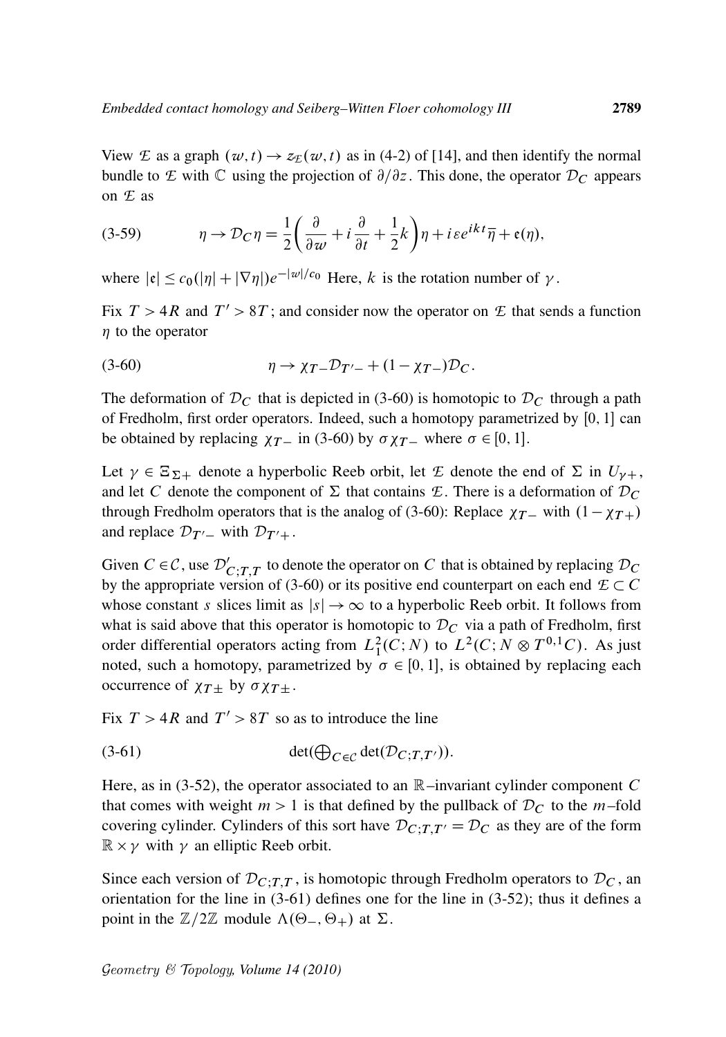View $\mathcal{E}$ as a graph $(w,t) \to z_{\mathcal{E}}(w,t)$ as in (4-2) of [14], and then identify the normal bundle to $\mathcal{E}$ with $\mathbb{C}$ using the projection of $\partial/\partial z$. This done, the operator $\mathcal{D}_C$ appears on $\mathcal{E}$ as

$$\eta \to \mathcal{D}_C \eta = \frac{1}{2}\left(\frac{\partial}{\partial w} + i\frac{\partial}{\partial t} + \frac{1}{2}k\right)\eta + i\varepsilon e^{ikt}\overline{\eta} + \mathfrak{e}(\eta), \tag{3-59}$$

where $|\mathfrak{e}| \le c_0(|\eta| + |\nabla\eta|)e^{-|w|/c_0}$ Here, $k$ is the rotation number of $\gamma$.

Fix $T > 4R$ and $T' > 8T$; and consider now the operator on $\mathcal{E}$ that sends a function $\eta$ to the operator

$$\eta \to \chi_{T-}\mathcal{D}_{T'-} + (1-\chi_{T-})\mathcal{D}_C. \tag{3-60}$$

The deformation of $\mathcal{D}_C$ that is depicted in (3-60) is homotopic to $\mathcal{D}_C$ through a path of Fredholm, first order operators. Indeed, such a homotopy parametrized by $[0,1]$ can be obtained by replacing $\chi_{T-}$ in (3-60) by $\sigma\chi_{T-}$ where $\sigma \in [0,1]$.

Let $\gamma \in \Xi_{\Sigma+}$ denote a hyperbolic Reeb orbit, let $\mathcal{E}$ denote the end of $\Sigma$ in $U_{\gamma+}$, and let $C$ denote the component of $\Sigma$ that contains $\mathcal{E}$. There is a deformation of $\mathcal{D}_C$ through Fredholm operators that is the analog of (3-60): Replace $\chi_{T-}$ with $(1-\chi_{T+})$ and replace $\mathcal{D}_{T'-}$ with $\mathcal{D}_{T'+}$.

Given $C \in \mathcal{C}$, use $\mathcal{D}'_{C;T,T}$ to denote the operator on $C$ that is obtained by replacing $\mathcal{D}_C$ by the appropriate version of (3-60) or its positive end counterpart on each end $\mathcal{E} \subset C$ whose constant $s$ slices limit as $|s| \to \infty$ to a hyperbolic Reeb orbit. It follows from what is said above that this operator is homotopic to $\mathcal{D}_C$ via a path of Fredholm, first order differential operators acting from $L^2_1(C;N)$ to $L^2(C;N \otimes T^{0,1}C)$. As just noted, such a homotopy, parametrized by $\sigma \in [0,1]$, is obtained by replacing each occurrence of $\chi_{T\pm}$ by $\sigma\chi_{T\pm}$.

Fix $T > 4R$ and $T' > 8T$ so as to introduce the line

$$\det\big(\textstyle\bigoplus_{C\in\mathcal{C}} \det(\mathcal{D}_{C;T,T'})\big). \tag{3-61}$$

Here, as in (3-52), the operator associated to an $\mathbb{R}$–invariant cylinder component $C$ that comes with weight $m > 1$ is that defined by the pullback of $\mathcal{D}_C$ to the $m$–fold covering cylinder. Cylinders of this sort have $\mathcal{D}_{C;T,T'} = \mathcal{D}_C$ as they are of the form $\mathbb{R} \times \gamma$ with $\gamma$ an elliptic Reeb orbit.

Since each version of $\mathcal{D}_{C;T,T}$, is homotopic through Fredholm operators to $\mathcal{D}_C$, an orientation for the line in (3-61) defines one for the line in (3-52); thus it defines a point in the $\mathbb{Z}/2\mathbb{Z}$ module $\Lambda(\Theta_-,\Theta_+)$ at $\Sigma$.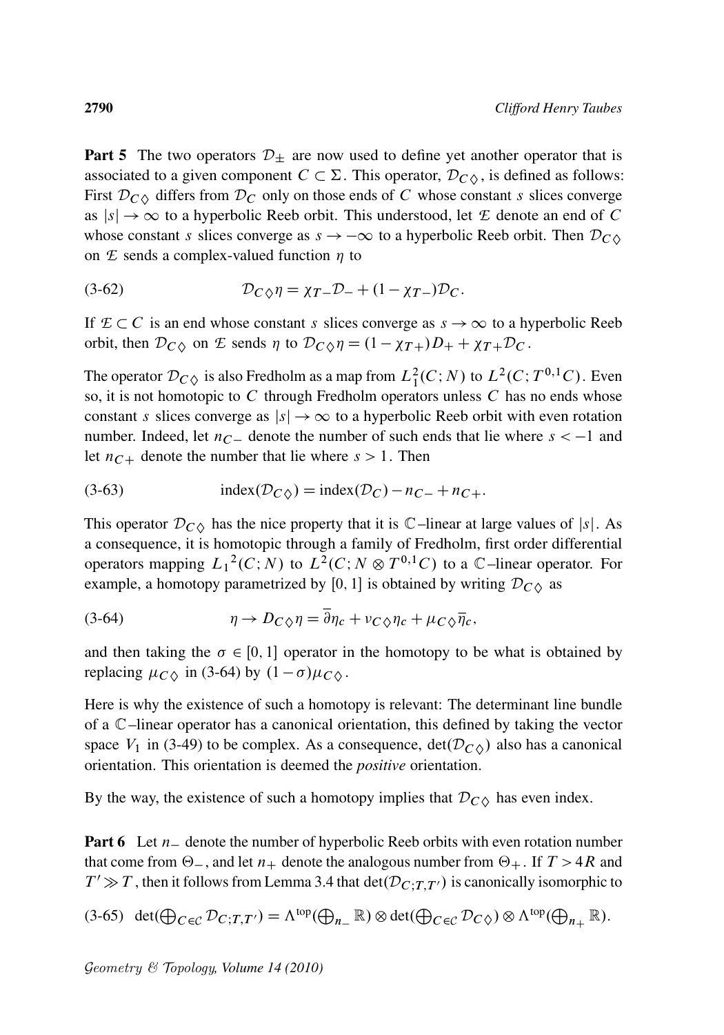**Part 5** The two operators $\mathcal{D}_\pm$ are now used to define yet another operator that is associated to a given component $C \subset \Sigma$. This operator, $\mathcal{D}_{C\diamondsuit}$, is defined as follows: First $\mathcal{D}_{C\diamondsuit}$ differs from $\mathcal{D}_C$ only on those ends of $C$ whose constant $s$ slices converge as $|s| \to \infty$ to a hyperbolic Reeb orbit. This understood, let $\mathcal{E}$ denote an end of $C$ whose constant $s$ slices converge as $s \to -\infty$ to a hyperbolic Reeb orbit. Then $\mathcal{D}_{C\diamondsuit}$ on $\mathcal{E}$ sends a complex-valued function $\eta$ to

$$\mathcal{D}_{C\diamondsuit}\eta = \chi_{T-}\mathcal{D}_- + (1-\chi_{T-})\mathcal{D}_C. \tag{3-62}$$

If $\mathcal{E} \subset C$ is an end whose constant $s$ slices converge as $s \to \infty$ to a hyperbolic Reeb orbit, then $\mathcal{D}_{C\diamondsuit}$ on $\mathcal{E}$ sends $\eta$ to $\mathcal{D}_{C\diamondsuit}\eta = (1-\chi_{T+})D_+ + \chi_{T+}\mathcal{D}_C$.

The operator $\mathcal{D}_{C\diamondsuit}$ is also Fredholm as a map from $L^2_1(C;N)$ to $L^2(C;T^{0,1}C)$. Even so, it is not homotopic to $C$ through Fredholm operators unless $C$ has no ends whose constant $s$ slices converge as $|s| \to \infty$ to a hyperbolic Reeb orbit with even rotation number. Indeed, let $n_{C-}$ denote the number of such ends that lie where $s < -1$ and let $n_{C+}$ denote the number that lie where $s > 1$. Then

$$\operatorname{index}(\mathcal{D}_{C\diamondsuit}) = \operatorname{index}(\mathcal{D}_C) - n_{C-} + n_{C+}. \tag{3-63}$$

This operator $\mathcal{D}_{C\diamondsuit}$ has the nice property that it is $\mathbb{C}$–linear at large values of $|s|$. As a consequence, it is homotopic through a family of Fredholm, first order differential operators mapping ${L_1}^2(C;N)$ to $L^2(C;N \otimes T^{0,1}C)$ to a $\mathbb{C}$–linear operator. For example, a homotopy parametrized by $[0,1]$ is obtained by writing $\mathcal{D}_{C\diamondsuit}$ as

$$\eta \to D_{C\diamondsuit}\eta = \bar{\partial}\eta_c + \nu_{C\diamondsuit}\eta_c + \mu_{C\diamondsuit}\bar{\eta}_c, \tag{3-64}$$

and then taking the $\sigma \in [0,1]$ operator in the homotopy to be what is obtained by replacing $\mu_{C\diamondsuit}$ in (3-64) by $(1-\sigma)\mu_{C\diamondsuit}$.

Here is why the existence of such a homotopy is relevant: The determinant line bundle of a $\mathbb{C}$–linear operator has a canonical orientation, this defined by taking the vector space $V_1$ in (3-49) to be complex. As a consequence, $\det(\mathcal{D}_{C\diamondsuit})$ also has a canonical orientation. This orientation is deemed the *positive* orientation.

By the way, the existence of such a homotopy implies that $\mathcal{D}_{C\diamondsuit}$ has even index.

**Part 6** Let $n_-$ denote the number of hyperbolic Reeb orbits with even rotation number that come from $\Theta_-$, and let $n_+$ denote the analogous number from $\Theta_+$. If $T > 4R$ and $T' \gg T$, then it follows from Lemma 3.4 that $\det(\mathcal{D}_{C;T,T'})$ is canonically isomorphic to

$$\det(\textstyle\bigoplus_{C\in\mathcal{C}} \mathcal{D}_{C;T,T'}) = \Lambda^{\text{top}}(\bigoplus_{n_-}\mathbb{R}) \otimes \det(\bigoplus_{C\in\mathcal{C}} \mathcal{D}_{C\diamondsuit}) \otimes \Lambda^{\text{top}}(\bigoplus_{n_+}\mathbb{R}). \tag{3-65}$$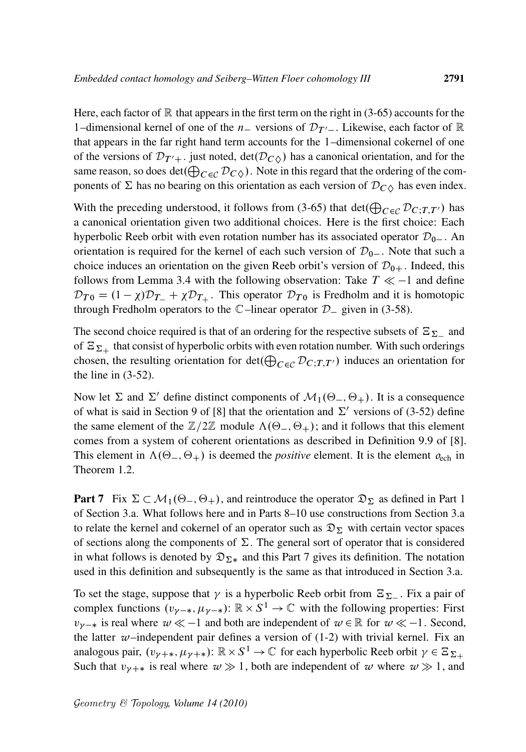Here, each factor of $\mathbb{R}$ that appears in the first term on the right in (3-65) accounts for the 1–dimensional kernel of one of the $n_-$ versions of $\mathcal{D}_{T'-}$. Likewise, each factor of $\mathbb{R}$ that appears in the far right hand term accounts for the 1–dimensional cokernel of one of the versions of $\mathcal{D}_{T'+}$. just noted, $\det(\mathcal{D}_{C\diamondsuit})$ has a canonical orientation, and for the same reason, so does $\det(\bigoplus_{C\in\mathcal{C}} \mathcal{D}_{C\diamondsuit})$. Note in this regard that the ordering of the components of $\Sigma$ has no bearing on this orientation as each version of $\mathcal{D}_{C\diamondsuit}$ has even index.

With the preceding understood, it follows from (3-65) that $\det(\bigoplus_{C\in\mathcal{C}} \mathcal{D}_{C;T,T'})$ has a canonical orientation given two additional choices. Here is the first choice: Each hyperbolic Reeb orbit with even rotation number has its associated operator $\mathcal{D}_{0-}$. An orientation is required for the kernel of each such version of $\mathcal{D}_{0-}$. Note that such a choice induces an orientation on the given Reeb orbit's version of $\mathcal{D}_{0+}$. Indeed, this follows from Lemma 3.4 with the following observation: Take $T \ll -1$ and define $\mathcal{D}_{T0} = (1-\chi)\mathcal{D}_{T_-} + \chi\mathcal{D}_{T_+}$. This operator $\mathcal{D}_{T0}$ is Fredholm and it is homotopic through Fredholm operators to the $\mathbb{C}$–linear operator $\mathcal{D}_-$ given in (3-58).

The second choice required is that of an ordering for the respective subsets of $\Xi_{\Sigma_-}$ and of $\Xi_{\Sigma_+}$ that consist of hyperbolic orbits with even rotation number. With such orderings chosen, the resulting orientation for $\det(\bigoplus_{C\in\mathcal{C}} \mathcal{D}_{C;T,T'})$ induces an orientation for the line in (3-52).

Now let $\Sigma$ and $\Sigma'$ define distinct components of $\mathcal{M}_1(\Theta_-,\Theta_+)$. It is a consequence of what is said in Section 9 of [8] that the orientation and $\Sigma'$ versions of (3-52) define the same element of the $\mathbb{Z}/2\mathbb{Z}$ module $\Lambda(\Theta_-,\Theta_+)$; and it follows that this element comes from a system of coherent orientations as described in Definition 9.9 of [8]. This element in $\Lambda(\Theta_-,\Theta_+)$ is deemed the *positive* element. It is the element $o_{\mathrm{ech}}$ in Theorem 1.2.

**Part 7** Fix $\Sigma \subset \mathcal{M}_1(\Theta_-,\Theta_+)$, and reintroduce the operator $\mathfrak{D}_\Sigma$ as defined in Part 1 of Section 3.a. What follows here and in Parts 8–10 use constructions from Section 3.a to relate the kernel and cokernel of an operator such as $\mathfrak{D}_\Sigma$ with certain vector spaces of sections along the components of $\Sigma$. The general sort of operator that is considered in what follows is denoted by $\mathfrak{D}_{\Sigma *}$ and this Part 7 gives its definition. The notation used in this definition and subsequently is the same as that introduced in Section 3.a.

To set the stage, suppose that $\gamma$ is a hyperbolic Reeb orbit from $\Xi_{\Sigma_-}$. Fix a pair of complex functions $(\upsilon_{\gamma-*}, \mu_{\gamma-*})\colon \mathbb{R}\times S^1 \to \mathbb{C}$ with the following properties: First $\upsilon_{\gamma-*}$ is real where $w \ll -1$ and both are independent of $w\in\mathbb{R}$ for $w \ll -1$. Second, the latter $w$–independent pair defines a version of (1-2) with trivial kernel. Fix an analogous pair, $(\upsilon_{\gamma+*}, \mu_{\gamma+*})\colon \mathbb{R}\times S^1 \to \mathbb{C}$ for each hyperbolic Reeb orbit $\gamma \in \Xi_{\Sigma_+}$ Such that $\upsilon_{\gamma+*}$ is real where $w \gg 1$, both are independent of $w$ where $w \gg 1$, and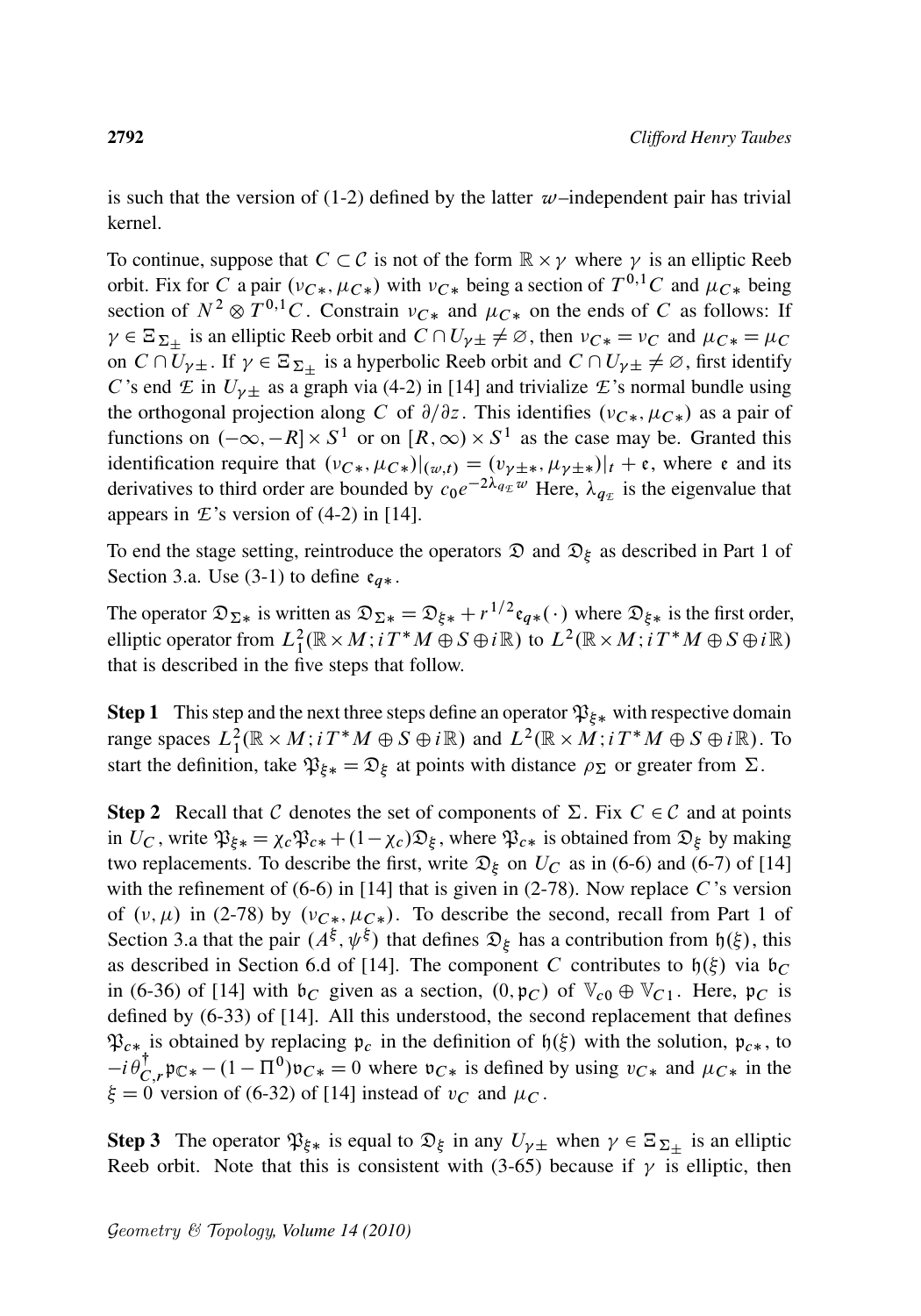is such that the version of (1-2) defined by the latter $w$–independent pair has trivial kernel.

To continue, suppose that $C \subset \mathcal{C}$ is not of the form $\mathbb{R} \times \gamma$ where $\gamma$ is an elliptic Reeb orbit. Fix for $C$ a pair $(\nu_{C*}, \mu_{C*})$ with $\nu_{C*}$ being a section of $T^{0,1}C$ and $\mu_{C*}$ being section of $N^2 \otimes T^{0,1}C$. Constrain $\nu_{C*}$ and $\mu_{C*}$ on the ends of $C$ as follows: If $\gamma \in \Xi_{\Sigma_\pm}$ is an elliptic Reeb orbit and $C \cap U_{\gamma\pm} \neq \varnothing$, then $\nu_{C*} = \nu_C$ and $\mu_{C*} = \mu_C$ on $C \cap U_{\gamma\pm}$. If $\gamma \in \Xi_{\Sigma_\pm}$ is a hyperbolic Reeb orbit and $C \cap U_{\gamma\pm} \neq \varnothing$, first identify $C$'s end $\mathcal{E}$ in $U_{\gamma\pm}$ as a graph via (4-2) in [14] and trivialize $\mathcal{E}$'s normal bundle using the orthogonal projection along $C$ of $\partial/\partial z$. This identifies $(\nu_{C*}, \mu_{C*})$ as a pair of functions on $(-\infty, -R] \times S^1$ or on $[R, \infty) \times S^1$ as the case may be. Granted this identification require that $(\nu_{C*}, \mu_{C*})|_{(w,t)} = (\nu_{\gamma\pm*}, \mu_{\gamma\pm*})|_t + \mathfrak{e}$, where $\mathfrak{e}$ and its derivatives to third order are bounded by $c_0 e^{-2\lambda_{q_\mathcal{E}} w}$ Here, $\lambda_{q_\mathcal{E}}$ is the eigenvalue that appears in $\mathcal{E}$'s version of (4-2) in [14].

To end the stage setting, reintroduce the operators $\mathfrak{D}$ and $\mathfrak{D}_\xi$ as described in Part 1 of Section 3.a. Use (3-1) to define $\mathfrak{e}_{q*}$.

The operator $\mathfrak{D}_{\Sigma*}$ is written as $\mathfrak{D}_{\Sigma*} = \mathfrak{D}_{\xi*} + r^{1/2}\mathfrak{e}_{q*}(\cdot)$ where $\mathfrak{D}_{\xi*}$ is the first order, elliptic operator from $L^2_1(\mathbb{R} \times M; iT^*M \oplus S \oplus i\mathbb{R})$ to $L^2(\mathbb{R} \times M; iT^*M \oplus S \oplus i\mathbb{R})$ that is described in the five steps that follow.

**Step 1** This step and the next three steps define an operator $\mathfrak{P}_{\xi*}$ with respective domain range spaces $L^2_1(\mathbb{R} \times M; iT^*M \oplus S \oplus i\mathbb{R})$ and $L^2(\mathbb{R} \times M; iT^*M \oplus S \oplus i\mathbb{R})$. To start the definition, take $\mathfrak{P}_{\xi*} = \mathfrak{D}_\xi$ at points with distance $\rho_\Sigma$ or greater from $\Sigma$.

**Step 2** Recall that $\mathcal{C}$ denotes the set of components of $\Sigma$. Fix $C \in \mathcal{C}$ and at points in $U_C$, write $\mathfrak{P}_{\xi*} = \chi_c \mathfrak{P}_{c*} + (1-\chi_c)\mathfrak{D}_\xi$, where $\mathfrak{P}_{c*}$ is obtained from $\mathfrak{D}_\xi$ by making two replacements. To describe the first, write $\mathfrak{D}_\xi$ on $U_C$ as in (6-6) and (6-7) of [14] with the refinement of (6-6) in [14] that is given in (2-78). Now replace $C$'s version of $(\nu, \mu)$ in (2-78) by $(\nu_{C*}, \mu_{C*})$. To describe the second, recall from Part 1 of Section 3.a that the pair $(A^\xi, \psi^\xi)$ that defines $\mathfrak{D}_\xi$ has a contribution from $\mathfrak{h}(\xi)$, this as described in Section 6.d of [14]. The component $C$ contributes to $\mathfrak{h}(\xi)$ via $\mathfrak{b}_C$ in (6-36) of [14] with $\mathfrak{b}_C$ given as a section, $(0, \mathfrak{p}_C)$ of $\mathbb{V}_{c0} \oplus \mathbb{V}_{C1}$. Here, $\mathfrak{p}_C$ is defined by (6-33) of [14]. All this understood, the second replacement that defines $\mathfrak{P}_{c*}$ is obtained by replacing $\mathfrak{p}_c$ in the definition of $\mathfrak{h}(\xi)$ with the solution, $\mathfrak{p}_{c*}$, to $-i\theta^\dagger_{C,r}\mathfrak{p}_{\mathbb{C}*} - (1-\Pi^0)\mathfrak{v}_{C*} = 0$ where $\mathfrak{v}_{C*}$ is defined by using $\nu_{C*}$ and $\mu_{C*}$ in the $\xi = 0$ version of (6-32) of [14] instead of $\nu_C$ and $\mu_C$.

**Step 3** The operator $\mathfrak{P}_{\xi*}$ is equal to $\mathfrak{D}_\xi$ in any $U_{\gamma\pm}$ when $\gamma \in \Xi_{\Sigma_\pm}$ is an elliptic Reeb orbit. Note that this is consistent with (3-65) because if $\gamma$ is elliptic, then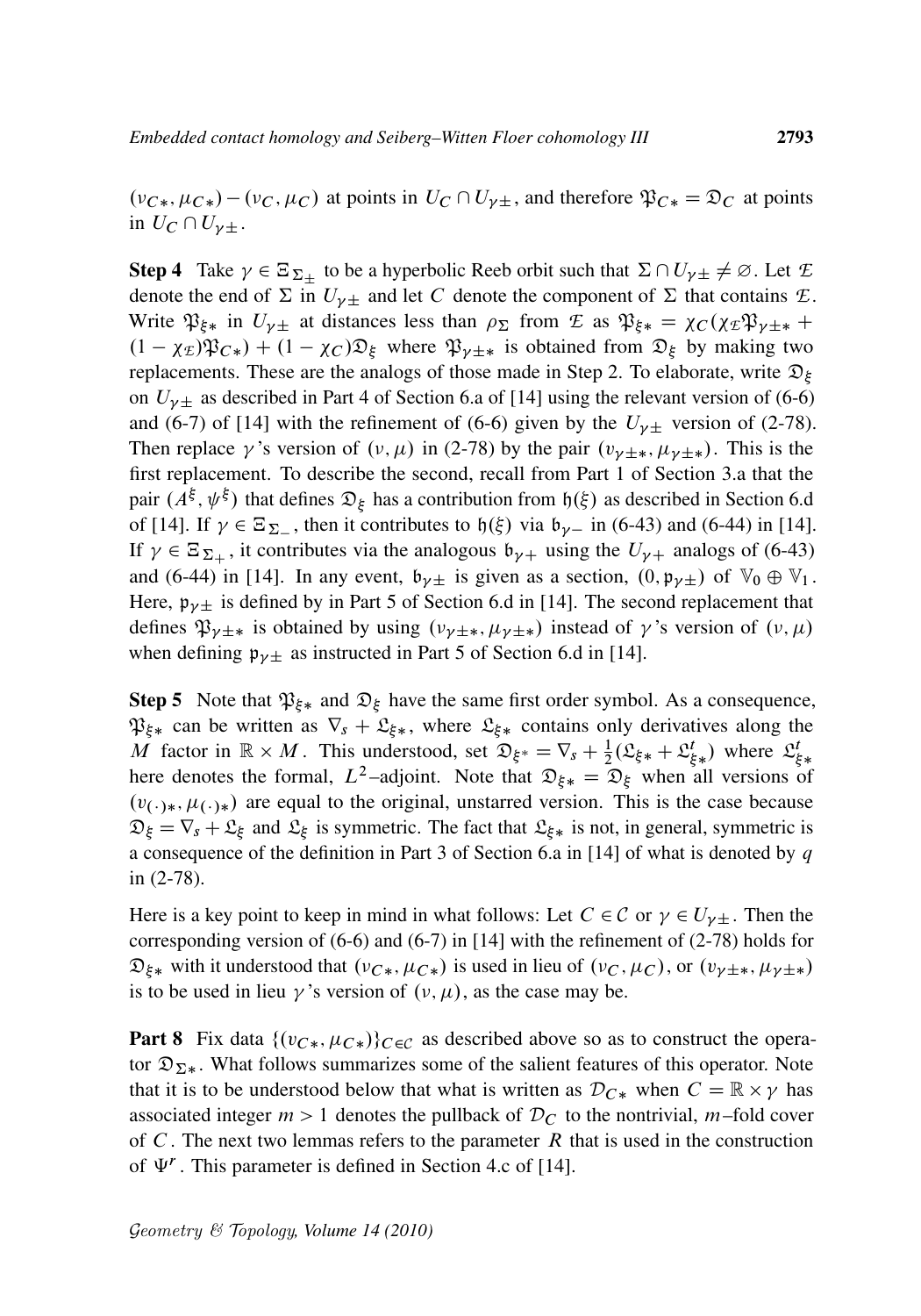$(\nu_{C*}, \mu_{C*}) - (\nu_C, \mu_C)$ at points in $U_C \cap U_{\gamma\pm}$, and therefore $\mathfrak{P}_{C*} = \mathfrak{D}_C$ at points in $U_C \cap U_{\gamma\pm}$.

**Step 4** Take $\gamma \in \Xi_{\Sigma_\pm}$ to be a hyperbolic Reeb orbit such that $\Sigma \cap U_{\gamma\pm} \neq \varnothing$. Let $\mathcal{E}$ denote the end of $\Sigma$ in $U_{\gamma\pm}$ and let $C$ denote the component of $\Sigma$ that contains $\mathcal{E}$. Write $\mathfrak{P}_{\xi*}$ in $U_{\gamma\pm}$ at distances less than $\rho_\Sigma$ from $\mathcal{E}$ as $\mathfrak{P}_{\xi*} = \chi_C(\chi_{\mathcal{E}}\mathfrak{P}_{\gamma\pm*} + (1-\chi_{\mathcal{E}})\mathfrak{P}_{C*}) + (1-\chi_C)\mathfrak{D}_\xi$ where $\mathfrak{P}_{\gamma\pm*}$ is obtained from $\mathfrak{D}_\xi$ by making two replacements. These are the analogs of those made in Step 2. To elaborate, write $\mathfrak{D}_\xi$ on $U_{\gamma\pm}$ as described in Part 4 of Section 6.a of [14] using the relevant version of (6-6) and (6-7) of [14] with the refinement of (6-6) given by the $U_{\gamma\pm}$ version of (2-78). Then replace $\gamma$'s version of $(\nu, \mu)$ in (2-78) by the pair $(\upsilon_{\gamma\pm*}, \mu_{\gamma\pm*})$. This is the first replacement. To describe the second, recall from Part 1 of Section 3.a that the pair $(A^\xi, \psi^\xi)$ that defines $\mathfrak{D}_\xi$ has a contribution from $\mathfrak{h}(\xi)$ as described in Section 6.d of [14]. If $\gamma \in \Xi_{\Sigma_-}$, then it contributes to $\mathfrak{h}(\xi)$ via $\mathfrak{b}_{\gamma-}$ in (6-43) and (6-44) in [14]. If $\gamma \in \Xi_{\Sigma_+}$, it contributes via the analogous $\mathfrak{b}_{\gamma+}$ using the $U_{\gamma+}$ analogs of (6-43) and (6-44) in [14]. In any event, $\mathfrak{b}_{\gamma\pm}$ is given as a section, $(0, \mathfrak{p}_{\gamma\pm})$ of $\mathbb{V}_0 \oplus \mathbb{V}_1$. Here, $\mathfrak{p}_{\gamma\pm}$ is defined by in Part 5 of Section 6.d in [14]. The second replacement that defines $\mathfrak{P}_{\gamma\pm*}$ is obtained by using $(\nu_{\gamma\pm*}, \mu_{\gamma\pm*})$ instead of $\gamma$'s version of $(\nu, \mu)$ when defining $\mathfrak{p}_{\gamma\pm}$ as instructed in Part 5 of Section 6.d in [14].

**Step 5** Note that $\mathfrak{P}_{\xi*}$ and $\mathfrak{D}_\xi$ have the same first order symbol. As a consequence, $\mathfrak{P}_{\xi*}$ can be written as $\nabla_s + \mathfrak{L}_{\xi*}$, where $\mathfrak{L}_{\xi*}$ contains only derivatives along the $M$ factor in $\mathbb{R} \times M$. This understood, set $\mathfrak{D}_{\xi^*} = \nabla_s + \frac{1}{2}(\mathfrak{L}_{\xi*} + \mathfrak{L}_{\xi*}^t)$ where $\mathfrak{L}_{\xi*}^t$ here denotes the formal, $L^2$–adjoint. Note that $\mathfrak{D}_{\xi*} = \mathfrak{D}_\xi$ when all versions of $(\upsilon_{(\cdot)*}, \mu_{(\cdot)*})$ are equal to the original, unstarred version. This is the case because $\mathfrak{D}_\xi = \nabla_s + \mathfrak{L}_\xi$ and $\mathfrak{L}_\xi$ is symmetric. The fact that $\mathfrak{L}_{\xi*}$ is not, in general, symmetric is a consequence of the definition in Part 3 of Section 6.a in [14] of what is denoted by $q$ in (2-78).

Here is a key point to keep in mind in what follows: Let $C \in \mathcal{C}$ or $\gamma \in U_{\gamma\pm}$. Then the corresponding version of (6-6) and (6-7) in [14] with the refinement of (2-78) holds for $\mathfrak{D}_{\xi*}$ with it understood that $(\nu_{C*}, \mu_{C*})$ is used in lieu of $(\nu_C, \mu_C)$, or $(\upsilon_{\gamma\pm*}, \mu_{\gamma\pm*})$ is to be used in lieu $\gamma$'s version of $(\nu, \mu)$, as the case may be.

**Part 8** Fix data $\{(\upsilon_{C*}, \mu_{C*})\}_{C\in\mathcal{C}}$ as described above so as to construct the operator $\mathfrak{D}_{\Sigma*}$. What follows summarizes some of the salient features of this operator. Note that it is to be understood below that what is written as $\mathcal{D}_{C*}$ when $C = \mathbb{R} \times \gamma$ has associated integer $m > 1$ denotes the pullback of $\mathcal{D}_C$ to the nontrivial, $m$–fold cover of $C$. The next two lemmas refers to the parameter $R$ that is used in the construction of $\Psi^r$. This parameter is defined in Section 4.c of [14].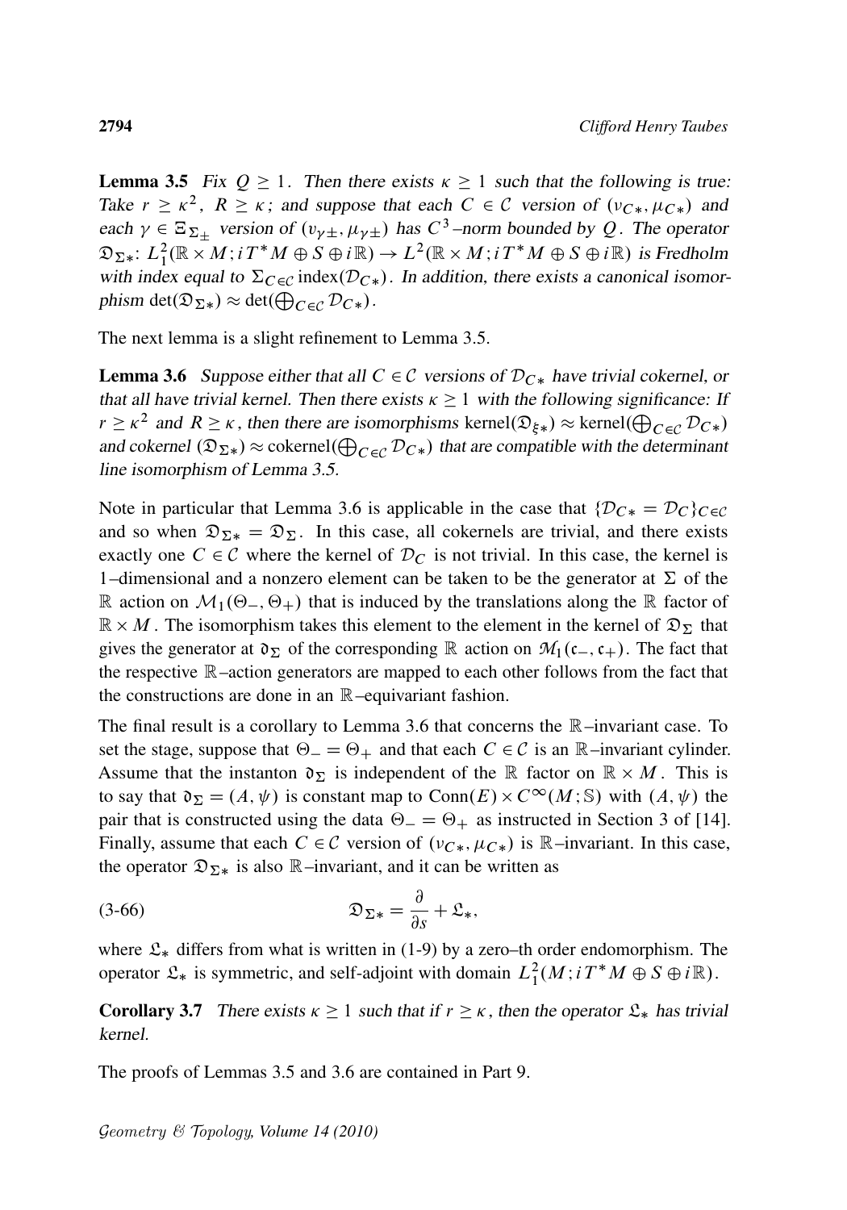**Lemma 3.5** *Fix $Q \geq 1$. Then there exists $\kappa \geq 1$ such that the following is true: Take $r \geq \kappa^2$, $R \geq \kappa$; and suppose that each $C \in \mathcal{C}$ version of $(\upsilon_{C*}, \mu_{C*})$ and each $\gamma \in \Xi_{\Sigma_\pm}$ version of $(\upsilon_{\gamma\pm}, \mu_{\gamma\pm})$ has $C^3$–norm bounded by $Q$. The operator $\mathfrak{D}_{\Sigma*}\colon L^2_1(\mathbb{R} \times M; iT^*M \oplus S \oplus i\mathbb{R}) \to L^2(\mathbb{R} \times M; iT^*M \oplus S \oplus i\mathbb{R})$ is Fredholm with index equal to $\Sigma_{C \in \mathcal{C}}\, \mathrm{index}(\mathcal{D}_{C*})$. In addition, there exists a canonical isomorphism $\det(\mathfrak{D}_{\Sigma*}) \approx \det(\bigoplus_{C \in \mathcal{C}} \mathcal{D}_{C*})$.*

The next lemma is a slight refinement to Lemma 3.5.

**Lemma 3.6** *Suppose either that all $C \in \mathcal{C}$ versions of $\mathcal{D}_{C*}$ have trivial cokernel, or that all have trivial kernel. Then there exists $\kappa \geq 1$ with the following significance: If $r \geq \kappa^2$ and $R \geq \kappa$, then there are isomorphisms $\mathrm{kernel}(\mathfrak{D}_{\xi*}) \approx \mathrm{kernel}(\bigoplus_{C \in \mathcal{C}} \mathcal{D}_{C*})$ and cokernel $(\mathfrak{D}_{\Sigma*}) \approx \mathrm{cokernel}(\bigoplus_{C \in \mathcal{C}} \mathcal{D}_{C*})$ that are compatible with the determinant line isomorphism of Lemma 3.5.*

Note in particular that Lemma 3.6 is applicable in the case that $\{\mathcal{D}_{C*} = \mathcal{D}_C\}_{C \in \mathcal{C}}$ and so when $\mathfrak{D}_{\Sigma*} = \mathfrak{D}_\Sigma$. In this case, all cokernels are trivial, and there exists exactly one $C \in \mathcal{C}$ where the kernel of $\mathcal{D}_C$ is not trivial. In this case, the kernel is 1–dimensional and a nonzero element can be taken to be the generator at $\Sigma$ of the $\mathbb{R}$ action on $\mathcal{M}_1(\Theta_-, \Theta_+)$ that is induced by the translations along the $\mathbb{R}$ factor of $\mathbb{R} \times M$. The isomorphism takes this element to the element in the kernel of $\mathfrak{D}_\Sigma$ that gives the generator at $\mathfrak{d}_\Sigma$ of the corresponding $\mathbb{R}$ action on $\mathcal{M}_1(\mathfrak{c}_-, \mathfrak{c}_+)$. The fact that the respective $\mathbb{R}$–action generators are mapped to each other follows from the fact that the constructions are done in an $\mathbb{R}$–equivariant fashion.

The final result is a corollary to Lemma 3.6 that concerns the $\mathbb{R}$–invariant case. To set the stage, suppose that $\Theta_- = \Theta_+$ and that each $C \in \mathcal{C}$ is an $\mathbb{R}$–invariant cylinder. Assume that the instanton $\mathfrak{d}_\Sigma$ is independent of the $\mathbb{R}$ factor on $\mathbb{R} \times M$. This is to say that $\mathfrak{d}_\Sigma = (A, \psi)$ is constant map to $\mathrm{Conn}(E) \times C^\infty(M; \mathbb{S})$ with $(A, \psi)$ the pair that is constructed using the data $\Theta_- = \Theta_+$ as instructed in Section 3 of [14]. Finally, assume that each $C \in \mathcal{C}$ version of $(\upsilon_{C*}, \mu_{C*})$ is $\mathbb{R}$–invariant. In this case, the operator $\mathfrak{D}_{\Sigma*}$ is also $\mathbb{R}$–invariant, and it can be written as

$$\mathfrak{D}_{\Sigma*} = \frac{\partial}{\partial s} + \mathfrak{L}_*, \tag{3-66}$$

where $\mathfrak{L}_*$ differs from what is written in (1-9) by a zero–th order endomorphism. The operator $\mathfrak{L}_*$ is symmetric, and self-adjoint with domain $L^2_1(M; iT^*M \oplus S \oplus i\mathbb{R})$.

**Corollary 3.7** *There exists $\kappa \geq 1$ such that if $r \geq \kappa$, then the operator $\mathfrak{L}_*$ has trivial kernel.*

The proofs of Lemmas 3.5 and 3.6 are contained in Part 9.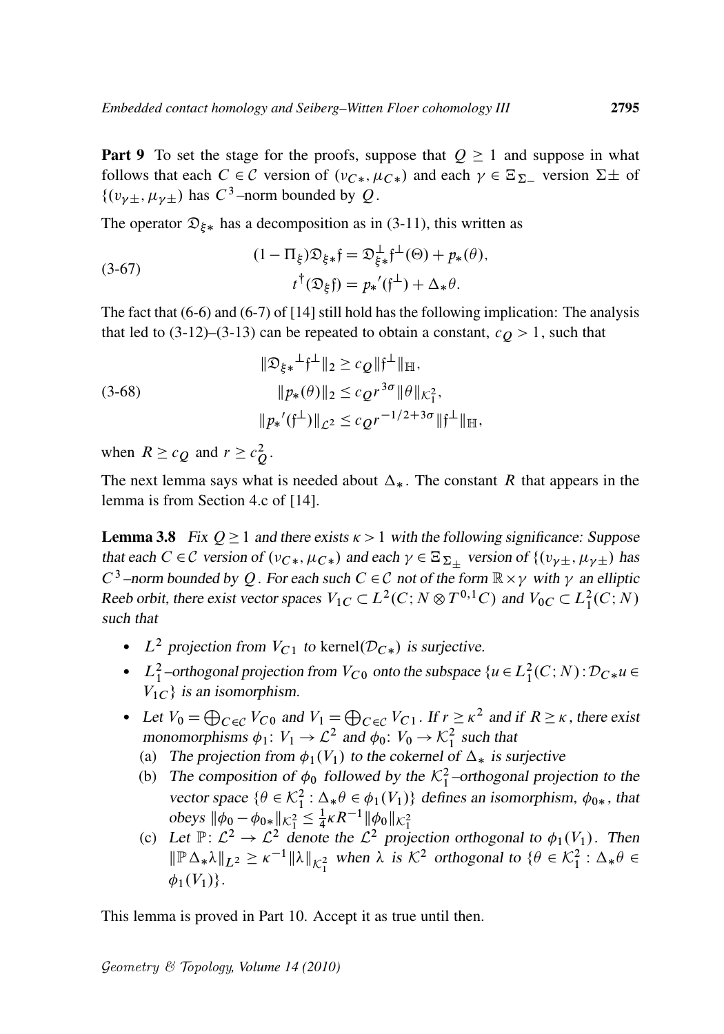**Part 9** To set the stage for the proofs, suppose that $Q \geq 1$ and suppose in what follows that each $C \in \mathcal{C}$ version of $(\nu_{C*}, \mu_{C*})$ and each $\gamma \in \Xi_{\Sigma_-}$ version $\Sigma\pm$ of $\{(\upsilon_{\gamma\pm}, \mu_{\gamma\pm})$ has $C^3$–norm bounded by $Q$.

The operator $\mathfrak{D}_{\xi*}$ has a decomposition as in (3-11), this written as

$$(1 - \Pi_\xi)\mathfrak{D}_{\xi*}\mathfrak{f} = \mathfrak{D}^{\perp}_{\xi*}\mathfrak{f}^{\perp}(\Theta) + p_*(\theta), \qquad t^{\dagger}(\mathfrak{D}_\xi \mathfrak{f}) = p_*{}'(\mathfrak{f}^{\perp}) + \Delta_*\theta. \tag{3-67}$$

The fact that (6-6) and (6-7) of [14] still hold has the following implication: The analysis that led to (3-12)–(3-13) can be repeated to obtain a constant, $c_Q > 1$, such that

$$\|\mathfrak{D}_{\xi*}{}^{\perp}\mathfrak{f}^{\perp}\|_2 \geq c_Q \|\mathfrak{f}^{\perp}\|_{\mathbb{H}}, \qquad \|p_*(\theta)\|_2 \leq c_Q r^{3\sigma}\|\theta\|_{\mathcal{K}^2_1}, \qquad \|p_*{}'(\mathfrak{f}^{\perp})\|_{\mathcal{L}^2} \leq c_Q r^{-1/2+3\sigma}\|\mathfrak{f}^{\perp}\|_{\mathbb{H}}, \tag{3-68}$$

when $R \geq c_Q$ and $r \geq c_Q^2$.

The next lemma says what is needed about $\Delta_*$. The constant $R$ that appears in the lemma is from Section 4.c of [14].

**Lemma 3.8** *Fix $Q \geq 1$ and there exists $\kappa > 1$ with the following significance: Suppose that each $C \in \mathcal{C}$ version of $(\nu_{C*}, \mu_{C*})$ and each $\gamma \in \Xi_{\Sigma_\pm}$ version of $\{(\upsilon_{\gamma\pm}, \mu_{\gamma\pm})$ has $C^3$–norm bounded by $Q$. For each such $C \in \mathcal{C}$ not of the form $\mathbb{R}\times\gamma$ with $\gamma$ an elliptic Reeb orbit, there exist vector spaces $V_{1C} \subset L^2(C; N \otimes T^{0,1}C)$ and $V_{0C} \subset L^2_1(C; N)$ such that*

- *$L^2$ projection from $V_{C1}$ to kernel$(\mathcal{D}_{C*})$ is surjective.*
- *$L^2_1$–orthogonal projection from $V_{C0}$ onto the subspace $\{u \in L^2_1(C; N) : \mathcal{D}_{C*}u \in V_{1C}\}$ is an isomorphism.*
- *Let $V_0 = \bigoplus_{C\in\mathcal{C}} V_{C0}$ and $V_1 = \bigoplus_{C\in\mathcal{C}} V_{C1}$. If $r \geq \kappa^2$ and if $R \geq \kappa$, there exist monomorphisms $\phi_1 \colon V_1 \to \mathcal{L}^2$ and $\phi_0 \colon V_0 \to \mathcal{K}^2_1$ such that*
  - (a) *The projection from $\phi_1(V_1)$ to the cokernel of $\Delta_*$ is surjective*
  - (b) *The composition of $\phi_0$ followed by the $\mathcal{K}^2_1$–orthogonal projection to the vector space $\{\theta \in \mathcal{K}^2_1 : \Delta_*\theta \in \phi_1(V_1)\}$ defines an isomorphism, $\phi_{0*}$, that obeys $\|\phi_0 - \phi_{0*}\|_{\mathcal{K}^2_1} \leq \frac{1}{4}\kappa R^{-1}\|\phi_0\|_{\mathcal{K}^2_1}$*
  - (c) *Let $\mathbb{P} \colon \mathcal{L}^2 \to \mathcal{L}^2$ denote the $\mathcal{L}^2$ projection orthogonal to $\phi_1(V_1)$. Then $\|\mathbb{P}\Delta_*\lambda\|_{L^2} \geq \kappa^{-1}\|\lambda\|_{\mathcal{K}^2_1}$ when $\lambda$ is $\mathcal{K}^2$ orthogonal to $\{\theta \in \mathcal{K}^2_1 : \Delta_*\theta \in \phi_1(V_1)\}$.*

This lemma is proved in Part 10. Accept it as true until then.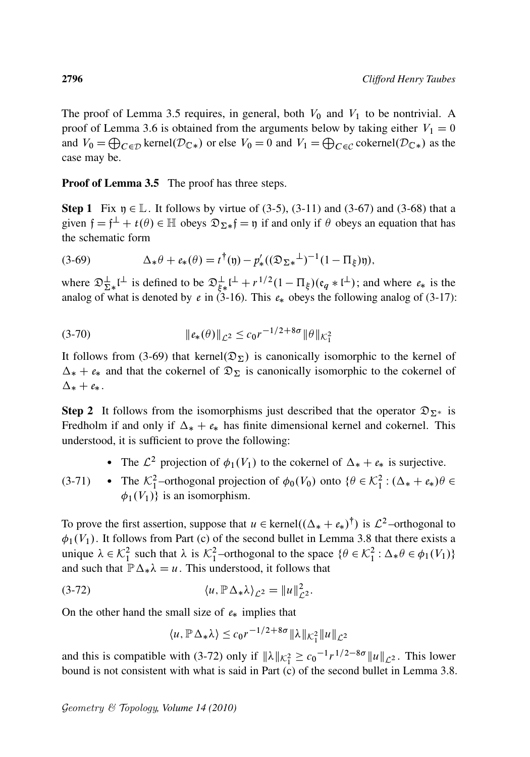The proof of Lemma 3.5 requires, in general, both $V_0$ and $V_1$ to be nontrivial. A proof of Lemma 3.6 is obtained from the arguments below by taking either $V_1 = 0$ and $V_0 = \bigoplus_{C \in \mathcal{D}} \operatorname{kernel}(\mathcal{D}_{\mathbb{C}*})$ or else $V_0 = 0$ and $V_1 = \bigoplus_{C \in \mathcal{C}} \operatorname{cokernel}(\mathcal{D}_{\mathbb{C}*})$ as the case may be.

**Proof of Lemma 3.5** The proof has three steps.

**Step 1** Fix $\mathfrak{y} \in \mathbb{L}$. It follows by virtue of (3-5), (3-11) and (3-67) and (3-68) that a given $\mathfrak{f} = \mathfrak{f}^{\perp} + t(\theta) \in \mathbb{H}$ obeys $\mathfrak{D}_{\Sigma*}\mathfrak{f} = \mathfrak{y}$ if and only if $\theta$ obeys an equation that has the schematic form

$$\Delta_*\theta + e_*(\theta) = t^{\dagger}(\mathfrak{y}) - p'_*((\mathfrak{D}_{\Sigma*}{}^{\perp})^{-1}(1 - \Pi_{\xi})\mathfrak{y}), \tag{3-69}$$

where $\mathfrak{D}^{\perp}_{\Sigma*}\mathfrak{l}^{\perp}$ is defined to be $\mathfrak{D}^{\perp}_{\xi*}\mathfrak{l}^{\perp} + r^{1/2}(1 - \Pi_{\xi})(\mathfrak{e}_q * \mathfrak{l}^{\perp})$; and where $e_*$ is the analog of what is denoted by $e$ in (3-16). This $e_*$ obeys the following analog of (3-17):

$$\|e_*(\theta)\|_{\mathcal{L}^2} \le c_0 r^{-1/2+8\sigma} \|\theta\|_{\mathcal{K}^2_1} \tag{3-70}$$

It follows from (3-69) that $\operatorname{kernel}(\mathfrak{D}_{\Sigma})$ is canonically isomorphic to the kernel of $\Delta_* + e_*$ and that the cokernel of $\mathfrak{D}_{\Sigma}$ is canonically isomorphic to the cokernel of $\Delta_* + e_*$.

**Step 2** It follows from the isomorphisms just described that the operator $\mathfrak{D}_{\Sigma^*}$ is Fredholm if and only if $\Delta_* + e_*$ has finite dimensional kernel and cokernel. This understood, it is sufficient to prove the following:

(3-71)
- The $\mathcal{L}^2$ projection of $\phi_1(V_1)$ to the cokernel of $\Delta_* + e_*$ is surjective.
- The $\mathcal{K}^2_1$–orthogonal projection of $\phi_0(V_0)$ onto $\{\theta \in \mathcal{K}^2_1 : (\Delta_* + e_*)\theta \in \phi_1(V_1)\}$ is an isomorphism.

To prove the first assertion, suppose that $u \in \operatorname{kernel}((\Delta_* + e_*)^{\dagger})$ is $\mathcal{L}^2$–orthogonal to $\phi_1(V_1)$. It follows from Part (c) of the second bullet in Lemma 3.8 that there exists a unique $\lambda \in \mathcal{K}^2_1$ such that $\lambda$ is $\mathcal{K}^2_1$–orthogonal to the space $\{\theta \in \mathcal{K}^2_1 : \Delta_*\theta \in \phi_1(V_1)\}$ and such that $\mathbb{P}\Delta_*\lambda = u$. This understood, it follows that

$$\langle u, \mathbb{P}\Delta_*\lambda\rangle_{\mathcal{L}^2} = \|u\|^2_{\mathcal{L}^2}. \tag{3-72}$$

On the other hand the small size of $e_*$ implies that

$$\langle u, \mathbb{P}\Delta_*\lambda\rangle \le c_0 r^{-1/2+8\sigma} \|\lambda\|_{\mathcal{K}^2_1} \|u\|_{\mathcal{L}^2}$$

and this is compatible with (3-72) only if $\|\lambda\|_{\mathcal{K}^2_1} \ge c_0{}^{-1} r^{1/2-8\sigma} \|u\|_{\mathcal{L}^2}$. This lower bound is not consistent with what is said in Part (c) of the second bullet in Lemma 3.8.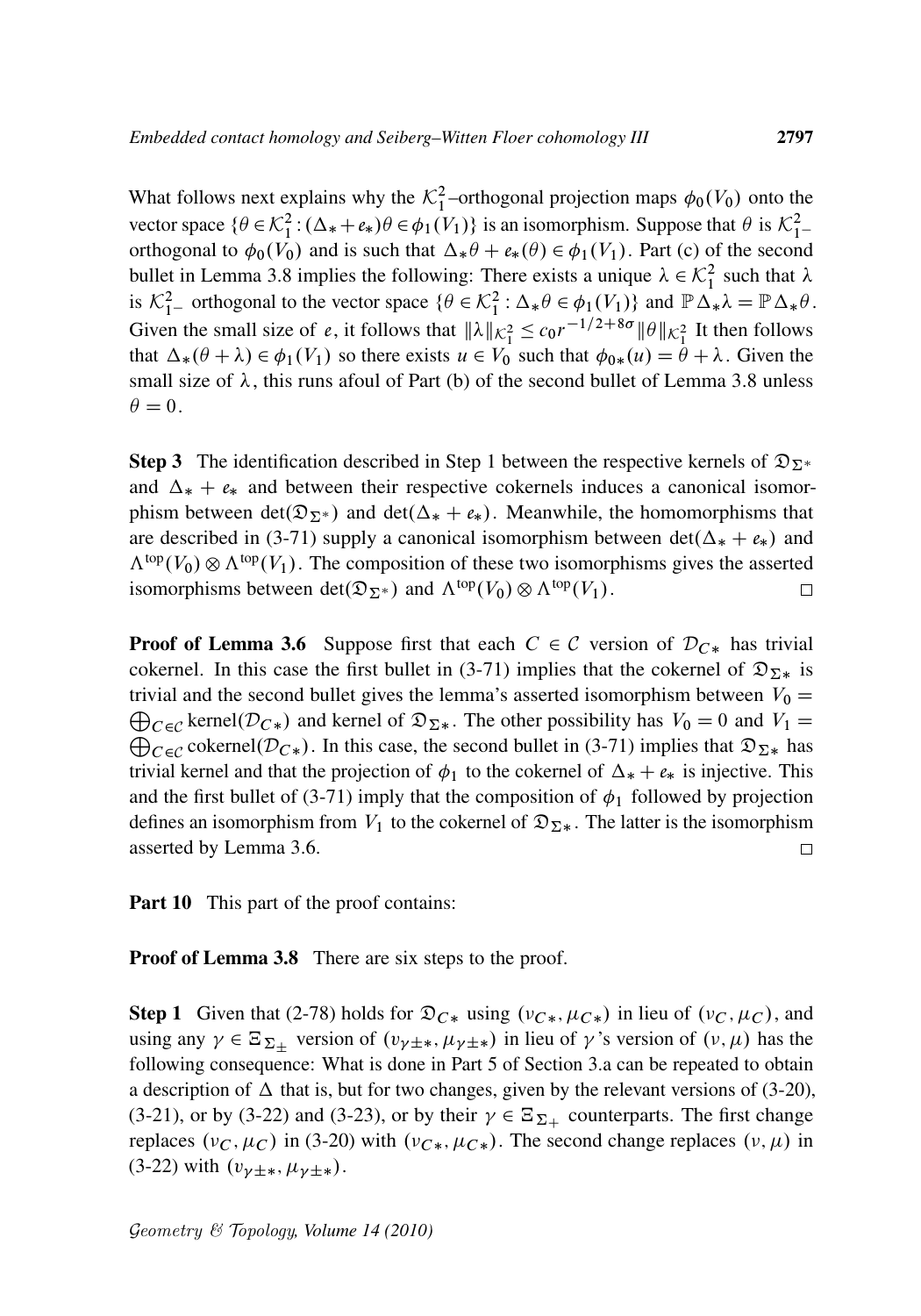What follows next explains why the $\mathcal{K}_1^2$–orthogonal projection maps $\phi_0(V_0)$ onto the vector space $\{\theta \in \mathcal{K}_1^2 : (\Delta_* + e_*)\theta \in \phi_1(V_1)\}$ is an isomorphism. Suppose that $\theta$ is $\mathcal{K}_{1-}^2$–orthogonal to $\phi_0(V_0)$ and is such that $\Delta_*\theta + e_*(\theta) \in \phi_1(V_1)$. Part (c) of the second bullet in Lemma 3.8 implies the following: There exists a unique $\lambda \in \mathcal{K}_1^2$ such that $\lambda$ is $\mathcal{K}_{1-}^2$ orthogonal to the vector space $\{\theta \in \mathcal{K}_1^2 : \Delta_*\theta \in \phi_1(V_1)\}$ and $\mathbb{P}\Delta_*\lambda = \mathbb{P}\Delta_*\theta$. Given the small size of $e$, it follows that $\|\lambda\|_{\mathcal{K}_1^2} \le c_0 r^{-1/2+8\sigma}\|\theta\|_{\mathcal{K}_1^2}$ It then follows that $\Delta_*(\theta + \lambda) \in \phi_1(V_1)$ so there exists $u \in V_0$ such that $\phi_{0*}(u) = \theta + \lambda$. Given the small size of $\lambda$, this runs afoul of Part (b) of the second bullet of Lemma 3.8 unless $\theta = 0$.

**Step 3** The identification described in Step 1 between the respective kernels of $\mathfrak{D}_{\Sigma^*}$ and $\Delta_* + e_*$ and between their respective cokernels induces a canonical isomorphism between $\det(\mathfrak{D}_{\Sigma^*})$ and $\det(\Delta_* + e_*)$. Meanwhile, the homomorphisms that are described in (3-71) supply a canonical isomorphism between $\det(\Delta_* + e_*)$ and $\Lambda^{\text{top}}(V_0) \otimes \Lambda^{\text{top}}(V_1)$. The composition of these two isomorphisms gives the asserted isomorphisms between $\det(\mathfrak{D}_{\Sigma^*})$ and $\Lambda^{\text{top}}(V_0) \otimes \Lambda^{\text{top}}(V_1)$. □

**Proof of Lemma 3.6** Suppose first that each $C \in \mathcal{C}$ version of $\mathcal{D}_{C*}$ has trivial cokernel. In this case the first bullet in (3-71) implies that the cokernel of $\mathfrak{D}_{\Sigma*}$ is trivial and the second bullet gives the lemma's asserted isomorphism between $V_0 = \bigoplus_{C\in\mathcal{C}} \text{kernel}(\mathcal{D}_{C*})$ and kernel of $\mathfrak{D}_{\Sigma*}$. The other possibility has $V_0 = 0$ and $V_1 = \bigoplus_{C\in\mathcal{C}} \text{cokernel}(\mathcal{D}_{C*})$. In this case, the second bullet in (3-71) implies that $\mathfrak{D}_{\Sigma*}$ has trivial kernel and that the projection of $\phi_1$ to the cokernel of $\Delta_* + e_*$ is injective. This and the first bullet of (3-71) imply that the composition of $\phi_1$ followed by projection defines an isomorphism from $V_1$ to the cokernel of $\mathfrak{D}_{\Sigma*}$. The latter is the isomorphism asserted by Lemma 3.6. □

**Part 10** This part of the proof contains:

**Proof of Lemma 3.8** There are six steps to the proof.

**Step 1** Given that (2-78) holds for $\mathfrak{D}_{C*}$ using $(\nu_{C*}, \mu_{C*})$ in lieu of $(\nu_C, \mu_C)$, and using any $\gamma \in \Xi_{\Sigma_\pm}$ version of $(\upsilon_{\gamma\pm*}, \mu_{\gamma\pm*})$ in lieu of $\gamma$'s version of $(\nu, \mu)$ has the following consequence: What is done in Part 5 of Section 3.a can be repeated to obtain a description of $\Delta$ that is, but for two changes, given by the relevant versions of (3-20), (3-21), or by (3-22) and (3-23), or by their $\gamma \in \Xi_{\Sigma_+}$ counterparts. The first change replaces $(\nu_C, \mu_C)$ in (3-20) with $(\nu_{C*}, \mu_{C*})$. The second change replaces $(\nu, \mu)$ in (3-22) with $(\upsilon_{\gamma\pm*}, \mu_{\gamma\pm*})$.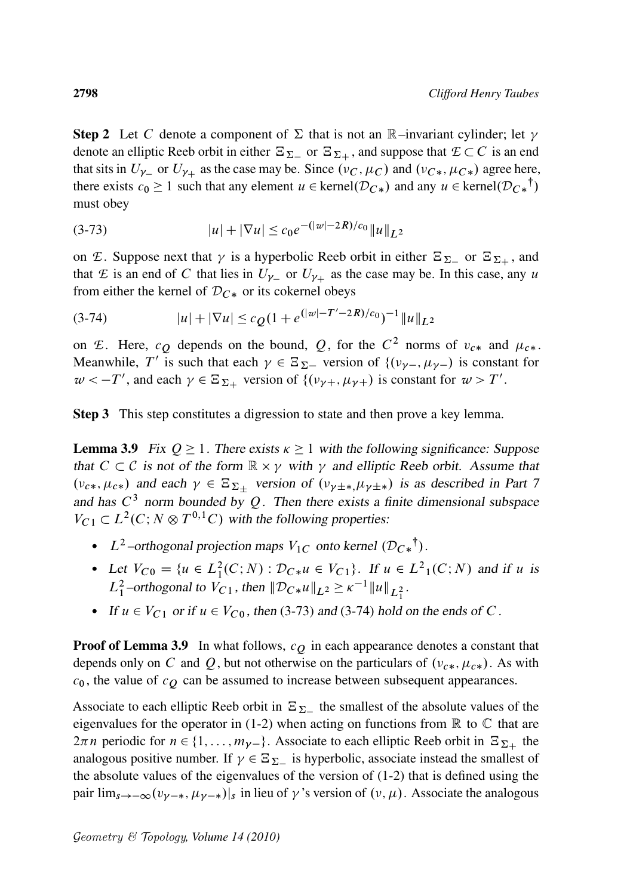**Step 2** Let $C$ denote a component of $\Sigma$ that is not an $\mathbb{R}$–invariant cylinder; let $\gamma$ denote an elliptic Reeb orbit in either $\Xi_{\Sigma_-}$ or $\Xi_{\Sigma_+}$, and suppose that $\mathcal{E} \subset C$ is an end that sits in $U_{\gamma_-}$ or $U_{\gamma_+}$ as the case may be. Since $(\nu_C, \mu_C)$ and $(\nu_{C*}, \mu_{C*})$ agree here, there exists $c_0 \geq 1$ such that any element $u \in \text{kernel}(\mathcal{D}_{C*})$ and any $u \in \text{kernel}(\mathcal{D}_{C*}{}^{\dagger})$ must obey

$$|u| + |\nabla u| \leq c_0 e^{-(|w|-2R)/c_0} \|u\|_{L^2} \tag{3-73}$$

on $\mathcal{E}$. Suppose next that $\gamma$ is a hyperbolic Reeb orbit in either $\Xi_{\Sigma_-}$ or $\Xi_{\Sigma_+}$, and that $\mathcal{E}$ is an end of $C$ that lies in $U_{\gamma_-}$ or $U_{\gamma_+}$ as the case may be. In this case, any $u$ from either the kernel of $\mathcal{D}_{C*}$ or its cokernel obeys

$$|u| + |\nabla u| \leq c_Q (1 + e^{(|w|-T'-2R)/c_0})^{-1} \|u\|_{L^2} \tag{3-74}$$

on $\mathcal{E}$. Here, $c_Q$ depends on the bound, $Q$, for the $C^2$ norms of $\upsilon_{c*}$ and $\mu_{c*}$. Meanwhile, $T'$ is such that each $\gamma \in \Xi_{\Sigma_-}$ version of $\{(\upsilon_{\gamma-}, \mu_{\gamma-})$ is constant for $w < -T'$, and each $\gamma \in \Xi_{\Sigma_+}$ version of $\{(\upsilon_{\gamma+}, \mu_{\gamma+})$ is constant for $w > T'$.

**Step 3** This step constitutes a digression to state and then prove a key lemma.

**Lemma 3.9** *Fix $Q \geq 1$. There exists $\kappa \geq 1$ with the following significance: Suppose that $C \subset \mathcal{C}$ is not of the form $\mathbb{R} \times \gamma$ with $\gamma$ and elliptic Reeb orbit. Assume that $(\upsilon_{c*}, \mu_{c*})$ and each $\gamma \in \Xi_{\Sigma_\pm}$ version of $(\upsilon_{\gamma\pm*}, \mu_{\gamma\pm*})$ is as described in Part 7 and has $C^3$ norm bounded by $Q$. Then there exists a finite dimensional subspace $V_{C1} \subset L^2(C; N \otimes T^{0,1}C)$ with the following properties:*

- *$L^2$–orthogonal projection maps $V_{1C}$ onto kernel $(\mathcal{D}_{C*}{}^{\dagger})$.*
- *Let $V_{C0} = \{u \in L^2_1(C; N) : \mathcal{D}_{C*} u \in V_{C1}\}$. If $u \in L^2{}_1(C; N)$ and if $u$ is $L^2_1$–orthogonal to $V_{C1}$, then $\|\mathcal{D}_{C*} u\|_{L^2} \geq \kappa^{-1} \|u\|_{L^2_1}$.*
- *If $u \in V_{C1}$ or if $u \in V_{C0}$, then (3-73) and (3-74) hold on the ends of $C$.*

**Proof of Lemma 3.9** In what follows, $c_Q$ in each appearance denotes a constant that depends only on $C$ and $Q$, but not otherwise on the particulars of $(\upsilon_{c*}, \mu_{c*})$. As with $c_0$, the value of $c_Q$ can be assumed to increase between subsequent appearances.

Associate to each elliptic Reeb orbit in $\Xi_{\Sigma_-}$ the smallest of the absolute values of the eigenvalues for the operator in (1-2) when acting on functions from $\mathbb{R}$ to $\mathbb{C}$ that are $2\pi n$ periodic for $n \in \{1, \ldots, m_{\gamma-}\}$. Associate to each elliptic Reeb orbit in $\Xi_{\Sigma_+}$ the analogous positive number. If $\gamma \in \Xi_{\Sigma_-}$ is hyperbolic, associate instead the smallest of the absolute values of the eigenvalues of the version of (1-2) that is defined using the pair $\lim_{s \to -\infty} (\upsilon_{\gamma-*}, \mu_{\gamma-*})|_s$ in lieu of $\gamma$'s version of $(\nu, \mu)$. Associate the analogous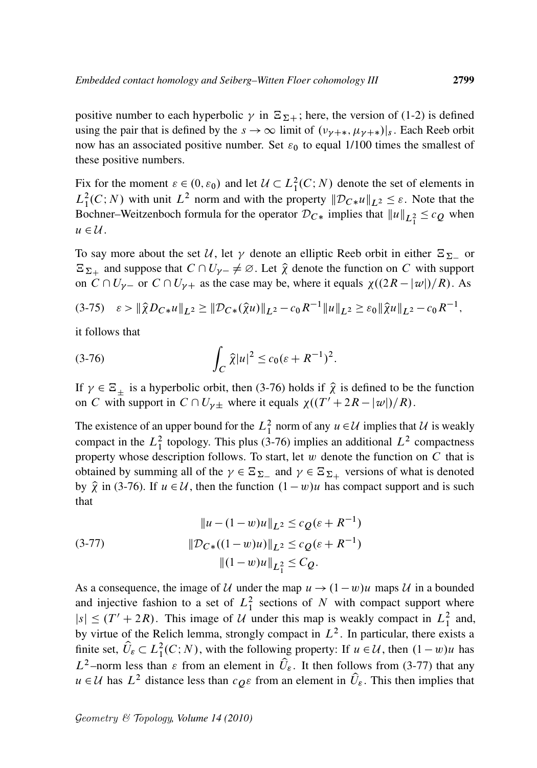positive number to each hyperbolic $\gamma$ in $\Xi_{\Sigma+}$; here, the version of (1-2) is defined using the pair that is defined by the $s \to \infty$ limit of $(\nu_{\gamma+*}, \mu_{\gamma+*})|_s$. Each Reeb orbit now has an associated positive number. Set $\varepsilon_0$ to equal 1/100 times the smallest of these positive numbers.

Fix for the moment $\varepsilon \in (0, \varepsilon_0)$ and let $\mathcal{U} \subset L^2_1(C; N)$ denote the set of elements in $L^2_1(C; N)$ with unit $L^2$ norm and with the property $\|\mathcal{D}_{C*} u\|_{L^2} \leq \varepsilon$. Note that the Bochner–Weitzenboch formula for the operator $\mathcal{D}_{C*}$ implies that $\|u\|_{L^2_1} \leq c_Q$ when $u \in \mathcal{U}$.

To say more about the set $\mathcal{U}$, let $\gamma$ denote an elliptic Reeb orbit in either $\Xi_{\Sigma_-}$ or $\Xi_{\Sigma_+}$ and suppose that $C \cap U_{\gamma-} \neq \varnothing$. Let $\hat{\chi}$ denote the function on $C$ with support on $C \cap U_{\gamma-}$ or $C \cap U_{\gamma+}$ as the case may be, where it equals $\chi((2R - |w|)/R)$. As

$$\varepsilon > \|\hat{\chi} D_{C*} u\|_{L^2} \geq \|\mathcal{D}_{C*}(\hat{\chi} u)\|_{L^2} - c_0 R^{-1} \|u\|_{L^2} \geq \varepsilon_0 \|\hat{\chi} u\|_{L^2} - c_0 R^{-1}, \tag{3-75}$$

it follows that

$$\int_C \hat{\chi} |u|^2 \leq c_0 (\varepsilon + R^{-1})^2. \tag{3-76}$$

If $\gamma \in \Xi_{\pm}$ is a hyperbolic orbit, then (3-76) holds if $\hat{\chi}$ is defined to be the function on $C$ with support in $C \cap U_{\gamma\pm}$ where it equals $\chi((T' + 2R - |w|)/R)$.

The existence of an upper bound for the $L^2_1$ norm of any $u \in \mathcal{U}$ implies that $\mathcal{U}$ is weakly compact in the $L^2_1$ topology. This plus (3-76) implies an additional $L^2$ compactness property whose description follows. To start, let $w$ denote the function on $C$ that is obtained by summing all of the $\gamma \in \Xi_{\Sigma_-}$ and $\gamma \in \Xi_{\Sigma_+}$ versions of what is denoted by $\hat{\chi}$ in (3-76). If $u \in \mathcal{U}$, then the function $(1 - w)u$ has compact support and is such that

$$\begin{gathered} \|u - (1 - w)u\|_{L^2} \leq c_Q (\varepsilon + R^{-1}) \\ \|\mathcal{D}_{C*}((1 - w)u)\|_{L^2} \leq c_Q (\varepsilon + R^{-1}) \\ \|(1 - w)u\|_{L^2_1} \leq C_Q. \end{gathered} \tag{3-77}$$

As a consequence, the image of $\mathcal{U}$ under the map $u \to (1 - w)u$ maps $\mathcal{U}$ in a bounded and injective fashion to a set of $L^2_1$ sections of $N$ with compact support where $|s| \leq (T' + 2R)$. This image of $\mathcal{U}$ under this map is weakly compact in $L^2_1$ and, by virtue of the Relich lemma, strongly compact in $L^2$. In particular, there exists a finite set, $\hat{U}_\varepsilon \subset L^2_1(C; N)$, with the following property: If $u \in \mathcal{U}$, then $(1 - w)u$ has $L^2$–norm less than $\varepsilon$ from an element in $\hat{U}_\varepsilon$. It then follows from (3-77) that any $u \in \mathcal{U}$ has $L^2$ distance less than $c_Q \varepsilon$ from an element in $\hat{U}_\varepsilon$. This then implies that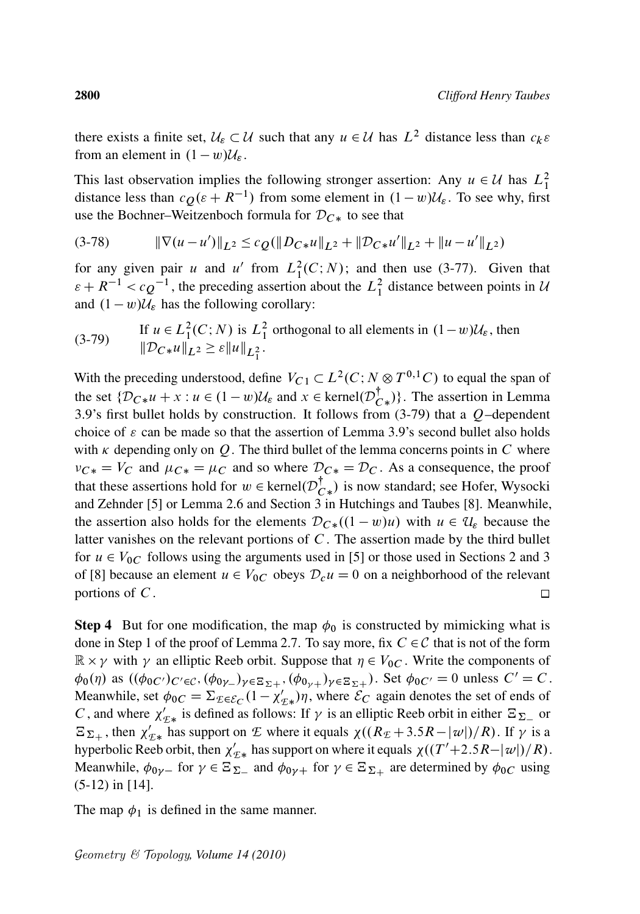there exists a finite set, $\mathcal{U}_\varepsilon \subset \mathcal{U}$ such that any $u \in \mathcal{U}$ has $L^2$ distance less than $c_k \varepsilon$ from an element in $(1-w)\mathcal{U}_\varepsilon$.

This last observation implies the following stronger assertion: Any $u \in \mathcal{U}$ has $L^2_1$ distance less than $c_Q(\varepsilon + R^{-1})$ from some element in $(1-w)\mathcal{U}_\varepsilon$. To see why, first use the Bochner–Weitzenboch formula for $\mathcal{D}_{C*}$ to see that

$$\|\nabla(u-u')\|_{L^2} \le c_Q(\|D_{C*}u\|_{L^2} + \|\mathcal{D}_{C*}u'\|_{L^2} + \|u-u'\|_{L^2}) \tag{3-78}$$

for any given pair $u$ and $u'$ from $L^2_1(C;N)$; and then use (3-77). Given that $\varepsilon + R^{-1} < c_Q{}^{-1}$, the preceding assertion about the $L^2_1$ distance between points in $\mathcal{U}$ and $(1-w)\mathcal{U}_\varepsilon$ has the following corollary:

(3-79) If $u \in L^2_1(C;N)$ is $L^2_1$ orthogonal to all elements in $(1-w)\mathcal{U}_\varepsilon$, then $\|\mathcal{D}_{C*}u\|_{L^2} \ge \varepsilon\|u\|_{L^2_1}$.

With the preceding understood, define $V_{C1} \subset L^2(C; N \otimes T^{0,1}C)$ to equal the span of the set $\{\mathcal{D}_{C*}u + x : u \in (1-w)\mathcal{U}_\varepsilon \text{ and } x \in \text{kernel}(\mathcal{D}^\dagger_{C*})\}$. The assertion in Lemma 3.9's first bullet holds by construction. It follows from (3-79) that a $Q$–dependent choice of $\varepsilon$ can be made so that the assertion of Lemma 3.9's second bullet also holds with $\kappa$ depending only on $Q$. The third bullet of the lemma concerns points in $C$ where $\nu_{C*} = V_C$ and $\mu_{C*} = \mu_C$ and so where $\mathcal{D}_{C*} = \mathcal{D}_C$. As a consequence, the proof that these assertions hold for $w \in \text{kernel}(\mathcal{D}^\dagger_{C*})$ is now standard; see Hofer, Wysocki and Zehnder [5] or Lemma 2.6 and Section 3 in Hutchings and Taubes [8]. Meanwhile, the assertion also holds for the elements $\mathcal{D}_{C*}((1-w)u)$ with $u \in \mathcal{U}_\varepsilon$ because the latter vanishes on the relevant portions of $C$. The assertion made by the third bullet for $u \in V_{0C}$ follows using the arguments used in [5] or those used in Sections 2 and 3 of [8] because an element $u \in V_{0C}$ obeys $\mathcal{D}_c u = 0$ on a neighborhood of the relevant portions of $C$. $\square$

**Step 4** But for one modification, the map $\phi_0$ is constructed by mimicking what is done in Step 1 of the proof of Lemma 2.7. To say more, fix $C \in \mathcal{C}$ that is not of the form $\mathbb{R} \times \gamma$ with $\gamma$ an elliptic Reeb orbit. Suppose that $\eta \in V_{0C}$. Write the components of $\phi_0(\eta)$ as $((\phi_{0C'})_{C' \in \mathcal{C}}, (\phi_{0\gamma-})_{\gamma \in \Xi_{\Sigma+}}, (\phi_{0_{\gamma}+})_{\gamma \in \Xi_{\Sigma+}})$. Set $\phi_{0C'} = 0$ unless $C' = C$. Meanwhile, set $\phi_{0C} = \Sigma_{\mathcal{E} \in \mathcal{E}_C}(1 - \chi'_{\mathcal{E}*})\eta$, where $\mathcal{E}_C$ again denotes the set of ends of $C$, and where $\chi'_{\mathcal{E}*}$ is defined as follows: If $\gamma$ is an elliptic Reeb orbit in either $\Xi_{\Sigma-}$ or $\Xi_{\Sigma+}$, then $\chi'_{\mathcal{E}*}$ has support on $\mathcal{E}$ where it equals $\chi((R_{\mathcal{E}} + 3.5R - |w|)/R)$. If $\gamma$ is a hyperbolic Reeb orbit, then $\chi'_{\mathcal{E}*}$ has support on where it equals $\chi((T'+2.5R-|w|)/R)$. Meanwhile, $\phi_{0\gamma-}$ for $\gamma \in \Xi_{\Sigma-}$ and $\phi_{0\gamma+}$ for $\gamma \in \Xi_{\Sigma+}$ are determined by $\phi_{0C}$ using (5-12) in [14].

The map $\phi_1$ is defined in the same manner.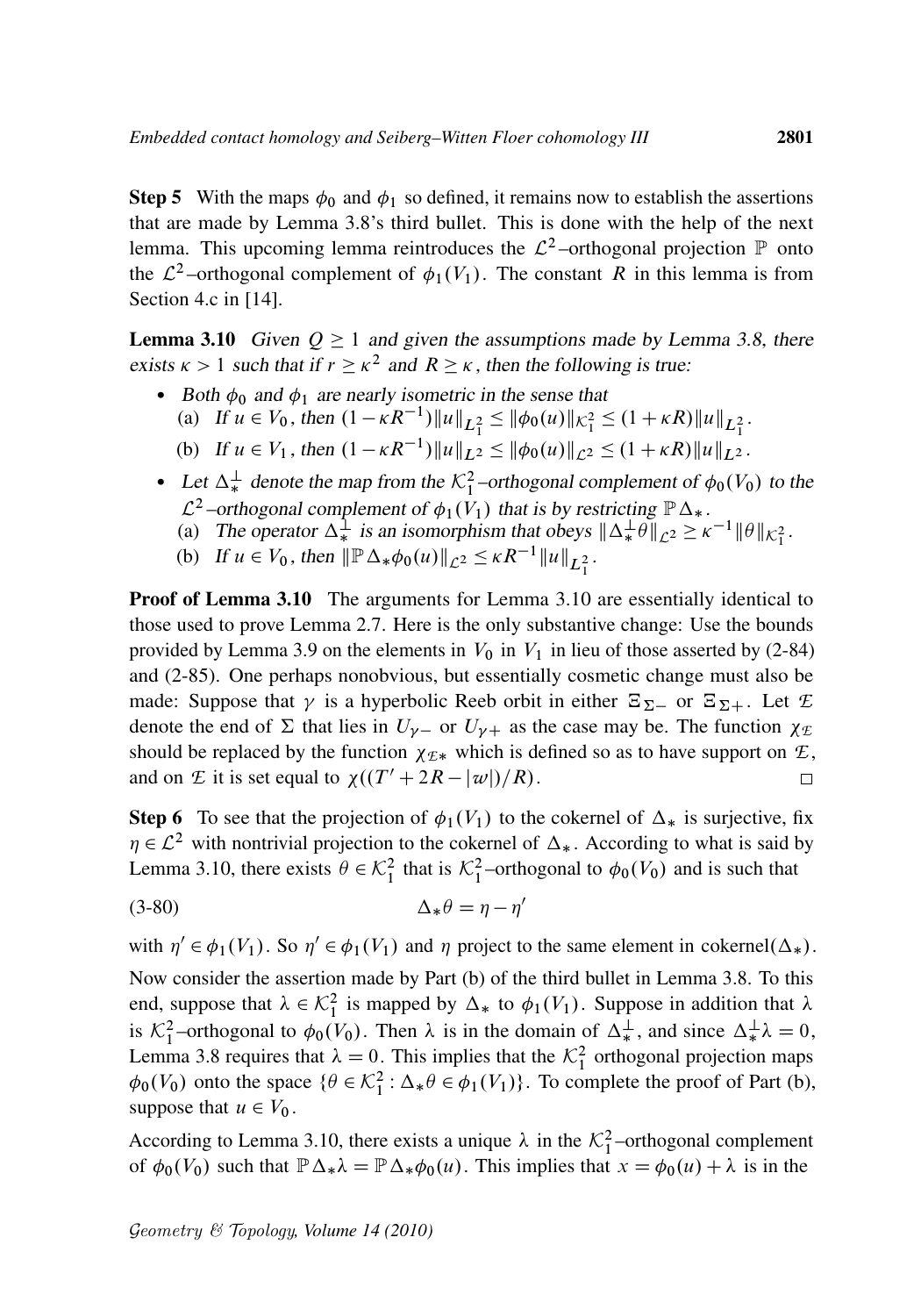**Step 5** With the maps $\phi_0$ and $\phi_1$ so defined, it remains now to establish the assertions that are made by Lemma 3.8's third bullet. This is done with the help of the next lemma. This upcoming lemma reintroduces the $\mathcal{L}^2$–orthogonal projection $\mathbb{P}$ onto the $\mathcal{L}^2$–orthogonal complement of $\phi_1(V_1)$. The constant $R$ in this lemma is from Section 4.c in [14].

**Lemma 3.10** *Given $Q \geq 1$ and given the assumptions made by Lemma 3.8, there exists $\kappa > 1$ such that if $r \geq \kappa^2$ and $R \geq \kappa$, then the following is true:*

- *Both $\phi_0$ and $\phi_1$ are nearly isometric in the sense that*
  (a) *If $u \in V_0$, then $(1-\kappa R^{-1})\|u\|_{L^2_1} \leq \|\phi_0(u)\|_{\mathcal{K}^2_1} \leq (1+\kappa R)\|u\|_{L^2_1}$.*
  (b) *If $u \in V_1$, then $(1-\kappa R^{-1})\|u\|_{L^2} \leq \|\phi_0(u)\|_{\mathcal{L}^2} \leq (1+\kappa R)\|u\|_{L^2}$.*
- *Let $\Delta_*^{\perp}$ denote the map from the $\mathcal{K}^2_1$–orthogonal complement of $\phi_0(V_0)$ to the $\mathcal{L}^2$–orthogonal complement of $\phi_1(V_1)$ that is by restricting $\mathbb{P}\Delta_*$.*
  (a) *The operator $\Delta_*^{\perp}$ is an isomorphism that obeys $\|\Delta_*^{\perp}\theta\|_{\mathcal{L}^2} \geq \kappa^{-1}\|\theta\|_{\mathcal{K}^2_1}$.*
  (b) *If $u \in V_0$, then $\|\mathbb{P}\Delta_*\phi_0(u)\|_{\mathcal{L}^2} \leq \kappa R^{-1}\|u\|_{L^2_1}$.*

**Proof of Lemma 3.10** The arguments for Lemma 3.10 are essentially identical to those used to prove Lemma 2.7. Here is the only substantive change: Use the bounds provided by Lemma 3.9 on the elements in $V_0$ in $V_1$ in lieu of those asserted by (2-84) and (2-85). One perhaps nonobvious, but essentially cosmetic change must also be made: Suppose that $\gamma$ is a hyperbolic Reeb orbit in either $\Xi_{\Sigma-}$ or $\Xi_{\Sigma+}$. Let $\mathcal{E}$ denote the end of $\Sigma$ that lies in $U_{\gamma-}$ or $U_{\gamma+}$ as the case may be. The function $\chi_{\mathcal{E}}$ should be replaced by the function $\chi_{\mathcal{E}*}$ which is defined so as to have support on $\mathcal{E}$, and on $\mathcal{E}$ it is set equal to $\chi((T'+2R-|w|)/R)$. $\square$

**Step 6** To see that the projection of $\phi_1(V_1)$ to the cokernel of $\Delta_*$ is surjective, fix $\eta \in \mathcal{L}^2$ with nontrivial projection to the cokernel of $\Delta_*$. According to what is said by Lemma 3.10, there exists $\theta \in \mathcal{K}^2_1$ that is $\mathcal{K}^2_1$–orthogonal to $\phi_0(V_0)$ and is such that

$$\Delta_*\theta = \eta - \eta' \tag{3-80}$$

with $\eta' \in \phi_1(V_1)$. So $\eta' \in \phi_1(V_1)$ and $\eta$ project to the same element in cokernel$(\Delta_*)$.

Now consider the assertion made by Part (b) of the third bullet in Lemma 3.8. To this end, suppose that $\lambda \in \mathcal{K}^2_1$ is mapped by $\Delta_*$ to $\phi_1(V_1)$. Suppose in addition that $\lambda$ is $\mathcal{K}^2_1$–orthogonal to $\phi_0(V_0)$. Then $\lambda$ is in the domain of $\Delta_*^{\perp}$, and since $\Delta_*^{\perp}\lambda = 0$, Lemma 3.8 requires that $\lambda = 0$. This implies that the $\mathcal{K}^2_1$ orthogonal projection maps $\phi_0(V_0)$ onto the space $\{\theta \in \mathcal{K}^2_1 : \Delta_*\theta \in \phi_1(V_1)\}$. To complete the proof of Part (b), suppose that $u \in V_0$.

According to Lemma 3.10, there exists a unique $\lambda$ in the $\mathcal{K}^2_1$–orthogonal complement of $\phi_0(V_0)$ such that $\mathbb{P}\Delta_*\lambda = \mathbb{P}\Delta_*\phi_0(u)$. This implies that $x = \phi_0(u) + \lambda$ is in the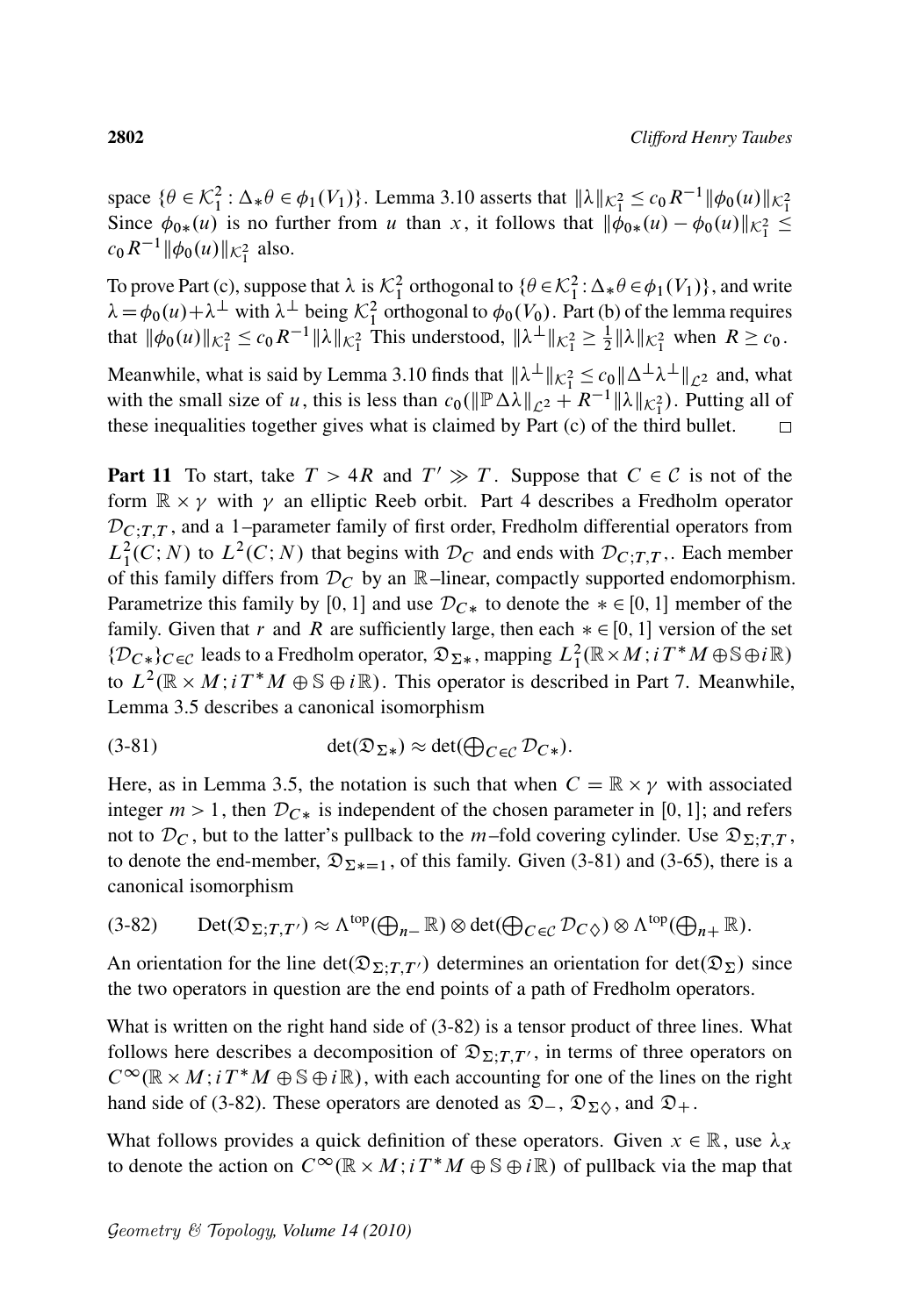space $\{\theta \in \mathcal{K}_1^2 : \Delta_* \theta \in \phi_1(V_1)\}$. Lemma 3.10 asserts that $\|\lambda\|_{\mathcal{K}_1^2} \leq c_0 R^{-1} \|\phi_0(u)\|_{\mathcal{K}_1^2}$ Since $\phi_{0*}(u)$ is no further from $u$ than $x$, it follows that $\|\phi_{0*}(u) - \phi_0(u)\|_{\mathcal{K}_1^2} \leq c_0 R^{-1} \|\phi_0(u)\|_{\mathcal{K}_1^2}$ also.

To prove Part (c), suppose that $\lambda$ is $\mathcal{K}_1^2$ orthogonal to $\{\theta \in \mathcal{K}_1^2 : \Delta_* \theta \in \phi_1(V_1)\}$, and write $\lambda = \phi_0(u) + \lambda^\perp$ with $\lambda^\perp$ being $\mathcal{K}_1^2$ orthogonal to $\phi_0(V_0)$. Part (b) of the lemma requires that $\|\phi_0(u)\|_{\mathcal{K}_1^2} \leq c_0 R^{-1} \|\lambda\|_{\mathcal{K}_1^2}$ This understood, $\|\lambda^\perp\|_{\mathcal{K}_1^2} \geq \frac{1}{2}\|\lambda\|_{\mathcal{K}_1^2}$ when $R \geq c_0$.

Meanwhile, what is said by Lemma 3.10 finds that $\|\lambda^\perp\|_{\mathcal{K}_1^2} \leq c_0 \|\Delta^\perp \lambda^\perp\|_{\mathcal{L}^2}$ and, what with the small size of $u$, this is less than $c_0(\|\mathbb{P}\Delta\lambda\|_{\mathcal{L}^2} + R^{-1}\|\lambda\|_{\mathcal{K}_1^2})$. Putting all of these inequalities together gives what is claimed by Part (c) of the third bullet. $\square$

**Part 11** To start, take $T > 4R$ and $T' \gg T$. Suppose that $C \in \mathcal{C}$ is not of the form $\mathbb{R} \times \gamma$ with $\gamma$ an elliptic Reeb orbit. Part 4 describes a Fredholm operator $\mathcal{D}_{C;T,T}$, and a 1–parameter family of first order, Fredholm differential operators from $L_1^2(C; N)$ to $L^2(C; N)$ that begins with $\mathcal{D}_C$ and ends with $\mathcal{D}_{C;T,T}$,. Each member of this family differs from $\mathcal{D}_C$ by an $\mathbb{R}$–linear, compactly supported endomorphism. Parametrize this family by $[0, 1]$ and use $\mathcal{D}_{C*}$ to denote the $* \in [0, 1]$ member of the family. Given that $r$ and $R$ are sufficiently large, then each $* \in [0, 1]$ version of the set $\{\mathcal{D}_{C*}\}_{C \in \mathcal{C}}$ leads to a Fredholm operator, $\mathfrak{D}_{\Sigma*}$, mapping $L_1^2(\mathbb{R} \times M; iT^*M \oplus \mathbb{S} \oplus i\mathbb{R})$ to $L^2(\mathbb{R} \times M; iT^*M \oplus \mathbb{S} \oplus i\mathbb{R})$. This operator is described in Part 7. Meanwhile, Lemma 3.5 describes a canonical isomorphism

$$\det(\mathfrak{D}_{\Sigma*}) \approx \det(\textstyle\bigoplus_{C \in \mathcal{C}} \mathcal{D}_{C*}). \tag{3-81}$$

Here, as in Lemma 3.5, the notation is such that when $C = \mathbb{R} \times \gamma$ with associated integer $m > 1$, then $\mathcal{D}_{C*}$ is independent of the chosen parameter in $[0, 1]$; and refers not to $\mathcal{D}_C$, but to the latter's pullback to the $m$–fold covering cylinder. Use $\mathfrak{D}_{\Sigma;T,T}$, to denote the end-member, $\mathfrak{D}_{\Sigma*=1}$, of this family. Given (3-81) and (3-65), there is a canonical isomorphism

$$\operatorname{Det}(\mathfrak{D}_{\Sigma;T,T'}) \approx \Lambda^{\text{top}}(\textstyle\bigoplus_{n-} \mathbb{R}) \otimes \det(\bigoplus_{C \in \mathcal{C}} \mathcal{D}_{C\diamondsuit}) \otimes \Lambda^{\text{top}}(\bigoplus_{n+} \mathbb{R}). \tag{3-82}$$

An orientation for the line $\det(\mathfrak{D}_{\Sigma;T,T'})$ determines an orientation for $\det(\mathfrak{D}_\Sigma)$ since the two operators in question are the end points of a path of Fredholm operators.

What is written on the right hand side of (3-82) is a tensor product of three lines. What follows here describes a decomposition of $\mathfrak{D}_{\Sigma;T,T'}$, in terms of three operators on $C^\infty(\mathbb{R} \times M; iT^*M \oplus \mathbb{S} \oplus i\mathbb{R})$, with each accounting for one of the lines on the right hand side of (3-82). These operators are denoted as $\mathfrak{D}_-$, $\mathfrak{D}_{\Sigma\diamondsuit}$, and $\mathfrak{D}_+$.

What follows provides a quick definition of these operators. Given $x \in \mathbb{R}$, use $\lambda_x$ to denote the action on $C^\infty(\mathbb{R} \times M; iT^*M \oplus \mathbb{S} \oplus i\mathbb{R})$ of pullback via the map that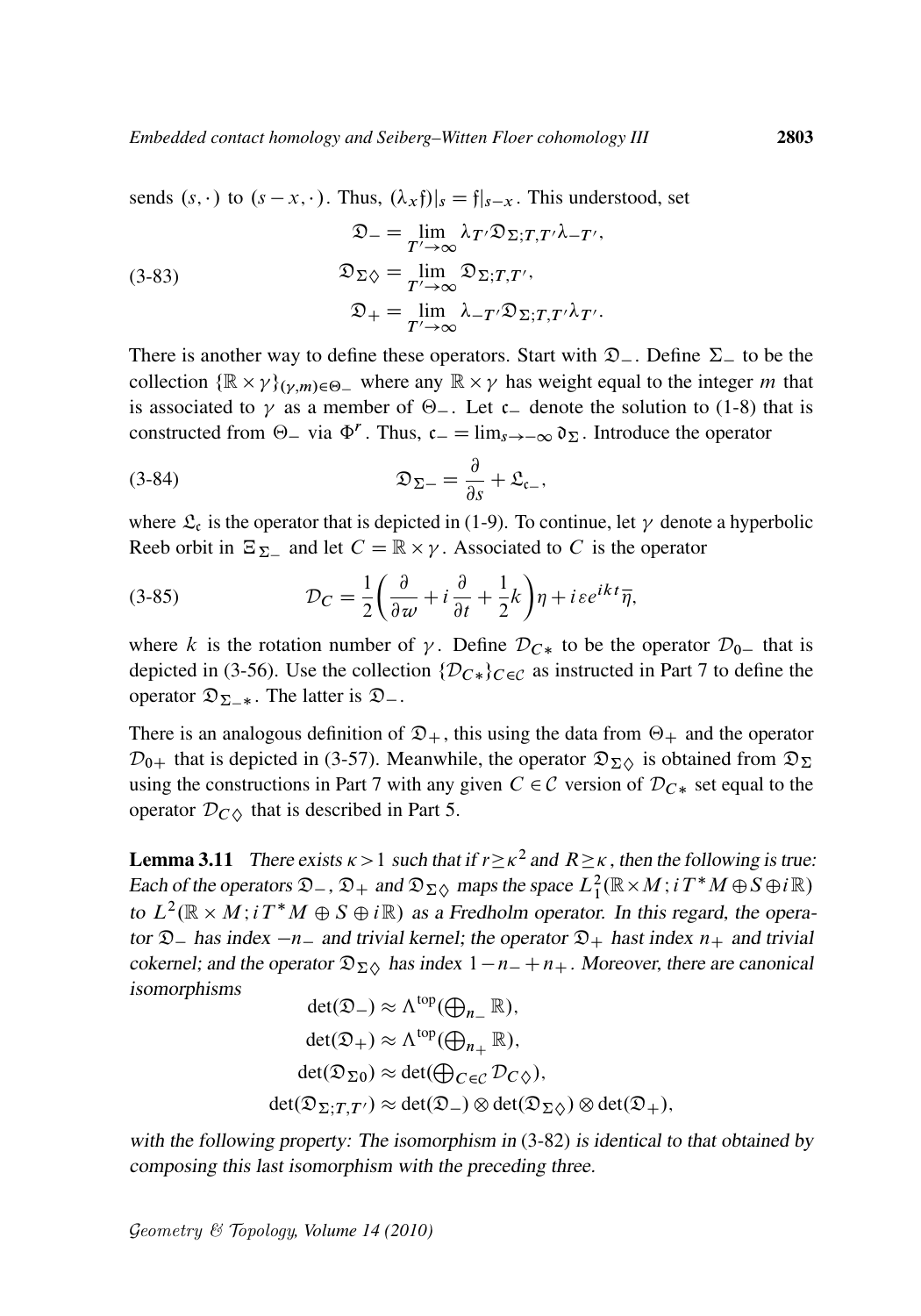sends $(s,\cdot)$ to $(s-x,\cdot)$. Thus, $(\lambda_x\mathfrak{f})|_s = \mathfrak{f}|_{s-x}$. This understood, set

$$
\begin{aligned}
\mathfrak{D}_- &= \lim_{T'\to\infty} \lambda_{T'}\mathfrak{D}_{\Sigma;T,T'}\lambda_{-T'},\\
\mathfrak{D}_{\Sigma\diamondsuit} &= \lim_{T'\to\infty} \mathfrak{D}_{\Sigma;T,T'},\\
\mathfrak{D}_+ &= \lim_{T'\to\infty} \lambda_{-T'}\mathfrak{D}_{\Sigma;T,T'}\lambda_{T'}.
\end{aligned}
\tag{3-83}
$$

There is another way to define these operators. Start with $\mathfrak{D}_-$. Define $\Sigma_-$ to be the collection $\{\mathbb{R}\times\gamma\}_{(\gamma,m)\in\Theta_-}$ where any $\mathbb{R}\times\gamma$ has weight equal to the integer $m$ that is associated to $\gamma$ as a member of $\Theta_-$. Let $\mathfrak{c}_-$ denote the solution to (1-8) that is constructed from $\Theta_-$ via $\Phi^r$. Thus, $\mathfrak{c}_- = \lim_{s\to-\infty}\mathfrak{d}_\Sigma$. Introduce the operator

$$
\mathfrak{D}_{\Sigma-} = \frac{\partial}{\partial s} + \mathfrak{L}_{\mathfrak{c}_-},
\tag{3-84}
$$

where $\mathfrak{L}_{\mathfrak{c}}$ is the operator that is depicted in (1-9). To continue, let $\gamma$ denote a hyperbolic Reeb orbit in $\Xi_{\Sigma_-}$ and let $C=\mathbb{R}\times\gamma$. Associated to $C$ is the operator

$$
\mathcal{D}_C = \frac{1}{2}\left(\frac{\partial}{\partial w} + i\frac{\partial}{\partial t} + \frac{1}{2}k\right)\eta + i\varepsilon e^{ikt}\overline{\eta},
\tag{3-85}
$$

where $k$ is the rotation number of $\gamma$. Define $\mathcal{D}_{C*}$ to be the operator $\mathcal{D}_{0-}$ that is depicted in (3-56). Use the collection $\{\mathcal{D}_{C*}\}_{C\in\mathcal{C}}$ as instructed in Part 7 to define the operator $\mathfrak{D}_{\Sigma_-*}$. The latter is $\mathfrak{D}_-$.

There is an analogous definition of $\mathfrak{D}_+$, this using the data from $\Theta_+$ and the operator $\mathcal{D}_{0+}$ that is depicted in (3-57). Meanwhile, the operator $\mathfrak{D}_{\Sigma\diamondsuit}$ is obtained from $\mathfrak{D}_\Sigma$ using the constructions in Part 7 with any given $C\in\mathcal{C}$ version of $\mathcal{D}_{C*}$ set equal to the operator $\mathcal{D}_{C\diamondsuit}$ that is described in Part 5.

**Lemma 3.11** *There exists $\kappa>1$ such that if $r\geq\kappa^2$ and $R\geq\kappa$, then the following is true: Each of the operators $\mathfrak{D}_-$, $\mathfrak{D}_+$ and $\mathfrak{D}_{\Sigma\diamondsuit}$ maps the space $L^2_1(\mathbb{R}\times M; iT^*M\oplus S\oplus i\mathbb{R})$ to $L^2(\mathbb{R}\times M; iT^*M\oplus S\oplus i\mathbb{R})$ as a Fredholm operator. In this regard, the operator $\mathfrak{D}_-$ has index $-n_-$ and trivial kernel; the operator $\mathfrak{D}_+$ hast index $n_+$ and trivial cokernel; and the operator $\mathfrak{D}_{\Sigma\diamondsuit}$ has index $1-n_-+n_+$. Moreover, there are canonical isomorphisms*

$$
\begin{aligned}
\det(\mathfrak{D}_-) &\approx \Lambda^{\mathrm{top}}(\textstyle\bigoplus_{n_-}\mathbb{R}),\\
\det(\mathfrak{D}_+) &\approx \Lambda^{\mathrm{top}}(\textstyle\bigoplus_{n_+}\mathbb{R}),\\
\det(\mathfrak{D}_{\Sigma 0}) &\approx \det(\textstyle\bigoplus_{C\in\mathcal{C}}\mathcal{D}_{C\diamondsuit}),\\
\det(\mathfrak{D}_{\Sigma;T,T'}) &\approx \det(\mathfrak{D}_-)\otimes\det(\mathfrak{D}_{\Sigma\diamondsuit})\otimes\det(\mathfrak{D}_+),
\end{aligned}
$$

*with the following property: The isomorphism in (3-82) is identical to that obtained by composing this last isomorphism with the preceding three.*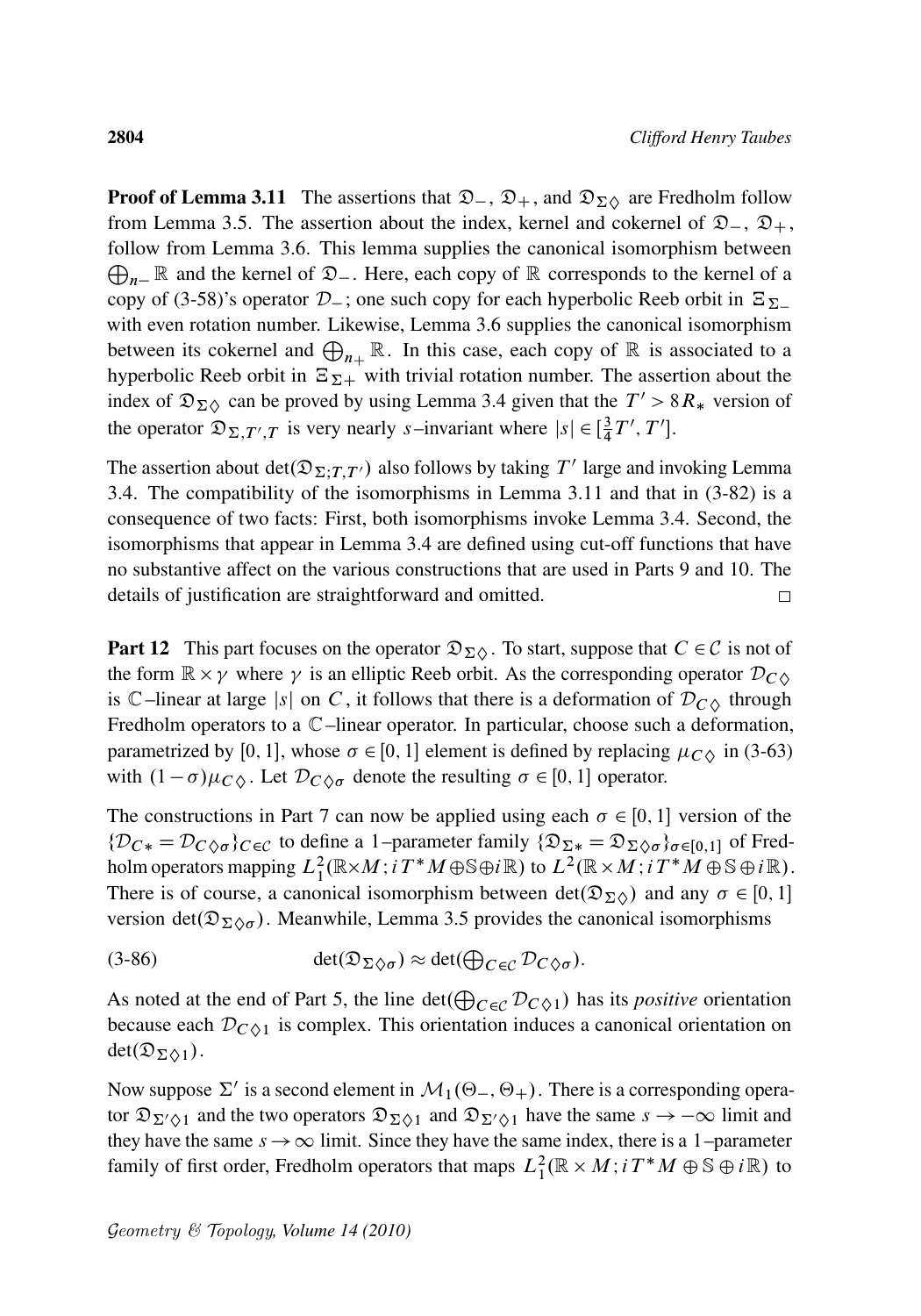**Proof of Lemma 3.11** The assertions that $\mathfrak{D}_-$, $\mathfrak{D}_+$, and $\mathfrak{D}_{\Sigma\diamondsuit}$ are Fredholm follow from Lemma 3.5. The assertion about the index, kernel and cokernel of $\mathfrak{D}_-$, $\mathfrak{D}_+$, follow from Lemma 3.6. This lemma supplies the canonical isomorphism between $\bigoplus_{n_-}\mathbb{R}$ and the kernel of $\mathfrak{D}_-$. Here, each copy of $\mathbb{R}$ corresponds to the kernel of a copy of (3-58)'s operator $\mathcal{D}_-$; one such copy for each hyperbolic Reeb orbit in $\Xi_{\Sigma-}$ with even rotation number. Likewise, Lemma 3.6 supplies the canonical isomorphism between its cokernel and $\bigoplus_{n_+}\mathbb{R}$. In this case, each copy of $\mathbb{R}$ is associated to a hyperbolic Reeb orbit in $\Xi_{\Sigma+}$ with trivial rotation number. The assertion about the index of $\mathfrak{D}_{\Sigma\diamondsuit}$ can be proved by using Lemma 3.4 given that the $T' > 8R_*$ version of the operator $\mathfrak{D}_{\Sigma,T',T}$ is very nearly $s$–invariant where $|s| \in [\frac{3}{4}T', T']$.

The assertion about $\det(\mathfrak{D}_{\Sigma;T,T'})$ also follows by taking $T'$ large and invoking Lemma 3.4. The compatibility of the isomorphisms in Lemma 3.11 and that in (3-82) is a consequence of two facts: First, both isomorphisms invoke Lemma 3.4. Second, the isomorphisms that appear in Lemma 3.4 are defined using cut-off functions that have no substantive affect on the various constructions that are used in Parts 9 and 10. The details of justification are straightforward and omitted. $\square$

**Part 12** This part focuses on the operator $\mathfrak{D}_{\Sigma\diamondsuit}$. To start, suppose that $C \in \mathcal{C}$ is not of the form $\mathbb{R}\times\gamma$ where $\gamma$ is an elliptic Reeb orbit. As the corresponding operator $\mathcal{D}_{C\diamondsuit}$ is $\mathbb{C}$–linear at large $|s|$ on $C$, it follows that there is a deformation of $\mathcal{D}_{C\diamondsuit}$ through Fredholm operators to a $\mathbb{C}$–linear operator. In particular, choose such a deformation, parametrized by $[0,1]$, whose $\sigma \in [0,1]$ element is defined by replacing $\mu_{C\diamondsuit}$ in (3-63) with $(1-\sigma)\mu_{C\diamondsuit}$. Let $\mathcal{D}_{C\diamondsuit\sigma}$ denote the resulting $\sigma \in [0,1]$ operator.

The constructions in Part 7 can now be applied using each $\sigma \in [0,1]$ version of the $\{\mathcal{D}_{C*} = \mathcal{D}_{C\diamondsuit\sigma}\}_{C\in\mathcal{C}}$ to define a 1–parameter family $\{\mathfrak{D}_{\Sigma*} = \mathfrak{D}_{\Sigma\diamondsuit\sigma}\}_{\sigma\in[0,1]}$ of Fredholm operators mapping $L^2_1(\mathbb{R}\times M; iT^*M\oplus\mathbb{S}\oplus i\mathbb{R})$ to $L^2(\mathbb{R}\times M; iT^*M\oplus\mathbb{S}\oplus i\mathbb{R})$. There is of course, a canonical isomorphism between $\det(\mathfrak{D}_{\Sigma\diamondsuit})$ and any $\sigma\in[0,1]$ version $\det(\mathfrak{D}_{\Sigma\diamondsuit\sigma})$. Meanwhile, Lemma 3.5 provides the canonical isomorphisms

$$\det(\mathfrak{D}_{\Sigma\diamondsuit\sigma}) \approx \det(\textstyle\bigoplus_{C\in\mathcal{C}}\mathcal{D}_{C\diamondsuit\sigma}). \tag{3-86}$$

As noted at the end of Part 5, the line $\det(\bigoplus_{C\in\mathcal{C}}\mathcal{D}_{C\diamondsuit 1})$ has its *positive* orientation because each $\mathcal{D}_{C\diamondsuit 1}$ is complex. This orientation induces a canonical orientation on $\det(\mathfrak{D}_{\Sigma\diamondsuit 1})$.

Now suppose $\Sigma'$ is a second element in $\mathcal{M}_1(\Theta_-,\Theta_+)$. There is a corresponding operator $\mathfrak{D}_{\Sigma'\diamondsuit 1}$ and the two operators $\mathfrak{D}_{\Sigma\diamondsuit 1}$ and $\mathfrak{D}_{\Sigma'\diamondsuit 1}$ have the same $s\to-\infty$ limit and they have the same $s\to\infty$ limit. Since they have the same index, there is a 1–parameter family of first order, Fredholm operators that maps $L^2_1(\mathbb{R}\times M; iT^*M\oplus\mathbb{S}\oplus i\mathbb{R})$ to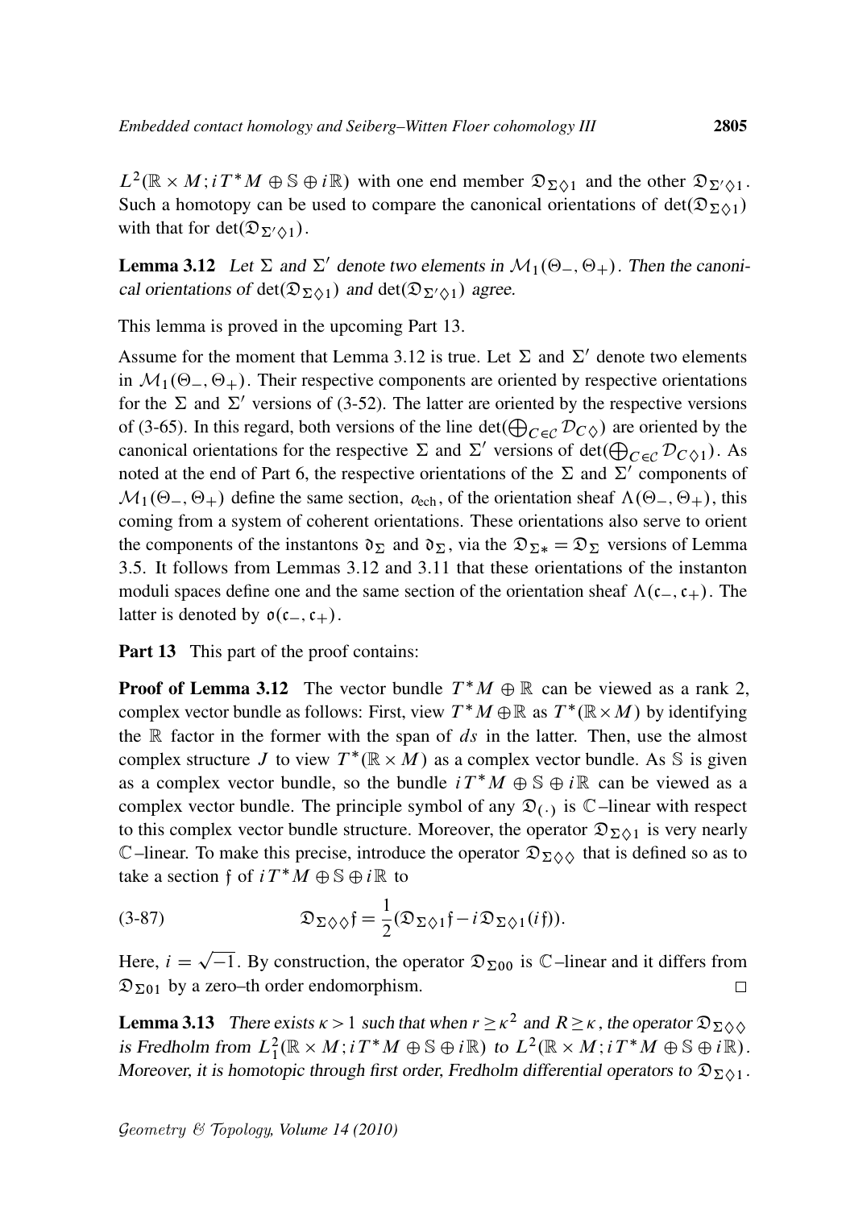$L^2(\mathbb{R} \times M; iT^*M \oplus \mathbb{S} \oplus i\mathbb{R})$ with one end member $\mathfrak{D}_{\Sigma\diamondsuit 1}$ and the other $\mathfrak{D}_{\Sigma'\diamondsuit 1}$. Such a homotopy can be used to compare the canonical orientations of $\det(\mathfrak{D}_{\Sigma\diamondsuit 1})$ with that for $\det(\mathfrak{D}_{\Sigma'\diamondsuit 1})$.

**Lemma 3.12** *Let $\Sigma$ and $\Sigma'$ denote two elements in $\mathcal{M}_1(\Theta_-, \Theta_+)$. Then the canonical orientations of $\det(\mathfrak{D}_{\Sigma\diamondsuit 1})$ and $\det(\mathfrak{D}_{\Sigma'\diamondsuit 1})$ agree.*

This lemma is proved in the upcoming Part 13.

Assume for the moment that Lemma 3.12 is true. Let $\Sigma$ and $\Sigma'$ denote two elements in $\mathcal{M}_1(\Theta_-, \Theta_+)$. Their respective components are oriented by respective orientations for the $\Sigma$ and $\Sigma'$ versions of (3-52). The latter are oriented by the respective versions of (3-65). In this regard, both versions of the line $\det(\bigoplus_{C \in \mathcal{C}} \mathcal{D}_{C\diamondsuit})$ are oriented by the canonical orientations for the respective $\Sigma$ and $\Sigma'$ versions of $\det(\bigoplus_{C \in \mathcal{C}} \mathcal{D}_{C\diamondsuit 1})$. As noted at the end of Part 6, the respective orientations of the $\Sigma$ and $\Sigma'$ components of $\mathcal{M}_1(\Theta_-, \Theta_+)$ define the same section, $o_{\mathrm{ech}}$, of the orientation sheaf $\Lambda(\Theta_-, \Theta_+)$, this coming from a system of coherent orientations. These orientations also serve to orient the components of the instantons $\mathfrak{d}_\Sigma$ and $\mathfrak{d}_\Sigma$, via the $\mathfrak{D}_{\Sigma *} = \mathfrak{D}_\Sigma$ versions of Lemma 3.5. It follows from Lemmas 3.12 and 3.11 that these orientations of the instanton moduli spaces define one and the same section of the orientation sheaf $\Lambda(\mathfrak{c}_-, \mathfrak{c}_+)$. The latter is denoted by $\mathfrak{o}(\mathfrak{c}_-, \mathfrak{c}_+)$.

**Part 13** This part of the proof contains:

**Proof of Lemma 3.12** The vector bundle $T^*M \oplus \mathbb{R}$ can be viewed as a rank 2, complex vector bundle as follows: First, view $T^*M \oplus \mathbb{R}$ as $T^*(\mathbb{R} \times M)$ by identifying the $\mathbb{R}$ factor in the former with the span of $ds$ in the latter. Then, use the almost complex structure $J$ to view $T^*(\mathbb{R} \times M)$ as a complex vector bundle. As $\mathbb{S}$ is given as a complex vector bundle, so the bundle $iT^*M \oplus \mathbb{S} \oplus i\mathbb{R}$ can be viewed as a complex vector bundle. The principle symbol of any $\mathfrak{D}_{(\cdot)}$ is $\mathbb{C}$–linear with respect to this complex vector bundle structure. Moreover, the operator $\mathfrak{D}_{\Sigma\diamondsuit 1}$ is very nearly $\mathbb{C}$–linear. To make this precise, introduce the operator $\mathfrak{D}_{\Sigma\diamondsuit\diamondsuit}$ that is defined so as to take a section $\mathfrak{f}$ of $iT^*M \oplus \mathbb{S} \oplus i\mathbb{R}$ to

$$\mathfrak{D}_{\Sigma\diamondsuit\diamondsuit}\mathfrak{f} = \frac{1}{2}(\mathfrak{D}_{\Sigma\diamondsuit 1}\mathfrak{f} - i\mathfrak{D}_{\Sigma\diamondsuit 1}(i\mathfrak{f})). \tag{3-87}$$

Here, $i = \sqrt{-1}$. By construction, the operator $\mathfrak{D}_{\Sigma 00}$ is $\mathbb{C}$–linear and it differs from $\mathfrak{D}_{\Sigma 01}$ by a zero–th order endomorphism. $\square$

**Lemma 3.13** *There exists $\kappa > 1$ such that when $r \geq \kappa^2$ and $R \geq \kappa$, the operator $\mathfrak{D}_{\Sigma\diamondsuit\diamondsuit}$ is Fredholm from $L^2_1(\mathbb{R} \times M; iT^*M \oplus \mathbb{S} \oplus i\mathbb{R})$ to $L^2(\mathbb{R} \times M; iT^*M \oplus \mathbb{S} \oplus i\mathbb{R})$. Moreover, it is homotopic through first order, Fredholm differential operators to $\mathfrak{D}_{\Sigma\diamondsuit 1}$.*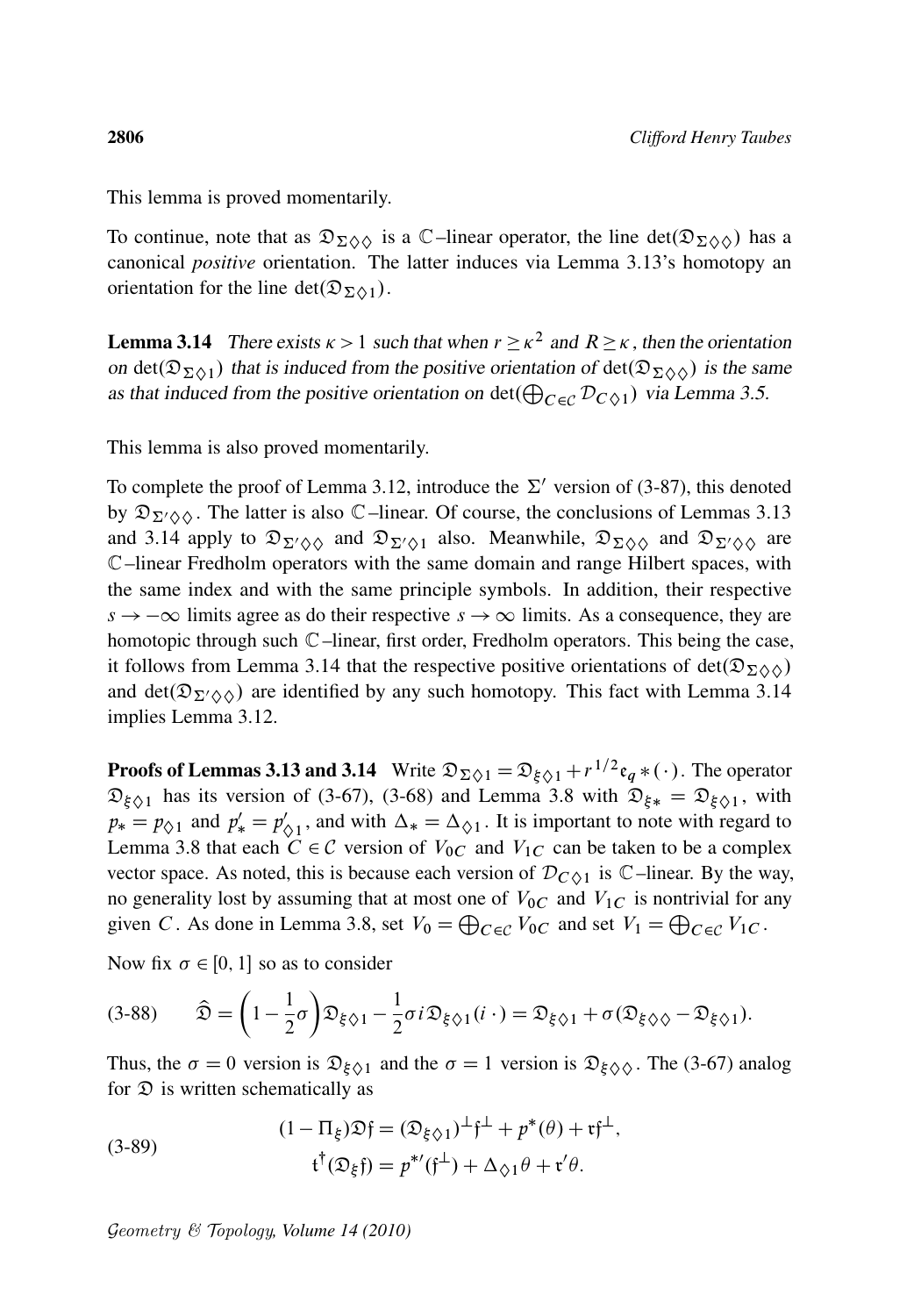This lemma is proved momentarily.

To continue, note that as $\mathfrak{D}_{\Sigma\diamondsuit\diamondsuit}$ is a $\mathbb{C}$–linear operator, the line $\det(\mathfrak{D}_{\Sigma\diamondsuit\diamondsuit})$ has a canonical *positive* orientation. The latter induces via Lemma 3.13's homotopy an orientation for the line $\det(\mathfrak{D}_{\Sigma\diamondsuit 1})$.

**Lemma 3.14** *There exists $\kappa > 1$ such that when $r \geq \kappa^2$ and $R \geq \kappa$, then the orientation on $\det(\mathfrak{D}_{\Sigma\diamondsuit 1})$ that is induced from the positive orientation of $\det(\mathfrak{D}_{\Sigma\diamondsuit\diamondsuit})$ is the same as that induced from the positive orientation on $\det(\bigoplus_{C\in\mathcal{C}} \mathcal{D}_{C\diamondsuit 1})$ via Lemma 3.5.*

This lemma is also proved momentarily.

To complete the proof of Lemma 3.12, introduce the $\Sigma'$ version of (3-87), this denoted by $\mathfrak{D}_{\Sigma'\diamondsuit\diamondsuit}$. The latter is also $\mathbb{C}$–linear. Of course, the conclusions of Lemmas 3.13 and 3.14 apply to $\mathfrak{D}_{\Sigma'\diamondsuit\diamondsuit}$ and $\mathfrak{D}_{\Sigma'\diamondsuit 1}$ also. Meanwhile, $\mathfrak{D}_{\Sigma\diamondsuit\diamondsuit}$ and $\mathfrak{D}_{\Sigma'\diamondsuit\diamondsuit}$ are $\mathbb{C}$–linear Fredholm operators with the same domain and range Hilbert spaces, with the same index and with the same principle symbols. In addition, their respective $s \to -\infty$ limits agree as do their respective $s \to \infty$ limits. As a consequence, they are homotopic through such $\mathbb{C}$–linear, first order, Fredholm operators. This being the case, it follows from Lemma 3.14 that the respective positive orientations of $\det(\mathfrak{D}_{\Sigma\diamondsuit\diamondsuit})$ and $\det(\mathfrak{D}_{\Sigma'\diamondsuit\diamondsuit})$ are identified by any such homotopy. This fact with Lemma 3.14 implies Lemma 3.12.

**Proofs of Lemmas 3.13 and 3.14** Write $\mathfrak{D}_{\Sigma\diamondsuit 1} = \mathfrak{D}_{\xi\diamondsuit 1} + r^{1/2}\mathfrak{e}_q * (\cdot)$. The operator $\mathfrak{D}_{\xi\diamondsuit 1}$ has its version of (3-67), (3-68) and Lemma 3.8 with $\mathfrak{D}_{\xi *} = \mathfrak{D}_{\xi\diamondsuit 1}$, with $p_* = p_{\diamondsuit 1}$ and $p'_* = p'_{\diamondsuit 1}$, and with $\Delta_* = \Delta_{\diamondsuit 1}$. It is important to note with regard to Lemma 3.8 that each $C \in \mathcal{C}$ version of $V_{0C}$ and $V_{1C}$ can be taken to be a complex vector space. As noted, this is because each version of $\mathcal{D}_{C\diamondsuit 1}$ is $\mathbb{C}$–linear. By the way, no generality lost by assuming that at most one of $V_{0C}$ and $V_{1C}$ is nontrivial for any given $C$. As done in Lemma 3.8, set $V_0 = \bigoplus_{C\in\mathcal{C}} V_{0C}$ and set $V_1 = \bigoplus_{C\in\mathcal{C}} V_{1C}$.

Now fix $\sigma \in [0,1]$ so as to consider

$$\hat{\mathfrak{D}} = \left(1 - \frac{1}{2}\sigma\right)\mathfrak{D}_{\xi\diamondsuit 1} - \frac{1}{2}\sigma i \mathfrak{D}_{\xi\diamondsuit 1}(i\,\cdot) = \mathfrak{D}_{\xi\diamondsuit 1} + \sigma(\mathfrak{D}_{\xi\diamondsuit\diamondsuit} - \mathfrak{D}_{\xi\diamondsuit 1}). \tag{3-88}$$

Thus, the $\sigma = 0$ version is $\mathfrak{D}_{\xi\diamondsuit 1}$ and the $\sigma = 1$ version is $\mathfrak{D}_{\xi\diamondsuit\diamondsuit}$. The (3-67) analog for $\mathfrak{D}$ is written schematically as

$$\begin{gathered}(1 - \Pi_\xi)\mathfrak{D}\mathfrak{f} = (\mathfrak{D}_{\xi\diamondsuit 1})^\perp \mathfrak{f}^\perp + p^*(\theta) + \mathfrak{r}\mathfrak{f}^\perp, \\ \mathfrak{t}^\dagger(\mathfrak{D}_\xi \mathfrak{f}) = p^{*\prime}(\mathfrak{f}^\perp) + \Delta_{\diamondsuit 1}\theta + \mathfrak{r}'\theta.\end{gathered} \tag{3-89}$$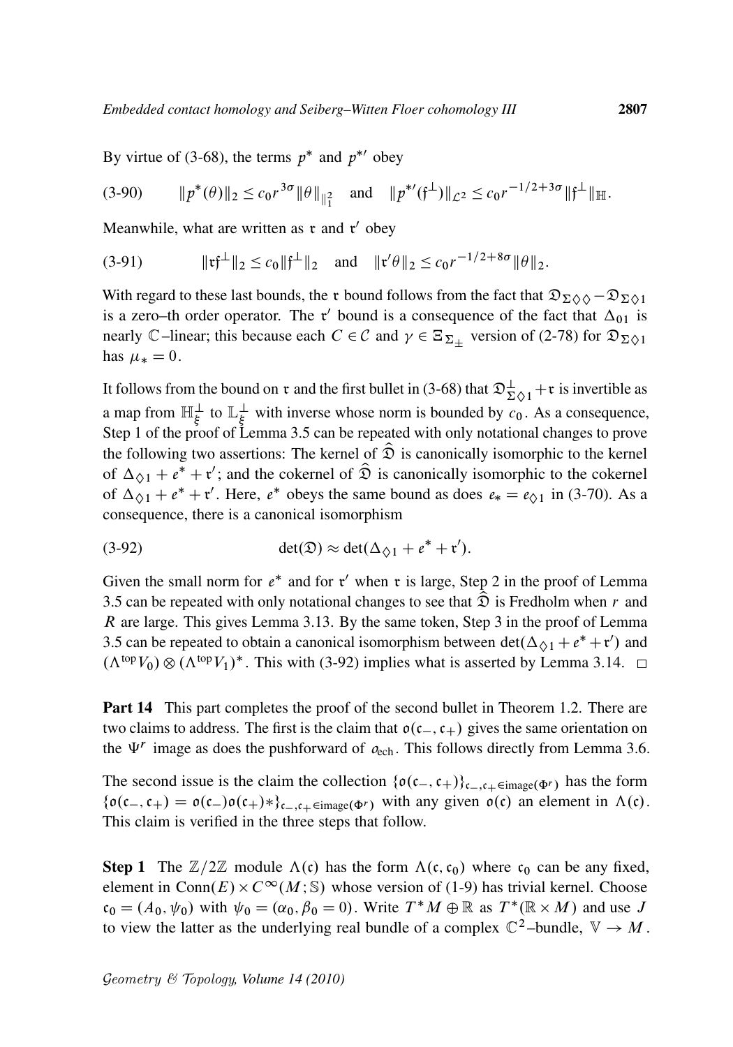By virtue of (3-68), the terms $p^*$ and $p^{*\prime}$ obey

$$\|p^*(\theta)\|_2 \le c_0 r^{3\sigma}\|\theta\|_{\mathbb{I}_1^2} \quad \text{and} \quad \|p^{*\prime}(\mathfrak{f}^\perp)\|_{\mathcal{L}^2} \le c_0 r^{-1/2+3\sigma}\|\mathfrak{f}^\perp\|_{\mathbb{H}}. \tag{3-90}$$

Meanwhile, what are written as $\mathfrak{r}$ and $\mathfrak{r}'$ obey

$$\|\mathfrak{r}\mathfrak{f}^\perp\|_2 \le c_0\|\mathfrak{f}^\perp\|_2 \quad \text{and} \quad \|\mathfrak{r}'\theta\|_2 \le c_0 r^{-1/2+8\sigma}\|\theta\|_2. \tag{3-91}$$

With regard to these last bounds, the $\mathfrak{r}$ bound follows from the fact that $\mathfrak{D}_{\Sigma\Diamond\Diamond} - \mathfrak{D}_{\Sigma\Diamond 1}$ is a zero–th order operator. The $\mathfrak{r}'$ bound is a consequence of the fact that $\Delta_{01}$ is nearly $\mathbb{C}$–linear; this because each $C \in \mathcal{C}$ and $\gamma \in \Xi_{\Sigma_\pm}$ version of (2-78) for $\mathfrak{D}_{\Sigma\Diamond 1}$ has $\mu_* = 0$.

It follows from the bound on $\mathfrak{r}$ and the first bullet in (3-68) that $\mathfrak{D}^\perp_{\Sigma\Diamond 1} + \mathfrak{r}$ is invertible as a map from $\mathbb{H}^\perp_\xi$ to $\mathbb{L}^\perp_\xi$ with inverse whose norm is bounded by $c_0$. As a consequence, Step 1 of the proof of Lemma 3.5 can be repeated with only notational changes to prove the following two assertions: The kernel of $\widehat{\mathfrak{D}}$ is canonically isomorphic to the kernel of $\Delta_{\Diamond 1} + e^* + \mathfrak{r}'$; and the cokernel of $\widehat{\mathfrak{D}}$ is canonically isomorphic to the cokernel of $\Delta_{\Diamond 1} + e^* + \mathfrak{r}'$. Here, $e^*$ obeys the same bound as does $e_* = e_{\Diamond 1}$ in (3-70). As a consequence, there is a canonical isomorphism

$$\det(\mathfrak{D}) \approx \det(\Delta_{\Diamond 1} + e^* + \mathfrak{r}'). \tag{3-92}$$

Given the small norm for $e^*$ and for $\mathfrak{r}'$ when $\mathfrak{r}$ is large, Step 2 in the proof of Lemma 3.5 can be repeated with only notational changes to see that $\widehat{\mathfrak{D}}$ is Fredholm when $r$ and $R$ are large. This gives Lemma 3.13. By the same token, Step 3 in the proof of Lemma 3.5 can be repeated to obtain a canonical isomorphism between $\det(\Delta_{\Diamond 1} + e^* + \mathfrak{r}')$ and $(\Lambda^{\mathrm{top}} V_0) \otimes (\Lambda^{\mathrm{top}} V_1)^*$. This with (3-92) implies what is asserted by Lemma 3.14. □

**Part 14** This part completes the proof of the second bullet in Theorem 1.2. There are two claims to address. The first is the claim that $\mathfrak{o}(\mathfrak{c}_-, \mathfrak{c}_+)$ gives the same orientation on the $\Psi^r$ image as does the pushforward of $o_{\mathrm{ech}}$. This follows directly from Lemma 3.6.

The second issue is the claim the collection $\{\mathfrak{o}(\mathfrak{c}_-, \mathfrak{c}_+)\}_{\mathfrak{c}_-, \mathfrak{c}_+ \in \mathrm{image}(\Phi^r)}$ has the form $\{\mathfrak{o}(\mathfrak{c}_-, \mathfrak{c}_+) = \mathfrak{o}(\mathfrak{c}_-)\mathfrak{o}(\mathfrak{c}_+)*\}_{\mathfrak{c}_-, \mathfrak{c}_+ \in \mathrm{image}(\Phi^r)}$ with any given $\mathfrak{o}(\mathfrak{c})$ an element in $\Lambda(\mathfrak{c})$. This claim is verified in the three steps that follow.

**Step 1** The $\mathbb{Z}/2\mathbb{Z}$ module $\Lambda(\mathfrak{c})$ has the form $\Lambda(\mathfrak{c}, \mathfrak{c}_0)$ where $\mathfrak{c}_0$ can be any fixed, element in $\mathrm{Conn}(E) \times C^\infty(M; \mathbb{S})$ whose version of (1-9) has trivial kernel. Choose $\mathfrak{c}_0 = (A_0, \psi_0)$ with $\psi_0 = (\alpha_0, \beta_0 = 0)$. Write $T^*M \oplus \mathbb{R}$ as $T^*(\mathbb{R} \times M)$ and use $J$ to view the latter as the underlying real bundle of a complex $\mathbb{C}^2$–bundle, $\mathbb{V} \to M$.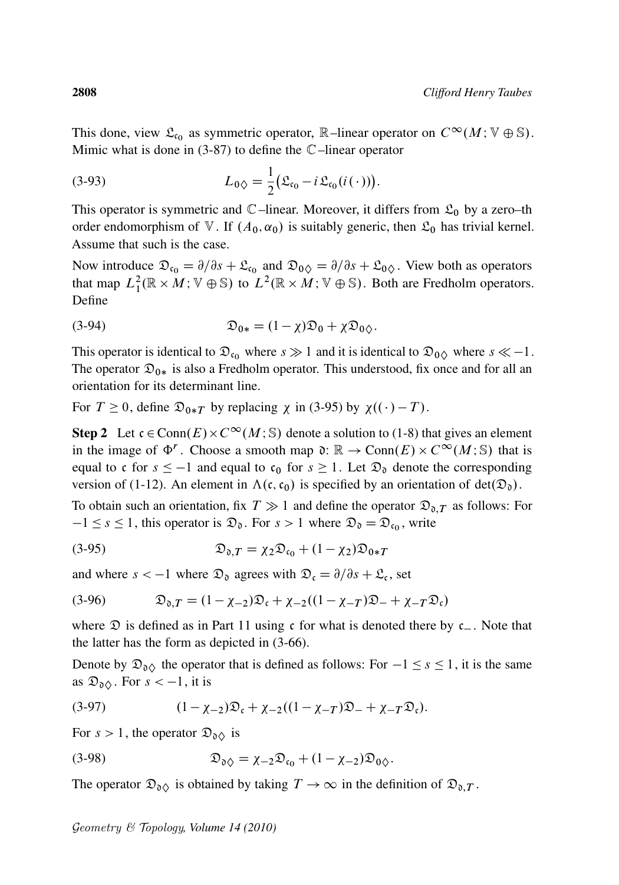This done, view $\mathfrak{L}_{\mathfrak{c}_0}$ as symmetric operator, $\mathbb{R}$–linear operator on $C^\infty(M;\mathbb{V}\oplus\mathbb{S})$. Mimic what is done in (3-87) to define the $\mathbb{C}$–linear operator

$$L_{0\diamondsuit} = \frac{1}{2}\big(\mathfrak{L}_{\mathfrak{c}_0} - i\,\mathfrak{L}_{\mathfrak{c}_0}(i(\cdot))\big). \tag{3-93}$$

This operator is symmetric and $\mathbb{C}$–linear. Moreover, it differs from $\mathfrak{L}_0$ by a zero–th order endomorphism of $\mathbb{V}$. If $(A_0,\alpha_0)$ is suitably generic, then $\mathfrak{L}_0$ has trivial kernel. Assume that such is the case.

Now introduce $\mathfrak{D}_{\mathfrak{c}_0} = \partial/\partial s + \mathfrak{L}_{\mathfrak{c}_0}$ and $\mathfrak{D}_{0\diamondsuit} = \partial/\partial s + \mathfrak{L}_{0\diamondsuit}$. View both as operators that map $L^2_1(\mathbb{R}\times M;\mathbb{V}\oplus\mathbb{S})$ to $L^2(\mathbb{R}\times M;\mathbb{V}\oplus\mathbb{S})$. Both are Fredholm operators. Define

$$\mathfrak{D}_{0*} = (1-\chi)\mathfrak{D}_0 + \chi\mathfrak{D}_{0\diamondsuit}. \tag{3-94}$$

This operator is identical to $\mathfrak{D}_{\mathfrak{c}_0}$ where $s \gg 1$ and it is identical to $\mathfrak{D}_{0\diamondsuit}$ where $s \ll -1$. The operator $\mathfrak{D}_{0*}$ is also a Fredholm operator. This understood, fix once and for all an orientation for its determinant line.

For $T \geq 0$, define $\mathfrak{D}_{0*T}$ by replacing $\chi$ in (3-95) by $\chi((\cdot)-T)$.

**Step 2** Let $\mathfrak{c}\in \mathrm{Conn}(E)\times C^\infty(M;\mathbb{S})$ denote a solution to (1-8) that gives an element in the image of $\Phi^r$. Choose a smooth map $\mathfrak{d}\colon \mathbb{R}\to \mathrm{Conn}(E)\times C^\infty(M;\mathbb{S})$ that is equal to $\mathfrak{c}$ for $s\leq -1$ and equal to $\mathfrak{c}_0$ for $s \geq 1$. Let $\mathfrak{D}_{\mathfrak{d}}$ denote the corresponding version of (1-12). An element in $\Lambda(\mathfrak{c},\mathfrak{c}_0)$ is specified by an orientation of $\det(\mathfrak{D}_{\mathfrak{d}})$.

To obtain such an orientation, fix $T \gg 1$ and define the operator $\mathfrak{D}_{\mathfrak{d},T}$ as follows: For $-1\leq s\leq 1$, this operator is $\mathfrak{D}_{\mathfrak{d}}$. For $s > 1$ where $\mathfrak{D}_{\mathfrak{d}} = \mathfrak{D}_{\mathfrak{c}_0}$, write

$$\mathfrak{D}_{\mathfrak{d},T} = \chi_2\mathfrak{D}_{\mathfrak{c}_0} + (1-\chi_2)\mathfrak{D}_{0*T} \tag{3-95}$$

and where $s < -1$ where $\mathfrak{D}_{\mathfrak{d}}$ agrees with $\mathfrak{D}_{\mathfrak{c}} = \partial/\partial s + \mathfrak{L}_{\mathfrak{c}}$, set

$$\mathfrak{D}_{\mathfrak{d},T} = (1-\chi_{-2})\mathfrak{D}_{\mathfrak{c}} + \chi_{-2}((1-\chi_{-T})\mathfrak{D}_- + \chi_{-T}\mathfrak{D}_{\mathfrak{c}}) \tag{3-96}$$

where $\mathfrak{D}$ is defined as in Part 11 using $\mathfrak{c}$ for what is denoted there by $\mathfrak{c}_-$. Note that the latter has the form as depicted in (3-66).

Denote by $\mathfrak{D}_{\mathfrak{d}\diamondsuit}$ the operator that is defined as follows: For $-1\leq s\leq 1$, it is the same as $\mathfrak{D}_{\mathfrak{d}\diamondsuit}$. For $s<-1$, it is

$$(1-\chi_{-2})\mathfrak{D}_{\mathfrak{c}} + \chi_{-2}((1-\chi_{-T})\mathfrak{D}_- + \chi_{-T}\mathfrak{D}_{\mathfrak{c}}). \tag{3-97}$$

For $s > 1$, the operator $\mathfrak{D}_{\mathfrak{d}\diamondsuit}$ is

$$\mathfrak{D}_{\mathfrak{d}\diamondsuit} = \chi_{-2}\mathfrak{D}_{\mathfrak{c}_0} + (1-\chi_{-2})\mathfrak{D}_{0\diamondsuit}. \tag{3-98}$$

The operator $\mathfrak{D}_{\mathfrak{d}\diamondsuit}$ is obtained by taking $T\to\infty$ in the definition of $\mathfrak{D}_{\mathfrak{d},T}$.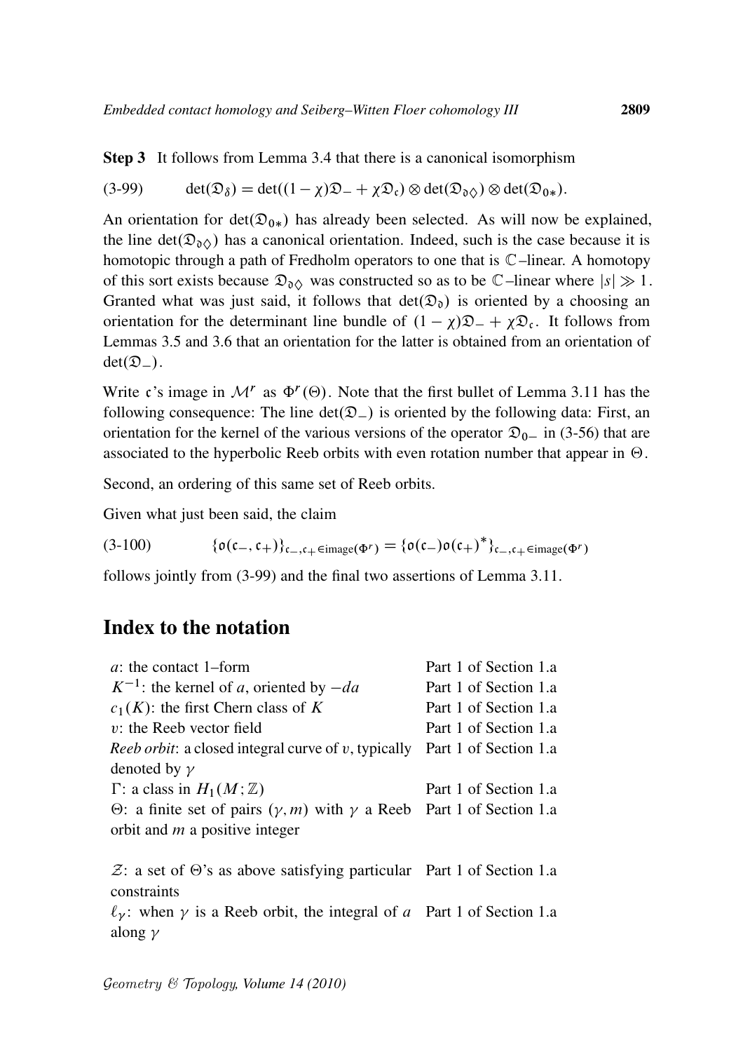**Step 3** It follows from Lemma 3.4 that there is a canonical isomorphism

$$\det(\mathfrak{D}_{\delta}) = \det((1-\chi)\mathfrak{D}_{-} + \chi\mathfrak{D}_{\mathfrak{c}}) \otimes \det(\mathfrak{D}_{\partial\diamondsuit}) \otimes \det(\mathfrak{D}_{0*}). \tag{3-99}$$

An orientation for $\det(\mathfrak{D}_{0*})$ has already been selected. As will now be explained, the line $\det(\mathfrak{D}_{\partial\diamondsuit})$ has a canonical orientation. Indeed, such is the case because it is homotopic through a path of Fredholm operators to one that is $\mathbb{C}$–linear. A homotopy of this sort exists because $\mathfrak{D}_{\partial\diamondsuit}$ was constructed so as to be $\mathbb{C}$–linear where $|s| \gg 1$. Granted what was just said, it follows that $\det(\mathfrak{D}_{\partial})$ is oriented by a choosing an orientation for the determinant line bundle of $(1-\chi)\mathfrak{D}_{-} + \chi\mathfrak{D}_{\mathfrak{c}}$. It follows from Lemmas 3.5 and 3.6 that an orientation for the latter is obtained from an orientation of $\det(\mathfrak{D}_{-})$.

Write $\mathfrak{c}$'s image in $\mathcal{M}^r$ as $\Phi^r(\Theta)$. Note that the first bullet of Lemma 3.11 has the following consequence: The line $\det(\mathfrak{D}_{-})$ is oriented by the following data: First, an orientation for the kernel of the various versions of the operator $\mathfrak{D}_{0-}$ in (3-56) that are associated to the hyperbolic Reeb orbits with even rotation number that appear in $\Theta$.

Second, an ordering of this same set of Reeb orbits.

Given what just been said, the claim

$$\{\mathfrak{o}(\mathfrak{c}_{-}, \mathfrak{c}_{+})\}_{\mathfrak{c}_{-},\mathfrak{c}_{+} \in \mathrm{image}(\Phi^r)} = \{\mathfrak{o}(\mathfrak{c}_{-})\mathfrak{o}(\mathfrak{c}_{+})^{*}\}_{\mathfrak{c}_{-},\mathfrak{c}_{+} \in \mathrm{image}(\Phi^r)} \tag{3-100}$$

follows jointly from (3-99) and the final two assertions of Lemma 3.11.

# Index to the notation

| | |
|---|---|
| $a$: the contact 1–form | Part 1 of Section 1.a |
| $K^{-1}$: the kernel of $a$, oriented by $-da$ | Part 1 of Section 1.a |
| $c_1(K)$: the first Chern class of $K$ | Part 1 of Section 1.a |
| $v$: the Reeb vector field | Part 1 of Section 1.a |
| *Reeb orbit*: a closed integral curve of $v$, typically denoted by $\gamma$ | Part 1 of Section 1.a |
| $\Gamma$: a class in $H_1(M;\mathbb{Z})$ | Part 1 of Section 1.a |
| $\Theta$: a finite set of pairs $(\gamma, m)$ with $\gamma$ a Reeb orbit and $m$ a positive integer | Part 1 of Section 1.a |
| $\mathcal{Z}$: a set of $\Theta$'s as above satisfying particular constraints | Part 1 of Section 1.a |
| $\ell_\gamma$: when $\gamma$ is a Reeb orbit, the integral of $a$ along $\gamma$ | Part 1 of Section 1.a |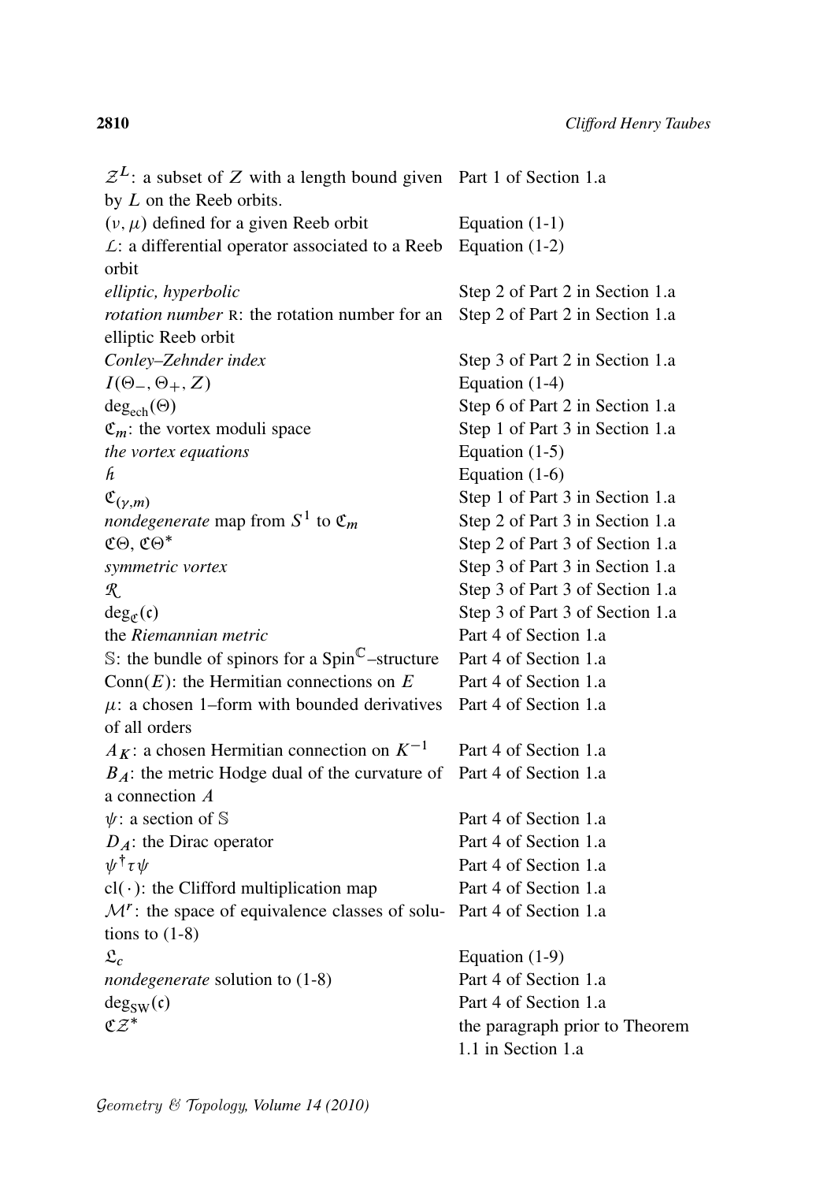| | |
|---|---|
| $\mathcal{Z}^L$: a subset of $Z$ with a length bound given by $L$ on the Reeb orbits. | Part 1 of Section 1.a |
| $(\nu, \mu)$ defined for a given Reeb orbit | Equation (1-1) |
| $\mathcal{L}$: a differential operator associated to a Reeb orbit | Equation (1-2) |
| *elliptic, hyperbolic* | Step 2 of Part 2 in Section 1.a |
| *rotation number* $\mathrm{R}$: the rotation number for an elliptic Reeb orbit | Step 2 of Part 2 in Section 1.a |
| *Conley–Zehnder index* | Step 3 of Part 2 in Section 1.a |
| $I(\Theta_-, \Theta_+, Z)$ | Equation (1-4) |
| $\deg_{\mathrm{ech}}(\Theta)$ | Step 6 of Part 2 in Section 1.a |
| $\mathfrak{C}_m$: the vortex moduli space | Step 1 of Part 3 in Section 1.a |
| *the vortex equations* | Equation (1-5) |
| $\mathfrak{h}$ | Equation (1-6) |
| $\mathfrak{C}_{(\gamma,m)}$ | Step 1 of Part 3 in Section 1.a |
| *nondegenerate* map from $S^1$ to $\mathfrak{C}_m$ | Step 2 of Part 3 in Section 1.a |
| $\mathfrak{C}\Theta$, $\mathfrak{C}\Theta^*$ | Step 2 of Part 3 of Section 1.a |
| *symmetric vortex* | Step 3 of Part 3 in Section 1.a |
| $\mathcal{R}$ | Step 3 of Part 3 of Section 1.a |
| $\deg_{\mathfrak{C}}(\mathfrak{c})$ | Step 3 of Part 3 of Section 1.a |
| the *Riemannian metric* | Part 4 of Section 1.a |
| $\mathbb{S}$: the bundle of spinors for a $\mathrm{Spin}^{\mathbb{C}}$–structure | Part 4 of Section 1.a |
| $\mathrm{Conn}(E)$: the Hermitian connections on $E$ | Part 4 of Section 1.a |
| $\mu$: a chosen 1–form with bounded derivatives of all orders | Part 4 of Section 1.a |
| $A_K$: a chosen Hermitian connection on $K^{-1}$ | Part 4 of Section 1.a |
| $B_A$: the metric Hodge dual of the curvature of a connection $A$ | Part 4 of Section 1.a |
| $\psi$: a section of $\mathbb{S}$ | Part 4 of Section 1.a |
| $D_A$: the Dirac operator | Part 4 of Section 1.a |
| $\psi^\dagger \tau \psi$ | Part 4 of Section 1.a |
| $\mathrm{cl}(\cdot)$: the Clifford multiplication map | Part 4 of Section 1.a |
| $\mathcal{M}^r$: the space of equivalence classes of solutions to (1-8) | Part 4 of Section 1.a |
| $\mathfrak{L}_c$ | Equation (1-9) |
| *nondegenerate* solution to (1-8) | Part 4 of Section 1.a |
| $\deg_{\mathrm{SW}}(\mathfrak{c})$ | Part 4 of Section 1.a |
| $\mathfrak{C}\mathcal{Z}^*$ | the paragraph prior to Theorem 1.1 in Section 1.a |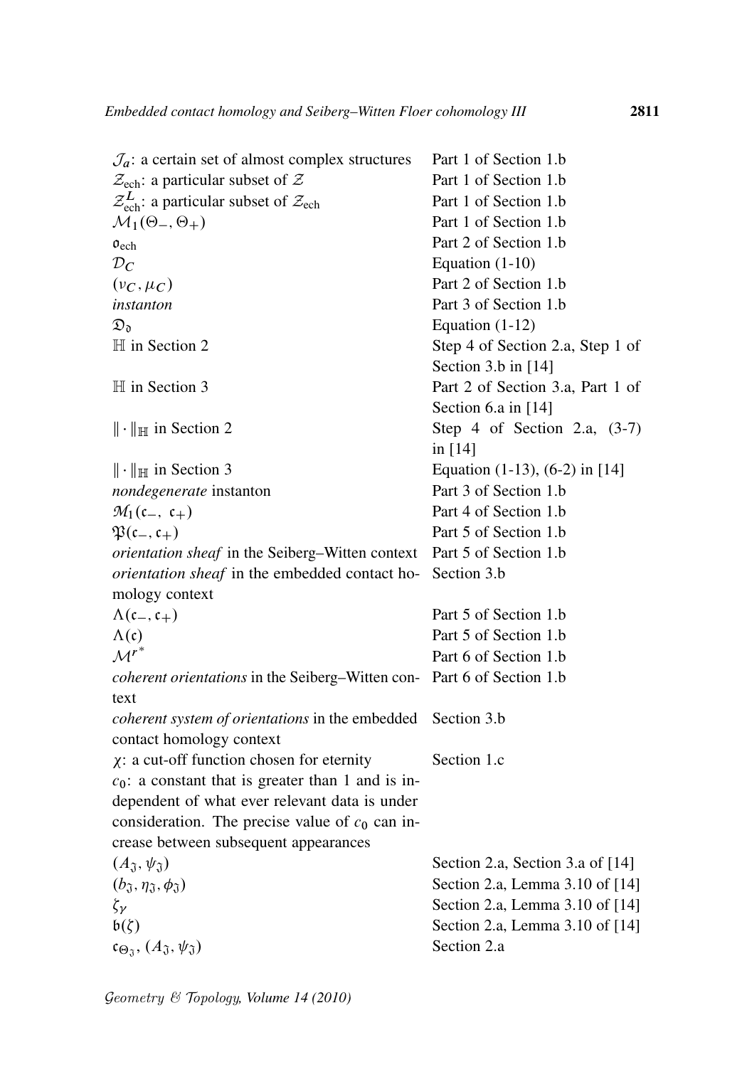| | |
|---|---|
| $\mathcal{J}_a$: a certain set of almost complex structures | Part 1 of Section 1.b |
| $\mathcal{Z}_{\text{ech}}$: a particular subset of $\mathcal{Z}$ | Part 1 of Section 1.b |
| $\mathcal{Z}_{\text{ech}}^{L}$: a particular subset of $\mathcal{Z}_{\text{ech}}$ | Part 1 of Section 1.b |
| $\mathcal{M}_1(\Theta_-, \Theta_+)$ | Part 1 of Section 1.b |
| $\mathfrak{o}_{\text{ech}}$ | Part 2 of Section 1.b |
| $\mathcal{D}_C$ | Equation (1-10) |
| $(\nu_C, \mu_C)$ | Part 2 of Section 1.b |
| *instanton* | Part 3 of Section 1.b |
| $\mathfrak{D}_{\mathfrak{d}}$ | Equation (1-12) |
| $\mathbb{H}$ in Section 2 | Step 4 of Section 2.a, Step 1 of Section 3.b in [14] |
| $\mathbb{H}$ in Section 3 | Part 2 of Section 3.a, Part 1 of Section 6.a in [14] |
| $\lVert\cdot\rVert_{\mathbb{H}}$ in Section 2 | Step 4 of Section 2.a, (3-7) in [14] |
| $\lVert\cdot\rVert_{\mathbb{H}}$ in Section 3 | Equation (1-13), (6-2) in [14] |
| *nondegenerate* instanton | Part 3 of Section 1.b |
| $\mathfrak{M}_1(\mathfrak{c}_-, \mathfrak{c}_+)$ | Part 4 of Section 1.b |
| $\mathfrak{P}(\mathfrak{c}_-, \mathfrak{c}_+)$ | Part 5 of Section 1.b |
| *orientation sheaf* in the Seiberg–Witten context | Part 5 of Section 1.b |
| *orientation sheaf* in the embedded contact homology context | Section 3.b |
| $\Lambda(\mathfrak{c}_-, \mathfrak{c}_+)$ | Part 5 of Section 1.b |
| $\Lambda(\mathfrak{c})$ | Part 5 of Section 1.b |
| $\mathcal{M}^{r^*}$ | Part 6 of Section 1.b |
| *coherent orientations* in the Seiberg–Witten context | Part 6 of Section 1.b |
| *coherent system of orientations* in the embedded contact homology context | Section 3.b |
| $\chi$: a cut-off function chosen for eternity | Section 1.c |
| $c_0$: a constant that is greater than 1 and is independent of what ever relevant data is under consideration. The precise value of $c_0$ can increase between subsequent appearances | |
| $(A_{\mathfrak{J}}, \psi_{\mathfrak{J}})$ | Section 2.a, Section 3.a of [14] |
| $(b_{\mathfrak{J}}, \eta_{\mathfrak{J}}, \phi_{\mathfrak{J}})$ | Section 2.a, Lemma 3.10 of [14] |
| $\zeta_\gamma$ | Section 2.a, Lemma 3.10 of [14] |
| $\mathfrak{b}(\zeta)$ | Section 2.a, Lemma 3.10 of [14] |
| $\mathfrak{c}_{\Theta_{\mathfrak{J}}}, (A_{\mathfrak{J}}, \psi_{\mathfrak{J}})$ | Section 2.a |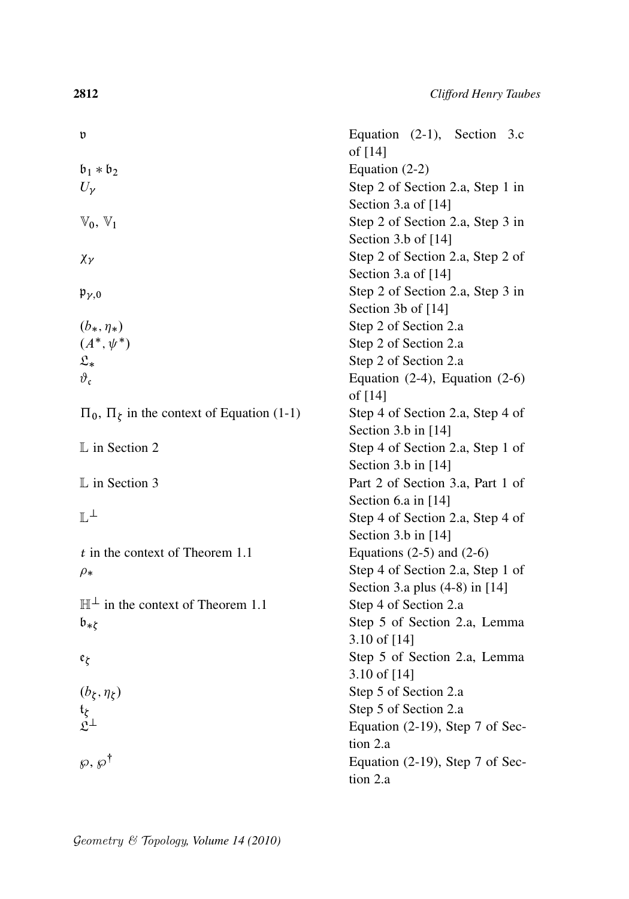| | |
|---|---|
| $\mathfrak{v}$ | Equation (2-1), Section 3.c of [14] |
| $\mathfrak{b}_1 * \mathfrak{b}_2$ | Equation (2-2) |
| $U_\gamma$ | Step 2 of Section 2.a, Step 1 in Section 3.a of [14] |
| $\mathbb{V}_0$, $\mathbb{V}_1$ | Step 2 of Section 2.a, Step 3 in Section 3.b of [14] |
| $\chi_\gamma$ | Step 2 of Section 2.a, Step 2 of Section 3.a of [14] |
| $\mathfrak{p}_{\gamma,0}$ | Step 2 of Section 2.a, Step 3 in Section 3b of [14] |
| $(b_*, \eta_*)$ | Step 2 of Section 2.a |
| $(A^*, \psi^*)$ | Step 2 of Section 2.a |
| $\mathfrak{L}_*$ | Step 2 of Section 2.a |
| $\vartheta_\mathfrak{c}$ | Equation (2-4), Equation (2-6) of [14] |
| $\Pi_0$, $\Pi_\zeta$ in the context of Equation (1-1) | Step 4 of Section 2.a, Step 4 of Section 3.b in [14] |
| $\mathbb{L}$ in Section 2 | Step 4 of Section 2.a, Step 1 of Section 3.b in [14] |
| $\mathbb{L}$ in Section 3 | Part 2 of Section 3.a, Part 1 of Section 6.a in [14] |
| $\mathbb{L}^\perp$ | Step 4 of Section 2.a, Step 4 of Section 3.b in [14] |
| $t$ in the context of Theorem 1.1 | Equations (2-5) and (2-6) |
| $\rho_*$ | Step 4 of Section 2.a, Step 1 of Section 3.a plus (4-8) in [14] |
| $\mathbb{H}^\perp$ in the context of Theorem 1.1 | Step 4 of Section 2.a |
| $\mathfrak{b}_{*\zeta}$ | Step 5 of Section 2.a, Lemma 3.10 of [14] |
| $\mathfrak{e}_\zeta$ | Step 5 of Section 2.a, Lemma 3.10 of [14] |
| $(b_\zeta, \eta_\zeta)$ | Step 5 of Section 2.a |
| $\mathfrak{t}_\zeta$ | Step 5 of Section 2.a |
| $\mathfrak{L}^\perp$ | Equation (2-19), Step 7 of Section 2.a |
| $\wp$, $\wp^\dagger$ | Equation (2-19), Step 7 of Section 2.a |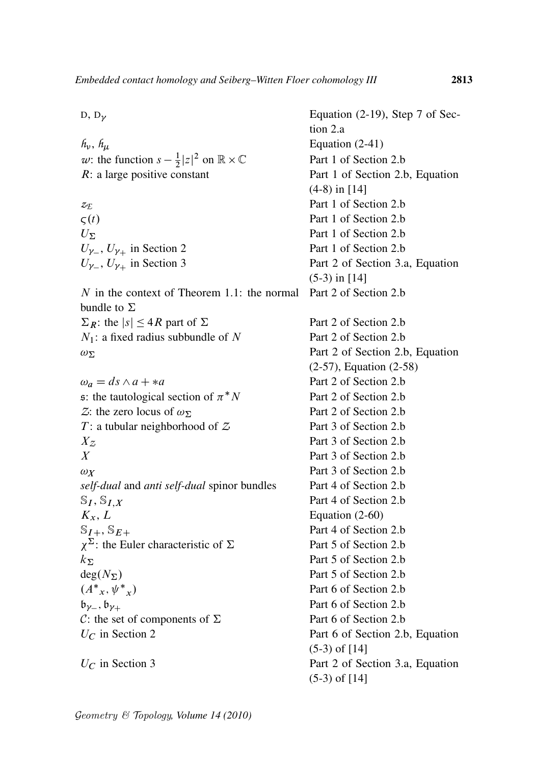| | |
|---|---|
| $\mathrm{D}$, $\mathrm{D}_\gamma$ | Equation (2-19), Step 7 of Section 2.a |
| $\hbar_\nu$, $\hbar_\mu$ | Equation (2-41) |
| $w$: the function $s - \frac{1}{2}\|z\|^2$ on $\mathbb{R} \times \mathbb{C}$ | Part 1 of Section 2.b |
| $R$: a large positive constant | Part 1 of Section 2.b, Equation (4-8) in [14] |
| $z_{\mathcal{E}}$ | Part 1 of Section 2.b |
| $\varsigma(t)$ | Part 1 of Section 2.b |
| $U_\Sigma$ | Part 1 of Section 2.b |
| $U_{\gamma_-}$, $U_{\gamma_+}$ in Section 2 | Part 1 of Section 2.b |
| $U_{\gamma_-}$, $U_{\gamma_+}$ in Section 3 | Part 2 of Section 3.a, Equation (5-3) in [14] |
| $N$ in the context of Theorem 1.1: the normal bundle to $\Sigma$ | Part 2 of Section 2.b |
| $\Sigma_R$: the $\|s\| \leq 4R$ part of $\Sigma$ | Part 2 of Section 2.b |
| $N_1$: a fixed radius subbundle of $N$ | Part 2 of Section 2.b |
| $\omega_\Sigma$ | Part 2 of Section 2.b, Equation (2-57), Equation (2-58) |
| $\omega_a = ds \wedge a + *a$ | Part 2 of Section 2.b |
| $\mathfrak{s}$: the tautological section of $\pi^* N$ | Part 2 of Section 2.b |
| $\mathcal{Z}$: the zero locus of $\omega_\Sigma$ | Part 2 of Section 2.b |
| $T$: a tubular neighborhood of $\mathcal{Z}$ | Part 3 of Section 2.b |
| $X_{\mathcal{Z}}$ | Part 3 of Section 2.b |
| $X$ | Part 3 of Section 2.b |
| $\omega_X$ | Part 3 of Section 2.b |
| *self-dual* and *anti self-dual* spinor bundles | Part 4 of Section 2.b |
| $\mathbb{S}_I$, $\mathbb{S}_{I,X}$ | Part 4 of Section 2.b |
| $K_x$, $L$ | Equation (2-60) |
| $\mathbb{S}_{I+}$, $\mathbb{S}_{E+}$ | Part 4 of Section 2.b |
| $\chi^\Sigma$: the Euler characteristic of $\Sigma$ | Part 5 of Section 2.b |
| $k_\Sigma$ | Part 5 of Section 2.b |
| $\deg(N_\Sigma)$ | Part 5 of Section 2.b |
| $({A^*}_x, {\psi^*}_x)$ | Part 6 of Section 2.b |
| $\mathfrak{b}_{\gamma_-}$, $\mathfrak{b}_{\gamma_+}$ | Part 6 of Section 2.b |
| $\mathcal{C}$: the set of components of $\Sigma$ | Part 6 of Section 2.b |
| $U_C$ in Section 2 | Part 6 of Section 2.b, Equation (5-3) of [14] |
| $U_C$ in Section 3 | Part 2 of Section 3.a, Equation (5-3) of [14] |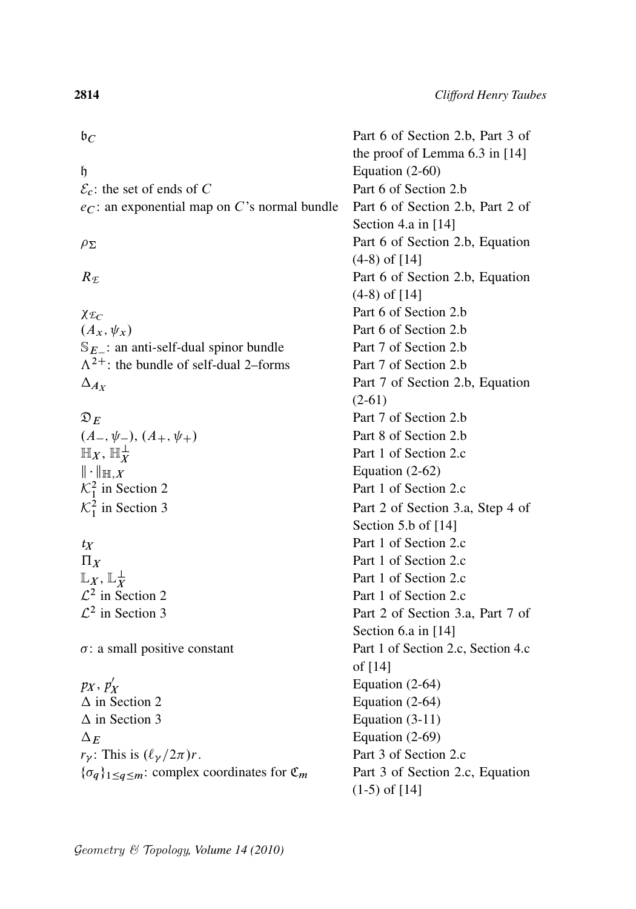| | |
|---|---|
| $\mathfrak{b}_C$ | Part 6 of Section 2.b, Part 3 of the proof of Lemma 6.3 in [14] |
| $\mathfrak{h}$ | Equation (2-60) |
| $\mathcal{E}_c$: the set of ends of $C$ | Part 6 of Section 2.b |
| $e_C$: an exponential map on $C$'s normal bundle | Part 6 of Section 2.b, Part 2 of Section 4.a in [14] |
| $\rho_\Sigma$ | Part 6 of Section 2.b, Equation (4-8) of [14] |
| $R_{\mathcal{E}}$ | Part 6 of Section 2.b, Equation (4-8) of [14] |
| $\chi_{\mathcal{E}_C}$ | Part 6 of Section 2.b |
| $(A_x, \psi_x)$ | Part 6 of Section 2.b |
| $\mathbb{S}_{E_-}$: an anti-self-dual spinor bundle | Part 7 of Section 2.b |
| $\Lambda^{2+}$: the bundle of self-dual 2–forms | Part 7 of Section 2.b |
| $\Delta_{A_X}$ | Part 7 of Section 2.b, Equation (2-61) |
| $\mathfrak{D}_E$ | Part 7 of Section 2.b |
| $(A_-, \psi_-)$, $(A_+, \psi_+)$ | Part 8 of Section 2.b |
| $\mathbb{H}_X$, $\mathbb{H}_X^\perp$ | Part 1 of Section 2.c |
| $\\|\cdot\\|_{\mathbb{H},X}$ | Equation (2-62) |
| $\mathcal{K}_1^2$ in Section 2 | Part 1 of Section 2.c |
| $\mathcal{K}_1^2$ in Section 3 | Part 2 of Section 3.a, Step 4 of Section 5.b of [14] |
| $t_X$ | Part 1 of Section 2.c |
| $\Pi_X$ | Part 1 of Section 2.c |
| $\mathbb{L}_X$, $\mathbb{L}_X^\perp$ | Part 1 of Section 2.c |
| $\mathcal{L}^2$ in Section 2 | Part 1 of Section 2.c |
| $\mathcal{L}^2$ in Section 3 | Part 2 of Section 3.a, Part 7 of Section 6.a in [14] |
| $\sigma$: a small positive constant | Part 1 of Section 2.c, Section 4.c of [14] |
| $p_X$, $p'_X$ | Equation (2-64) |
| $\Delta$ in Section 2 | Equation (2-64) |
| $\Delta$ in Section 3 | Equation (3-11) |
| $\Delta_E$ | Equation (2-69) |
| $r_\gamma$: This is $(\ell_\gamma/2\pi)r$. | Part 3 of Section 2.c |
| $\{\sigma_q\}_{1\le q\le m}$: complex coordinates for $\mathfrak{C}_m$ | Part 3 of Section 2.c, Equation (1-5) of [14] |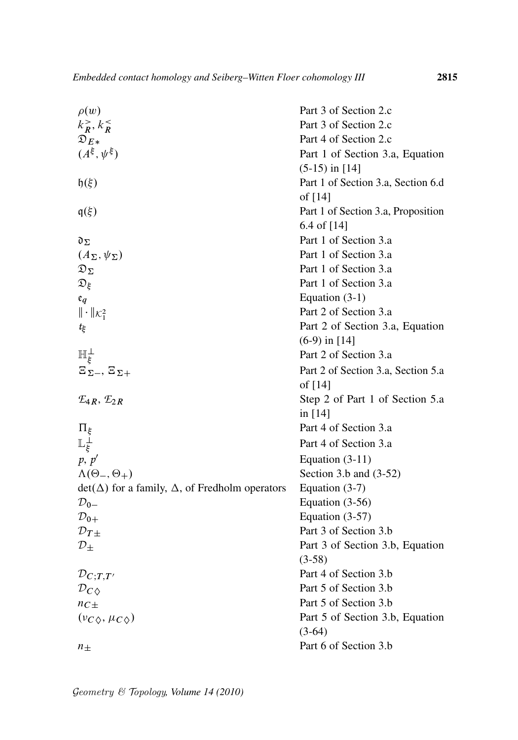| | |
|---|---|
| $\rho(w)$ | Part 3 of Section 2.c |
| $k_R^>, k_R^<$ | Part 3 of Section 2.c |
| $\mathfrak{D}_{E*}$ | Part 4 of Section 2.c |
| $(A^\xi, \psi^\xi)$ | Part 1 of Section 3.a, Equation (5-15) in [14] |
| $\mathfrak{h}(\xi)$ | Part 1 of Section 3.a, Section 6.d of [14] |
| $\mathfrak{q}(\xi)$ | Part 1 of Section 3.a, Proposition 6.4 of [14] |
| $\mathfrak{d}_\Sigma$ | Part 1 of Section 3.a |
| $(A_\Sigma, \psi_\Sigma)$ | Part 1 of Section 3.a |
| $\mathfrak{D}_\Sigma$ | Part 1 of Section 3.a |
| $\mathfrak{D}_\xi$ | Part 1 of Section 3.a |
| $\mathfrak{e}_q$ | Equation (3-1) |
| $\\|\cdot\\|_{\mathcal{K}_1^2}$ | Part 2 of Section 3.a |
| $t_\xi$ | Part 2 of Section 3.a, Equation (6-9) in [14] |
| $\mathbb{H}_\xi^\perp$ | Part 2 of Section 3.a |
| $\Xi_{\Sigma-}$, $\Xi_{\Sigma+}$ | Part 2 of Section 3.a, Section 5.a of [14] |
| $\mathcal{E}_{4R}$, $\mathcal{E}_{2R}$ | Step 2 of Part 1 of Section 5.a in [14] |
| $\Pi_\xi$ | Part 4 of Section 3.a |
| $\mathbb{L}_\xi^\perp$ | Part 4 of Section 3.a |
| $p$, $p'$ | Equation (3-11) |
| $\Lambda(\Theta_-, \Theta_+)$ | Section 3.b and (3-52) |
| $\det(\Delta)$ for a family, $\Delta$, of Fredholm operators | Equation (3-7) |
| $\mathcal{D}_{0-}$ | Equation (3-56) |
| $\mathcal{D}_{0+}$ | Equation (3-57) |
| $\mathcal{D}_{T\pm}$ | Part 3 of Section 3.b |
| $\mathcal{D}_\pm$ | Part 3 of Section 3.b, Equation (3-58) |
| $\mathcal{D}_{C;T,T'}$ | Part 4 of Section 3.b |
| $\mathcal{D}_{C\diamond}$ | Part 5 of Section 3.b |
| $n_{C\pm}$ | Part 5 of Section 3.b |
| $(\nu_{C\diamond}, \mu_{C\diamond})$ | Part 5 of Section 3.b, Equation (3-64) |
| $n_\pm$ | Part 6 of Section 3.b |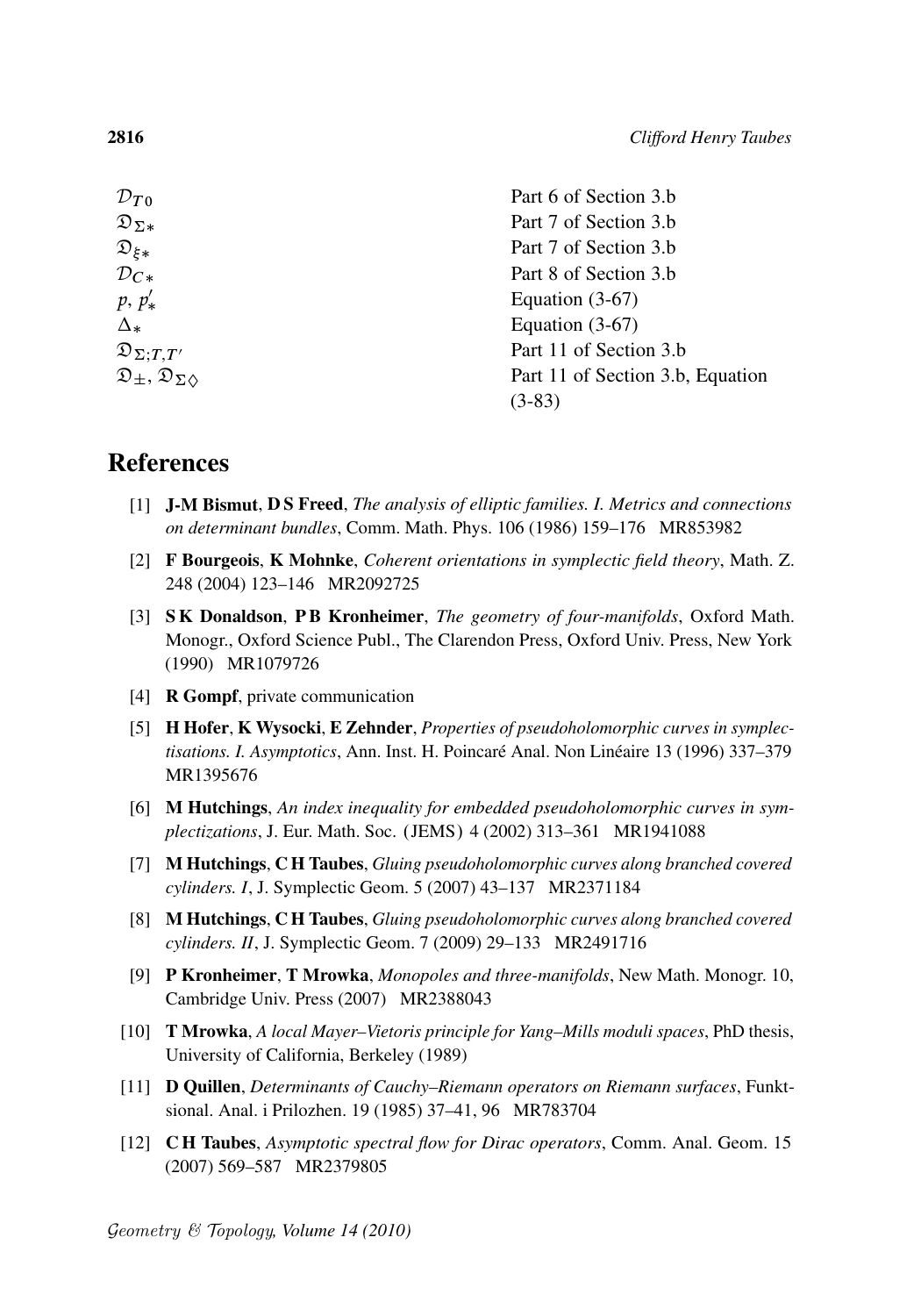| | |
|---|---|
| $\mathcal{D}_{T0}$ | Part 6 of Section 3.b |
| $\mathfrak{D}_{\Sigma*}$ | Part 7 of Section 3.b |
| $\mathfrak{D}_{\xi*}$ | Part 7 of Section 3.b |
| $\mathcal{D}_{C*}$ | Part 8 of Section 3.b |
| $p$, $p'_*$ | Equation (3-67) |
| $\Delta_*$ | Equation (3-67) |
| $\mathfrak{D}_{\Sigma;T,T'}$ | Part 11 of Section 3.b |
| $\mathfrak{D}_{\pm}$, $\mathfrak{D}_{\Sigma\diamondsuit}$ | Part 11 of Section 3.b, Equation (3-83) |

## References

[1] **J-M Bismut**, **D S Freed**, *The analysis of elliptic families. I. Metrics and connections on determinant bundles*, Comm. Math. Phys. 106 (1986) 159–176 MR853982

[2] **F Bourgeois**, **K Mohnke**, *Coherent orientations in symplectic field theory*, Math. Z. 248 (2004) 123–146 MR2092725

[3] **S K Donaldson**, **P B Kronheimer**, *The geometry of four-manifolds*, Oxford Math. Monogr., Oxford Science Publ., The Clarendon Press, Oxford Univ. Press, New York (1990) MR1079726

[4] **R Gompf**, private communication

[5] **H Hofer**, **K Wysocki**, **E Zehnder**, *Properties of pseudoholomorphic curves in symplectisations. I. Asymptotics*, Ann. Inst. H. Poincaré Anal. Non Linéaire 13 (1996) 337–379 MR1395676

[6] **M Hutchings**, *An index inequality for embedded pseudoholomorphic curves in symplectizations*, J. Eur. Math. Soc. (JEMS) 4 (2002) 313–361 MR1941088

[7] **M Hutchings**, **C H Taubes**, *Gluing pseudoholomorphic curves along branched covered cylinders. I*, J. Symplectic Geom. 5 (2007) 43–137 MR2371184

[8] **M Hutchings**, **C H Taubes**, *Gluing pseudoholomorphic curves along branched covered cylinders. II*, J. Symplectic Geom. 7 (2009) 29–133 MR2491716

[9] **P Kronheimer**, **T Mrowka**, *Monopoles and three-manifolds*, New Math. Monogr. 10, Cambridge Univ. Press (2007) MR2388043

[10] **T Mrowka**, *A local Mayer–Vietoris principle for Yang–Mills moduli spaces*, PhD thesis, University of California, Berkeley (1989)

[11] **D Quillen**, *Determinants of Cauchy–Riemann operators on Riemann surfaces*, Funktsional. Anal. i Prilozhen. 19 (1985) 37–41, 96 MR783704

[12] **C H Taubes**, *Asymptotic spectral flow for Dirac operators*, Comm. Anal. Geom. 15 (2007) 569–587 MR2379805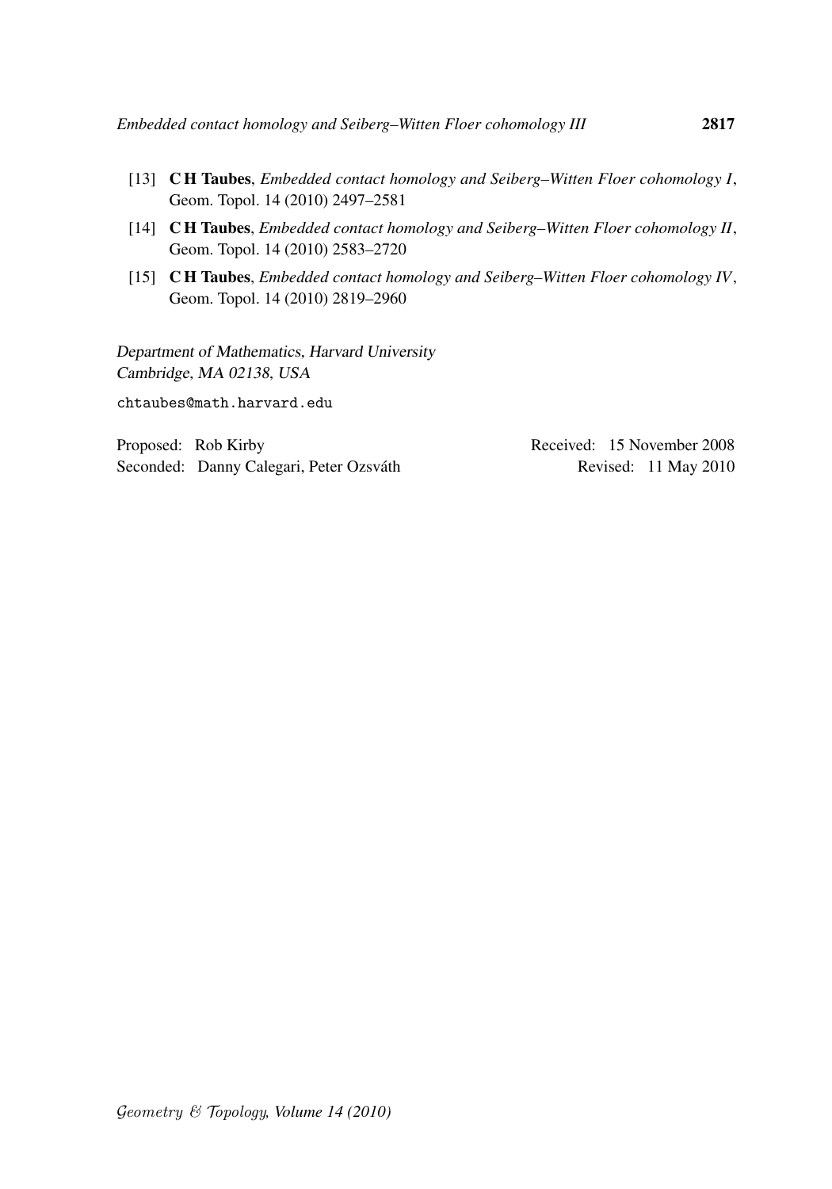[13] **C H Taubes**, *Embedded contact homology and Seiberg–Witten Floer cohomology I*, Geom. Topol. 14 (2010) 2497–2581

[14] **C H Taubes**, *Embedded contact homology and Seiberg–Witten Floer cohomology II*, Geom. Topol. 14 (2010) 2583–2720

[15] **C H Taubes**, *Embedded contact homology and Seiberg–Witten Floer cohomology IV*, Geom. Topol. 14 (2010) 2819–2960

*Department of Mathematics, Harvard University*
*Cambridge, MA 02138, USA*

chtaubes@math.harvard.edu

Proposed: Rob Kirby
Seconded: Danny Calegari, Peter Ozsváth

Received: 15 November 2008
Revised: 11 May 2010